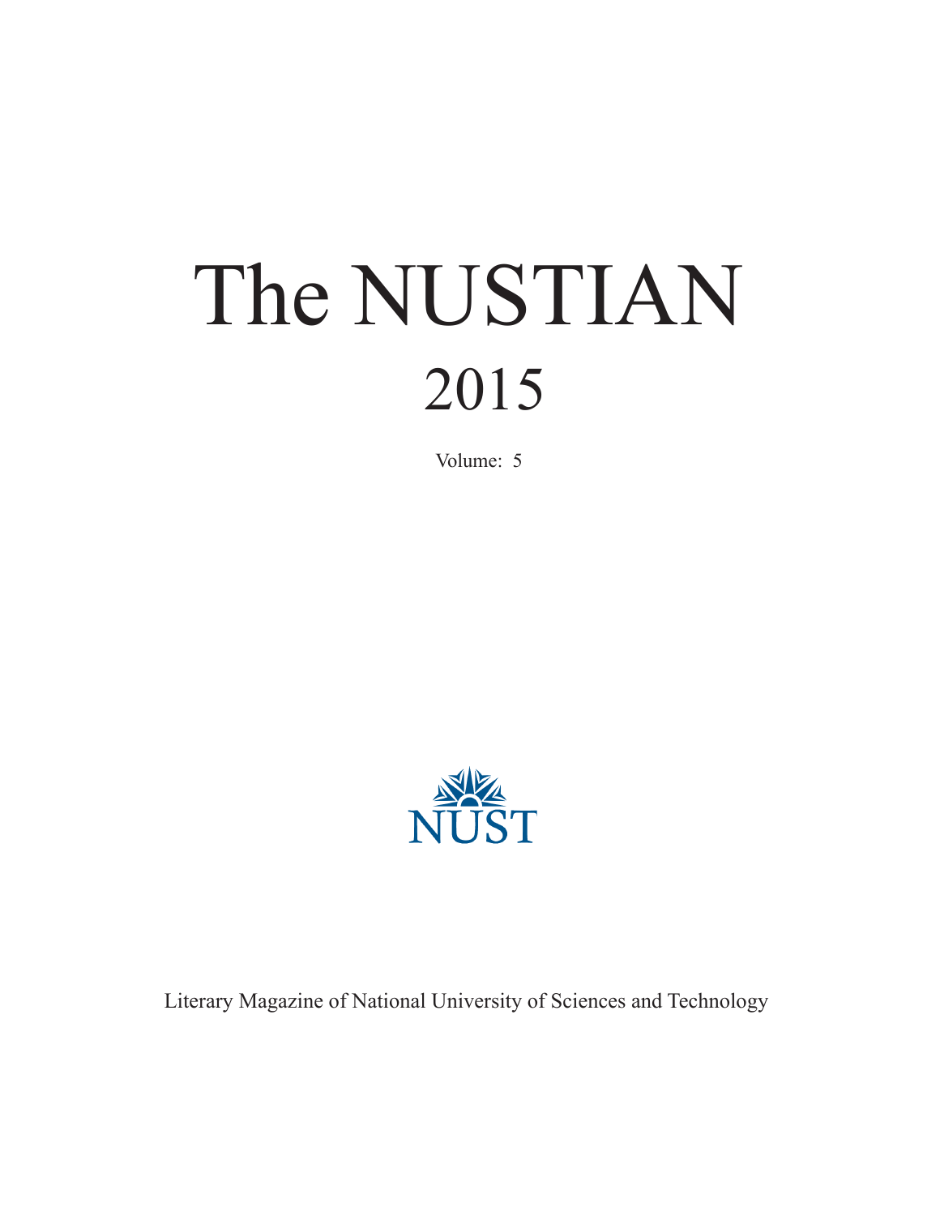# The NUSTIAN

# 2015

Volume: 5

NUST

Literary Magazine of National University of Sciences and Technology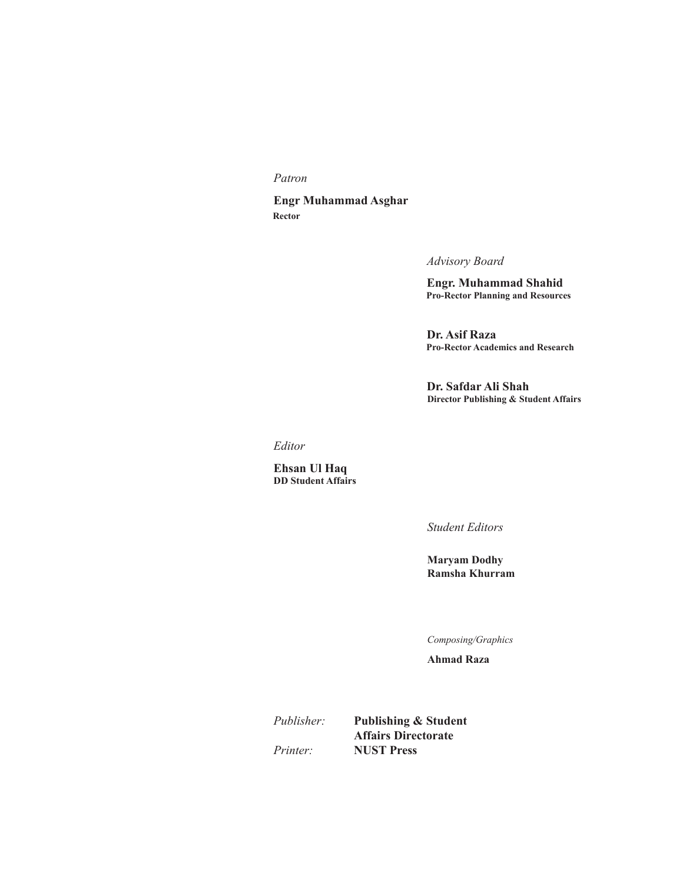*Patron*

**Engr Muhammad Asghar**
**Rector**

*Advisory Board*

**Engr. Muhammad Shahid**
**Pro-Rector Planning and Resources**

**Dr. Asif Raza**
**Pro-Rector Academics and Research**

**Dr. Safdar Ali Shah**
**Director Publishing & Student Affairs**

*Editor*

**Ehsan Ul Haq**
**DD Student Affairs**

*Student Editors*

**Maryam Dodhy**
**Ramsha Khurram**

*Composing/Graphics*

**Ahmad Raza**

*Publisher:* **Publishing & Student Affairs Directorate**
*Printer:* **NUST Press**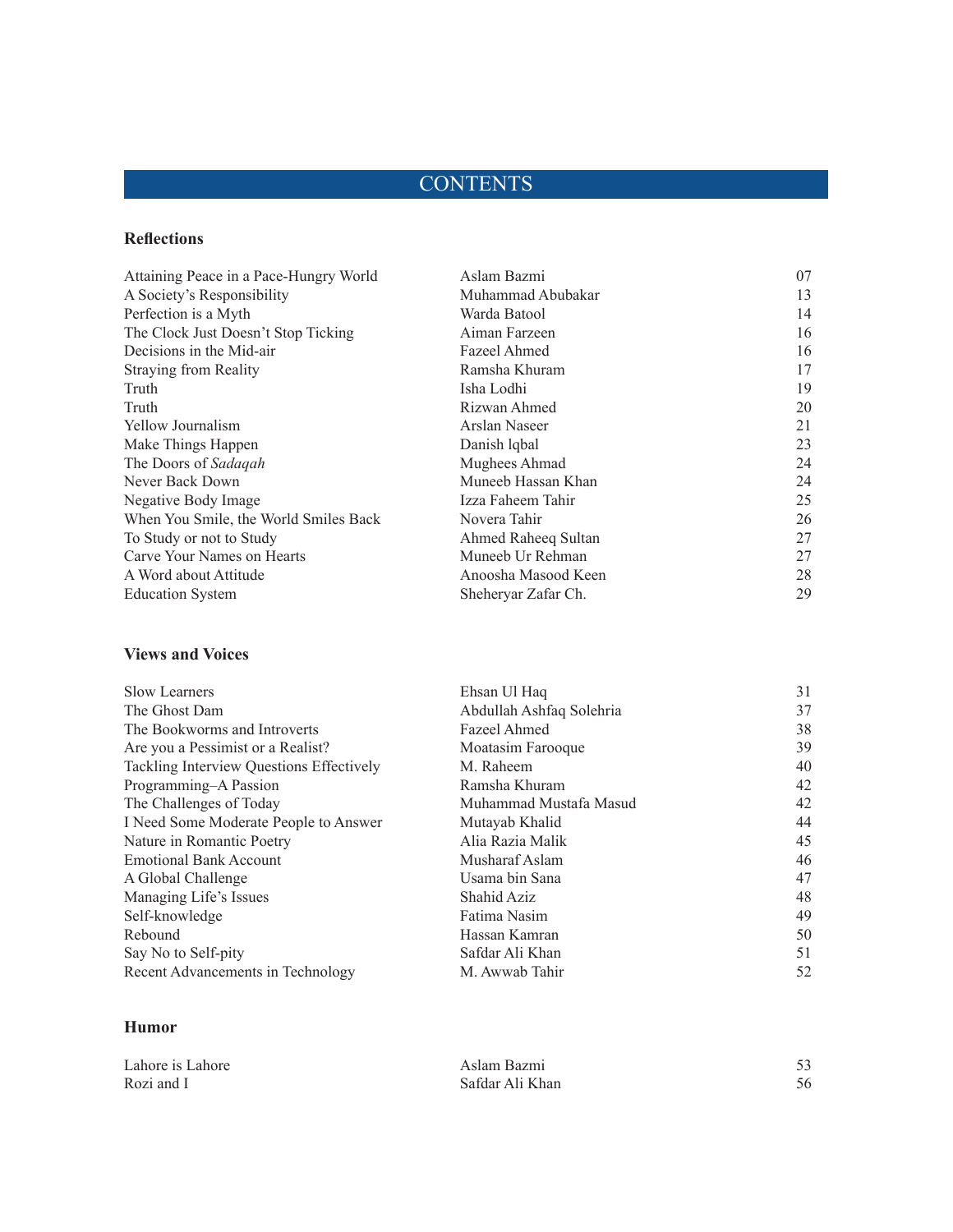# CONTENTS

### Reflections

| | | |
|---|---|---|
| Attaining Peace in a Pace-Hungry World | Aslam Bazmi | 07 |
| A Society's Responsibility | Muhammad Abubakar | 13 |
| Perfection is a Myth | Warda Batool | 14 |
| The Clock Just Doesn't Stop Ticking | Aiman Farzeen | 16 |
| Decisions in the Mid-air | Fazeel Ahmed | 16 |
| Straying from Reality | Ramsha Khuram | 17 |
| Truth | Isha Lodhi | 19 |
| Truth | Rizwan Ahmed | 20 |
| Yellow Journalism | Arslan Naseer | 21 |
| Make Things Happen | Danish lqbal | 23 |
| The Doors of *Sadaqah* | Mughees Ahmad | 24 |
| Never Back Down | Muneeb Hassan Khan | 24 |
| Negative Body Image | Izza Faheem Tahir | 25 |
| When You Smile, the World Smiles Back | Novera Tahir | 26 |
| To Study or not to Study | Ahmed Raheeq Sultan | 27 |
| Carve Your Names on Hearts | Muneeb Ur Rehman | 27 |
| A Word about Attitude | Anoosha Masood Keen | 28 |
| Education System | Sheheryar Zafar Ch. | 29 |

### Views and Voices

| | | |
|---|---|---|
| Slow Learners | Ehsan Ul Haq | 31 |
| The Ghost Dam | Abdullah Ashfaq Solehria | 37 |
| The Bookworms and Introverts | Fazeel Ahmed | 38 |
| Are you a Pessimist or a Realist? | Moatasim Farooque | 39 |
| Tackling Interview Questions Effectively | M. Raheem | 40 |
| Programming–A Passion | Ramsha Khuram | 42 |
| The Challenges of Today | Muhammad Mustafa Masud | 42 |
| I Need Some Moderate People to Answer | Mutayab Khalid | 44 |
| Nature in Romantic Poetry | Alia Razia Malik | 45 |
| Emotional Bank Account | Musharaf Aslam | 46 |
| A Global Challenge | Usama bin Sana | 47 |
| Managing Life's Issues | Shahid Aziz | 48 |
| Self-knowledge | Fatima Nasim | 49 |
| Rebound | Hassan Kamran | 50 |
| Say No to Self-pity | Safdar Ali Khan | 51 |
| Recent Advancements in Technology | M. Awwab Tahir | 52 |

### Humor

| | | |
|---|---|---|
| Lahore is Lahore | Aslam Bazmi | 53 |
| Rozi and I | Safdar Ali Khan | 56 |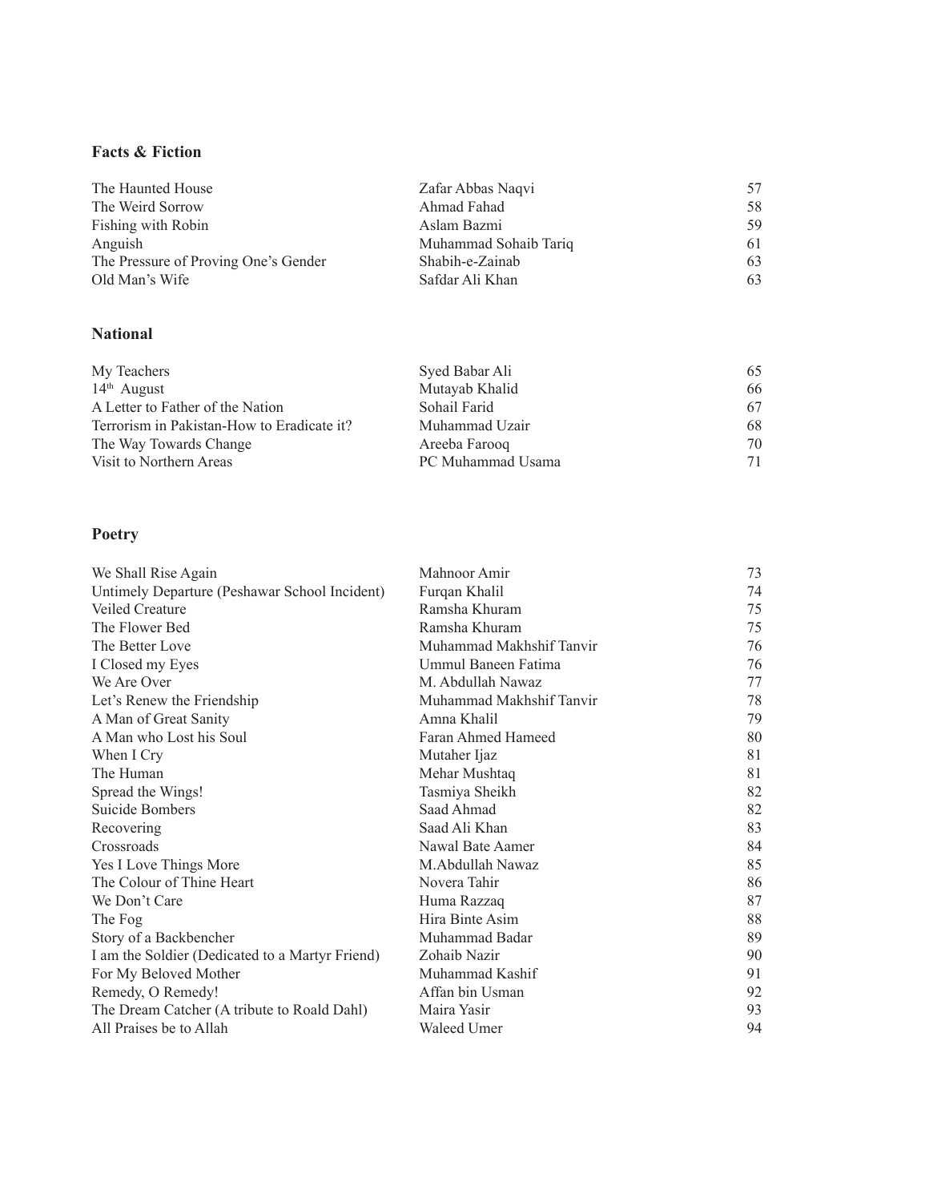## Facts & Fiction

| | | |
|---|---|---|
| The Haunted House | Zafar Abbas Naqvi | 57 |
| The Weird Sorrow | Ahmad Fahad | 58 |
| Fishing with Robin | Aslam Bazmi | 59 |
| Anguish | Muhammad Sohaib Tariq | 61 |
| The Pressure of Proving One's Gender | Shabih-e-Zainab | 63 |
| Old Man's Wife | Safdar Ali Khan | 63 |

## National

| | | |
|---|---|---|
| My Teachers | Syed Babar Ali | 65 |
| 14th August | Mutayab Khalid | 66 |
| A Letter to Father of the Nation | Sohail Farid | 67 |
| Terrorism in Pakistan-How to Eradicate it? | Muhammad Uzair | 68 |
| The Way Towards Change | Areeba Farooq | 70 |
| Visit to Northern Areas | PC Muhammad Usama | 71 |

## Poetry

| | | |
|---|---|---|
| We Shall Rise Again | Mahnoor Amir | 73 |
| Untimely Departure (Peshawar School Incident) | Furqan Khalil | 74 |
| Veiled Creature | Ramsha Khuram | 75 |
| The Flower Bed | Ramsha Khuram | 75 |
| The Better Love | Muhammad Makhshif Tanvir | 76 |
| I Closed my Eyes | Ummul Baneen Fatima | 76 |
| We Are Over | M. Abdullah Nawaz | 77 |
| Let's Renew the Friendship | Muhammad Makhshif Tanvir | 78 |
| A Man of Great Sanity | Amna Khalil | 79 |
| A Man who Lost his Soul | Faran Ahmed Hameed | 80 |
| When I Cry | Mutaher Ijaz | 81 |
| The Human | Mehar Mushtaq | 81 |
| Spread the Wings! | Tasmiya Sheikh | 82 |
| Suicide Bombers | Saad Ahmad | 82 |
| Recovering | Saad Ali Khan | 83 |
| Crossroads | Nawal Bate Aamer | 84 |
| Yes I Love Things More | M.Abdullah Nawaz | 85 |
| The Colour of Thine Heart | Novera Tahir | 86 |
| We Don't Care | Huma Razzaq | 87 |
| The Fog | Hira Binte Asim | 88 |
| Story of a Backbencher | Muhammad Badar | 89 |
| I am the Soldier (Dedicated to a Martyr Friend) | Zohaib Nazir | 90 |
| For My Beloved Mother | Muhammad Kashif | 91 |
| Remedy, O Remedy! | Affan bin Usman | 92 |
| The Dream Catcher (A tribute to Roald Dahl) | Maira Yasir | 93 |
| All Praises be to Allah | Waleed Umer | 94 |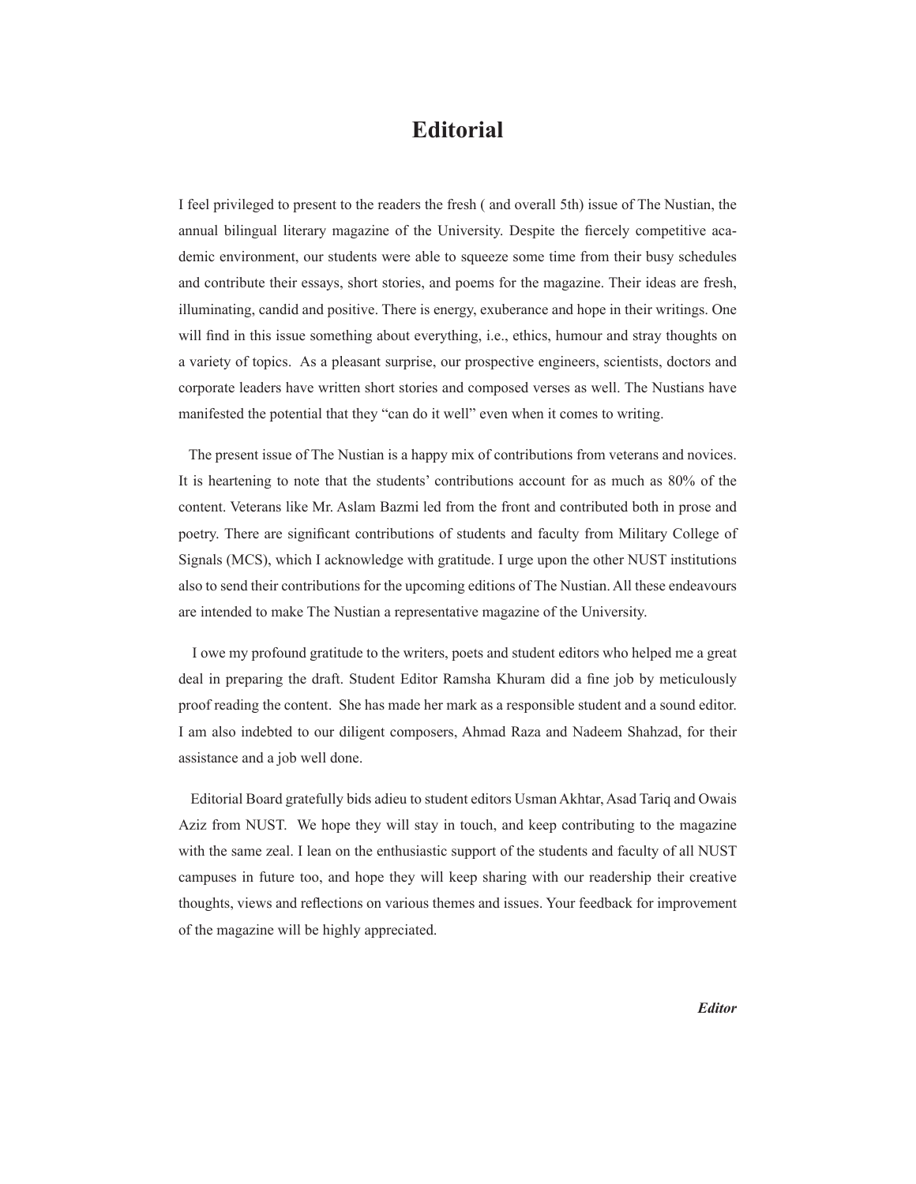# Editorial

I feel privileged to present to the readers the fresh ( and overall 5th) issue of The Nustian, the annual bilingual literary magazine of the University. Despite the fiercely competitive academic environment, our students were able to squeeze some time from their busy schedules and contribute their essays, short stories, and poems for the magazine. Their ideas are fresh, illuminating, candid and positive. There is energy, exuberance and hope in their writings. One will find in this issue something about everything, i.e., ethics, humour and stray thoughts on a variety of topics. As a pleasant surprise, our prospective engineers, scientists, doctors and corporate leaders have written short stories and composed verses as well. The Nustians have manifested the potential that they "can do it well" even when it comes to writing.

The present issue of The Nustian is a happy mix of contributions from veterans and novices. It is heartening to note that the students' contributions account for as much as 80% of the content. Veterans like Mr. Aslam Bazmi led from the front and contributed both in prose and poetry. There are significant contributions of students and faculty from Military College of Signals (MCS), which I acknowledge with gratitude. I urge upon the other NUST institutions also to send their contributions for the upcoming editions of The Nustian. All these endeavours are intended to make The Nustian a representative magazine of the University.

I owe my profound gratitude to the writers, poets and student editors who helped me a great deal in preparing the draft. Student Editor Ramsha Khuram did a fine job by meticulously proof reading the content. She has made her mark as a responsible student and a sound editor. I am also indebted to our diligent composers, Ahmad Raza and Nadeem Shahzad, for their assistance and a job well done.

Editorial Board gratefully bids adieu to student editors Usman Akhtar, Asad Tariq and Owais Aziz from NUST. We hope they will stay in touch, and keep contributing to the magazine with the same zeal. I lean on the enthusiastic support of the students and faculty of all NUST campuses in future too, and hope they will keep sharing with our readership their creative thoughts, views and reflections on various themes and issues. Your feedback for improvement of the magazine will be highly appreciated.

***Editor***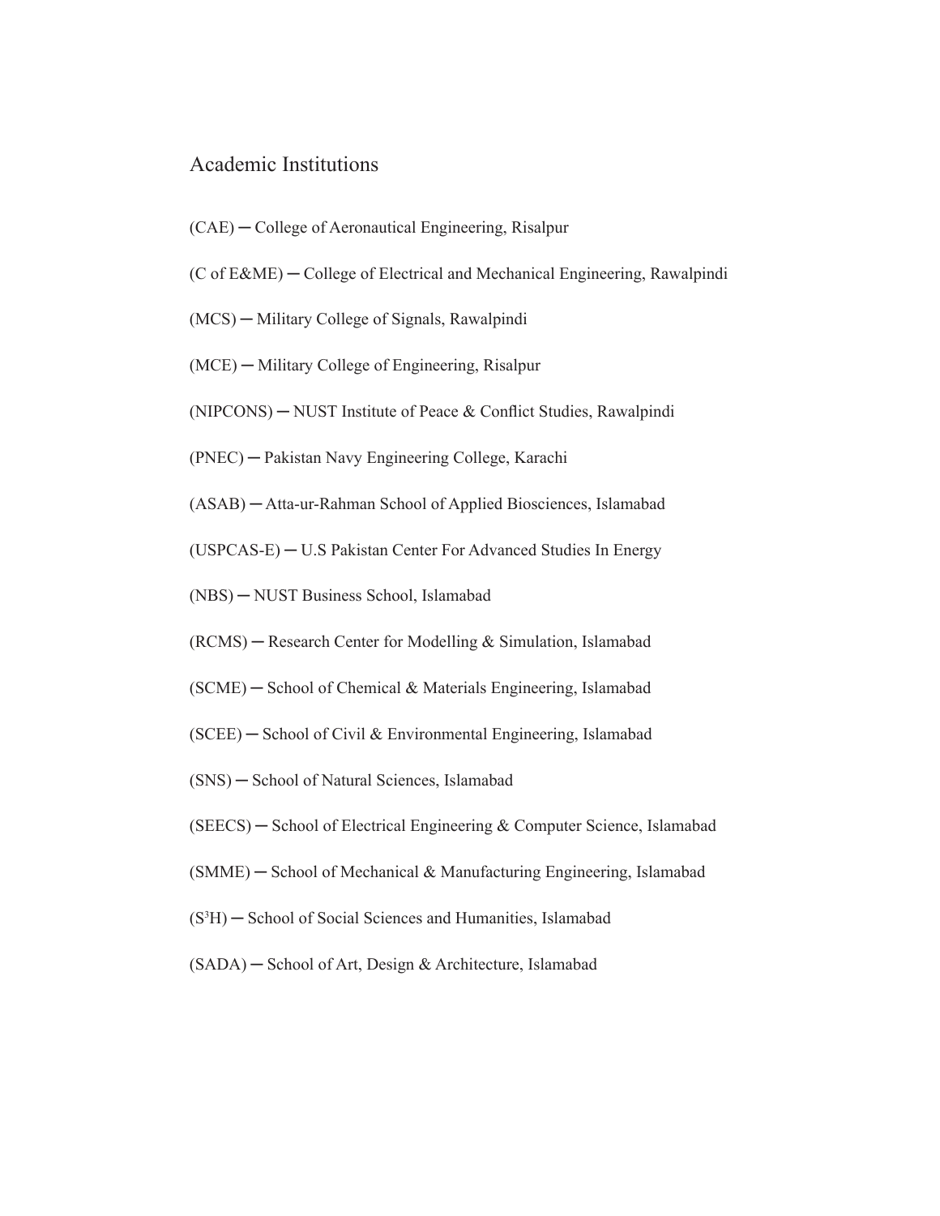## Academic Institutions

(CAE) ─ College of Aeronautical Engineering, Risalpur

(C of E&ME) ─ College of Electrical and Mechanical Engineering, Rawalpindi

(MCS) ─ Military College of Signals, Rawalpindi

(MCE) ─ Military College of Engineering, Risalpur

(NIPCONS) ─ NUST Institute of Peace & Conflict Studies, Rawalpindi

(PNEC) ─ Pakistan Navy Engineering College, Karachi

(ASAB) ─ Atta-ur-Rahman School of Applied Biosciences, Islamabad

(USPCAS-E) ─ U.S Pakistan Center For Advanced Studies In Energy

(NBS) ─ NUST Business School, Islamabad

(RCMS) ─ Research Center for Modelling & Simulation, Islamabad

(SCME) ─ School of Chemical & Materials Engineering, Islamabad

(SCEE) ─ School of Civil & Environmental Engineering, Islamabad

(SNS) ─ School of Natural Sciences, Islamabad

(SEECS) ─ School of Electrical Engineering & Computer Science, Islamabad

(SMME) ─ School of Mechanical & Manufacturing Engineering, Islamabad

($S^3H$) ─ School of Social Sciences and Humanities, Islamabad

(SADA) ─ School of Art, Design & Architecture, Islamabad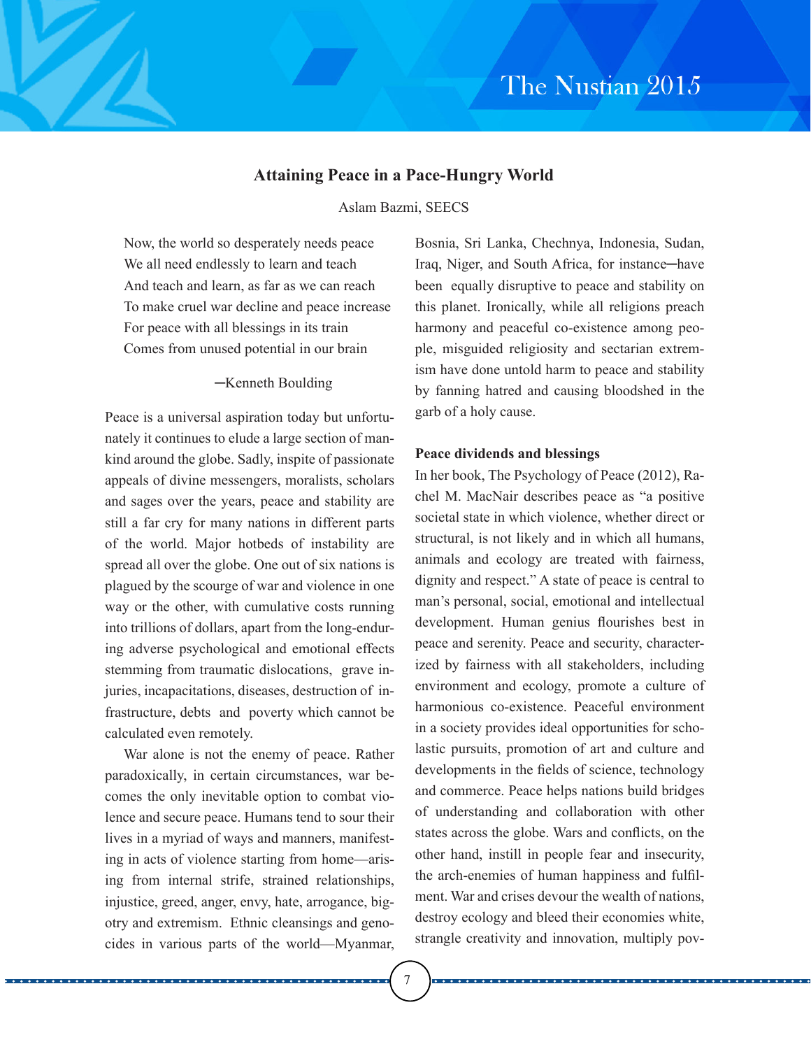## Attaining Peace in a Pace-Hungry World

Aslam Bazmi, SEECS

> Now, the world so desperately needs peace
> We all need endlessly to learn and teach
> And teach and learn, as far as we can reach
> To make cruel war decline and peace increase
> For peace with all blessings in its train
> Comes from unused potential in our brain
>
> ─Kenneth Boulding

Peace is a universal aspiration today but unfortunately it continues to elude a large section of mankind around the globe. Sadly, inspite of passionate appeals of divine messengers, moralists, scholars and sages over the years, peace and stability are still a far cry for many nations in different parts of the world. Major hotbeds of instability are spread all over the globe. One out of six nations is plagued by the scourge of war and violence in one way or the other, with cumulative costs running into trillions of dollars, apart from the long-enduring adverse psychological and emotional effects stemming from traumatic dislocations, grave injuries, incapacitations, diseases, destruction of infrastructure, debts and poverty which cannot be calculated even remotely.

War alone is not the enemy of peace. Rather paradoxically, in certain circumstances, war becomes the only inevitable option to combat violence and secure peace. Humans tend to sour their lives in a myriad of ways and manners, manifesting in acts of violence starting from home—arising from internal strife, strained relationships, injustice, greed, anger, envy, hate, arrogance, bigotry and extremism. Ethnic cleansings and genocides in various parts of the world—Myanmar, Bosnia, Sri Lanka, Chechnya, Indonesia, Sudan, Iraq, Niger, and South Africa, for instance─have been equally disruptive to peace and stability on this planet. Ironically, while all religions preach harmony and peaceful co-existence among people, misguided religiosity and sectarian extremism have done untold harm to peace and stability by fanning hatred and causing bloodshed in the garb of a holy cause.

### Peace dividends and blessings

In her book, The Psychology of Peace (2012), Rachel M. MacNair describes peace as "a positive societal state in which violence, whether direct or structural, is not likely and in which all humans, animals and ecology are treated with fairness, dignity and respect." A state of peace is central to man's personal, social, emotional and intellectual development. Human genius flourishes best in peace and serenity. Peace and security, characterized by fairness with all stakeholders, including environment and ecology, promote a culture of harmonious co-existence. Peaceful environment in a society provides ideal opportunities for scholastic pursuits, promotion of art and culture and developments in the fields of science, technology and commerce. Peace helps nations build bridges of understanding and collaboration with other states across the globe. Wars and conflicts, on the other hand, instill in people fear and insecurity, the arch-enemies of human happiness and fulfilment. War and crises devour the wealth of nations, destroy ecology and bleed their economies white, strangle creativity and innovation, multiply pov-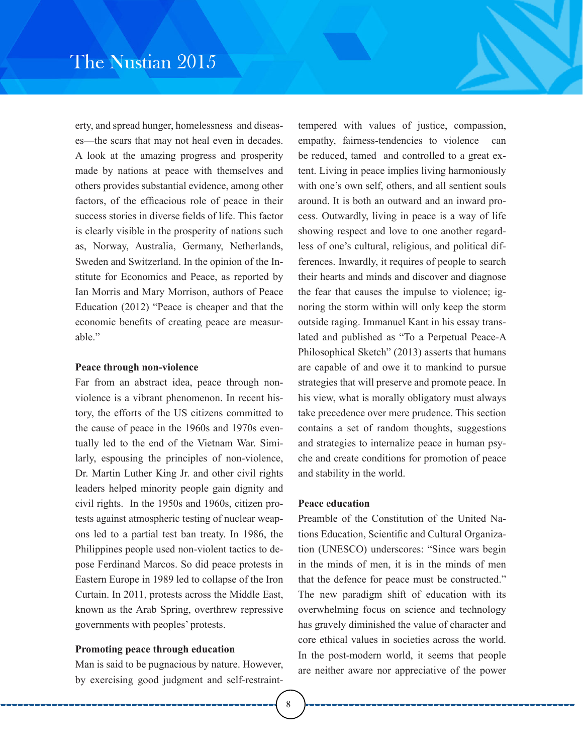erty, and spread hunger, homelessness and diseases—the scars that may not heal even in decades. A look at the amazing progress and prosperity made by nations at peace with themselves and others provides substantial evidence, among other factors, of the efficacious role of peace in their success stories in diverse fields of life. This factor is clearly visible in the prosperity of nations such as, Norway, Australia, Germany, Netherlands, Sweden and Switzerland. In the opinion of the Institute for Economics and Peace, as reported by Ian Morris and Mary Morrison, authors of Peace Education (2012) "Peace is cheaper and that the economic benefits of creating peace are measurable."

**Peace through non-violence**

Far from an abstract idea, peace through non-violence is a vibrant phenomenon. In recent history, the efforts of the US citizens committed to the cause of peace in the 1960s and 1970s eventually led to the end of the Vietnam War. Similarly, espousing the principles of non-violence, Dr. Martin Luther King Jr. and other civil rights leaders helped minority people gain dignity and civil rights. In the 1950s and 1960s, citizen protests against atmospheric testing of nuclear weapons led to a partial test ban treaty. In 1986, the Philippines people used non-violent tactics to depose Ferdinand Marcos. So did peace protests in Eastern Europe in 1989 led to collapse of the Iron Curtain. In 2011, protests across the Middle East, known as the Arab Spring, overthrew repressive governments with peoples' protests.

**Promoting peace through education**

Man is said to be pugnacious by nature. However, by exercising good judgment and self-restraint-tempered with values of justice, compassion, empathy, fairness-tendencies to violence can be reduced, tamed and controlled to a great extent. Living in peace implies living harmoniously with one's own self, others, and all sentient souls around. It is both an outward and an inward process. Outwardly, living in peace is a way of life showing respect and love to one another regardless of one's cultural, religious, and political differences. Inwardly, it requires of people to search their hearts and minds and discover and diagnose the fear that causes the impulse to violence; ignoring the storm within will only keep the storm outside raging. Immanuel Kant in his essay translated and published as "To a Perpetual Peace-A Philosophical Sketch" (2013) asserts that humans are capable of and owe it to mankind to pursue strategies that will preserve and promote peace. In his view, what is morally obligatory must always take precedence over mere prudence. This section contains a set of random thoughts, suggestions and strategies to internalize peace in human psyche and create conditions for promotion of peace and stability in the world.

**Peace education**

Preamble of the Constitution of the United Nations Education, Scientific and Cultural Organization (UNESCO) underscores: "Since wars begin in the minds of men, it is in the minds of men that the defence for peace must be constructed." The new paradigm shift of education with its overwhelming focus on science and technology has gravely diminished the value of character and core ethical values in societies across the world. In the post-modern world, it seems that people are neither aware nor appreciative of the power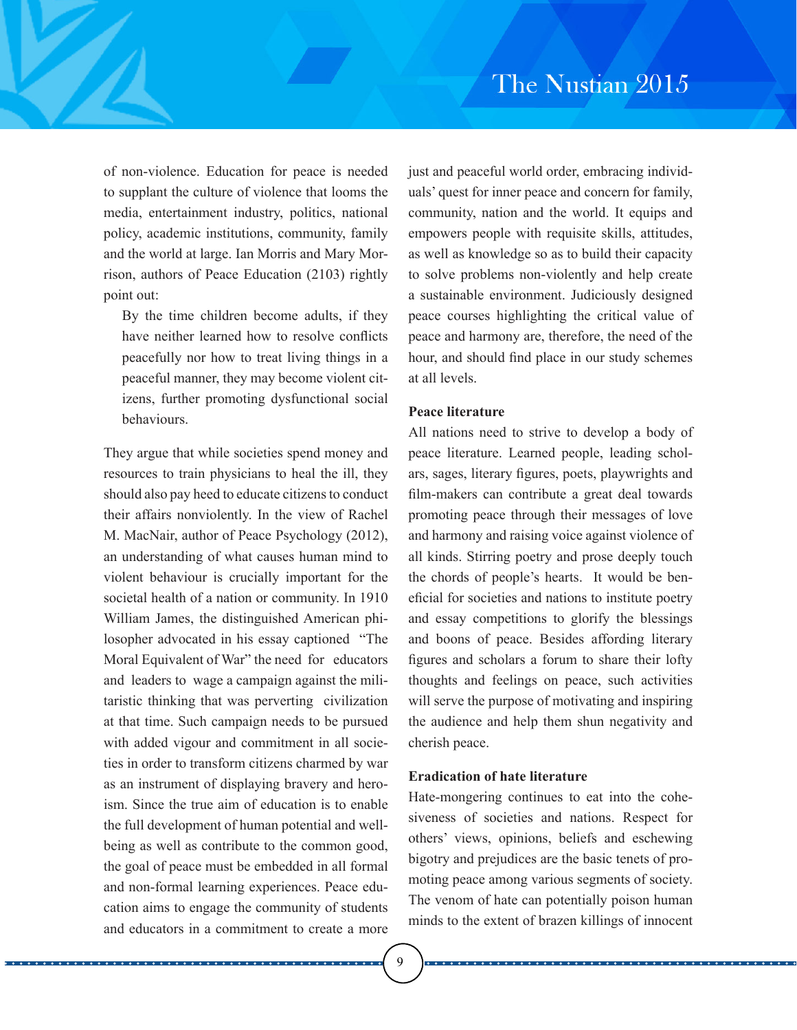of non-violence. Education for peace is needed to supplant the culture of violence that looms the media, entertainment industry, politics, national policy, academic institutions, community, family and the world at large. Ian Morris and Mary Morrison, authors of Peace Education (2103) rightly point out:

> By the time children become adults, if they have neither learned how to resolve conflicts peacefully nor how to treat living things in a peaceful manner, they may become violent citizens, further promoting dysfunctional social behaviours.

They argue that while societies spend money and resources to train physicians to heal the ill, they should also pay heed to educate citizens to conduct their affairs nonviolently. In the view of Rachel M. MacNair, author of Peace Psychology (2012), an understanding of what causes human mind to violent behaviour is crucially important for the societal health of a nation or community. In 1910 William James, the distinguished American philosopher advocated in his essay captioned "The Moral Equivalent of War" the need for educators and leaders to wage a campaign against the militaristic thinking that was perverting civilization at that time. Such campaign needs to be pursued with added vigour and commitment in all societies in order to transform citizens charmed by war as an instrument of displaying bravery and heroism. Since the true aim of education is to enable the full development of human potential and well-being as well as contribute to the common good, the goal of peace must be embedded in all formal and non-formal learning experiences. Peace education aims to engage the community of students and educators in a commitment to create a more just and peaceful world order, embracing individuals' quest for inner peace and concern for family, community, nation and the world. It equips and empowers people with requisite skills, attitudes, as well as knowledge so as to build their capacity to solve problems non-violently and help create a sustainable environment. Judiciously designed peace courses highlighting the critical value of peace and harmony are, therefore, the need of the hour, and should find place in our study schemes at all levels.

**Peace literature**

All nations need to strive to develop a body of peace literature. Learned people, leading scholars, sages, literary figures, poets, playwrights and film-makers can contribute a great deal towards promoting peace through their messages of love and harmony and raising voice against violence of all kinds. Stirring poetry and prose deeply touch the chords of people's hearts. It would be beneficial for societies and nations to institute poetry and essay competitions to glorify the blessings and boons of peace. Besides affording literary figures and scholars a forum to share their lofty thoughts and feelings on peace, such activities will serve the purpose of motivating and inspiring the audience and help them shun negativity and cherish peace.

**Eradication of hate literature**

Hate-mongering continues to eat into the cohesiveness of societies and nations. Respect for others' views, opinions, beliefs and eschewing bigotry and prejudices are the basic tenets of promoting peace among various segments of society. The venom of hate can potentially poison human minds to the extent of brazen killings of innocent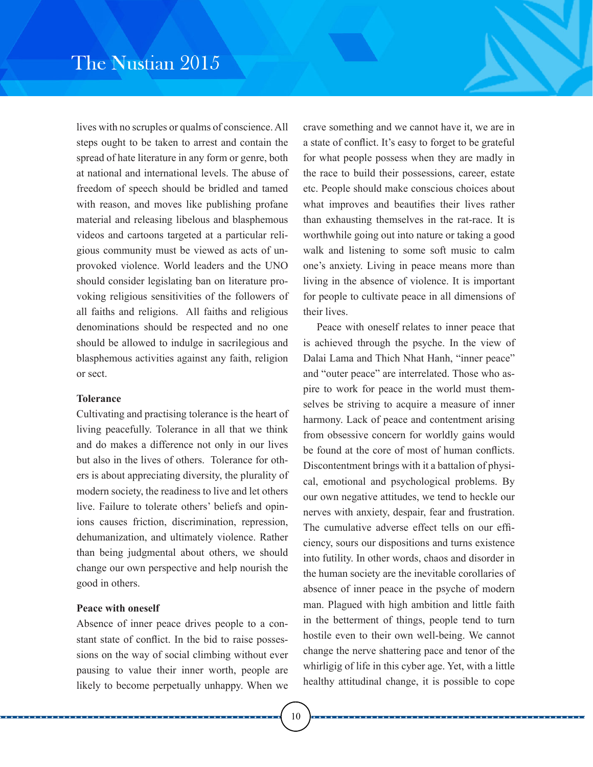lives with no scruples or qualms of conscience. All steps ought to be taken to arrest and contain the spread of hate literature in any form or genre, both at national and international levels. The abuse of freedom of speech should be bridled and tamed with reason, and moves like publishing profane material and releasing libelous and blasphemous videos and cartoons targeted at a particular religious community must be viewed as acts of unprovoked violence. World leaders and the UNO should consider legislating ban on literature provoking religious sensitivities of the followers of all faiths and religions. All faiths and religious denominations should be respected and no one should be allowed to indulge in sacrilegious and blasphemous activities against any faith, religion or sect.

**Tolerance**

Cultivating and practising tolerance is the heart of living peacefully. Tolerance in all that we think and do makes a difference not only in our lives but also in the lives of others. Tolerance for others is about appreciating diversity, the plurality of modern society, the readiness to live and let others live. Failure to tolerate others' beliefs and opinions causes friction, discrimination, repression, dehumanization, and ultimately violence. Rather than being judgmental about others, we should change our own perspective and help nourish the good in others.

**Peace with oneself**

Absence of inner peace drives people to a constant state of conflict. In the bid to raise possessions on the way of social climbing without ever pausing to value their inner worth, people are likely to become perpetually unhappy. When we crave something and we cannot have it, we are in a state of conflict. It's easy to forget to be grateful for what people possess when they are madly in the race to build their possessions, career, estate etc. People should make conscious choices about what improves and beautifies their lives rather than exhausting themselves in the rat-race. It is worthwhile going out into nature or taking a good walk and listening to some soft music to calm one's anxiety. Living in peace means more than living in the absence of violence. It is important for people to cultivate peace in all dimensions of their lives.

Peace with oneself relates to inner peace that is achieved through the psyche. In the view of Dalai Lama and Thich Nhat Hanh, "inner peace" and "outer peace" are interrelated. Those who aspire to work for peace in the world must themselves be striving to acquire a measure of inner harmony. Lack of peace and contentment arising from obsessive concern for worldly gains would be found at the core of most of human conflicts. Discontentment brings with it a battalion of physical, emotional and psychological problems. By our own negative attitudes, we tend to heckle our nerves with anxiety, despair, fear and frustration. The cumulative adverse effect tells on our efficiency, sours our dispositions and turns existence into futility. In other words, chaos and disorder in the human society are the inevitable corollaries of absence of inner peace in the psyche of modern man. Plagued with high ambition and little faith in the betterment of things, people tend to turn hostile even to their own well-being. We cannot change the nerve shattering pace and tenor of the whirligig of life in this cyber age. Yet, with a little healthy attitudinal change, it is possible to cope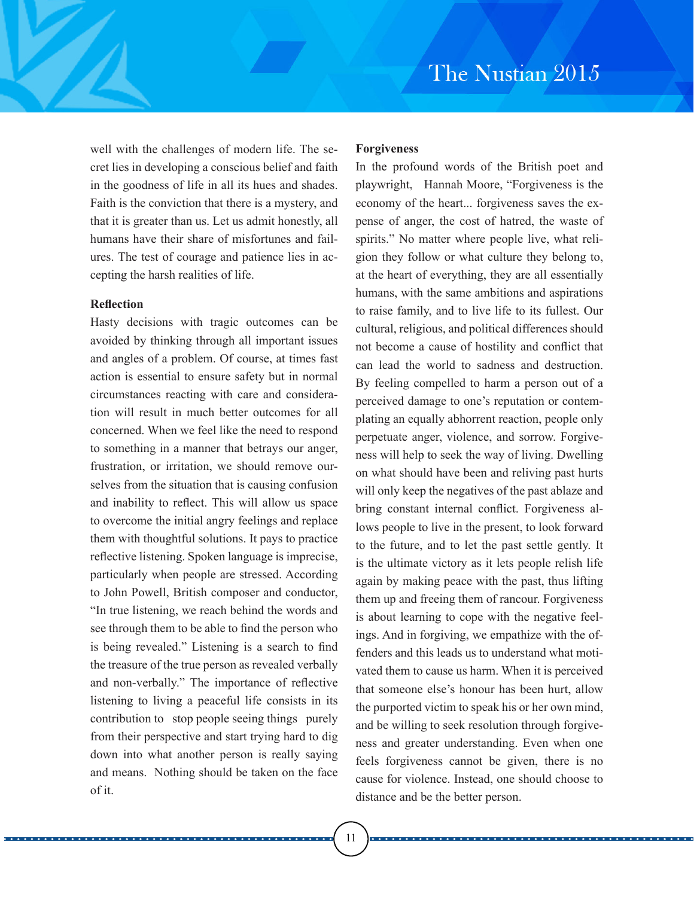well with the challenges of modern life. The secret lies in developing a conscious belief and faith in the goodness of life in all its hues and shades. Faith is the conviction that there is a mystery, and that it is greater than us. Let us admit honestly, all humans have their share of misfortunes and failures. The test of courage and patience lies in accepting the harsh realities of life.

**Reflection**

Hasty decisions with tragic outcomes can be avoided by thinking through all important issues and angles of a problem. Of course, at times fast action is essential to ensure safety but in normal circumstances reacting with care and consideration will result in much better outcomes for all concerned. When we feel like the need to respond to something in a manner that betrays our anger, frustration, or irritation, we should remove ourselves from the situation that is causing confusion and inability to reflect. This will allow us space to overcome the initial angry feelings and replace them with thoughtful solutions. It pays to practice reflective listening. Spoken language is imprecise, particularly when people are stressed. According to John Powell, British composer and conductor, "In true listening, we reach behind the words and see through them to be able to find the person who is being revealed." Listening is a search to find the treasure of the true person as revealed verbally and non-verbally." The importance of reflective listening to living a peaceful life consists in its contribution to stop people seeing things purely from their perspective and start trying hard to dig down into what another person is really saying and means. Nothing should be taken on the face of it.

**Forgiveness**

In the profound words of the British poet and playwright, Hannah Moore, "Forgiveness is the economy of the heart... forgiveness saves the expense of anger, the cost of hatred, the waste of spirits." No matter where people live, what religion they follow or what culture they belong to, at the heart of everything, they are all essentially humans, with the same ambitions and aspirations to raise family, and to live life to its fullest. Our cultural, religious, and political differences should not become a cause of hostility and conflict that can lead the world to sadness and destruction. By feeling compelled to harm a person out of a perceived damage to one's reputation or contemplating an equally abhorrent reaction, people only perpetuate anger, violence, and sorrow. Forgiveness will help to seek the way of living. Dwelling on what should have been and reliving past hurts will only keep the negatives of the past ablaze and bring constant internal conflict. Forgiveness allows people to live in the present, to look forward to the future, and to let the past settle gently. It is the ultimate victory as it lets people relish life again by making peace with the past, thus lifting them up and freeing them of rancour. Forgiveness is about learning to cope with the negative feelings. And in forgiving, we empathize with the offenders and this leads us to understand what motivated them to cause us harm. When it is perceived that someone else's honour has been hurt, allow the purported victim to speak his or her own mind, and be willing to seek resolution through forgiveness and greater understanding. Even when one feels forgiveness cannot be given, there is no cause for violence. Instead, one should choose to distance and be the better person.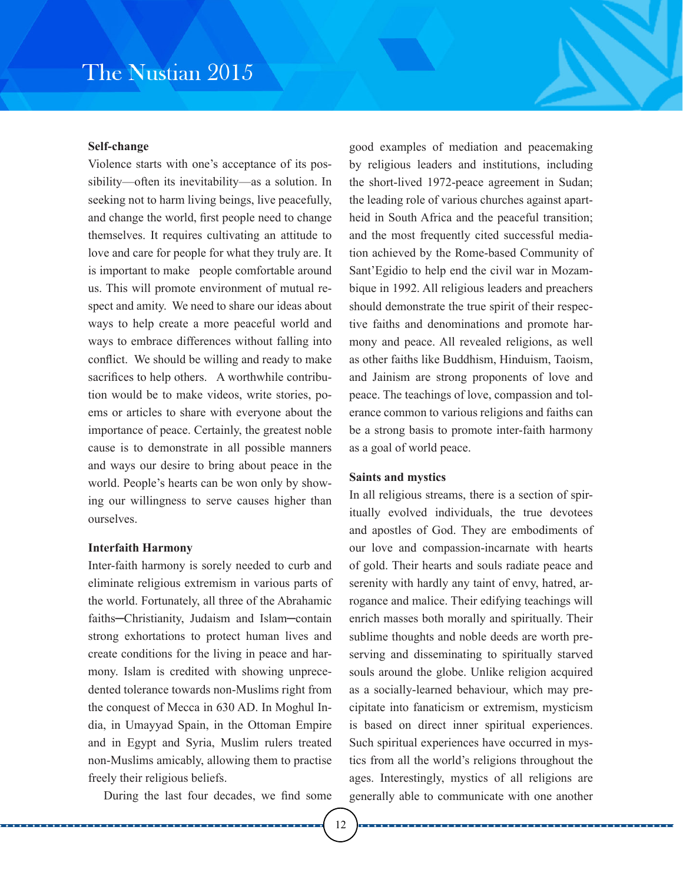**Self-change**

Violence starts with one's acceptance of its possibility—often its inevitability—as a solution. In seeking not to harm living beings, live peacefully, and change the world, first people need to change themselves. It requires cultivating an attitude to love and care for people for what they truly are. It is important to make people comfortable around us. This will promote environment of mutual respect and amity. We need to share our ideas about ways to help create a more peaceful world and ways to embrace differences without falling into conflict. We should be willing and ready to make sacrifices to help others. A worthwhile contribution would be to make videos, write stories, poems or articles to share with everyone about the importance of peace. Certainly, the greatest noble cause is to demonstrate in all possible manners and ways our desire to bring about peace in the world. People's hearts can be won only by showing our willingness to serve causes higher than ourselves.

**Interfaith Harmony**

Inter-faith harmony is sorely needed to curb and eliminate religious extremism in various parts of the world. Fortunately, all three of the Abrahamic faiths─Christianity, Judaism and Islam─contain strong exhortations to protect human lives and create conditions for the living in peace and harmony. Islam is credited with showing unprecedented tolerance towards non-Muslims right from the conquest of Mecca in 630 AD. In Moghul India, in Umayyad Spain, in the Ottoman Empire and in Egypt and Syria, Muslim rulers treated non-Muslims amicably, allowing them to practise freely their religious beliefs.

During the last four decades, we find some good examples of mediation and peacemaking by religious leaders and institutions, including the short-lived 1972-peace agreement in Sudan; the leading role of various churches against apartheid in South Africa and the peaceful transition; and the most frequently cited successful mediation achieved by the Rome-based Community of Sant'Egidio to help end the civil war in Mozambique in 1992. All religious leaders and preachers should demonstrate the true spirit of their respective faiths and denominations and promote harmony and peace. All revealed religions, as well as other faiths like Buddhism, Hinduism, Taoism, and Jainism are strong proponents of love and peace. The teachings of love, compassion and tolerance common to various religions and faiths can be a strong basis to promote inter-faith harmony as a goal of world peace.

**Saints and mystics**

In all religious streams, there is a section of spiritually evolved individuals, the true devotees and apostles of God. They are embodiments of our love and compassion-incarnate with hearts of gold. Their hearts and souls radiate peace and serenity with hardly any taint of envy, hatred, arrogance and malice. Their edifying teachings will enrich masses both morally and spiritually. Their sublime thoughts and noble deeds are worth preserving and disseminating to spiritually starved souls around the globe. Unlike religion acquired as a socially-learned behaviour, which may precipitate into fanaticism or extremism, mysticism is based on direct inner spiritual experiences. Such spiritual experiences have occurred in mystics from all the world's religions throughout the ages. Interestingly, mystics of all religions are generally able to communicate with one another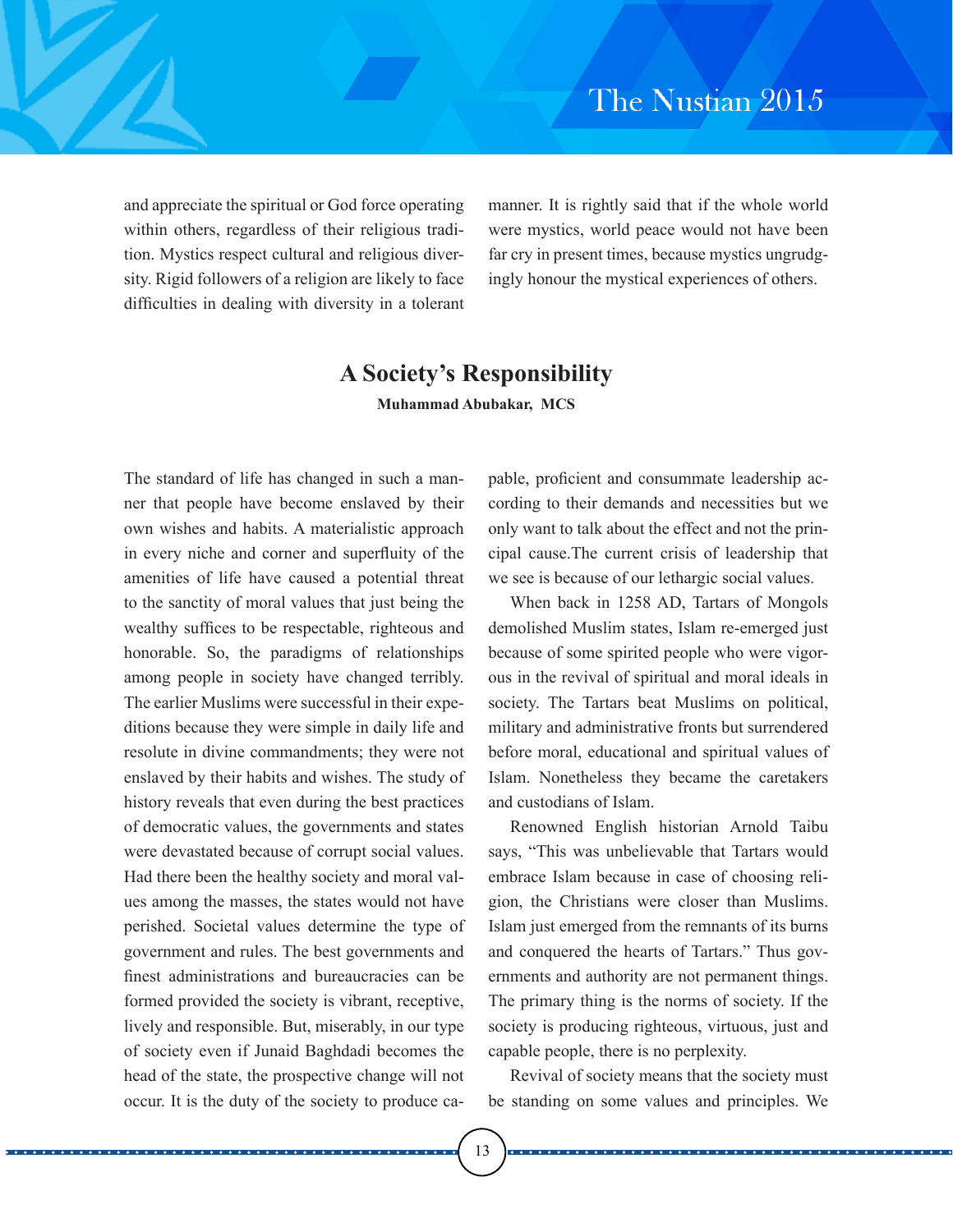and appreciate the spiritual or God force operating within others, regardless of their religious tradition. Mystics respect cultural and religious diversity. Rigid followers of a religion are likely to face difficulties in dealing with diversity in a tolerant manner. It is rightly said that if the whole world were mystics, world peace would not have been far cry in present times, because mystics ungrudgingly honour the mystical experiences of others.

## A Society's Responsibility

**Muhammad Abubakar, MCS**

The standard of life has changed in such a manner that people have become enslaved by their own wishes and habits. A materialistic approach in every niche and corner and superfluity of the amenities of life have caused a potential threat to the sanctity of moral values that just being the wealthy suffices to be respectable, righteous and honorable. So, the paradigms of relationships among people in society have changed terribly. The earlier Muslims were successful in their expeditions because they were simple in daily life and resolute in divine commandments; they were not enslaved by their habits and wishes. The study of history reveals that even during the best practices of democratic values, the governments and states were devastated because of corrupt social values. Had there been the healthy society and moral values among the masses, the states would not have perished. Societal values determine the type of government and rules. The best governments and finest administrations and bureaucracies can be formed provided the society is vibrant, receptive, lively and responsible. But, miserably, in our type of society even if Junaid Baghdadi becomes the head of the state, the prospective change will not occur. It is the duty of the society to produce capable, proficient and consummate leadership according to their demands and necessities but we only want to talk about the effect and not the principal cause.The current crisis of leadership that we see is because of our lethargic social values.

When back in 1258 AD, Tartars of Mongols demolished Muslim states, Islam re-emerged just because of some spirited people who were vigorous in the revival of spiritual and moral ideals in society. The Tartars beat Muslims on political, military and administrative fronts but surrendered before moral, educational and spiritual values of Islam. Nonetheless they became the caretakers and custodians of Islam.

Renowned English historian Arnold Taibu says, "This was unbelievable that Tartars would embrace Islam because in case of choosing religion, the Christians were closer than Muslims. Islam just emerged from the remnants of its burns and conquered the hearts of Tartars." Thus governments and authority are not permanent things. The primary thing is the norms of society. If the society is producing righteous, virtuous, just and capable people, there is no perplexity.

Revival of society means that the society must be standing on some values and principles. We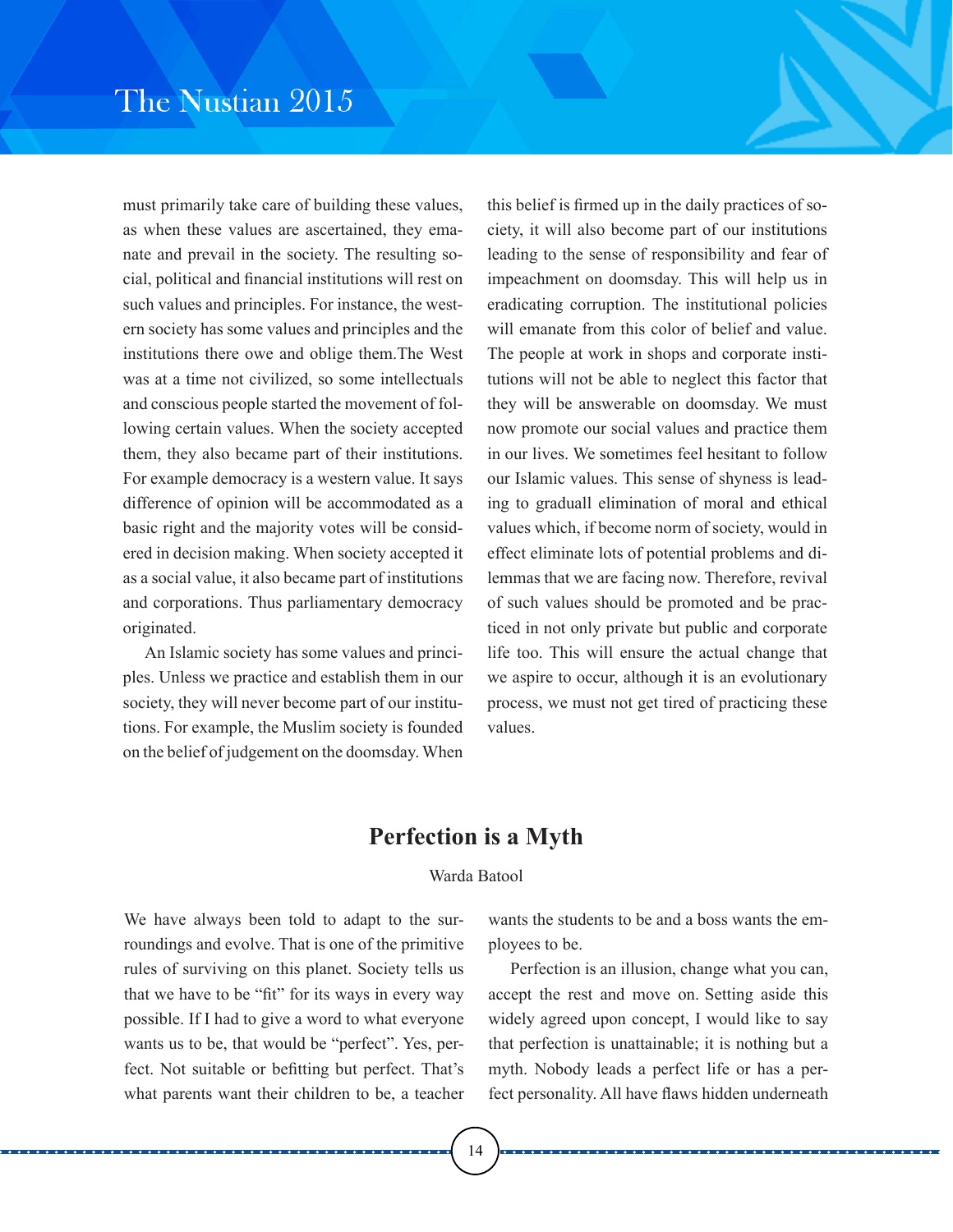must primarily take care of building these values, as when these values are ascertained, they emanate and prevail in the society. The resulting social, political and financial institutions will rest on such values and principles. For instance, the western society has some values and principles and the institutions there owe and oblige them.The West was at a time not civilized, so some intellectuals and conscious people started the movement of following certain values. When the society accepted them, they also became part of their institutions. For example democracy is a western value. It says difference of opinion will be accommodated as a basic right and the majority votes will be considered in decision making. When society accepted it as a social value, it also became part of institutions and corporations. Thus parliamentary democracy originated.

An Islamic society has some values and principles. Unless we practice and establish them in our society, they will never become part of our institutions. For example, the Muslim society is founded on the belief of judgement on the doomsday. When this belief is firmed up in the daily practices of society, it will also become part of our institutions leading to the sense of responsibility and fear of impeachment on doomsday. This will help us in eradicating corruption. The institutional policies will emanate from this color of belief and value. The people at work in shops and corporate institutions will not be able to neglect this factor that they will be answerable on doomsday. We must now promote our social values and practice them in our lives. We sometimes feel hesitant to follow our Islamic values. This sense of shyness is leading to graduall elimination of moral and ethical values which, if become norm of society, would in effect eliminate lots of potential problems and dilemmas that we are facing now. Therefore, revival of such values should be promoted and be practiced in not only private but public and corporate life too. This will ensure the actual change that we aspire to occur, although it is an evolutionary process, we must not get tired of practicing these values.

## Perfection is a Myth

Warda Batool

We have always been told to adapt to the surroundings and evolve. That is one of the primitive rules of surviving on this planet. Society tells us that we have to be "fit" for its ways in every way possible. If I had to give a word to what everyone wants us to be, that would be "perfect". Yes, perfect. Not suitable or befitting but perfect. That's what parents want their children to be, a teacher wants the students to be and a boss wants the employees to be.

Perfection is an illusion, change what you can, accept the rest and move on. Setting aside this widely agreed upon concept, I would like to say that perfection is unattainable; it is nothing but a myth. Nobody leads a perfect life or has a perfect personality. All have flaws hidden underneath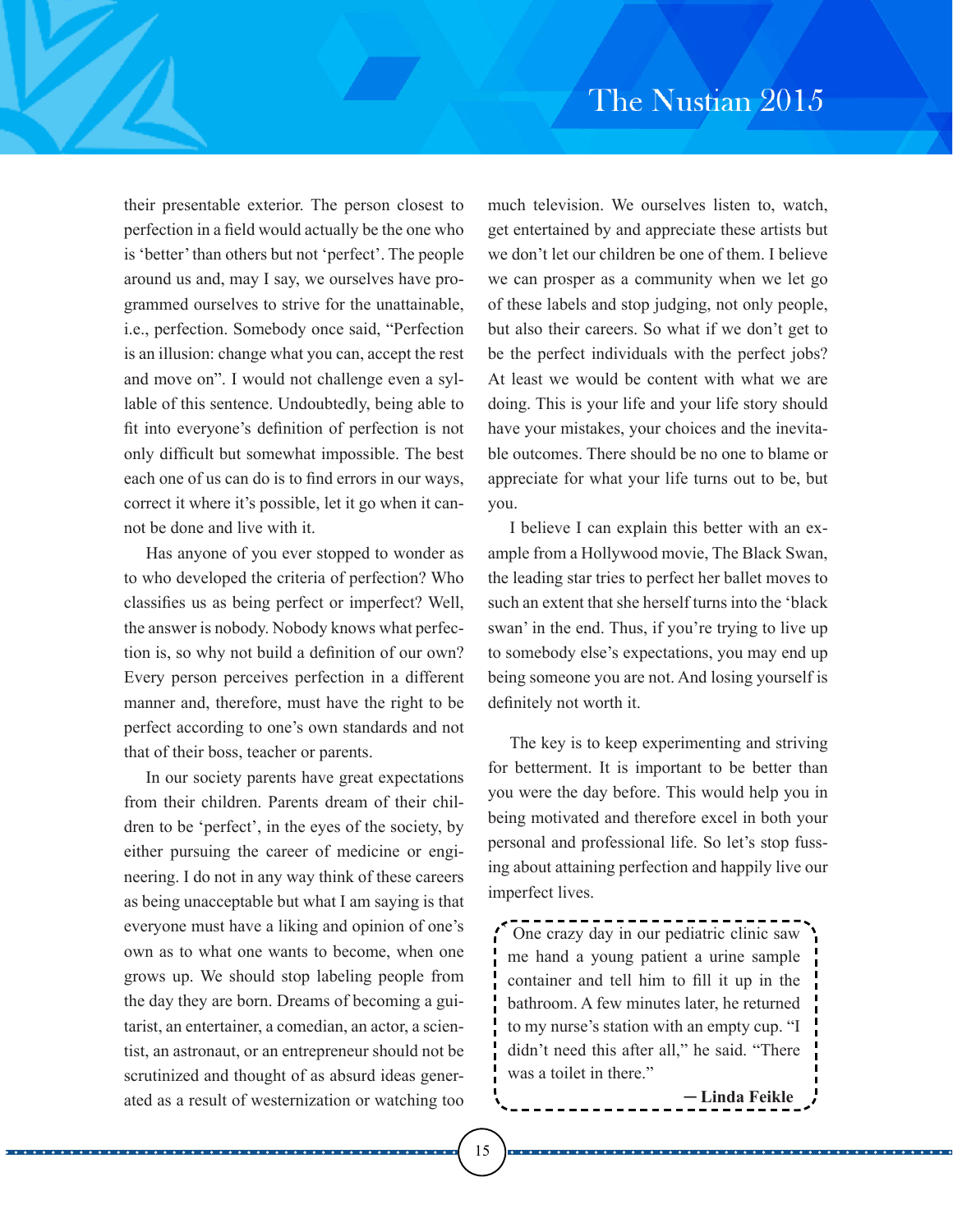their presentable exterior. The person closest to perfection in a field would actually be the one who is 'better' than others but not 'perfect'. The people around us and, may I say, we ourselves have programmed ourselves to strive for the unattainable, i.e., perfection. Somebody once said, "Perfection is an illusion: change what you can, accept the rest and move on". I would not challenge even a syllable of this sentence. Undoubtedly, being able to fit into everyone's definition of perfection is not only difficult but somewhat impossible. The best each one of us can do is to find errors in our ways, correct it where it's possible, let it go when it cannot be done and live with it.

Has anyone of you ever stopped to wonder as to who developed the criteria of perfection? Who classifies us as being perfect or imperfect? Well, the answer is nobody. Nobody knows what perfection is, so why not build a definition of our own? Every person perceives perfection in a different manner and, therefore, must have the right to be perfect according to one's own standards and not that of their boss, teacher or parents.

In our society parents have great expectations from their children. Parents dream of their children to be 'perfect', in the eyes of the society, by either pursuing the career of medicine or engineering. I do not in any way think of these careers as being unacceptable but what I am saying is that everyone must have a liking and opinion of one's own as to what one wants to become, when one grows up. We should stop labeling people from the day they are born. Dreams of becoming a guitarist, an entertainer, a comedian, an actor, a scientist, an astronaut, or an entrepreneur should not be scrutinized and thought of as absurd ideas generated as a result of westernization or watching too much television. We ourselves listen to, watch, get entertained by and appreciate these artists but we don't let our children be one of them. I believe we can prosper as a community when we let go of these labels and stop judging, not only people, but also their careers. So what if we don't get to be the perfect individuals with the perfect jobs? At least we would be content with what we are doing. This is your life and your life story should have your mistakes, your choices and the inevitable outcomes. There should be no one to blame or appreciate for what your life turns out to be, but you.

I believe I can explain this better with an example from a Hollywood movie, The Black Swan, the leading star tries to perfect her ballet moves to such an extent that she herself turns into the 'black swan' in the end. Thus, if you're trying to live up to somebody else's expectations, you may end up being someone you are not. And losing yourself is definitely not worth it.

The key is to keep experimenting and striving for betterment. It is important to be better than you were the day before. This would help you in being motivated and therefore excel in both your personal and professional life. So let's stop fussing about attaining perfection and happily live our imperfect lives.

> One crazy day in our pediatric clinic saw me hand a young patient a urine sample container and tell him to fill it up in the bathroom. A few minutes later, he returned to my nurse's station with an empty cup. "I didn't need this after all," he said. "There was a toilet in there."
>
> **— Linda Feikle**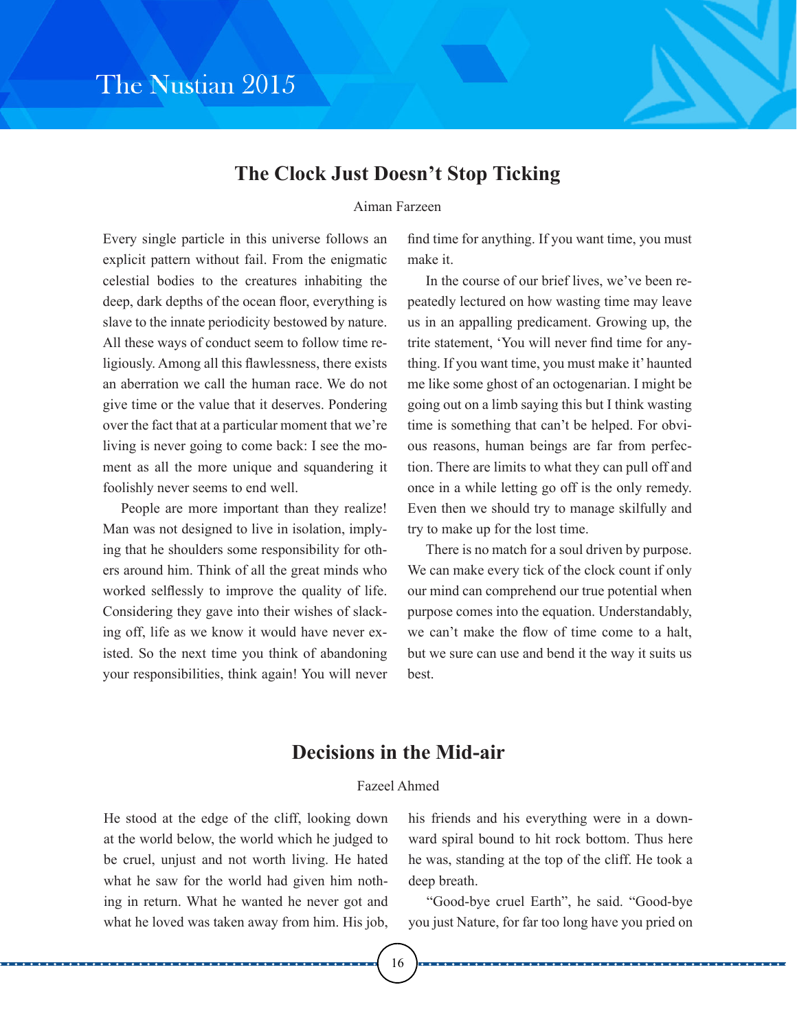## The Clock Just Doesn't Stop Ticking

Aiman Farzeen

Every single particle in this universe follows an explicit pattern without fail. From the enigmatic celestial bodies to the creatures inhabiting the deep, dark depths of the ocean floor, everything is slave to the innate periodicity bestowed by nature. All these ways of conduct seem to follow time religiously. Among all this flawlessness, there exists an aberration we call the human race. We do not give time or the value that it deserves. Pondering over the fact that at a particular moment that we're living is never going to come back: I see the moment as all the more unique and squandering it foolishly never seems to end well.

People are more important than they realize! Man was not designed to live in isolation, implying that he shoulders some responsibility for others around him. Think of all the great minds who worked selflessly to improve the quality of life. Considering they gave into their wishes of slacking off, life as we know it would have never existed. So the next time you think of abandoning your responsibilities, think again! You will never find time for anything. If you want time, you must make it.

In the course of our brief lives, we've been repeatedly lectured on how wasting time may leave us in an appalling predicament. Growing up, the trite statement, 'You will never find time for anything. If you want time, you must make it' haunted me like some ghost of an octogenarian. I might be going out on a limb saying this but I think wasting time is something that can't be helped. For obvious reasons, human beings are far from perfection. There are limits to what they can pull off and once in a while letting go off is the only remedy. Even then we should try to manage skilfully and try to make up for the lost time.

There is no match for a soul driven by purpose. We can make every tick of the clock count if only our mind can comprehend our true potential when purpose comes into the equation. Understandably, we can't make the flow of time come to a halt, but we sure can use and bend it the way it suits us best.

## Decisions in the Mid-air

Fazeel Ahmed

He stood at the edge of the cliff, looking down at the world below, the world which he judged to be cruel, unjust and not worth living. He hated what he saw for the world had given him nothing in return. What he wanted he never got and what he loved was taken away from him. His job, his friends and his everything were in a downward spiral bound to hit rock bottom. Thus here he was, standing at the top of the cliff. He took a deep breath.

"Good-bye cruel Earth", he said. "Good-bye you just Nature, for far too long have you pried on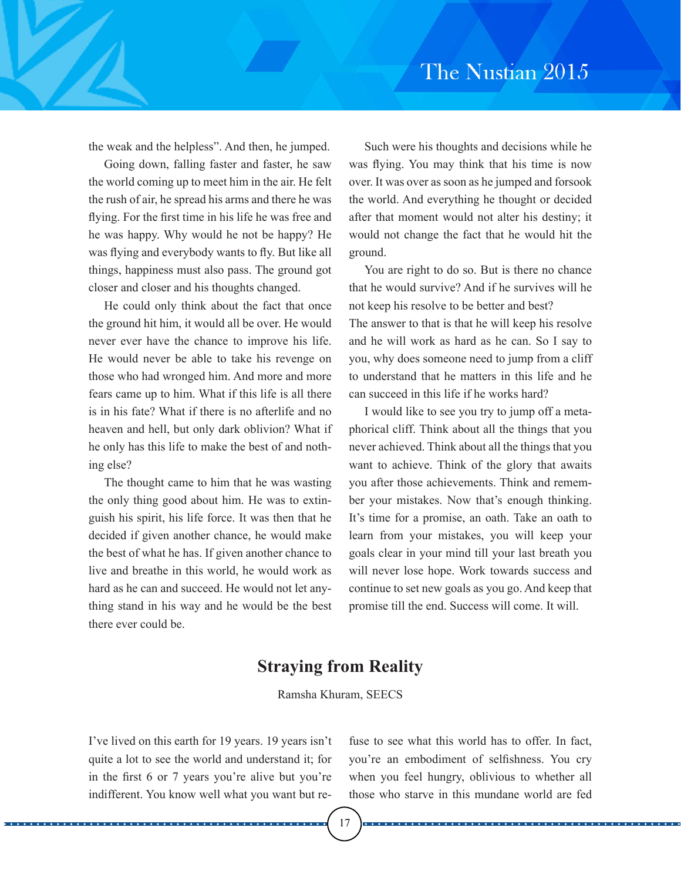the weak and the helpless". And then, he jumped.

Going down, falling faster and faster, he saw the world coming up to meet him in the air. He felt the rush of air, he spread his arms and there he was flying. For the first time in his life he was free and he was happy. Why would he not be happy? He was flying and everybody wants to fly. But like all things, happiness must also pass. The ground got closer and closer and his thoughts changed.

He could only think about the fact that once the ground hit him, it would all be over. He would never ever have the chance to improve his life. He would never be able to take his revenge on those who had wronged him. And more and more fears came up to him. What if this life is all there is in his fate? What if there is no afterlife and no heaven and hell, but only dark oblivion? What if he only has this life to make the best of and nothing else?

The thought came to him that he was wasting the only thing good about him. He was to extinguish his spirit, his life force. It was then that he decided if given another chance, he would make the best of what he has. If given another chance to live and breathe in this world, he would work as hard as he can and succeed. He would not let anything stand in his way and he would be the best there ever could be.

Such were his thoughts and decisions while he was flying. You may think that his time is now over. It was over as soon as he jumped and forsook the world. And everything he thought or decided after that moment would not alter his destiny; it would not change the fact that he would hit the ground.

You are right to do so. But is there no chance that he would survive? And if he survives will he not keep his resolve to be better and best?
The answer to that is that he will keep his resolve and he will work as hard as he can. So I say to you, why does someone need to jump from a cliff to understand that he matters in this life and he can succeed in this life if he works hard?

I would like to see you try to jump off a metaphorical cliff. Think about all the things that you never achieved. Think about all the things that you want to achieve. Think of the glory that awaits you after those achievements. Think and remember your mistakes. Now that's enough thinking. It's time for a promise, an oath. Take an oath to learn from your mistakes, you will keep your goals clear in your mind till your last breath you will never lose hope. Work towards success and continue to set new goals as you go. And keep that promise till the end. Success will come. It will.

## Straying from Reality

Ramsha Khuram, SEECS

I've lived on this earth for 19 years. 19 years isn't quite a lot to see the world and understand it; for in the first 6 or 7 years you're alive but you're indifferent. You know well what you want but refuse to see what this world has to offer. In fact, you're an embodiment of selfishness. You cry when you feel hungry, oblivious to whether all those who starve in this mundane world are fed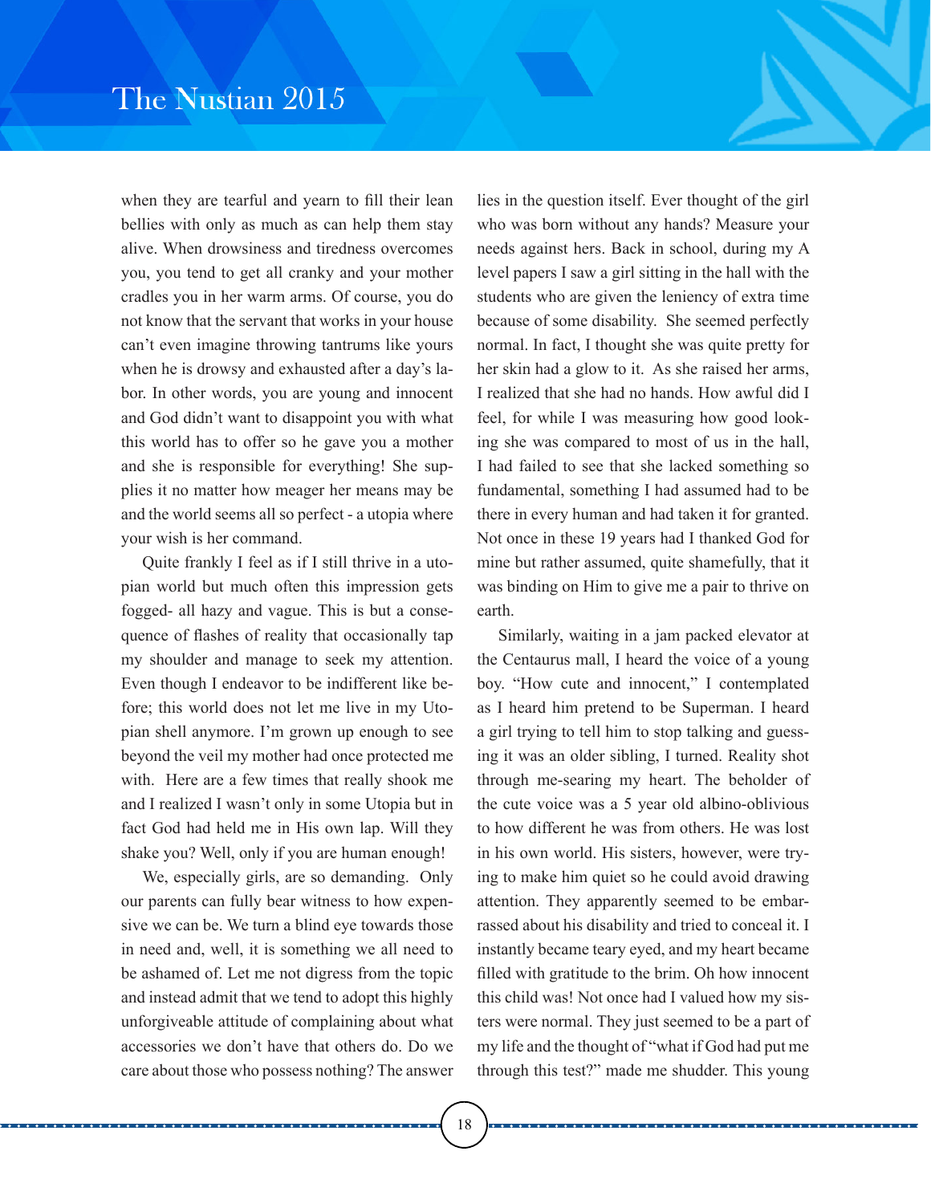when they are tearful and yearn to fill their lean bellies with only as much as can help them stay alive. When drowsiness and tiredness overcomes you, you tend to get all cranky and your mother cradles you in her warm arms. Of course, you do not know that the servant that works in your house can't even imagine throwing tantrums like yours when he is drowsy and exhausted after a day's labor. In other words, you are young and innocent and God didn't want to disappoint you with what this world has to offer so he gave you a mother and she is responsible for everything! She supplies it no matter how meager her means may be and the world seems all so perfect - a utopia where your wish is her command.

Quite frankly I feel as if I still thrive in a utopian world but much often this impression gets fogged- all hazy and vague. This is but a consequence of flashes of reality that occasionally tap my shoulder and manage to seek my attention. Even though I endeavor to be indifferent like before; this world does not let me live in my Utopian shell anymore. I'm grown up enough to see beyond the veil my mother had once protected me with. Here are a few times that really shook me and I realized I wasn't only in some Utopia but in fact God had held me in His own lap. Will they shake you? Well, only if you are human enough!

We, especially girls, are so demanding. Only our parents can fully bear witness to how expensive we can be. We turn a blind eye towards those in need and, well, it is something we all need to be ashamed of. Let me not digress from the topic and instead admit that we tend to adopt this highly unforgiveable attitude of complaining about what accessories we don't have that others do. Do we care about those who possess nothing? The answer lies in the question itself. Ever thought of the girl who was born without any hands? Measure your needs against hers. Back in school, during my A level papers I saw a girl sitting in the hall with the students who are given the leniency of extra time because of some disability. She seemed perfectly normal. In fact, I thought she was quite pretty for her skin had a glow to it. As she raised her arms, I realized that she had no hands. How awful did I feel, for while I was measuring how good looking she was compared to most of us in the hall, I had failed to see that she lacked something so fundamental, something I had assumed had to be there in every human and had taken it for granted. Not once in these 19 years had I thanked God for mine but rather assumed, quite shamefully, that it was binding on Him to give me a pair to thrive on earth.

Similarly, waiting in a jam packed elevator at the Centaurus mall, I heard the voice of a young boy. "How cute and innocent," I contemplated as I heard him pretend to be Superman. I heard a girl trying to tell him to stop talking and guessing it was an older sibling, I turned. Reality shot through me-searing my heart. The beholder of the cute voice was a 5 year old albino-oblivious to how different he was from others. He was lost in his own world. His sisters, however, were trying to make him quiet so he could avoid drawing attention. They apparently seemed to be embarrassed about his disability and tried to conceal it. I instantly became teary eyed, and my heart became filled with gratitude to the brim. Oh how innocent this child was! Not once had I valued how my sisters were normal. They just seemed to be a part of my life and the thought of "what if God had put me through this test?" made me shudder. This young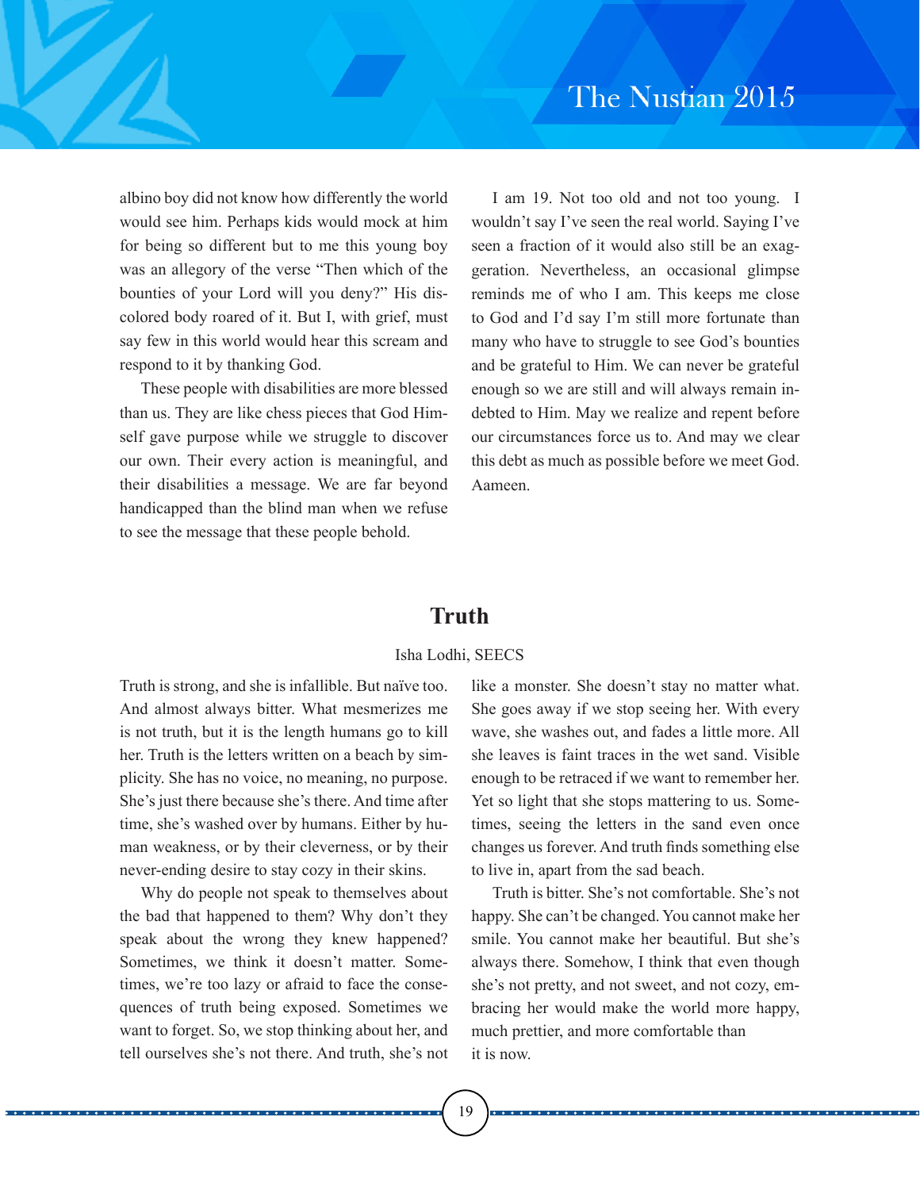albino boy did not know how differently the world would see him. Perhaps kids would mock at him for being so different but to me this young boy was an allegory of the verse "Then which of the bounties of your Lord will you deny?" His discolored body roared of it. But I, with grief, must say few in this world would hear this scream and respond to it by thanking God.

These people with disabilities are more blessed than us. They are like chess pieces that God Himself gave purpose while we struggle to discover our own. Their every action is meaningful, and their disabilities a message. We are far beyond handicapped than the blind man when we refuse to see the message that these people behold.

I am 19. Not too old and not too young. I wouldn't say I've seen the real world. Saying I've seen a fraction of it would also still be an exaggeration. Nevertheless, an occasional glimpse reminds me of who I am. This keeps me close to God and I'd say I'm still more fortunate than many who have to struggle to see God's bounties and be grateful to Him. We can never be grateful enough so we are still and will always remain indebted to Him. May we realize and repent before our circumstances force us to. And may we clear this debt as much as possible before we meet God. Aameen.

## Truth

Isha Lodhi, SEECS

Truth is strong, and she is infallible. But naïve too. And almost always bitter. What mesmerizes me is not truth, but it is the length humans go to kill her. Truth is the letters written on a beach by simplicity. She has no voice, no meaning, no purpose. She's just there because she's there. And time after time, she's washed over by humans. Either by human weakness, or by their cleverness, or by their never-ending desire to stay cozy in their skins.

Why do people not speak to themselves about the bad that happened to them? Why don't they speak about the wrong they knew happened? Sometimes, we think it doesn't matter. Sometimes, we're too lazy or afraid to face the consequences of truth being exposed. Sometimes we want to forget. So, we stop thinking about her, and tell ourselves she's not there. And truth, she's not like a monster. She doesn't stay no matter what. She goes away if we stop seeing her. With every wave, she washes out, and fades a little more. All she leaves is faint traces in the wet sand. Visible enough to be retraced if we want to remember her. Yet so light that she stops mattering to us. Sometimes, seeing the letters in the sand even once changes us forever. And truth finds something else to live in, apart from the sad beach.

Truth is bitter. She's not comfortable. She's not happy. She can't be changed. You cannot make her smile. You cannot make her beautiful. But she's always there. Somehow, I think that even though she's not pretty, and not sweet, and not cozy, embracing her would make the world more happy, much prettier, and more comfortable than it is now.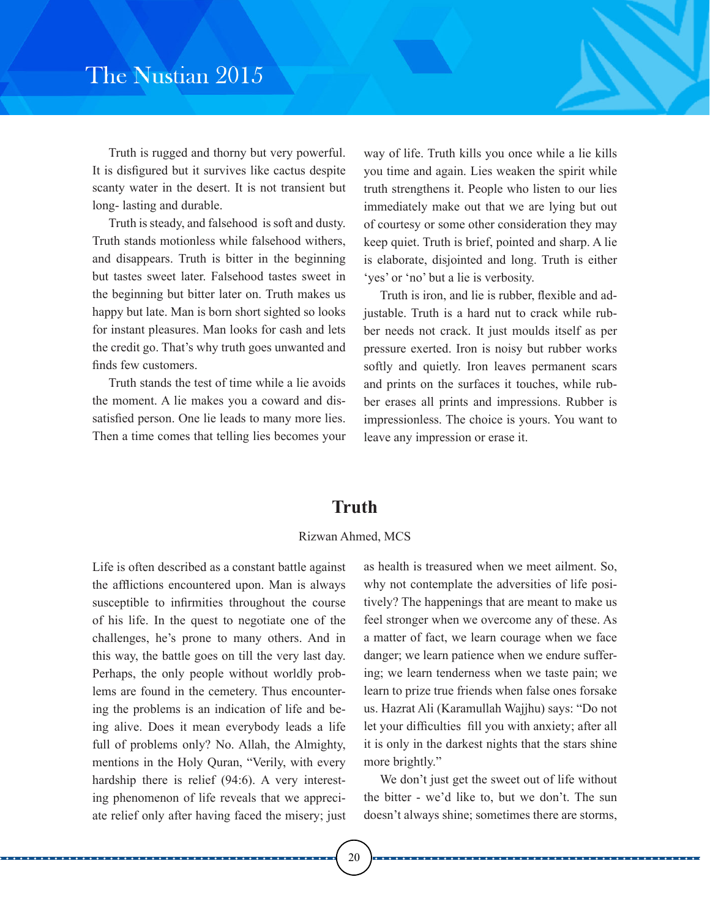Truth is rugged and thorny but very powerful. It is disfigured but it survives like cactus despite scanty water in the desert. It is not transient but long- lasting and durable.

Truth is steady, and falsehood is soft and dusty. Truth stands motionless while falsehood withers, and disappears. Truth is bitter in the beginning but tastes sweet later. Falsehood tastes sweet in the beginning but bitter later on. Truth makes us happy but late. Man is born short sighted so looks for instant pleasures. Man looks for cash and lets the credit go. That's why truth goes unwanted and finds few customers.

Truth stands the test of time while a lie avoids the moment. A lie makes you a coward and dissatisfied person. One lie leads to many more lies. Then a time comes that telling lies becomes your way of life. Truth kills you once while a lie kills you time and again. Lies weaken the spirit while truth strengthens it. People who listen to our lies immediately make out that we are lying but out of courtesy or some other consideration they may keep quiet. Truth is brief, pointed and sharp. A lie is elaborate, disjointed and long. Truth is either 'yes' or 'no' but a lie is verbosity.

Truth is iron, and lie is rubber, flexible and adjustable. Truth is a hard nut to crack while rubber needs not crack. It just moulds itself as per pressure exerted. Iron is noisy but rubber works softly and quietly. Iron leaves permanent scars and prints on the surfaces it touches, while rubber erases all prints and impressions. Rubber is impressionless. The choice is yours. You want to leave any impression or erase it.

## Truth

Rizwan Ahmed, MCS

Life is often described as a constant battle against the afflictions encountered upon. Man is always susceptible to infirmities throughout the course of his life. In the quest to negotiate one of the challenges, he's prone to many others. And in this way, the battle goes on till the very last day. Perhaps, the only people without worldly problems are found in the cemetery. Thus encountering the problems is an indication of life and being alive. Does it mean everybody leads a life full of problems only? No. Allah, the Almighty, mentions in the Holy Quran, "Verily, with every hardship there is relief (94:6). A very interesting phenomenon of life reveals that we appreciate relief only after having faced the misery; just as health is treasured when we meet ailment. So, why not contemplate the adversities of life positively? The happenings that are meant to make us feel stronger when we overcome any of these. As a matter of fact, we learn courage when we face danger; we learn patience when we endure suffering; we learn tenderness when we taste pain; we learn to prize true friends when false ones forsake us. Hazrat Ali (Karamullah Wajjhu) says: "Do not let your difficulties fill you with anxiety; after all it is only in the darkest nights that the stars shine more brightly."

We don't just get the sweet out of life without the bitter - we'd like to, but we don't. The sun doesn't always shine; sometimes there are storms,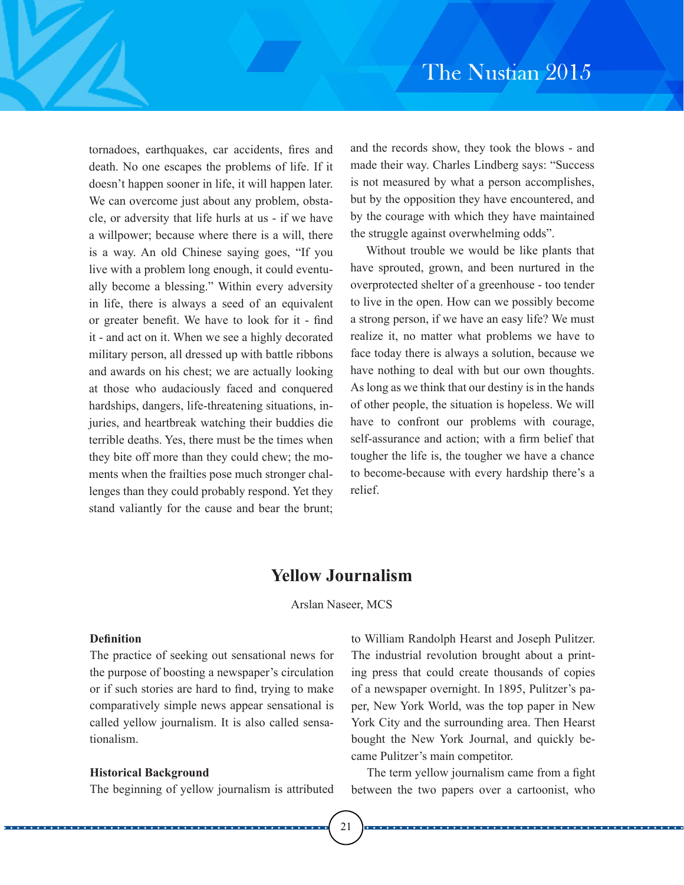tornadoes, earthquakes, car accidents, fires and death. No one escapes the problems of life. If it doesn't happen sooner in life, it will happen later. We can overcome just about any problem, obstacle, or adversity that life hurls at us - if we have a willpower; because where there is a will, there is a way. An old Chinese saying goes, "If you live with a problem long enough, it could eventually become a blessing." Within every adversity in life, there is always a seed of an equivalent or greater benefit. We have to look for it - find it - and act on it. When we see a highly decorated military person, all dressed up with battle ribbons and awards on his chest; we are actually looking at those who audaciously faced and conquered hardships, dangers, life-threatening situations, injuries, and heartbreak watching their buddies die terrible deaths. Yes, there must be the times when they bite off more than they could chew; the moments when the frailties pose much stronger challenges than they could probably respond. Yet they stand valiantly for the cause and bear the brunt; and the records show, they took the blows - and made their way. Charles Lindberg says: "Success is not measured by what a person accomplishes, but by the opposition they have encountered, and by the courage with which they have maintained the struggle against overwhelming odds".

Without trouble we would be like plants that have sprouted, grown, and been nurtured in the overprotected shelter of a greenhouse - too tender to live in the open. How can we possibly become a strong person, if we have an easy life? We must realize it, no matter what problems we have to face today there is always a solution, because we have nothing to deal with but our own thoughts. As long as we think that our destiny is in the hands of other people, the situation is hopeless. We will have to confront our problems with courage, self-assurance and action; with a firm belief that tougher the life is, the tougher we have a chance to become-because with every hardship there's a relief.

# Yellow Journalism

Arslan Naseer, MCS

**Definition**

The practice of seeking out sensational news for the purpose of boosting a newspaper's circulation or if such stories are hard to find, trying to make comparatively simple news appear sensational is called yellow journalism. It is also called sensationalism.

**Historical Background**

The beginning of yellow journalism is attributed to William Randolph Hearst and Joseph Pulitzer. The industrial revolution brought about a printing press that could create thousands of copies of a newspaper overnight. In 1895, Pulitzer's paper, New York World, was the top paper in New York City and the surrounding area. Then Hearst bought the New York Journal, and quickly became Pulitzer's main competitor.

The term yellow journalism came from a fight between the two papers over a cartoonist, who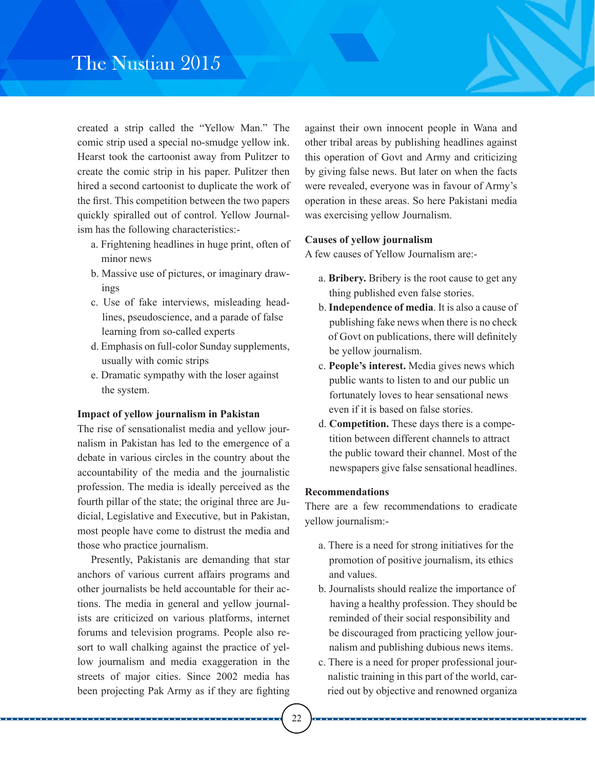created a strip called the "Yellow Man." The comic strip used a special no-smudge yellow ink. Hearst took the cartoonist away from Pulitzer to create the comic strip in his paper. Pulitzer then hired a second cartoonist to duplicate the work of the first. This competition between the two papers quickly spiralled out of control. Yellow Journalism has the following characteristics:-

a. Frightening headlines in huge print, often of minor news
b. Massive use of pictures, or imaginary drawings
c. Use of fake interviews, misleading headlines, pseudoscience, and a parade of false learning from so-called experts
d. Emphasis on full-color Sunday supplements, usually with comic strips
e. Dramatic sympathy with the loser against the system.

**Impact of yellow journalism in Pakistan**

The rise of sensationalist media and yellow journalism in Pakistan has led to the emergence of a debate in various circles in the country about the accountability of the media and the journalistic profession. The media is ideally perceived as the fourth pillar of the state; the original three are Judicial, Legislative and Executive, but in Pakistan, most people have come to distrust the media and those who practice journalism.

Presently, Pakistanis are demanding that star anchors of various current affairs programs and other journalists be held accountable for their actions. The media in general and yellow journalists are criticized on various platforms, internet forums and television programs. People also resort to wall chalking against the practice of yellow journalism and media exaggeration in the streets of major cities. Since 2002 media has been projecting Pak Army as if they are fighting against their own innocent people in Wana and other tribal areas by publishing headlines against this operation of Govt and Army and criticizing by giving false news. But later on when the facts were revealed, everyone was in favour of Army's operation in these areas. So here Pakistani media was exercising yellow Journalism.

**Causes of yellow journalism**

A few causes of Yellow Journalism are:-

a. **Bribery.** Bribery is the root cause to get any thing published even false stories.
b. **Independence of media**. It is also a cause of publishing fake news when there is no check of Govt on publications, there will definitely be yellow journalism.
c. **People's interest.** Media gives news which public wants to listen to and our public un fortunately loves to hear sensational news even if it is based on false stories.
d. **Competition.** These days there is a competition between different channels to attract the public toward their channel. Most of the newspapers give false sensational headlines.

**Recommendations**

There are a few recommendations to eradicate yellow journalism:-

a. There is a need for strong initiatives for the promotion of positive journalism, its ethics and values.
b. Journalists should realize the importance of having a healthy profession. They should be reminded of their social responsibility and be discouraged from practicing yellow journalism and publishing dubious news items.
c. There is a need for proper professional journalistic training in this part of the world, carried out by objective and renowned organiza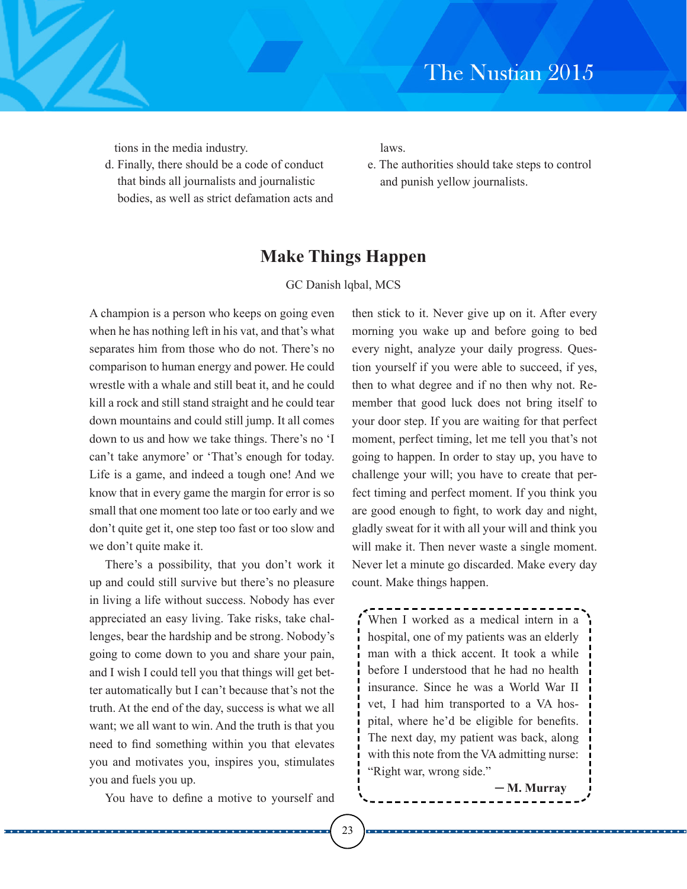tions in the media industry.

d. Finally, there should be a code of conduct that binds all journalists and journalistic bodies, as well as strict defamation acts and laws.

e. The authorities should take steps to control and punish yellow journalists.

## Make Things Happen

GC Danish lqbal, MCS

A champion is a person who keeps on going even when he has nothing left in his vat, and that's what separates him from those who do not. There's no comparison to human energy and power. He could wrestle with a whale and still beat it, and he could kill a rock and still stand straight and he could tear down mountains and could still jump. It all comes down to us and how we take things. There's no 'I can't take anymore' or 'That's enough for today. Life is a game, and indeed a tough one! And we know that in every game the margin for error is so small that one moment too late or too early and we don't quite get it, one step too fast or too slow and we don't quite make it.

There's a possibility, that you don't work it up and could still survive but there's no pleasure in living a life without success. Nobody has ever appreciated an easy living. Take risks, take challenges, bear the hardship and be strong. Nobody's going to come down to you and share your pain, and I wish I could tell you that things will get better automatically but I can't because that's not the truth. At the end of the day, success is what we all want; we all want to win. And the truth is that you need to find something within you that elevates you and motivates you, inspires you, stimulates you and fuels you up.

You have to define a motive to yourself and then stick to it. Never give up on it. After every morning you wake up and before going to bed every night, analyze your daily progress. Question yourself if you were able to succeed, if yes, then to what degree and if no then why not. Remember that good luck does not bring itself to your door step. If you are waiting for that perfect moment, perfect timing, let me tell you that's not going to happen. In order to stay up, you have to challenge your will; you have to create that perfect timing and perfect moment. If you think you are good enough to fight, to work day and night, gladly sweat for it with all your will and think you will make it. Then never waste a single moment. Never let a minute go discarded. Make every day count. Make things happen.

> When I worked as a medical intern in a hospital, one of my patients was an elderly man with a thick accent. It took a while before I understood that he had no health insurance. Since he was a World War II vet, I had him transported to a VA hospital, where he'd be eligible for benefits. The next day, my patient was back, along with this note from the VA admitting nurse: "Right war, wrong side."
>
> **— M. Murray**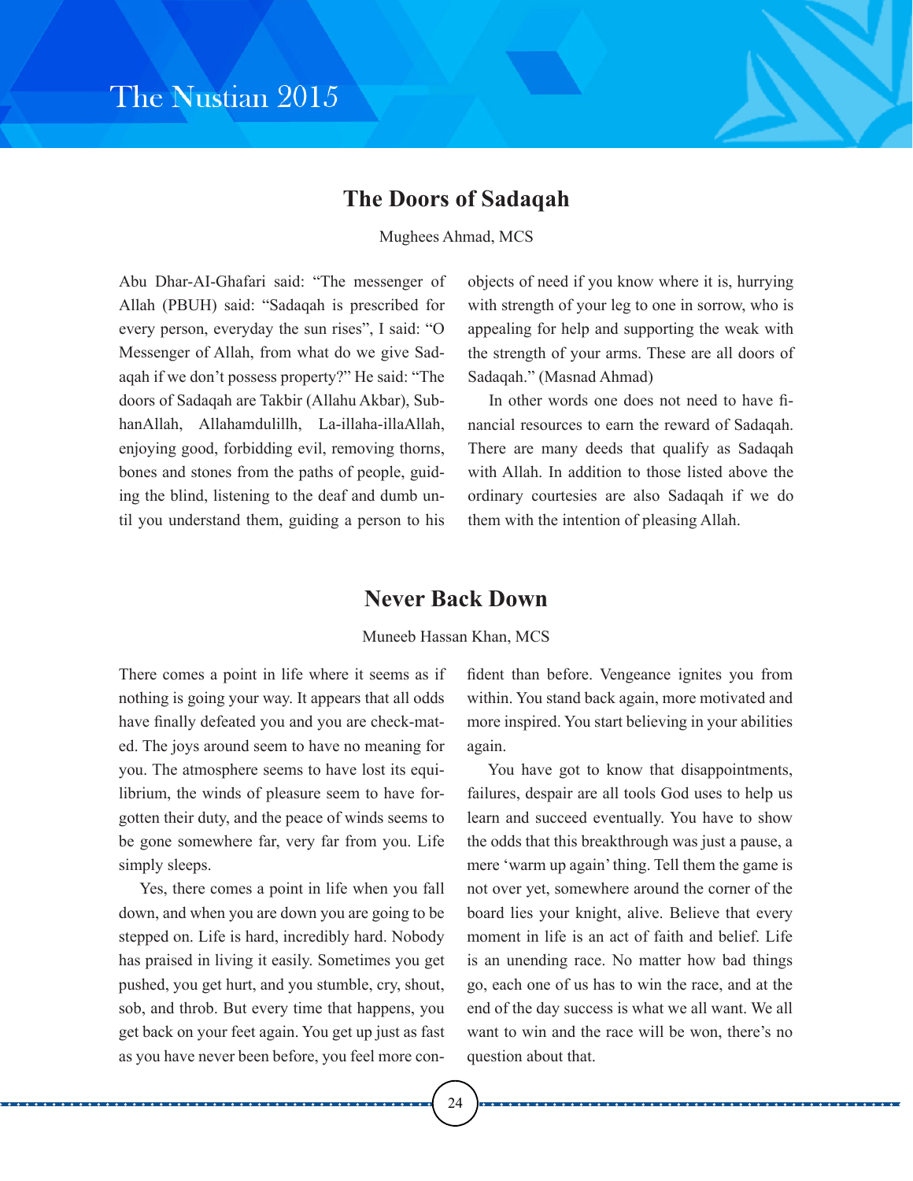## The Doors of Sadaqah

Mughees Ahmad, MCS

Abu Dhar-AI-Ghafari said: "The messenger of Allah (PBUH) said: "Sadaqah is prescribed for every person, everyday the sun rises", I said: "O Messenger of Allah, from what do we give Sadaqah if we don't possess property?" He said: "The doors of Sadaqah are Takbir (Allahu Akbar), SubhanAllah, Allahamdulillh, La-illaha-illaAllah, enjoying good, forbidding evil, removing thorns, bones and stones from the paths of people, guiding the blind, listening to the deaf and dumb until you understand them, guiding a person to his objects of need if you know where it is, hurrying with strength of your leg to one in sorrow, who is appealing for help and supporting the weak with the strength of your arms. These are all doors of Sadaqah." (Masnad Ahmad)

In other words one does not need to have financial resources to earn the reward of Sadaqah. There are many deeds that qualify as Sadaqah with Allah. In addition to those listed above the ordinary courtesies are also Sadaqah if we do them with the intention of pleasing Allah.

## Never Back Down

Muneeb Hassan Khan, MCS

There comes a point in life where it seems as if nothing is going your way. It appears that all odds have finally defeated you and you are check-mated. The joys around seem to have no meaning for you. The atmosphere seems to have lost its equilibrium, the winds of pleasure seem to have forgotten their duty, and the peace of winds seems to be gone somewhere far, very far from you. Life simply sleeps.

Yes, there comes a point in life when you fall down, and when you are down you are going to be stepped on. Life is hard, incredibly hard. Nobody has praised in living it easily. Sometimes you get pushed, you get hurt, and you stumble, cry, shout, sob, and throb. But every time that happens, you get back on your feet again. You get up just as fast as you have never been before, you feel more confident than before. Vengeance ignites you from within. You stand back again, more motivated and more inspired. You start believing in your abilities again.

You have got to know that disappointments, failures, despair are all tools God uses to help us learn and succeed eventually. You have to show the odds that this breakthrough was just a pause, a mere 'warm up again' thing. Tell them the game is not over yet, somewhere around the corner of the board lies your knight, alive. Believe that every moment in life is an act of faith and belief. Life is an unending race. No matter how bad things go, each one of us has to win the race, and at the end of the day success is what we all want. We all want to win and the race will be won, there's no question about that.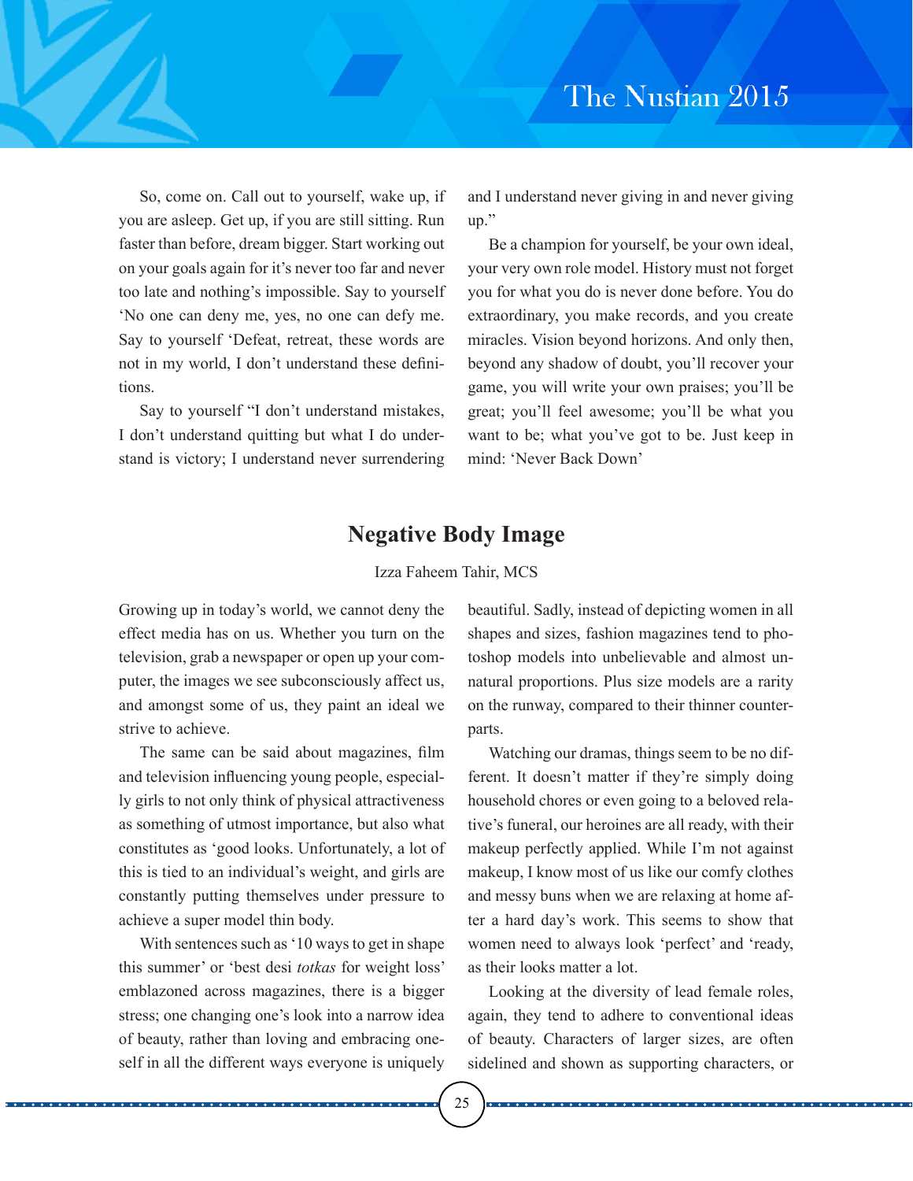So, come on. Call out to yourself, wake up, if you are asleep. Get up, if you are still sitting. Run faster than before, dream bigger. Start working out on your goals again for it's never too far and never too late and nothing's impossible. Say to yourself 'No one can deny me, yes, no one can defy me. Say to yourself 'Defeat, retreat, these words are not in my world, I don't understand these definitions.

Say to yourself "I don't understand mistakes, I don't understand quitting but what I do understand is victory; I understand never surrendering and I understand never giving in and never giving up."

Be a champion for yourself, be your own ideal, your very own role model. History must not forget you for what you do is never done before. You do extraordinary, you make records, and you create miracles. Vision beyond horizons. And only then, beyond any shadow of doubt, you'll recover your game, you will write your own praises; you'll be great; you'll feel awesome; you'll be what you want to be; what you've got to be. Just keep in mind: 'Never Back Down'

## Negative Body Image

Izza Faheem Tahir, MCS

Growing up in today's world, we cannot deny the effect media has on us. Whether you turn on the television, grab a newspaper or open up your computer, the images we see subconsciously affect us, and amongst some of us, they paint an ideal we strive to achieve.

The same can be said about magazines, film and television influencing young people, especially girls to not only think of physical attractiveness as something of utmost importance, but also what constitutes as 'good looks. Unfortunately, a lot of this is tied to an individual's weight, and girls are constantly putting themselves under pressure to achieve a super model thin body.

With sentences such as '10 ways to get in shape this summer' or 'best desi *totkas* for weight loss' emblazoned across magazines, there is a bigger stress; one changing one's look into a narrow idea of beauty, rather than loving and embracing oneself in all the different ways everyone is uniquely beautiful. Sadly, instead of depicting women in all shapes and sizes, fashion magazines tend to photoshop models into unbelievable and almost unnatural proportions. Plus size models are a rarity on the runway, compared to their thinner counterparts.

Watching our dramas, things seem to be no different. It doesn't matter if they're simply doing household chores or even going to a beloved relative's funeral, our heroines are all ready, with their makeup perfectly applied. While I'm not against makeup, I know most of us like our comfy clothes and messy buns when we are relaxing at home after a hard day's work. This seems to show that women need to always look 'perfect' and 'ready, as their looks matter a lot.

Looking at the diversity of lead female roles, again, they tend to adhere to conventional ideas of beauty. Characters of larger sizes, are often sidelined and shown as supporting characters, or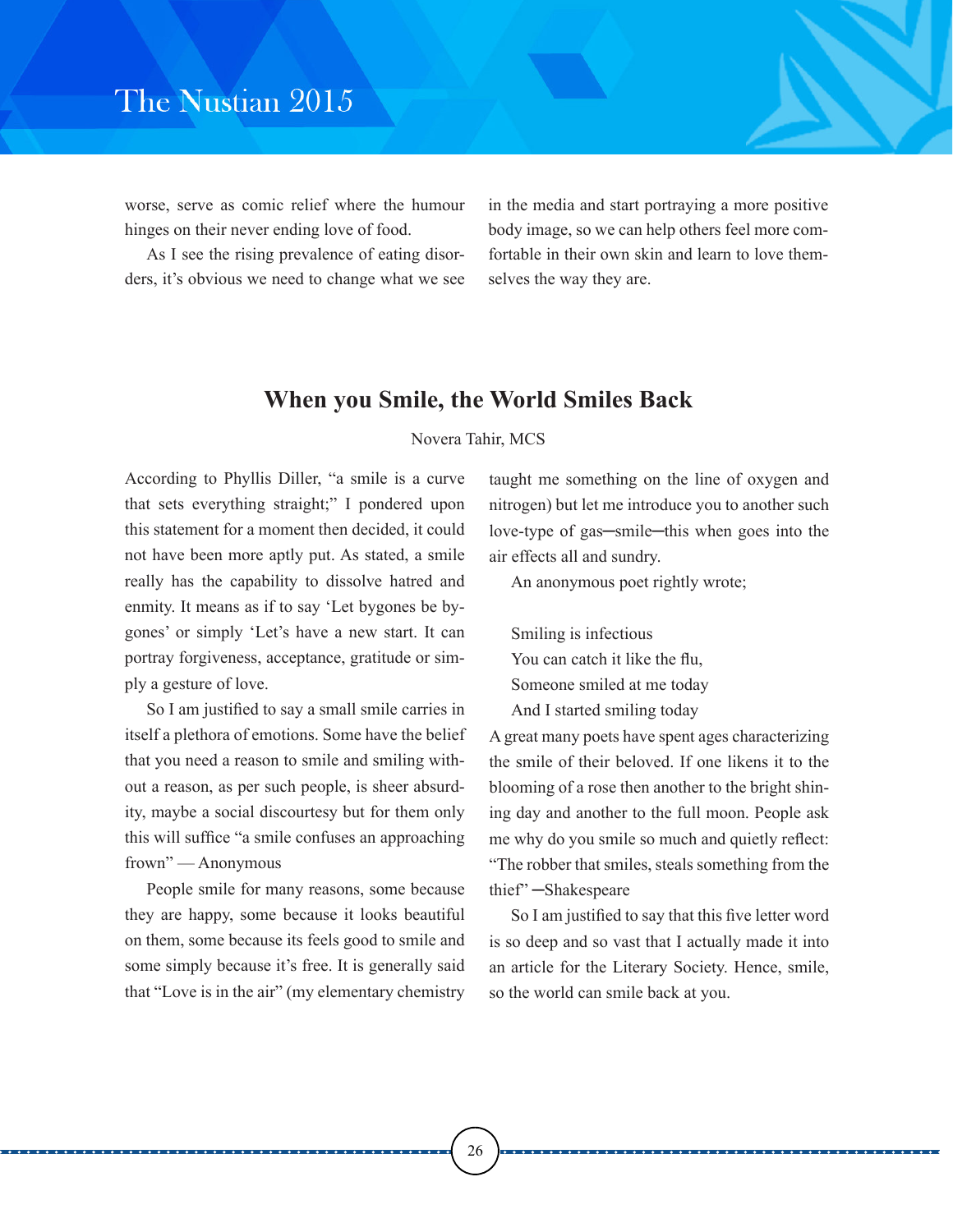worse, serve as comic relief where the humour hinges on their never ending love of food.

As I see the rising prevalence of eating disorders, it's obvious we need to change what we see in the media and start portraying a more positive body image, so we can help others feel more comfortable in their own skin and learn to love themselves the way they are.

## When you Smile, the World Smiles Back

Novera Tahir, MCS

According to Phyllis Diller, "a smile is a curve that sets everything straight;" I pondered upon this statement for a moment then decided, it could not have been more aptly put. As stated, a smile really has the capability to dissolve hatred and enmity. It means as if to say 'Let bygones be bygones' or simply 'Let's have a new start. It can portray forgiveness, acceptance, gratitude or simply a gesture of love.

So I am justified to say a small smile carries in itself a plethora of emotions. Some have the belief that you need a reason to smile and smiling without a reason, as per such people, is sheer absurdity, maybe a social discourtesy but for them only this will suffice "a smile confuses an approaching frown" — Anonymous

People smile for many reasons, some because they are happy, some because it looks beautiful on them, some because its feels good to smile and some simply because it's free. It is generally said that "Love is in the air" (my elementary chemistry taught me something on the line of oxygen and nitrogen) but let me introduce you to another such love-type of gas─smile─this when goes into the air effects all and sundry.

An anonymous poet rightly wrote;

Smiling is infectious  
You can catch it like the flu,  
Someone smiled at me today  
And I started smiling today

A great many poets have spent ages characterizing the smile of their beloved. If one likens it to the blooming of a rose then another to the bright shining day and another to the full moon. People ask me why do you smile so much and quietly reflect: "The robber that smiles, steals something from the thief" ─Shakespeare

So I am justified to say that this five letter word is so deep and so vast that I actually made it into an article for the Literary Society. Hence, smile, so the world can smile back at you.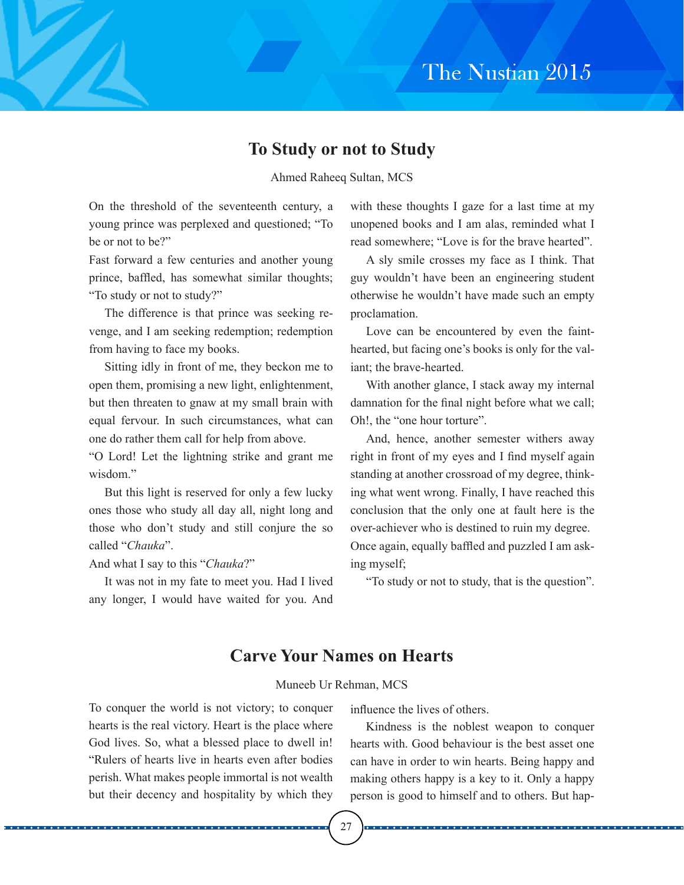## To Study or not to Study

Ahmed Raheeq Sultan, MCS

On the threshold of the seventeenth century, a young prince was perplexed and questioned; “To be or not to be?”

Fast forward a few centuries and another young prince, baffled, has somewhat similar thoughts; “To study or not to study?”

The difference is that prince was seeking revenge, and I am seeking redemption; redemption from having to face my books.

Sitting idly in front of me, they beckon me to open them, promising a new light, enlightenment, but then threaten to gnaw at my small brain with equal fervour. In such circumstances, what can one do rather them call for help from above.

“O Lord! Let the lightning strike and grant me wisdom.”

But this light is reserved for only a few lucky ones those who study all day all, night long and those who don’t study and still conjure the so called “*Chauka*”.

And what I say to this “*Chauka*?”

It was not in my fate to meet you. Had I lived any longer, I would have waited for you. And with these thoughts I gaze for a last time at my unopened books and I am alas, reminded what I read somewhere; “Love is for the brave hearted”.

A sly smile crosses my face as I think. That guy wouldn’t have been an engineering student otherwise he wouldn’t have made such an empty proclamation.

Love can be encountered by even the faint-hearted, but facing one’s books is only for the valiant; the brave-hearted.

With another glance, I stack away my internal damnation for the final night before what we call; Oh!, the “one hour torture”.

And, hence, another semester withers away right in front of my eyes and I find myself again standing at another crossroad of my degree, thinking what went wrong. Finally, I have reached this conclusion that the only one at fault here is the over-achiever who is destined to ruin my degree. Once again, equally baffled and puzzled I am asking myself;

“To study or not to study, that is the question”.

## Carve Your Names on Hearts

Muneeb Ur Rehman, MCS

To conquer the world is not victory; to conquer hearts is the real victory. Heart is the place where God lives. So, what a blessed place to dwell in! “Rulers of hearts live in hearts even after bodies perish. What makes people immortal is not wealth but their decency and hospitality by which they influence the lives of others.

Kindness is the noblest weapon to conquer hearts with. Good behaviour is the best asset one can have in order to win hearts. Being happy and making others happy is a key to it. Only a happy person is good to himself and to others. But hap-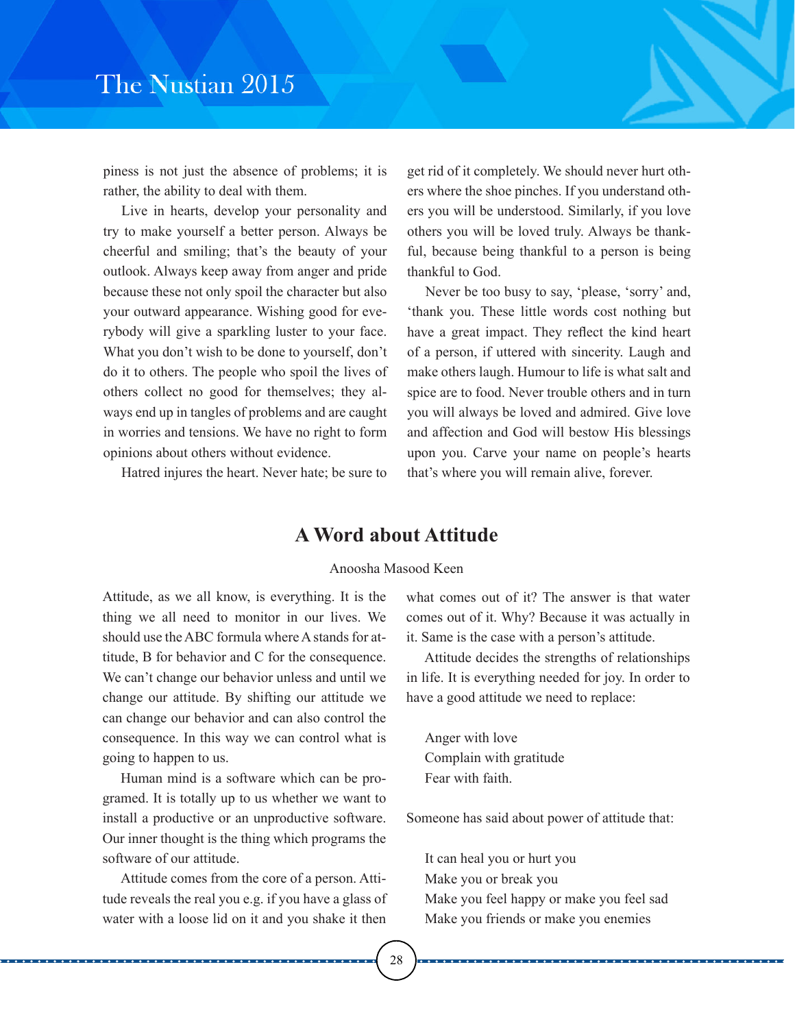piness is not just the absence of problems; it is rather, the ability to deal with them.

Live in hearts, develop your personality and try to make yourself a better person. Always be cheerful and smiling; that's the beauty of your outlook. Always keep away from anger and pride because these not only spoil the character but also your outward appearance. Wishing good for everybody will give a sparkling luster to your face. What you don't wish to be done to yourself, don't do it to others. The people who spoil the lives of others collect no good for themselves; they always end up in tangles of problems and are caught in worries and tensions. We have no right to form opinions about others without evidence.

Hatred injures the heart. Never hate; be sure to get rid of it completely. We should never hurt others where the shoe pinches. If you understand others you will be understood. Similarly, if you love others you will be loved truly. Always be thankful, because being thankful to a person is being thankful to God.

Never be too busy to say, 'please, 'sorry' and, 'thank you. These little words cost nothing but have a great impact. They reflect the kind heart of a person, if uttered with sincerity. Laugh and make others laugh. Humour to life is what salt and spice are to food. Never trouble others and in turn you will always be loved and admired. Give love and affection and God will bestow His blessings upon you. Carve your name on people's hearts that's where you will remain alive, forever.

## A Word about Attitude

Anoosha Masood Keen

Attitude, as we all know, is everything. It is the thing we all need to monitor in our lives. We should use the ABC formula where A stands for attitude, B for behavior and C for the consequence. We can't change our behavior unless and until we change our attitude. By shifting our attitude we can change our behavior and can also control the consequence. In this way we can control what is going to happen to us.

Human mind is a software which can be programed. It is totally up to us whether we want to install a productive or an unproductive software. Our inner thought is the thing which programs the software of our attitude.

Attitude comes from the core of a person. Attitude reveals the real you e.g. if you have a glass of water with a loose lid on it and you shake it then what comes out of it? The answer is that water comes out of it. Why? Because it was actually in it. Same is the case with a person's attitude.

Attitude decides the strengths of relationships in life. It is everything needed for joy. In order to have a good attitude we need to replace:

Anger with love  
Complain with gratitude  
Fear with faith.

Someone has said about power of attitude that:

It can heal you or hurt you  
Make you or break you  
Make you feel happy or make you feel sad  
Make you friends or make you enemies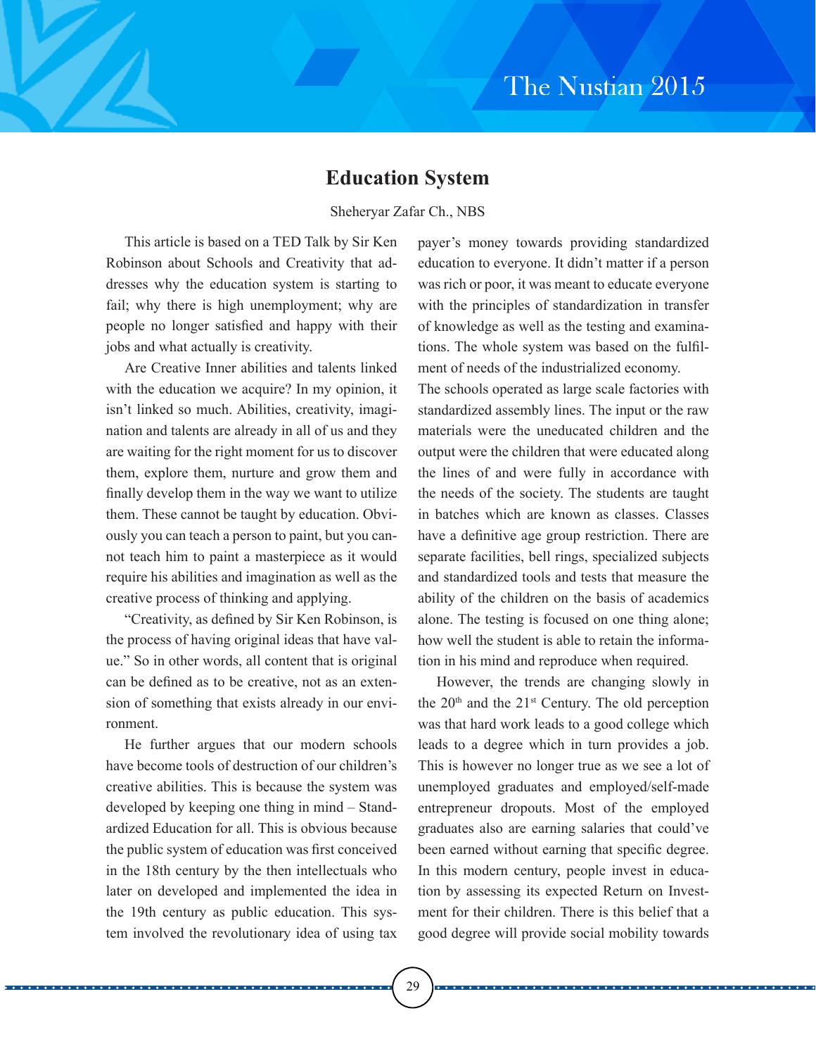# Education System

Sheheryar Zafar Ch., NBS

This article is based on a TED Talk by Sir Ken Robinson about Schools and Creativity that addresses why the education system is starting to fail; why there is high unemployment; why are people no longer satisfied and happy with their jobs and what actually is creativity.

Are Creative Inner abilities and talents linked with the education we acquire? In my opinion, it isn't linked so much. Abilities, creativity, imagination and talents are already in all of us and they are waiting for the right moment for us to discover them, explore them, nurture and grow them and finally develop them in the way we want to utilize them. These cannot be taught by education. Obviously you can teach a person to paint, but you cannot teach him to paint a masterpiece as it would require his abilities and imagination as well as the creative process of thinking and applying.

"Creativity, as defined by Sir Ken Robinson, is the process of having original ideas that have value." So in other words, all content that is original can be defined as to be creative, not as an extension of something that exists already in our environment.

He further argues that our modern schools have become tools of destruction of our children's creative abilities. This is because the system was developed by keeping one thing in mind – Standardized Education for all. This is obvious because the public system of education was first conceived in the 18th century by the then intellectuals who later on developed and implemented the idea in the 19th century as public education. This system involved the revolutionary idea of using tax payer's money towards providing standardized education to everyone. It didn't matter if a person was rich or poor, it was meant to educate everyone with the principles of standardization in transfer of knowledge as well as the testing and examinations. The whole system was based on the fulfilment of needs of the industrialized economy.

The schools operated as large scale factories with standardized assembly lines. The input or the raw materials were the uneducated children and the output were the children that were educated along the lines of and were fully in accordance with the needs of the society. The students are taught in batches which are known as classes. Classes have a definitive age group restriction. There are separate facilities, bell rings, specialized subjects and standardized tools and tests that measure the ability of the children on the basis of academics alone. The testing is focused on one thing alone; how well the student is able to retain the information in his mind and reproduce when required.

However, the trends are changing slowly in the 20th and the 21st Century. The old perception was that hard work leads to a good college which leads to a degree which in turn provides a job. This is however no longer true as we see a lot of unemployed graduates and employed/self-made entrepreneur dropouts. Most of the employed graduates also are earning salaries that could've been earned without earning that specific degree. In this modern century, people invest in education by assessing its expected Return on Investment for their children. There is this belief that a good degree will provide social mobility towards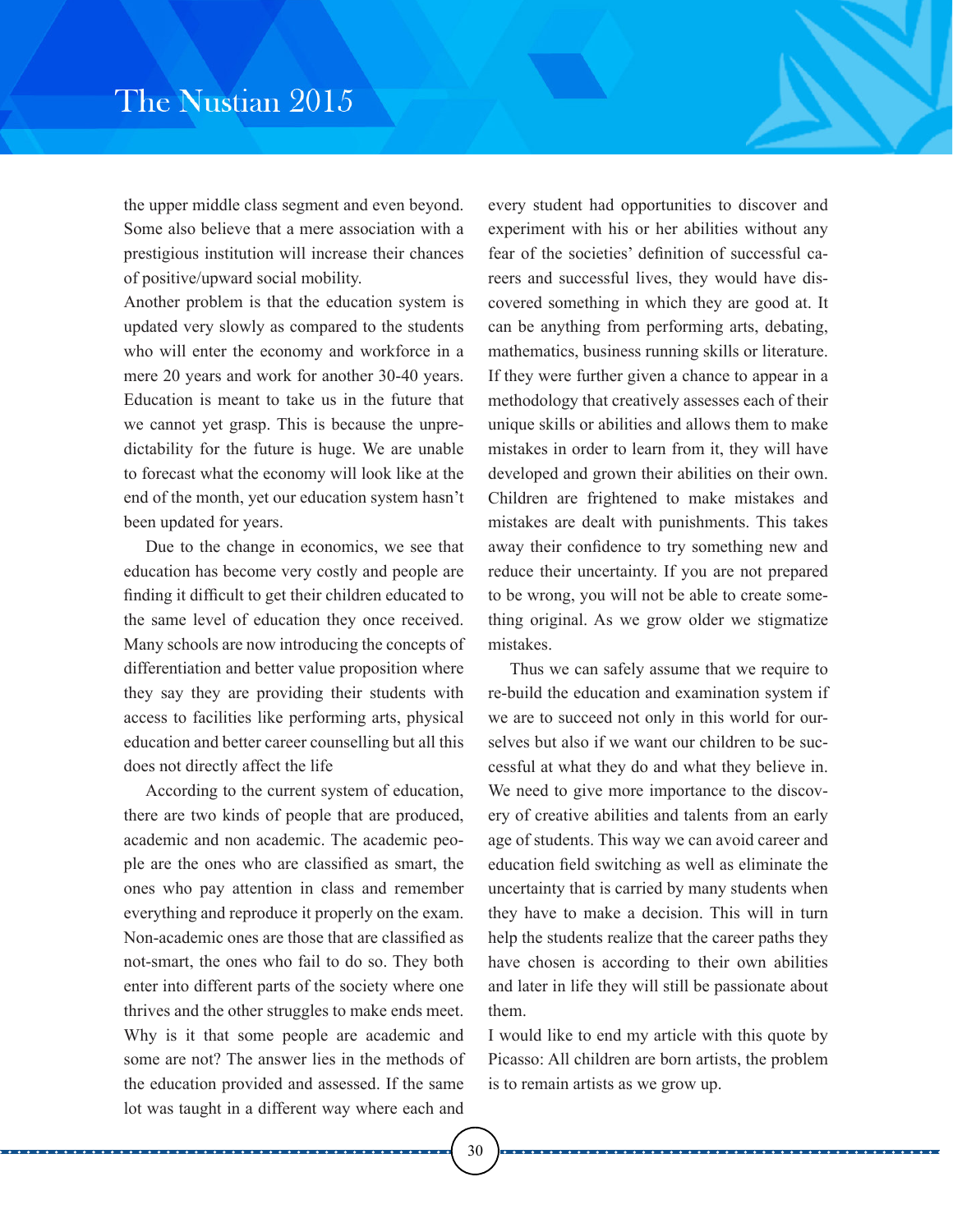the upper middle class segment and even beyond. Some also believe that a mere association with a prestigious institution will increase their chances of positive/upward social mobility.

Another problem is that the education system is updated very slowly as compared to the students who will enter the economy and workforce in a mere 20 years and work for another 30-40 years. Education is meant to take us in the future that we cannot yet grasp. This is because the unpredictability for the future is huge. We are unable to forecast what the economy will look like at the end of the month, yet our education system hasn't been updated for years.

Due to the change in economics, we see that education has become very costly and people are finding it difficult to get their children educated to the same level of education they once received. Many schools are now introducing the concepts of differentiation and better value proposition where they say they are providing their students with access to facilities like performing arts, physical education and better career counselling but all this does not directly affect the life

According to the current system of education, there are two kinds of people that are produced, academic and non academic. The academic people are the ones who are classified as smart, the ones who pay attention in class and remember everything and reproduce it properly on the exam. Non-academic ones are those that are classified as not-smart, the ones who fail to do so. They both enter into different parts of the society where one thrives and the other struggles to make ends meet. Why is it that some people are academic and some are not? The answer lies in the methods of the education provided and assessed. If the same lot was taught in a different way where each and every student had opportunities to discover and experiment with his or her abilities without any fear of the societies' definition of successful careers and successful lives, they would have discovered something in which they are good at. It can be anything from performing arts, debating, mathematics, business running skills or literature. If they were further given a chance to appear in a methodology that creatively assesses each of their unique skills or abilities and allows them to make mistakes in order to learn from it, they will have developed and grown their abilities on their own. Children are frightened to make mistakes and mistakes are dealt with punishments. This takes away their confidence to try something new and reduce their uncertainty. If you are not prepared to be wrong, you will not be able to create something original. As we grow older we stigmatize mistakes.

Thus we can safely assume that we require to re-build the education and examination system if we are to succeed not only in this world for ourselves but also if we want our children to be successful at what they do and what they believe in. We need to give more importance to the discovery of creative abilities and talents from an early age of students. This way we can avoid career and education field switching as well as eliminate the uncertainty that is carried by many students when they have to make a decision. This will in turn help the students realize that the career paths they have chosen is according to their own abilities and later in life they will still be passionate about them.

I would like to end my article with this quote by Picasso: All children are born artists, the problem is to remain artists as we grow up.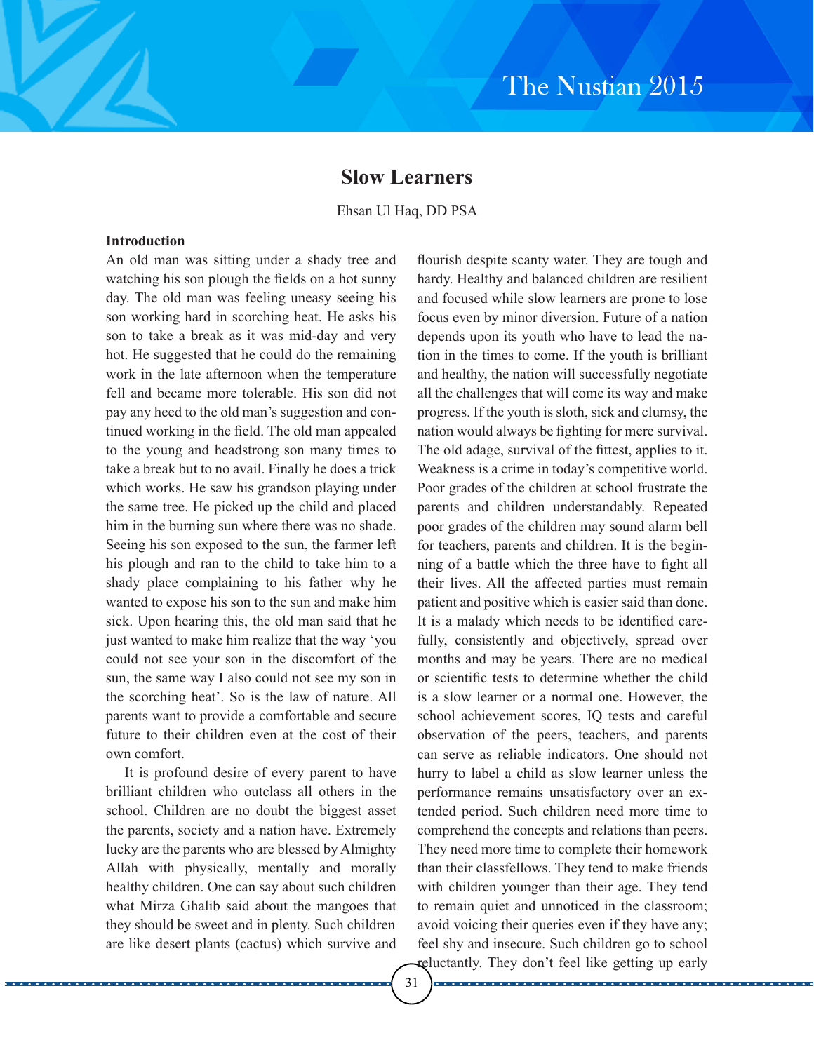## Slow Learners

Ehsan Ul Haq, DD PSA

### Introduction

An old man was sitting under a shady tree and watching his son plough the fields on a hot sunny day. The old man was feeling uneasy seeing his son working hard in scorching heat. He asks his son to take a break as it was mid-day and very hot. He suggested that he could do the remaining work in the late afternoon when the temperature fell and became more tolerable. His son did not pay any heed to the old man's suggestion and continued working in the field. The old man appealed to the young and headstrong son many times to take a break but to no avail. Finally he does a trick which works. He saw his grandson playing under the same tree. He picked up the child and placed him in the burning sun where there was no shade. Seeing his son exposed to the sun, the farmer left his plough and ran to the child to take him to a shady place complaining to his father why he wanted to expose his son to the sun and make him sick. Upon hearing this, the old man said that he just wanted to make him realize that the way 'you could not see your son in the discomfort of the sun, the same way I also could not see my son in the scorching heat'. So is the law of nature. All parents want to provide a comfortable and secure future to their children even at the cost of their own comfort.

It is profound desire of every parent to have brilliant children who outclass all others in the school. Children are no doubt the biggest asset the parents, society and a nation have. Extremely lucky are the parents who are blessed by Almighty Allah with physically, mentally and morally healthy children. One can say about such children what Mirza Ghalib said about the mangoes that they should be sweet and in plenty. Such children are like desert plants (cactus) which survive and flourish despite scanty water. They are tough and hardy. Healthy and balanced children are resilient and focused while slow learners are prone to lose focus even by minor diversion. Future of a nation depends upon its youth who have to lead the nation in the times to come. If the youth is brilliant and healthy, the nation will successfully negotiate all the challenges that will come its way and make progress. If the youth is sloth, sick and clumsy, the nation would always be fighting for mere survival. The old adage, survival of the fittest, applies to it. Weakness is a crime in today's competitive world. Poor grades of the children at school frustrate the parents and children understandably. Repeated poor grades of the children may sound alarm bell for teachers, parents and children. It is the beginning of a battle which the three have to fight all their lives. All the affected parties must remain patient and positive which is easier said than done. It is a malady which needs to be identified carefully, consistently and objectively, spread over months and may be years. There are no medical or scientific tests to determine whether the child is a slow learner or a normal one. However, the school achievement scores, IQ tests and careful observation of the peers, teachers, and parents can serve as reliable indicators. One should not hurry to label a child as slow learner unless the performance remains unsatisfactory over an extended period. Such children need more time to comprehend the concepts and relations than peers. They need more time to complete their homework than their classfellows. They tend to make friends with children younger than their age. They tend to remain quiet and unnoticed in the classroom; avoid voicing their queries even if they have any; feel shy and insecure. Such children go to school reluctantly. They don't feel like getting up early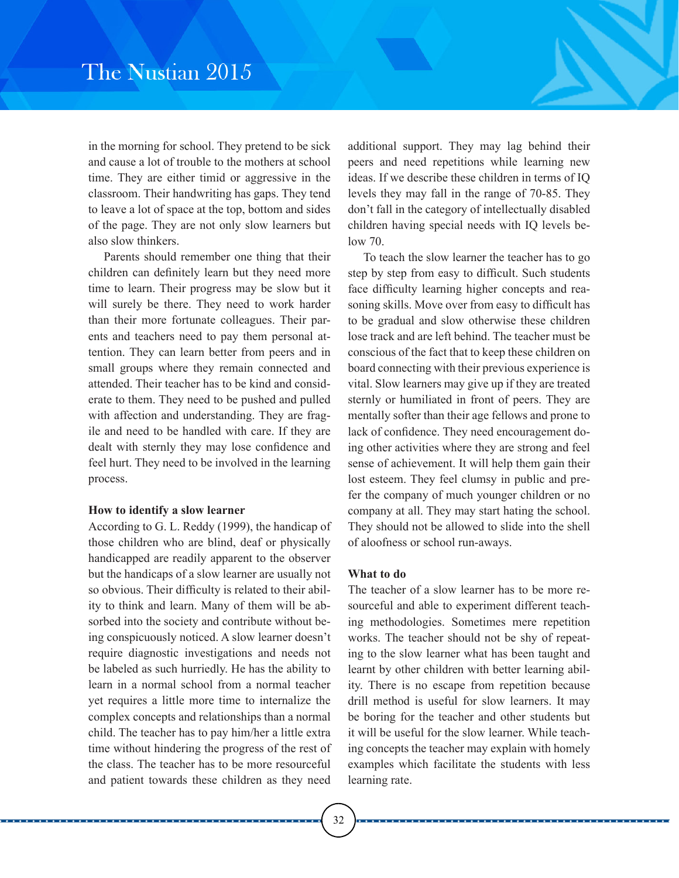in the morning for school. They pretend to be sick and cause a lot of trouble to the mothers at school time. They are either timid or aggressive in the classroom. Their handwriting has gaps. They tend to leave a lot of space at the top, bottom and sides of the page. They are not only slow learners but also slow thinkers.

Parents should remember one thing that their children can definitely learn but they need more time to learn. Their progress may be slow but it will surely be there. They need to work harder than their more fortunate colleagues. Their parents and teachers need to pay them personal attention. They can learn better from peers and in small groups where they remain connected and attended. Their teacher has to be kind and considerate to them. They need to be pushed and pulled with affection and understanding. They are fragile and need to be handled with care. If they are dealt with sternly they may lose confidence and feel hurt. They need to be involved in the learning process.

**How to identify a slow learner**

According to G. L. Reddy (1999), the handicap of those children who are blind, deaf or physically handicapped are readily apparent to the observer but the handicaps of a slow learner are usually not so obvious. Their difficulty is related to their ability to think and learn. Many of them will be absorbed into the society and contribute without being conspicuously noticed. A slow learner doesn't require diagnostic investigations and needs not be labeled as such hurriedly. He has the ability to learn in a normal school from a normal teacher yet requires a little more time to internalize the complex concepts and relationships than a normal child. The teacher has to pay him/her a little extra time without hindering the progress of the rest of the class. The teacher has to be more resourceful and patient towards these children as they need additional support. They may lag behind their peers and need repetitions while learning new ideas. If we describe these children in terms of IQ levels they may fall in the range of 70-85. They don't fall in the category of intellectually disabled children having special needs with IQ levels below 70.

To teach the slow learner the teacher has to go step by step from easy to difficult. Such students face difficulty learning higher concepts and reasoning skills. Move over from easy to difficult has to be gradual and slow otherwise these children lose track and are left behind. The teacher must be conscious of the fact that to keep these children on board connecting with their previous experience is vital. Slow learners may give up if they are treated sternly or humiliated in front of peers. They are mentally softer than their age fellows and prone to lack of confidence. They need encouragement doing other activities where they are strong and feel sense of achievement. It will help them gain their lost esteem. They feel clumsy in public and prefer the company of much younger children or no company at all. They may start hating the school. They should not be allowed to slide into the shell of aloofness or school run-aways.

**What to do**

The teacher of a slow learner has to be more resourceful and able to experiment different teaching methodologies. Sometimes mere repetition works. The teacher should not be shy of repeating to the slow learner what has been taught and learnt by other children with better learning ability. There is no escape from repetition because drill method is useful for slow learners. It may be boring for the teacher and other students but it will be useful for the slow learner. While teaching concepts the teacher may explain with homely examples which facilitate the students with less learning rate.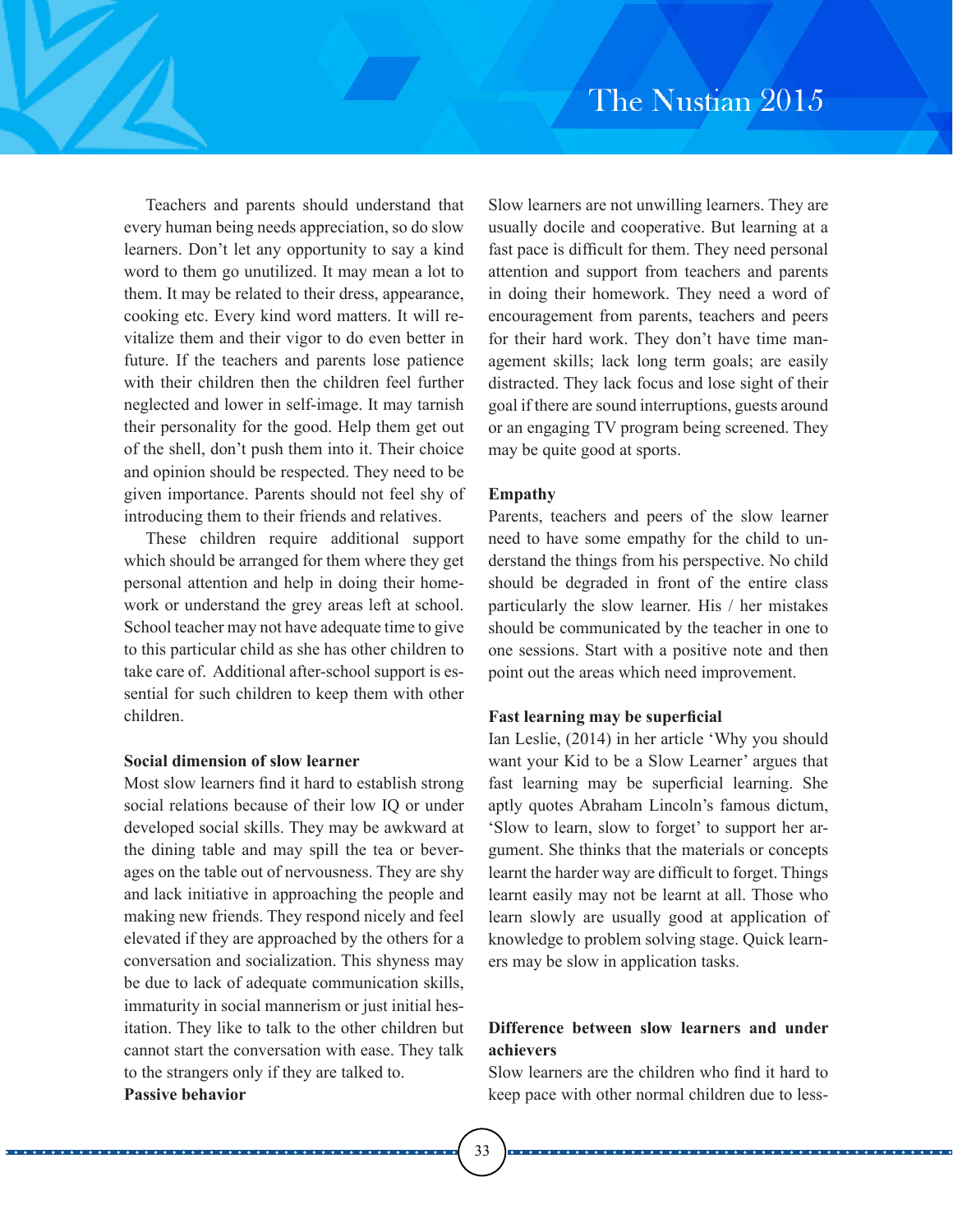Teachers and parents should understand that every human being needs appreciation, so do slow learners. Don't let any opportunity to say a kind word to them go unutilized. It may mean a lot to them. It may be related to their dress, appearance, cooking etc. Every kind word matters. It will re-vitalize them and their vigor to do even better in future. If the teachers and parents lose patience with their children then the children feel further neglected and lower in self-image. It may tarnish their personality for the good. Help them get out of the shell, don't push them into it. Their choice and opinion should be respected. They need to be given importance. Parents should not feel shy of introducing them to their friends and relatives.

These children require additional support which should be arranged for them where they get personal attention and help in doing their home-work or understand the grey areas left at school. School teacher may not have adequate time to give to this particular child as she has other children to take care of. Additional after-school support is essential for such children to keep them with other children.

**Social dimension of slow learner**

Most slow learners find it hard to establish strong social relations because of their low IQ or under developed social skills. They may be awkward at the dining table and may spill the tea or beverages on the table out of nervousness. They are shy and lack initiative in approaching the people and making new friends. They respond nicely and feel elevated if they are approached by the others for a conversation and socialization. This shyness may be due to lack of adequate communication skills, immaturity in social mannerism or just initial hesitation. They like to talk to the other children but cannot start the conversation with ease. They talk to the strangers only if they are talked to.

**Passive behavior**

Slow learners are not unwilling learners. They are usually docile and cooperative. But learning at a fast pace is difficult for them. They need personal attention and support from teachers and parents in doing their homework. They need a word of encouragement from parents, teachers and peers for their hard work. They don't have time management skills; lack long term goals; are easily distracted. They lack focus and lose sight of their goal if there are sound interruptions, guests around or an engaging TV program being screened. They may be quite good at sports.

**Empathy**

Parents, teachers and peers of the slow learner need to have some empathy for the child to understand the things from his perspective. No child should be degraded in front of the entire class particularly the slow learner. His / her mistakes should be communicated by the teacher in one to one sessions. Start with a positive note and then point out the areas which need improvement.

**Fast learning may be superficial**

Ian Leslie, (2014) in her article 'Why you should want your Kid to be a Slow Learner' argues that fast learning may be superficial learning. She aptly quotes Abraham Lincoln's famous dictum, 'Slow to learn, slow to forget' to support her argument. She thinks that the materials or concepts learnt the harder way are difficult to forget. Things learnt easily may not be learnt at all. Those who learn slowly are usually good at application of knowledge to problem solving stage. Quick learners may be slow in application tasks.

**Difference between slow learners and under achievers**

Slow learners are the children who find it hard to keep pace with other normal children due to less-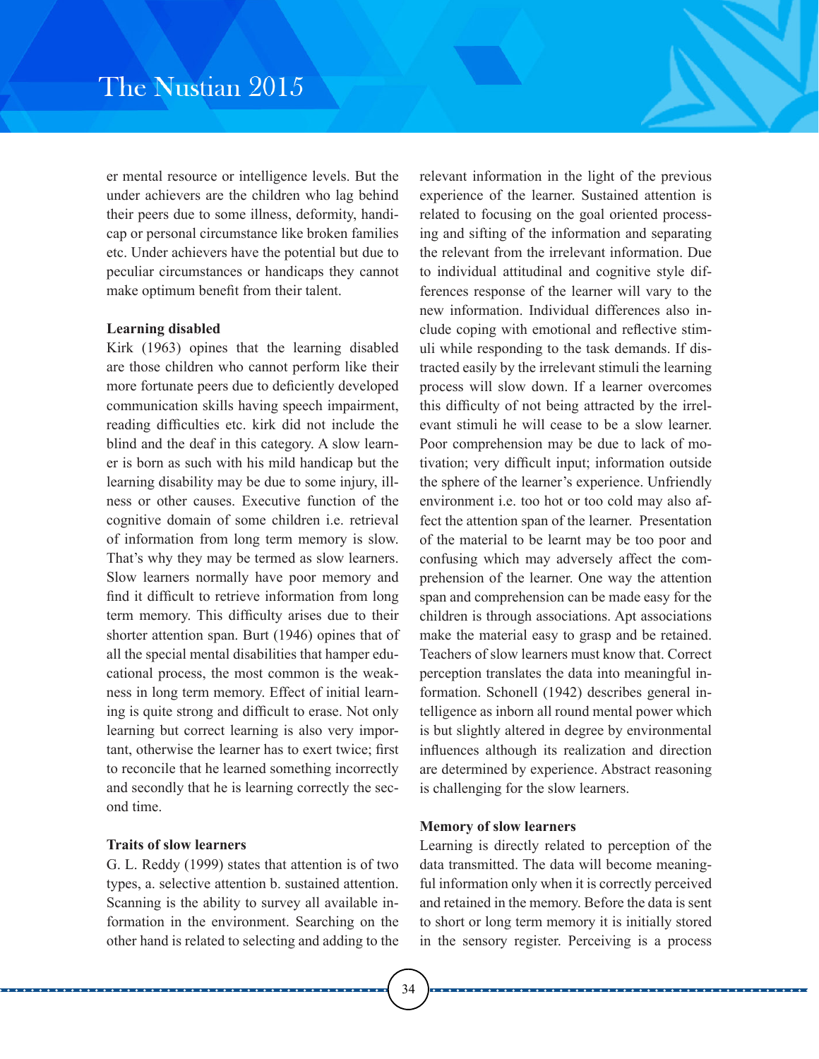er mental resource or intelligence levels. But the under achievers are the children who lag behind their peers due to some illness, deformity, handicap or personal circumstance like broken families etc. Under achievers have the potential but due to peculiar circumstances or handicaps they cannot make optimum benefit from their talent.

**Learning disabled**

Kirk (1963) opines that the learning disabled are those children who cannot perform like their more fortunate peers due to deficiently developed communication skills having speech impairment, reading difficulties etc. kirk did not include the blind and the deaf in this category. A slow learner is born as such with his mild handicap but the learning disability may be due to some injury, illness or other causes. Executive function of the cognitive domain of some children i.e. retrieval of information from long term memory is slow. That's why they may be termed as slow learners. Slow learners normally have poor memory and find it difficult to retrieve information from long term memory. This difficulty arises due to their shorter attention span. Burt (1946) opines that of all the special mental disabilities that hamper educational process, the most common is the weakness in long term memory. Effect of initial learning is quite strong and difficult to erase. Not only learning but correct learning is also very important, otherwise the learner has to exert twice; first to reconcile that he learned something incorrectly and secondly that he is learning correctly the second time.

**Traits of slow learners**

G. L. Reddy (1999) states that attention is of two types, a. selective attention b. sustained attention. Scanning is the ability to survey all available information in the environment. Searching on the other hand is related to selecting and adding to the relevant information in the light of the previous experience of the learner. Sustained attention is related to focusing on the goal oriented processing and sifting of the information and separating the relevant from the irrelevant information. Due to individual attitudinal and cognitive style differences response of the learner will vary to the new information. Individual differences also include coping with emotional and reflective stimuli while responding to the task demands. If distracted easily by the irrelevant stimuli the learning process will slow down. If a learner overcomes this difficulty of not being attracted by the irrelevant stimuli he will cease to be a slow learner. Poor comprehension may be due to lack of motivation; very difficult input; information outside the sphere of the learner's experience. Unfriendly environment i.e. too hot or too cold may also affect the attention span of the learner. Presentation of the material to be learnt may be too poor and confusing which may adversely affect the comprehension of the learner. One way the attention span and comprehension can be made easy for the children is through associations. Apt associations make the material easy to grasp and be retained. Teachers of slow learners must know that. Correct perception translates the data into meaningful information. Schonell (1942) describes general intelligence as inborn all round mental power which is but slightly altered in degree by environmental influences although its realization and direction are determined by experience. Abstract reasoning is challenging for the slow learners.

**Memory of slow learners**

Learning is directly related to perception of the data transmitted. The data will become meaningful information only when it is correctly perceived and retained in the memory. Before the data is sent to short or long term memory it is initially stored in the sensory register. Perceiving is a process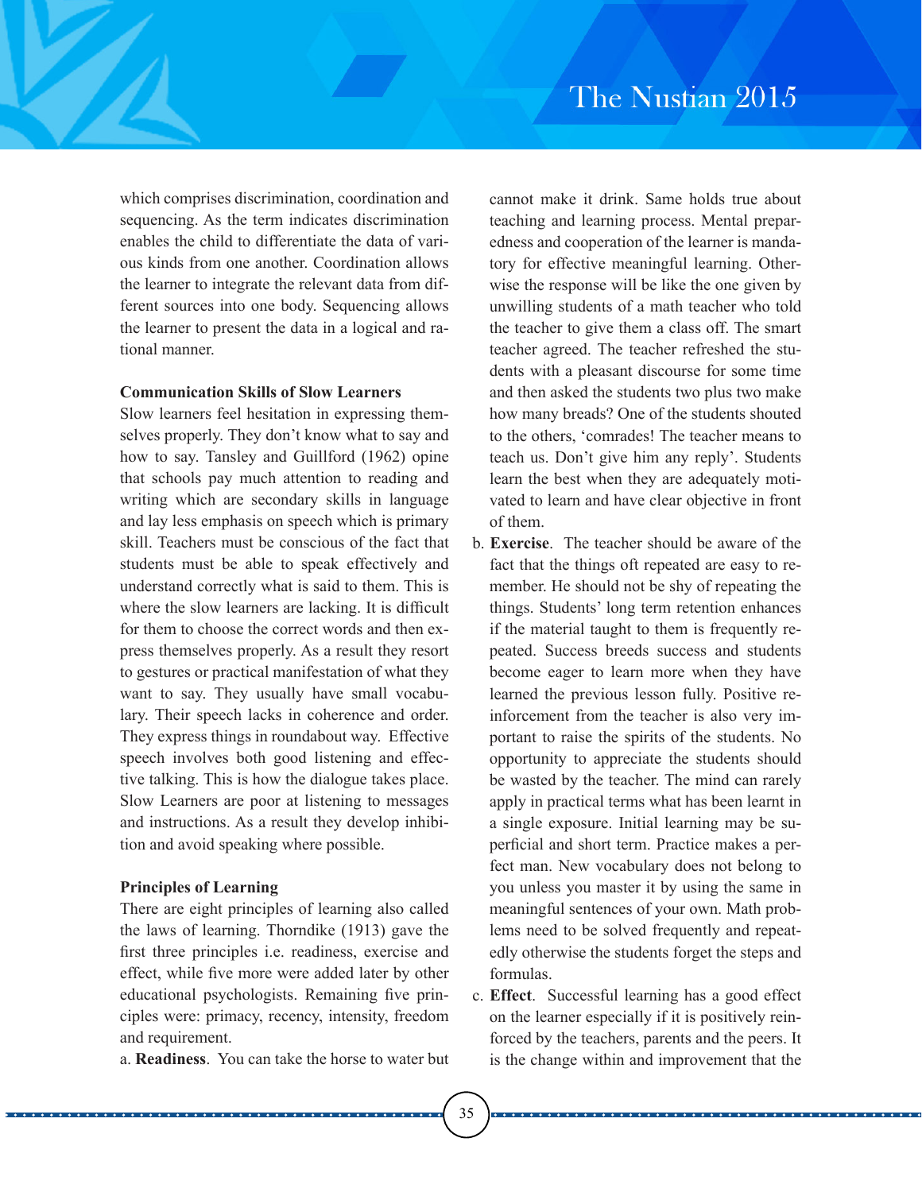which comprises discrimination, coordination and sequencing. As the term indicates discrimination enables the child to differentiate the data of various kinds from one another. Coordination allows the learner to integrate the relevant data from different sources into one body. Sequencing allows the learner to present the data in a logical and rational manner.

**Communication Skills of Slow Learners**

Slow learners feel hesitation in expressing themselves properly. They don't know what to say and how to say. Tansley and Guillford (1962) opine that schools pay much attention to reading and writing which are secondary skills in language and lay less emphasis on speech which is primary skill. Teachers must be conscious of the fact that students must be able to speak effectively and understand correctly what is said to them. This is where the slow learners are lacking. It is difficult for them to choose the correct words and then express themselves properly. As a result they resort to gestures or practical manifestation of what they want to say. They usually have small vocabulary. Their speech lacks in coherence and order. They express things in roundabout way. Effective speech involves both good listening and effective talking. This is how the dialogue takes place. Slow Learners are poor at listening to messages and instructions. As a result they develop inhibition and avoid speaking where possible.

**Principles of Learning**

There are eight principles of learning also called the laws of learning. Thorndike (1913) gave the first three principles i.e. readiness, exercise and effect, while five more were added later by other educational psychologists. Remaining five principles were: primacy, recency, intensity, freedom and requirement.

a. **Readiness**. You can take the horse to water but cannot make it drink. Same holds true about teaching and learning process. Mental preparedness and cooperation of the learner is mandatory for effective meaningful learning. Otherwise the response will be like the one given by unwilling students of a math teacher who told the teacher to give them a class off. The smart teacher agreed. The teacher refreshed the students with a pleasant discourse for some time and then asked the students two plus two make how many breads? One of the students shouted to the others, 'comrades! The teacher means to teach us. Don't give him any reply'. Students learn the best when they are adequately motivated to learn and have clear objective in front of them.

b. **Exercise**. The teacher should be aware of the fact that the things oft repeated are easy to remember. He should not be shy of repeating the things. Students' long term retention enhances if the material taught to them is frequently repeated. Success breeds success and students become eager to learn more when they have learned the previous lesson fully. Positive reinforcement from the teacher is also very important to raise the spirits of the students. No opportunity to appreciate the students should be wasted by the teacher. The mind can rarely apply in practical terms what has been learnt in a single exposure. Initial learning may be superficial and short term. Practice makes a perfect man. New vocabulary does not belong to you unless you master it by using the same in meaningful sentences of your own. Math problems need to be solved frequently and repeatedly otherwise the students forget the steps and formulas.

c. **Effect**. Successful learning has a good effect on the learner especially if it is positively reinforced by the teachers, parents and the peers. It is the change within and improvement that the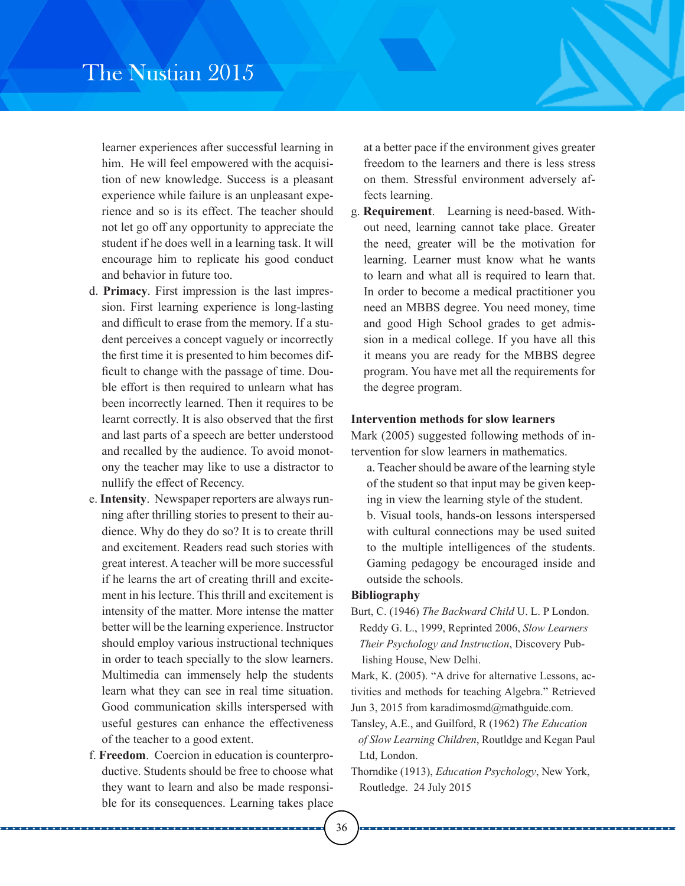learner experiences after successful learning in him. He will feel empowered with the acquisition of new knowledge. Success is a pleasant experience while failure is an unpleasant experience and so is its effect. The teacher should not let go off any opportunity to appreciate the student if he does well in a learning task. It will encourage him to replicate his good conduct and behavior in future too.

d. **Primacy**. First impression is the last impression. First learning experience is long-lasting and difficult to erase from the memory. If a student perceives a concept vaguely or incorrectly the first time it is presented to him becomes difficult to change with the passage of time. Double effort is then required to unlearn what has been incorrectly learned. Then it requires to be learnt correctly. It is also observed that the first and last parts of a speech are better understood and recalled by the audience. To avoid monotony the teacher may like to use a distractor to nullify the effect of Recency.

e. **Intensity**. Newspaper reporters are always running after thrilling stories to present to their audience. Why do they do so? It is to create thrill and excitement. Readers read such stories with great interest. A teacher will be more successful if he learns the art of creating thrill and excitement in his lecture. This thrill and excitement is intensity of the matter. More intense the matter better will be the learning experience. Instructor should employ various instructional techniques in order to teach specially to the slow learners. Multimedia can immensely help the students learn what they can see in real time situation. Good communication skills interspersed with useful gestures can enhance the effectiveness of the teacher to a good extent.

f. **Freedom**. Coercion in education is counterproductive. Students should be free to choose what they want to learn and also be made responsible for its consequences. Learning takes place at a better pace if the environment gives greater freedom to the learners and there is less stress on them. Stressful environment adversely affects learning.

g. **Requirement**. Learning is need-based. Without need, learning cannot take place. Greater the need, greater will be the motivation for learning. Learner must know what he wants to learn and what all is required to learn that. In order to become a medical practitioner you need an MBBS degree. You need money, time and good High School grades to get admission in a medical college. If you have all this it means you are ready for the MBBS degree program. You have met all the requirements for the degree program.

**Intervention methods for slow learners**

Mark (2005) suggested following methods of intervention for slow learners in mathematics.

a. Teacher should be aware of the learning style of the student so that input may be given keeping in view the learning style of the student.

b. Visual tools, hands-on lessons interspersed with cultural connections may be used suited to the multiple intelligences of the students. Gaming pedagogy be encouraged inside and outside the schools.

**Bibliography**

Burt, C. (1946) *The Backward Child* U. L. P London.

Reddy G. L., 1999, Reprinted 2006, *Slow Learners Their Psychology and Instruction*, Discovery Publishing House, New Delhi.

Mark, K. (2005). "A drive for alternative Lessons, activities and methods for teaching Algebra." Retrieved Jun 3, 2015 from karadimosmd@mathguide.com.

Tansley, A.E., and Guilford, R (1962) *The Education of Slow Learning Children*, Routldge and Kegan Paul Ltd, London.

Thorndike (1913), *Education Psychology*, New York, Routledge. 24 July 2015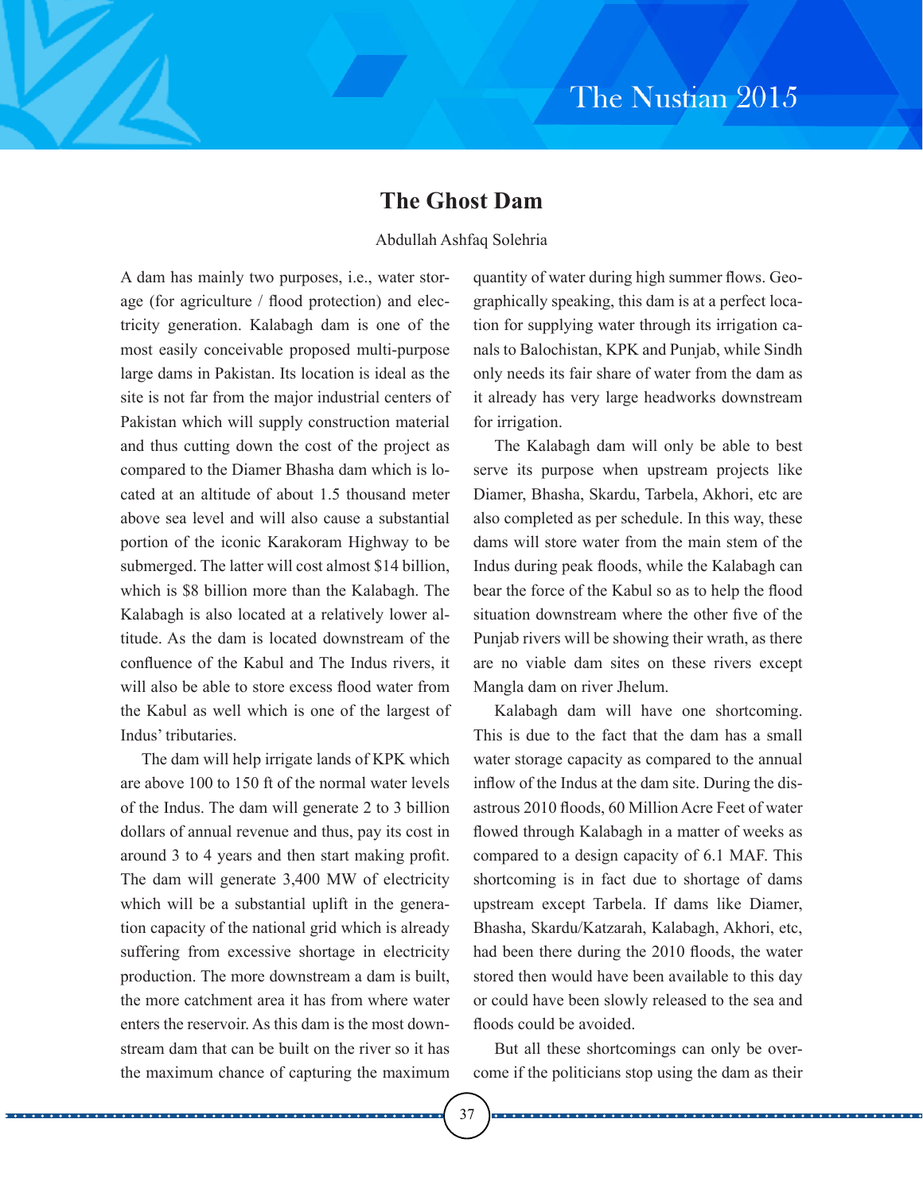## The Ghost Dam

Abdullah Ashfaq Solehria

A dam has mainly two purposes, i.e., water storage (for agriculture / flood protection) and electricity generation. Kalabagh dam is one of the most easily conceivable proposed multi-purpose large dams in Pakistan. Its location is ideal as the site is not far from the major industrial centers of Pakistan which will supply construction material and thus cutting down the cost of the project as compared to the Diamer Bhasha dam which is located at an altitude of about 1.5 thousand meter above sea level and will also cause a substantial portion of the iconic Karakoram Highway to be submerged. The latter will cost almost $14 billion, which is $8 billion more than the Kalabagh. The Kalabagh is also located at a relatively lower altitude. As the dam is located downstream of the confluence of the Kabul and The Indus rivers, it will also be able to store excess flood water from the Kabul as well which is one of the largest of Indus' tributaries.

The dam will help irrigate lands of KPK which are above 100 to 150 ft of the normal water levels of the Indus. The dam will generate 2 to 3 billion dollars of annual revenue and thus, pay its cost in around 3 to 4 years and then start making profit. The dam will generate 3,400 MW of electricity which will be a substantial uplift in the generation capacity of the national grid which is already suffering from excessive shortage in electricity production. The more downstream a dam is built, the more catchment area it has from where water enters the reservoir. As this dam is the most downstream dam that can be built on the river so it has the maximum chance of capturing the maximum quantity of water during high summer flows. Geographically speaking, this dam is at a perfect location for supplying water through its irrigation canals to Balochistan, KPK and Punjab, while Sindh only needs its fair share of water from the dam as it already has very large headworks downstream for irrigation.

The Kalabagh dam will only be able to best serve its purpose when upstream projects like Diamer, Bhasha, Skardu, Tarbela, Akhori, etc are also completed as per schedule. In this way, these dams will store water from the main stem of the Indus during peak floods, while the Kalabagh can bear the force of the Kabul so as to help the flood situation downstream where the other five of the Punjab rivers will be showing their wrath, as there are no viable dam sites on these rivers except Mangla dam on river Jhelum.

Kalabagh dam will have one shortcoming. This is due to the fact that the dam has a small water storage capacity as compared to the annual inflow of the Indus at the dam site. During the disastrous 2010 floods, 60 Million Acre Feet of water flowed through Kalabagh in a matter of weeks as compared to a design capacity of 6.1 MAF. This shortcoming is in fact due to shortage of dams upstream except Tarbela. If dams like Diamer, Bhasha, Skardu/Katzarah, Kalabagh, Akhori, etc, had been there during the 2010 floods, the water stored then would have been available to this day or could have been slowly released to the sea and floods could be avoided.

But all these shortcomings can only be overcome if the politicians stop using the dam as their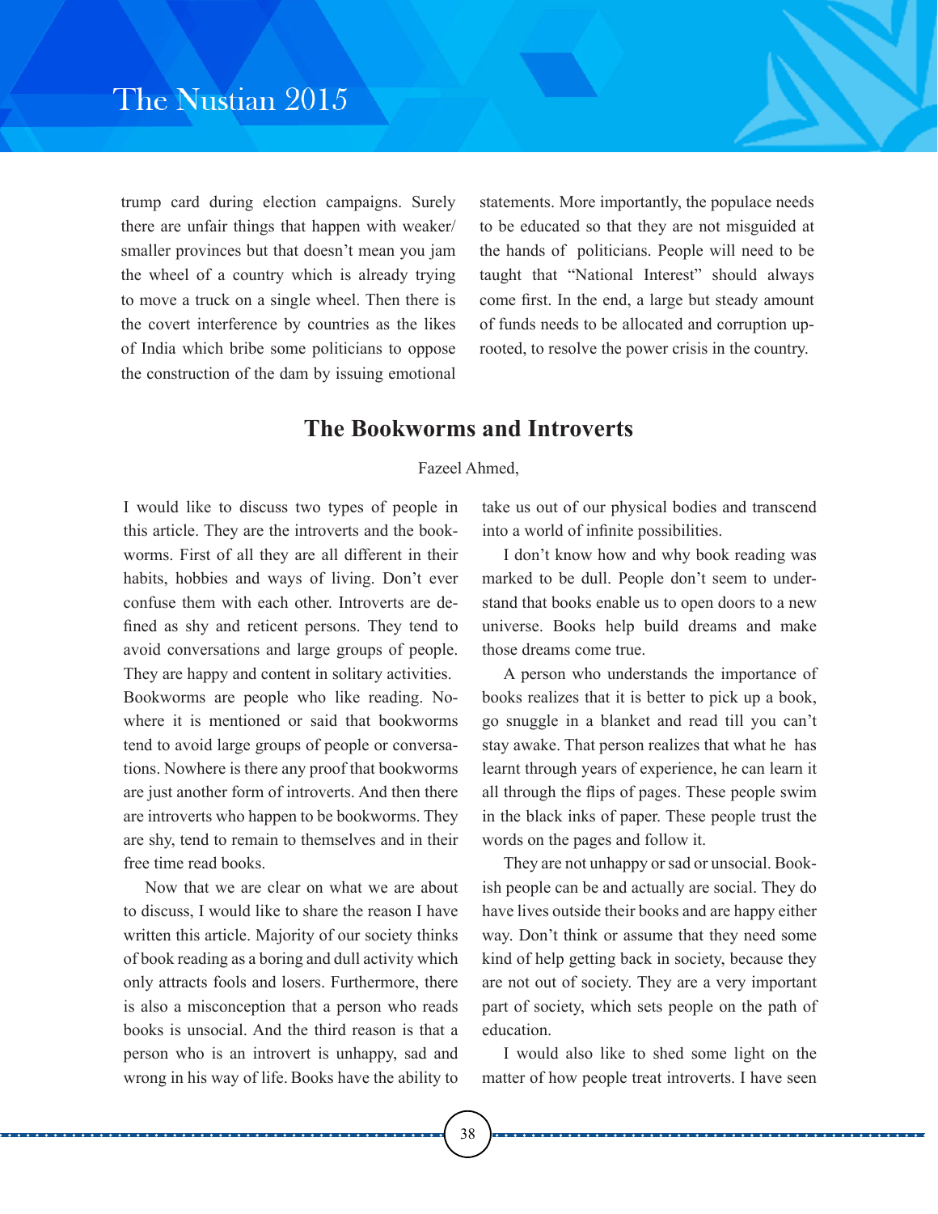trump card during election campaigns. Surely there are unfair things that happen with weaker/smaller provinces but that doesn't mean you jam the wheel of a country which is already trying to move a truck on a single wheel. Then there is the covert interference by countries as the likes of India which bribe some politicians to oppose the construction of the dam by issuing emotional statements. More importantly, the populace needs to be educated so that they are not misguided at the hands of politicians. People will need to be taught that "National Interest" should always come first. In the end, a large but steady amount of funds needs to be allocated and corruption uprooted, to resolve the power crisis in the country.

## The Bookworms and Introverts

Fazeel Ahmed,

I would like to discuss two types of people in this article. They are the introverts and the bookworms. First of all they are all different in their habits, hobbies and ways of living. Don't ever confuse them with each other. Introverts are defined as shy and reticent persons. They tend to avoid conversations and large groups of people. They are happy and content in solitary activities.
Bookworms are people who like reading. Nowhere it is mentioned or said that bookworms tend to avoid large groups of people or conversations. Nowhere is there any proof that bookworms are just another form of introverts. And then there are introverts who happen to be bookworms. They are shy, tend to remain to themselves and in their free time read books.

Now that we are clear on what we are about to discuss, I would like to share the reason I have written this article. Majority of our society thinks of book reading as a boring and dull activity which only attracts fools and losers. Furthermore, there is also a misconception that a person who reads books is unsocial. And the third reason is that a person who is an introvert is unhappy, sad and wrong in his way of life. Books have the ability to take us out of our physical bodies and transcend into a world of infinite possibilities.

I don't know how and why book reading was marked to be dull. People don't seem to understand that books enable us to open doors to a new universe. Books help build dreams and make those dreams come true.

A person who understands the importance of books realizes that it is better to pick up a book, go snuggle in a blanket and read till you can't stay awake. That person realizes that what he has learnt through years of experience, he can learn it all through the flips of pages. These people swim in the black inks of paper. These people trust the words on the pages and follow it.

They are not unhappy or sad or unsocial. Bookish people can be and actually are social. They do have lives outside their books and are happy either way. Don't think or assume that they need some kind of help getting back in society, because they are not out of society. They are a very important part of society, which sets people on the path of education.

I would also like to shed some light on the matter of how people treat introverts. I have seen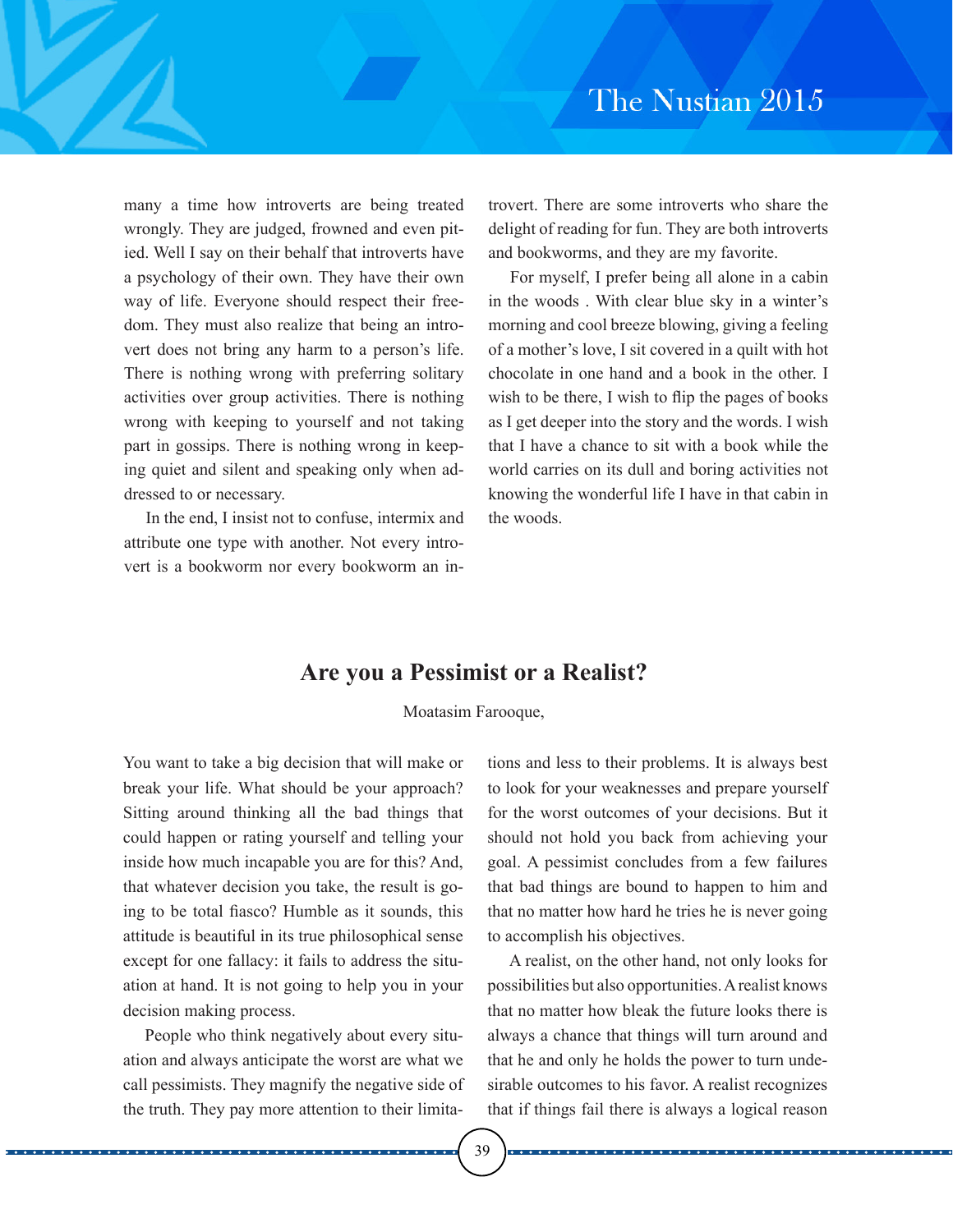many a time how introverts are being treated wrongly. They are judged, frowned and even pitied. Well I say on their behalf that introverts have a psychology of their own. They have their own way of life. Everyone should respect their freedom. They must also realize that being an introvert does not bring any harm to a person's life. There is nothing wrong with preferring solitary activities over group activities. There is nothing wrong with keeping to yourself and not taking part in gossips. There is nothing wrong in keeping quiet and silent and speaking only when addressed to or necessary.

In the end, I insist not to confuse, intermix and attribute one type with another. Not every introvert is a bookworm nor every bookworm an introvert. There are some introverts who share the delight of reading for fun. They are both introverts and bookworms, and they are my favorite.

For myself, I prefer being all alone in a cabin in the woods . With clear blue sky in a winter's morning and cool breeze blowing, giving a feeling of a mother's love, I sit covered in a quilt with hot chocolate in one hand and a book in the other. I wish to be there, I wish to flip the pages of books as I get deeper into the story and the words. I wish that I have a chance to sit with a book while the world carries on its dull and boring activities not knowing the wonderful life I have in that cabin in the woods.

## Are you a Pessimist or a Realist?

Moatasim Farooque,

You want to take a big decision that will make or break your life. What should be your approach? Sitting around thinking all the bad things that could happen or rating yourself and telling your inside how much incapable you are for this? And, that whatever decision you take, the result is going to be total fiasco? Humble as it sounds, this attitude is beautiful in its true philosophical sense except for one fallacy: it fails to address the situation at hand. It is not going to help you in your decision making process.

People who think negatively about every situation and always anticipate the worst are what we call pessimists. They magnify the negative side of the truth. They pay more attention to their limitations and less to their problems. It is always best to look for your weaknesses and prepare yourself for the worst outcomes of your decisions. But it should not hold you back from achieving your goal. A pessimist concludes from a few failures that bad things are bound to happen to him and that no matter how hard he tries he is never going to accomplish his objectives.

A realist, on the other hand, not only looks for possibilities but also opportunities. A realist knows that no matter how bleak the future looks there is always a chance that things will turn around and that he and only he holds the power to turn undesirable outcomes to his favor. A realist recognizes that if things fail there is always a logical reason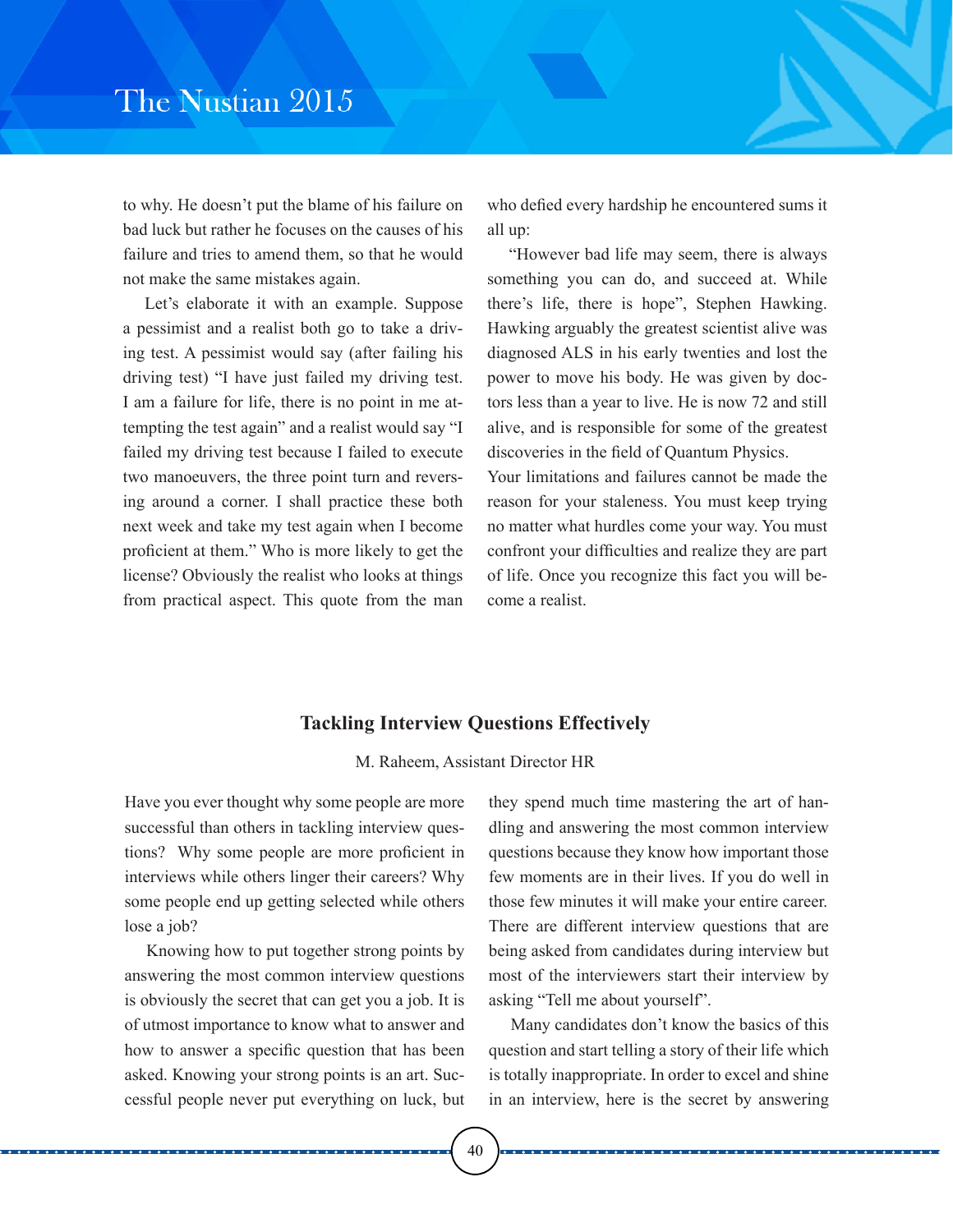to why. He doesn't put the blame of his failure on bad luck but rather he focuses on the causes of his failure and tries to amend them, so that he would not make the same mistakes again.

Let's elaborate it with an example. Suppose a pessimist and a realist both go to take a driving test. A pessimist would say (after failing his driving test) "I have just failed my driving test. I am a failure for life, there is no point in me attempting the test again" and a realist would say "I failed my driving test because I failed to execute two manoeuvers, the three point turn and reversing around a corner. I shall practice these both next week and take my test again when I become proficient at them." Who is more likely to get the license? Obviously the realist who looks at things from practical aspect. This quote from the man who defied every hardship he encountered sums it all up:

"However bad life may seem, there is always something you can do, and succeed at. While there's life, there is hope", Stephen Hawking. Hawking arguably the greatest scientist alive was diagnosed ALS in his early twenties and lost the power to move his body. He was given by doctors less than a year to live. He is now 72 and still alive, and is responsible for some of the greatest discoveries in the field of Quantum Physics.

Your limitations and failures cannot be made the reason for your staleness. You must keep trying no matter what hurdles come your way. You must confront your difficulties and realize they are part of life. Once you recognize this fact you will become a realist.

## Tackling Interview Questions Effectively

M. Raheem, Assistant Director HR

Have you ever thought why some people are more successful than others in tackling interview questions? Why some people are more proficient in interviews while others linger their careers? Why some people end up getting selected while others lose a job?

Knowing how to put together strong points by answering the most common interview questions is obviously the secret that can get you a job. It is of utmost importance to know what to answer and how to answer a specific question that has been asked. Knowing your strong points is an art. Successful people never put everything on luck, but they spend much time mastering the art of handling and answering the most common interview questions because they know how important those few moments are in their lives. If you do well in those few minutes it will make your entire career. There are different interview questions that are being asked from candidates during interview but most of the interviewers start their interview by asking "Tell me about yourself".

Many candidates don't know the basics of this question and start telling a story of their life which is totally inappropriate. In order to excel and shine in an interview, here is the secret by answering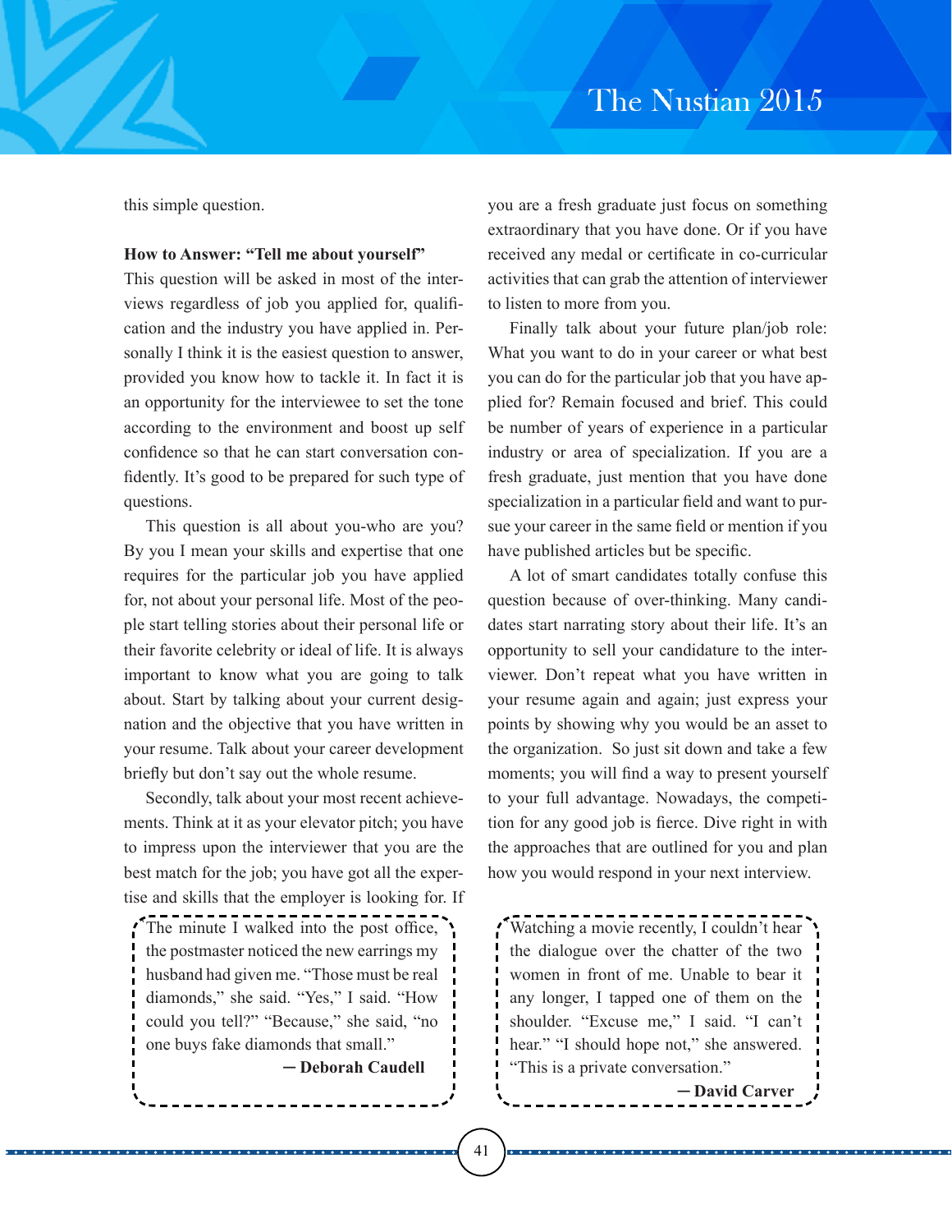this simple question.

**How to Answer: "Tell me about yourself"**

This question will be asked in most of the interviews regardless of job you applied for, qualification and the industry you have applied in. Personally I think it is the easiest question to answer, provided you know how to tackle it. In fact it is an opportunity for the interviewee to set the tone according to the environment and boost up self confidence so that he can start conversation confidently. It's good to be prepared for such type of questions.

This question is all about you-who are you? By you I mean your skills and expertise that one requires for the particular job you have applied for, not about your personal life. Most of the people start telling stories about their personal life or their favorite celebrity or ideal of life. It is always important to know what you are going to talk about. Start by talking about your current designation and the objective that you have written in your resume. Talk about your career development briefly but don't say out the whole resume.

Secondly, talk about your most recent achievements. Think at it as your elevator pitch; you have to impress upon the interviewer that you are the best match for the job; you have got all the expertise and skills that the employer is looking for. If you are a fresh graduate just focus on something extraordinary that you have done. Or if you have received any medal or certificate in co-curricular activities that can grab the attention of interviewer to listen to more from you.

Finally talk about your future plan/job role: What you want to do in your career or what best you can do for the particular job that you have applied for? Remain focused and brief. This could be number of years of experience in a particular industry or area of specialization. If you are a fresh graduate, just mention that you have done specialization in a particular field and want to pursue your career in the same field or mention if you have published articles but be specific.

A lot of smart candidates totally confuse this question because of over-thinking. Many candidates start narrating story about their life. It's an opportunity to sell your candidature to the interviewer. Don't repeat what you have written in your resume again and again; just express your points by showing why you would be an asset to the organization. So just sit down and take a few moments; you will find a way to present yourself to your full advantage. Nowadays, the competition for any good job is fierce. Dive right in with the approaches that are outlined for you and plan how you would respond in your next interview.

> The minute I walked into the post office, the postmaster noticed the new earrings my husband had given me. "Those must be real diamonds," she said. "Yes," I said. "How could you tell?" "Because," she said, "no one buys fake diamonds that small."
>
> — **Deborah Caudell**

> Watching a movie recently, I couldn't hear the dialogue over the chatter of the two women in front of me. Unable to bear it any longer, I tapped one of them on the shoulder. "Excuse me," I said. "I can't hear." "I should hope not," she answered. "This is a private conversation."
>
> — **David Carver**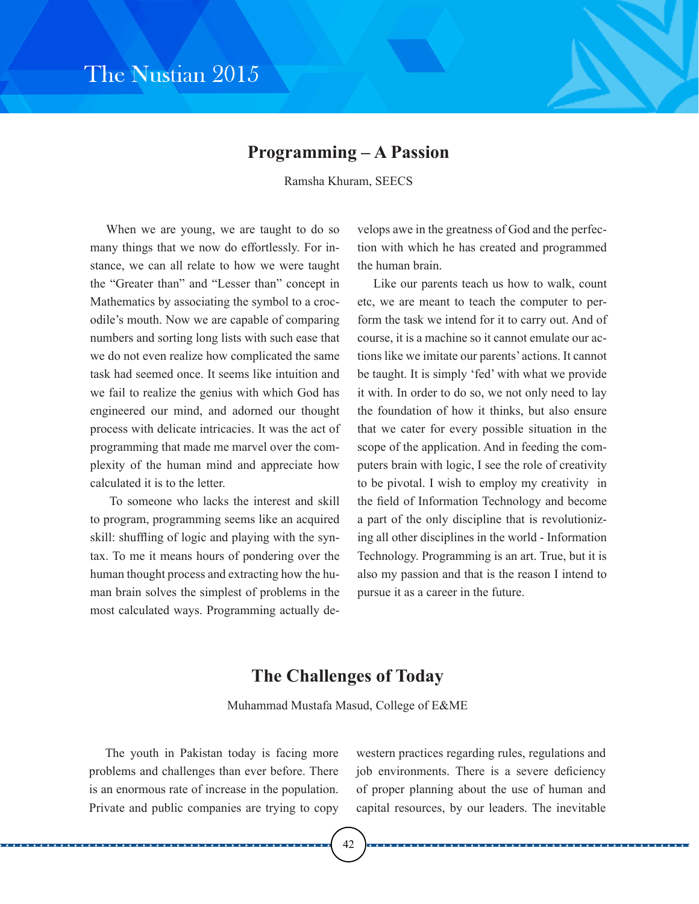## Programming – A Passion

Ramsha Khuram, SEECS

When we are young, we are taught to do so many things that we now do effortlessly. For instance, we can all relate to how we were taught the "Greater than" and "Lesser than" concept in Mathematics by associating the symbol to a crocodile's mouth. Now we are capable of comparing numbers and sorting long lists with such ease that we do not even realize how complicated the same task had seemed once. It seems like intuition and we fail to realize the genius with which God has engineered our mind, and adorned our thought process with delicate intricacies. It was the act of programming that made me marvel over the complexity of the human mind and appreciate how calculated it is to the letter.

To someone who lacks the interest and skill to program, programming seems like an acquired skill: shuffling of logic and playing with the syntax. To me it means hours of pondering over the human thought process and extracting how the human brain solves the simplest of problems in the most calculated ways. Programming actually develops awe in the greatness of God and the perfection with which he has created and programmed the human brain.

Like our parents teach us how to walk, count etc, we are meant to teach the computer to perform the task we intend for it to carry out. And of course, it is a machine so it cannot emulate our actions like we imitate our parents' actions. It cannot be taught. It is simply 'fed' with what we provide it with. In order to do so, we not only need to lay the foundation of how it thinks, but also ensure that we cater for every possible situation in the scope of the application. And in feeding the computers brain with logic, I see the role of creativity to be pivotal. I wish to employ my creativity in the field of Information Technology and become a part of the only discipline that is revolutionizing all other disciplines in the world - Information Technology. Programming is an art. True, but it is also my passion and that is the reason I intend to pursue it as a career in the future.

## The Challenges of Today

Muhammad Mustafa Masud, College of E&ME

The youth in Pakistan today is facing more problems and challenges than ever before. There is an enormous rate of increase in the population. Private and public companies are trying to copy western practices regarding rules, regulations and job environments. There is a severe deficiency of proper planning about the use of human and capital resources, by our leaders. The inevitable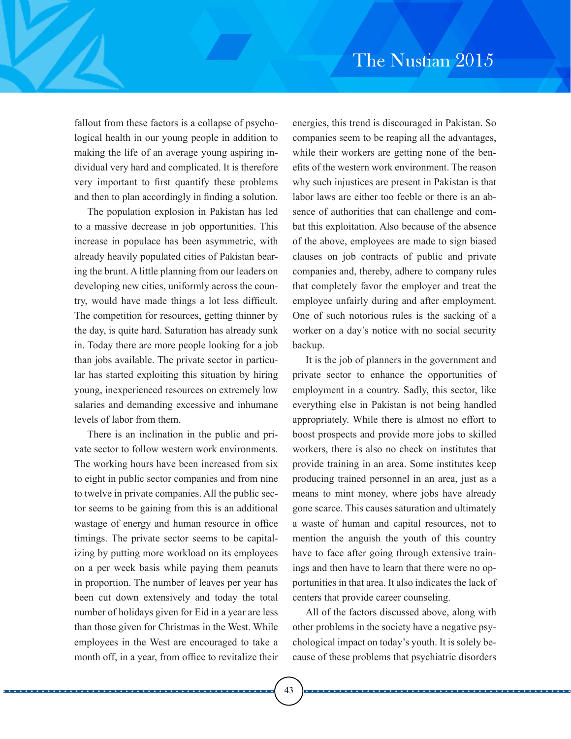fallout from these factors is a collapse of psychological health in our young people in addition to making the life of an average young aspiring individual very hard and complicated. It is therefore very important to first quantify these problems and then to plan accordingly in finding a solution.

The population explosion in Pakistan has led to a massive decrease in job opportunities. This increase in populace has been asymmetric, with already heavily populated cities of Pakistan bearing the brunt. A little planning from our leaders on developing new cities, uniformly across the country, would have made things a lot less difficult. The competition for resources, getting thinner by the day, is quite hard. Saturation has already sunk in. Today there are more people looking for a job than jobs available. The private sector in particular has started exploiting this situation by hiring young, inexperienced resources on extremely low salaries and demanding excessive and inhumane levels of labor from them.

There is an inclination in the public and private sector to follow western work environments. The working hours have been increased from six to eight in public sector companies and from nine to twelve in private companies. All the public sector seems to be gaining from this is an additional wastage of energy and human resource in office timings. The private sector seems to be capitalizing by putting more workload on its employees on a per week basis while paying them peanuts in proportion. The number of leaves per year has been cut down extensively and today the total number of holidays given for Eid in a year are less than those given for Christmas in the West. While employees in the West are encouraged to take a month off, in a year, from office to revitalize their energies, this trend is discouraged in Pakistan. So companies seem to be reaping all the advantages, while their workers are getting none of the benefits of the western work environment. The reason why such injustices are present in Pakistan is that labor laws are either too feeble or there is an absence of authorities that can challenge and combat this exploitation. Also because of the absence of the above, employees are made to sign biased clauses on job contracts of public and private companies and, thereby, adhere to company rules that completely favor the employer and treat the employee unfairly during and after employment. One of such notorious rules is the sacking of a worker on a day's notice with no social security backup.

It is the job of planners in the government and private sector to enhance the opportunities of employment in a country. Sadly, this sector, like everything else in Pakistan is not being handled appropriately. While there is almost no effort to boost prospects and provide more jobs to skilled workers, there is also no check on institutes that provide training in an area. Some institutes keep producing trained personnel in an area, just as a means to mint money, where jobs have already gone scarce. This causes saturation and ultimately a waste of human and capital resources, not to mention the anguish the youth of this country have to face after going through extensive trainings and then have to learn that there were no opportunities in that area. It also indicates the lack of centers that provide career counseling.

All of the factors discussed above, along with other problems in the society have a negative psychological impact on today's youth. It is solely because of these problems that psychiatric disorders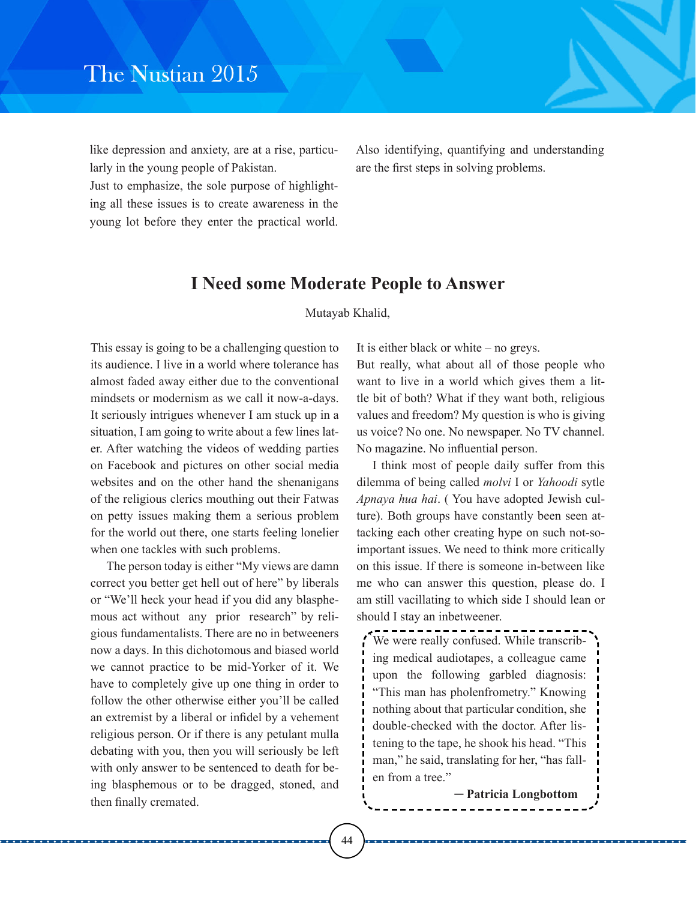like depression and anxiety, are at a rise, particularly in the young people of Pakistan.
Just to emphasize, the sole purpose of highlighting all these issues is to create awareness in the young lot before they enter the practical world. Also identifying, quantifying and understanding are the first steps in solving problems.

## I Need some Moderate People to Answer

Mutayab Khalid,

This essay is going to be a challenging question to its audience. I live in a world where tolerance has almost faded away either due to the conventional mindsets or modernism as we call it now-a-days. It seriously intrigues whenever I am stuck up in a situation, I am going to write about a few lines later. After watching the videos of wedding parties on Facebook and pictures on other social media websites and on the other hand the shenanigans of the religious clerics mouthing out their Fatwas on petty issues making them a serious problem for the world out there, one starts feeling lonelier when one tackles with such problems.

The person today is either "My views are damn correct you better get hell out of here" by liberals or "We'll heck your head if you did any blasphemous act without any prior research" by religious fundamentalists. There are no in betweeners now a days. In this dichotomous and biased world we cannot practice to be mid-Yorker of it. We have to completely give up one thing in order to follow the other otherwise either you'll be called an extremist by a liberal or infidel by a vehement religious person. Or if there is any petulant mulla debating with you, then you will seriously be left with only answer to be sentenced to death for being blasphemous or to be dragged, stoned, and then finally cremated.

It is either black or white – no greys.
But really, what about all of those people who want to live in a world which gives them a little bit of both? What if they want both, religious values and freedom? My question is who is giving us voice? No one. No newspaper. No TV channel. No magazine. No influential person.

I think most of people daily suffer from this dilemma of being called *molvi* I or *Yahoodi* sytle *Apnaya hua hai*. ( You have adopted Jewish culture). Both groups have constantly been seen attacking each other creating hype on such not-so-important issues. We need to think more critically on this issue. If there is someone in-between like me who can answer this question, please do. I am still vacillating to which side I should lean or should I stay an inbetweener.

> We were really confused. While transcribing medical audiotapes, a colleague came upon the following garbled diagnosis: "This man has pholenfrometry." Knowing nothing about that particular condition, she double-checked with the doctor. After listening to the tape, he shook his head. "This man," he said, translating for her, "has fallen from a tree."
>
> **— Patricia Longbottom**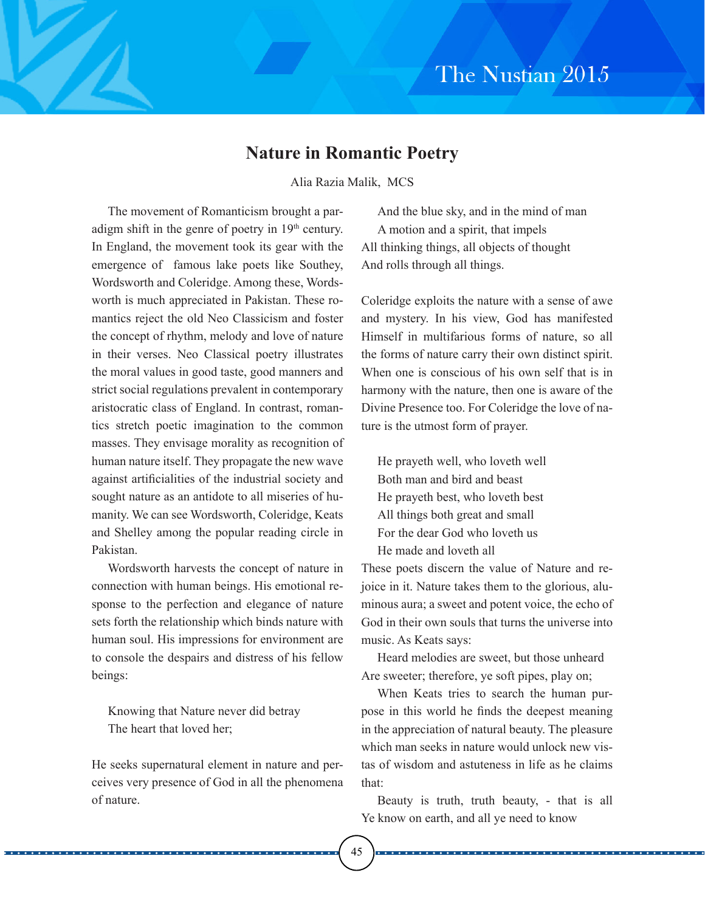# Nature in Romantic Poetry

Alia Razia Malik, MCS

The movement of Romanticism brought a paradigm shift in the genre of poetry in 19th century. In England, the movement took its gear with the emergence of famous lake poets like Southey, Wordsworth and Coleridge. Among these, Wordsworth is much appreciated in Pakistan. These romantics reject the old Neo Classicism and foster the concept of rhythm, melody and love of nature in their verses. Neo Classical poetry illustrates the moral values in good taste, good manners and strict social regulations prevalent in contemporary aristocratic class of England. In contrast, romantics stretch poetic imagination to the common masses. They envisage morality as recognition of human nature itself. They propagate the new wave against artificialities of the industrial society and sought nature as an antidote to all miseries of humanity. We can see Wordsworth, Coleridge, Keats and Shelley among the popular reading circle in Pakistan.

Wordsworth harvests the concept of nature in connection with human beings. His emotional response to the perfection and elegance of nature sets forth the relationship which binds nature with human soul. His impressions for environment are to console the despairs and distress of his fellow beings:

Knowing that Nature never did betray  
The heart that loved her;

He seeks supernatural element in nature and perceives very presence of God in all the phenomena of nature.

And the blue sky, and in the mind of man  
A motion and a spirit, that impels  
All thinking things, all objects of thought  
And rolls through all things.

Coleridge exploits the nature with a sense of awe and mystery. In his view, God has manifested Himself in multifarious forms of nature, so all the forms of nature carry their own distinct spirit. When one is conscious of his own self that is in harmony with the nature, then one is aware of the Divine Presence too. For Coleridge the love of nature is the utmost form of prayer.

He prayeth well, who loveth well  
Both man and bird and beast  
He prayeth best, who loveth best  
All things both great and small  
For the dear God who loveth us  
He made and loveth all

These poets discern the value of Nature and rejoice in it. Nature takes them to the glorious, aluminous aura; a sweet and potent voice, the echo of God in their own souls that turns the universe into music. As Keats says:

Heard melodies are sweet, but those unheard  
Are sweeter; therefore, ye soft pipes, play on;

When Keats tries to search the human purpose in this world he finds the deepest meaning in the appreciation of natural beauty. The pleasure which man seeks in nature would unlock new vistas of wisdom and astuteness in life as he claims that:

Beauty is truth, truth beauty, - that is all  
Ye know on earth, and all ye need to know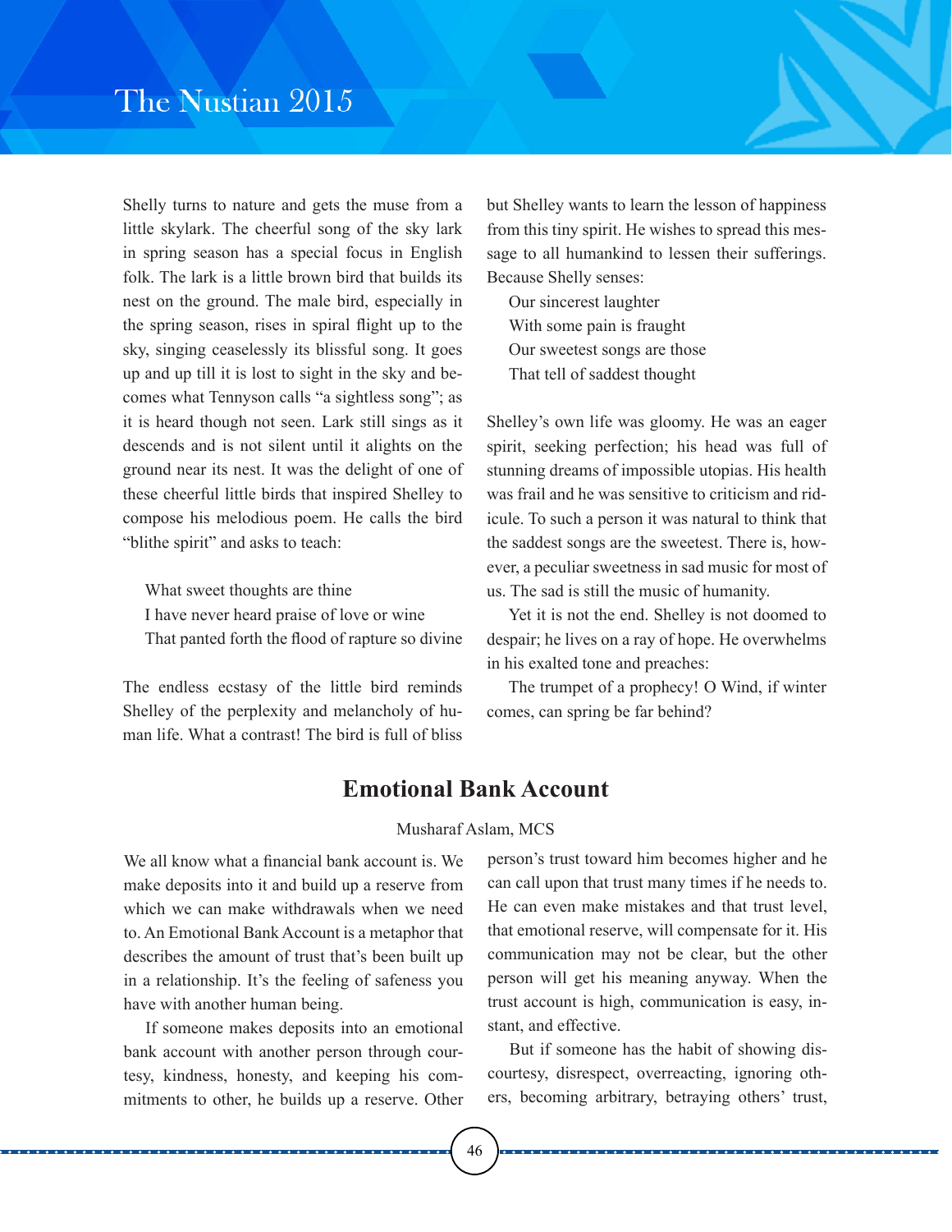Shelly turns to nature and gets the muse from a little skylark. The cheerful song of the sky lark in spring season has a special focus in English folk. The lark is a little brown bird that builds its nest on the ground. The male bird, especially in the spring season, rises in spiral flight up to the sky, singing ceaselessly its blissful song. It goes up and up till it is lost to sight in the sky and becomes what Tennyson calls "a sightless song"; as it is heard though not seen. Lark still sings as it descends and is not silent until it alights on the ground near its nest. It was the delight of one of these cheerful little birds that inspired Shelley to compose his melodious poem. He calls the bird "blithe spirit" and asks to teach:

> What sweet thoughts are thine
> I have never heard praise of love or wine
> That panted forth the flood of rapture so divine

The endless ecstasy of the little bird reminds Shelley of the perplexity and melancholy of human life. What a contrast! The bird is full of bliss but Shelley wants to learn the lesson of happiness from this tiny spirit. He wishes to spread this message to all humankind to lessen their sufferings. Because Shelly senses:

> Our sincerest laughter
> With some pain is fraught
> Our sweetest songs are those
> That tell of saddest thought

Shelley's own life was gloomy. He was an eager spirit, seeking perfection; his head was full of stunning dreams of impossible utopias. His health was frail and he was sensitive to criticism and ridicule. To such a person it was natural to think that the saddest songs are the sweetest. There is, however, a peculiar sweetness in sad music for most of us. The sad is still the music of humanity.

Yet it is not the end. Shelley is not doomed to despair; he lives on a ray of hope. He overwhelms in his exalted tone and preaches:

The trumpet of a prophecy! O Wind, if winter comes, can spring be far behind?

## Emotional Bank Account

Musharaf Aslam, MCS

We all know what a financial bank account is. We make deposits into it and build up a reserve from which we can make withdrawals when we need to. An Emotional Bank Account is a metaphor that describes the amount of trust that's been built up in a relationship. It's the feeling of safeness you have with another human being.

If someone makes deposits into an emotional bank account with another person through courtesy, kindness, honesty, and keeping his commitments to other, he builds up a reserve. Other person's trust toward him becomes higher and he can call upon that trust many times if he needs to. He can even make mistakes and that trust level, that emotional reserve, will compensate for it. His communication may not be clear, but the other person will get his meaning anyway. When the trust account is high, communication is easy, instant, and effective.

But if someone has the habit of showing discourtesy, disrespect, overreacting, ignoring others, becoming arbitrary, betraying others' trust,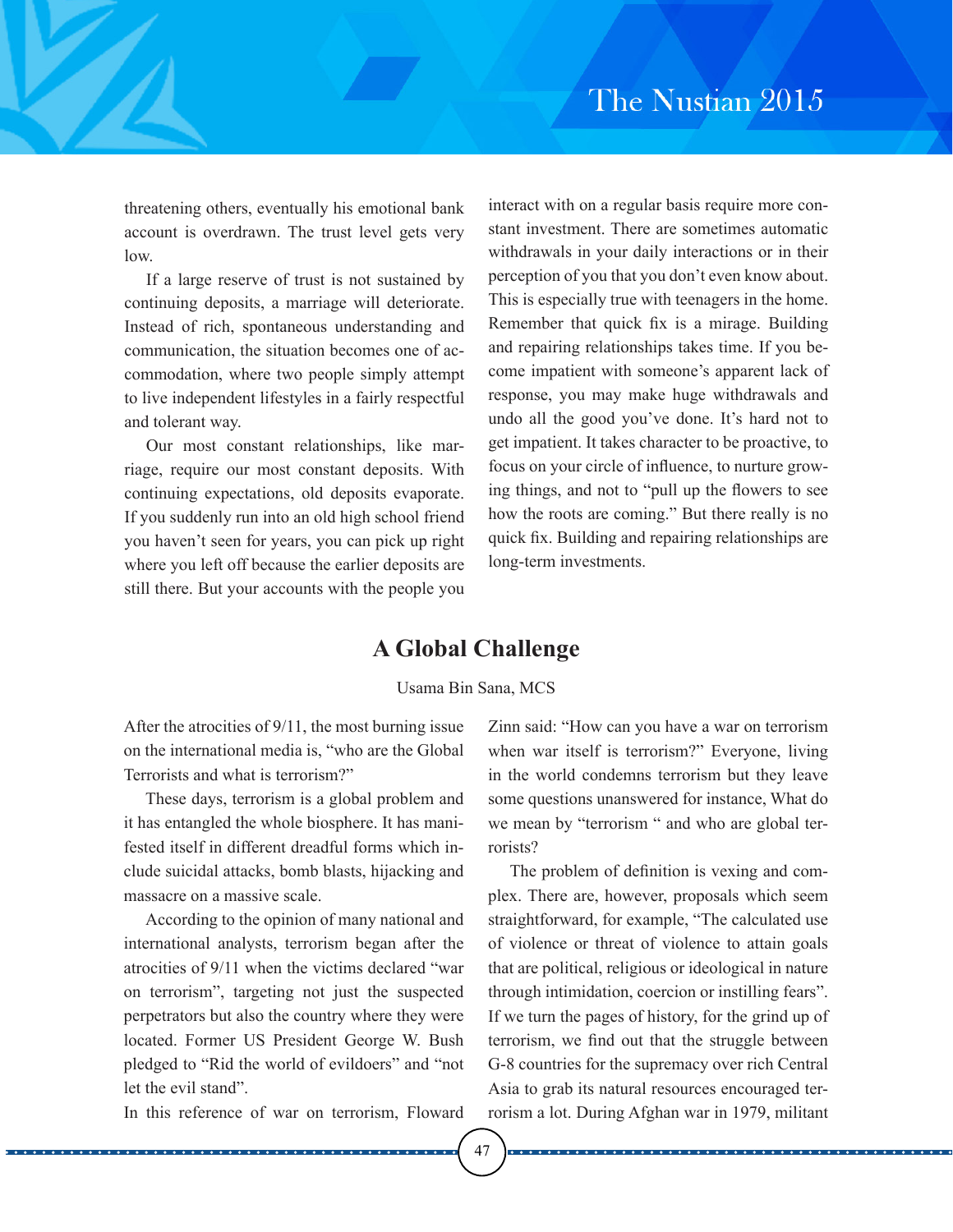threatening others, eventually his emotional bank account is overdrawn. The trust level gets very low.

If a large reserve of trust is not sustained by continuing deposits, a marriage will deteriorate. Instead of rich, spontaneous understanding and communication, the situation becomes one of accommodation, where two people simply attempt to live independent lifestyles in a fairly respectful and tolerant way.

Our most constant relationships, like marriage, require our most constant deposits. With continuing expectations, old deposits evaporate. If you suddenly run into an old high school friend you haven't seen for years, you can pick up right where you left off because the earlier deposits are still there. But your accounts with the people you interact with on a regular basis require more constant investment. There are sometimes automatic withdrawals in your daily interactions or in their perception of you that you don't even know about. This is especially true with teenagers in the home. Remember that quick fix is a mirage. Building and repairing relationships takes time. If you become impatient with someone's apparent lack of response, you may make huge withdrawals and undo all the good you've done. It's hard not to get impatient. It takes character to be proactive, to focus on your circle of influence, to nurture growing things, and not to "pull up the flowers to see how the roots are coming." But there really is no quick fix. Building and repairing relationships are long-term investments.

## A Global Challenge

Usama Bin Sana, MCS

After the atrocities of 9/11, the most burning issue on the international media is, "who are the Global Terrorists and what is terrorism?"

These days, terrorism is a global problem and it has entangled the whole biosphere. It has manifested itself in different dreadful forms which include suicidal attacks, bomb blasts, hijacking and massacre on a massive scale.

According to the opinion of many national and international analysts, terrorism began after the atrocities of 9/11 when the victims declared "war on terrorism", targeting not just the suspected perpetrators but also the country where they were located. Former US President George W. Bush pledged to "Rid the world of evildoers" and "not let the evil stand".

In this reference of war on terrorism, Floward Zinn said: "How can you have a war on terrorism when war itself is terrorism?" Everyone, living in the world condemns terrorism but they leave some questions unanswered for instance, What do we mean by "terrorism " and who are global terrorists?

The problem of definition is vexing and complex. There are, however, proposals which seem straightforward, for example, "The calculated use of violence or threat of violence to attain goals that are political, religious or ideological in nature through intimidation, coercion or instilling fears". If we turn the pages of history, for the grind up of terrorism, we find out that the struggle between G-8 countries for the supremacy over rich Central Asia to grab its natural resources encouraged terrorism a lot. During Afghan war in 1979, militant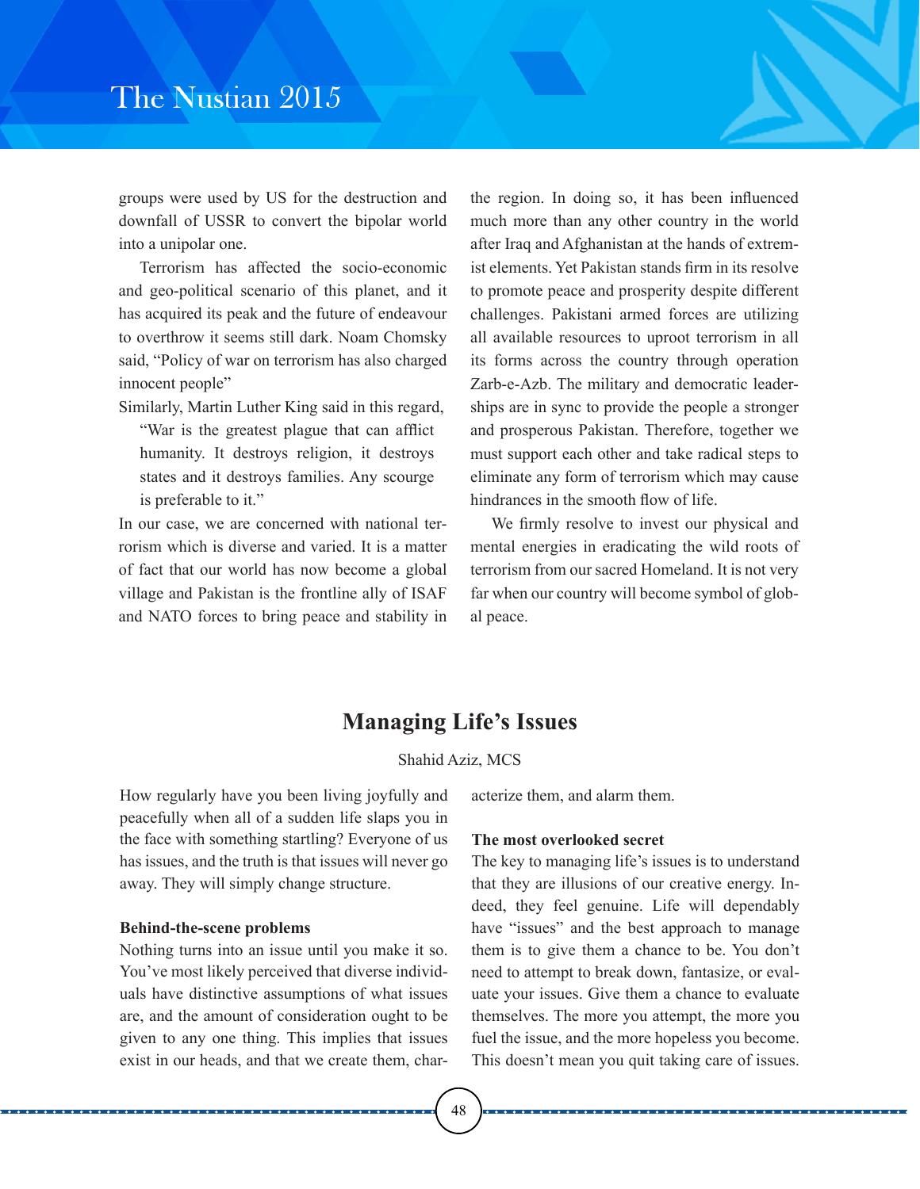groups were used by US for the destruction and downfall of USSR to convert the bipolar world into a unipolar one.

Terrorism has affected the socio-economic and geo-political scenario of this planet, and it has acquired its peak and the future of endeavour to overthrow it seems still dark. Noam Chomsky said, "Policy of war on terrorism has also charged innocent people"

Similarly, Martin Luther King said in this regard,

> "War is the greatest plague that can afflict humanity. It destroys religion, it destroys states and it destroys families. Any scourge is preferable to it."

In our case, we are concerned with national terrorism which is diverse and varied. It is a matter of fact that our world has now become a global village and Pakistan is the frontline ally of ISAF and NATO forces to bring peace and stability in the region. In doing so, it has been influenced much more than any other country in the world after Iraq and Afghanistan at the hands of extremist elements. Yet Pakistan stands firm in its resolve to promote peace and prosperity despite different challenges. Pakistani armed forces are utilizing all available resources to uproot terrorism in all its forms across the country through operation Zarb-e-Azb. The military and democratic leaderships are in sync to provide the people a stronger and prosperous Pakistan. Therefore, together we must support each other and take radical steps to eliminate any form of terrorism which may cause hindrances in the smooth flow of life.

We firmly resolve to invest our physical and mental energies in eradicating the wild roots of terrorism from our sacred Homeland. It is not very far when our country will become symbol of global peace.

## Managing Life's Issues

Shahid Aziz, MCS

How regularly have you been living joyfully and peacefully when all of a sudden life slaps you in the face with something startling? Everyone of us has issues, and the truth is that issues will never go away. They will simply change structure.

**Behind-the-scene problems**

Nothing turns into an issue until you make it so. You've most likely perceived that diverse individuals have distinctive assumptions of what issues are, and the amount of consideration ought to be given to any one thing. This implies that issues exist in our heads, and that we create them, characterize them, and alarm them.

**The most overlooked secret**

The key to managing life's issues is to understand that they are illusions of our creative energy. Indeed, they feel genuine. Life will dependably have "issues" and the best approach to manage them is to give them a chance to be. You don't need to attempt to break down, fantasize, or evaluate your issues. Give them a chance to evaluate themselves. The more you attempt, the more you fuel the issue, and the more hopeless you become. This doesn't mean you quit taking care of issues.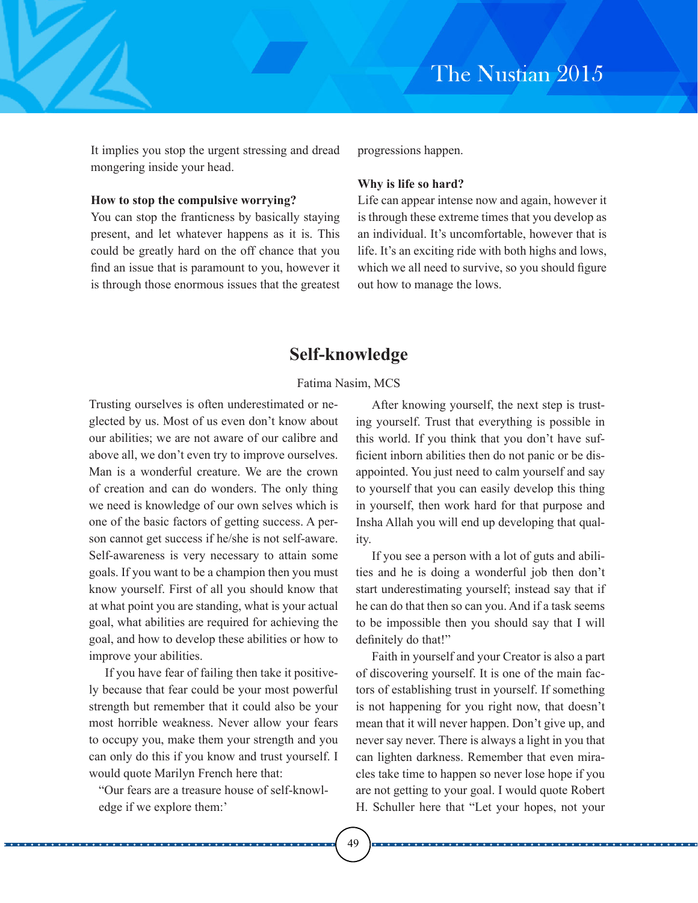It implies you stop the urgent stressing and dread mongering inside your head.

**How to stop the compulsive worrying?**

You can stop the franticness by basically staying present, and let whatever happens as it is. This could be greatly hard on the off chance that you find an issue that is paramount to you, however it is through those enormous issues that the greatest progressions happen.

**Why is life so hard?**

Life can appear intense now and again, however it is through these extreme times that you develop as an individual. It's uncomfortable, however that is life. It's an exciting ride with both highs and lows, which we all need to survive, so you should figure out how to manage the lows.

## Self-knowledge

Fatima Nasim, MCS

Trusting ourselves is often underestimated or neglected by us. Most of us even don't know about our abilities; we are not aware of our calibre and above all, we don't even try to improve ourselves. Man is a wonderful creature. We are the crown of creation and can do wonders. The only thing we need is knowledge of our own selves which is one of the basic factors of getting success. A person cannot get success if he/she is not self-aware. Self-awareness is very necessary to attain some goals. If you want to be a champion then you must know yourself. First of all you should know that at what point you are standing, what is your actual goal, what abilities are required for achieving the goal, and how to develop these abilities or how to improve your abilities.

If you have fear of failing then take it positively because that fear could be your most powerful strength but remember that it could also be your most horrible weakness. Never allow your fears to occupy you, make them your strength and you can only do this if you know and trust yourself. I would quote Marilyn French here that:

"Our fears are a treasure house of self-knowledge if we explore them:'

After knowing yourself, the next step is trusting yourself. Trust that everything is possible in this world. If you think that you don't have sufficient inborn abilities then do not panic or be disappointed. You just need to calm yourself and say to yourself that you can easily develop this thing in yourself, then work hard for that purpose and Insha Allah you will end up developing that quality.

If you see a person with a lot of guts and abilities and he is doing a wonderful job then don't start underestimating yourself; instead say that if he can do that then so can you. And if a task seems to be impossible then you should say that I will definitely do that!"

Faith in yourself and your Creator is also a part of discovering yourself. It is one of the main factors of establishing trust in yourself. If something is not happening for you right now, that doesn't mean that it will never happen. Don't give up, and never say never. There is always a light in you that can lighten darkness. Remember that even miracles take time to happen so never lose hope if you are not getting to your goal. I would quote Robert H. Schuller here that "Let your hopes, not your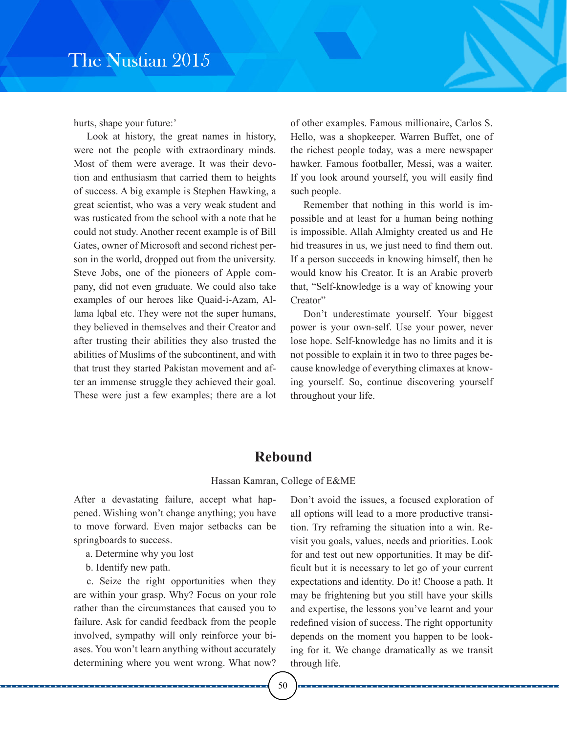hurts, shape your future:'

Look at history, the great names in history, were not the people with extraordinary minds. Most of them were average. It was their devotion and enthusiasm that carried them to heights of success. A big example is Stephen Hawking, a great scientist, who was a very weak student and was rusticated from the school with a note that he could not study. Another recent example is of Bill Gates, owner of Microsoft and second richest person in the world, dropped out from the university. Steve Jobs, one of the pioneers of Apple company, did not even graduate. We could also take examples of our heroes like Quaid-i-Azam, Allama lqbal etc. They were not the super humans, they believed in themselves and their Creator and after trusting their abilities they also trusted the abilities of Muslims of the subcontinent, and with that trust they started Pakistan movement and after an immense struggle they achieved their goal. These were just a few examples; there are a lot of other examples. Famous millionaire, Carlos S. Hello, was a shopkeeper. Warren Buffet, one of the richest people today, was a mere newspaper hawker. Famous footballer, Messi, was a waiter. If you look around yourself, you will easily find such people.

Remember that nothing in this world is impossible and at least for a human being nothing is impossible. Allah Almighty created us and He hid treasures in us, we just need to find them out. If a person succeeds in knowing himself, then he would know his Creator. It is an Arabic proverb that, "Self-knowledge is a way of knowing your Creator"

Don't underestimate yourself. Your biggest power is your own-self. Use your power, never lose hope. Self-knowledge has no limits and it is not possible to explain it in two to three pages because knowledge of everything climaxes at knowing yourself. So, continue discovering yourself throughout your life.

## Rebound

Hassan Kamran, College of E&ME

After a devastating failure, accept what happened. Wishing won't change anything; you have to move forward. Even major setbacks can be springboards to success.

a. Determine why you lost

b. Identify new path.

c. Seize the right opportunities when they are within your grasp. Why? Focus on your role rather than the circumstances that caused you to failure. Ask for candid feedback from the people involved, sympathy will only reinforce your biases. You won't learn anything without accurately determining where you went wrong. What now? Don't avoid the issues, a focused exploration of all options will lead to a more productive transition. Try reframing the situation into a win. Revisit you goals, values, needs and priorities. Look for and test out new opportunities. It may be difficult but it is necessary to let go of your current expectations and identity. Do it! Choose a path. It may be frightening but you still have your skills and expertise, the lessons you've learnt and your redefined vision of success. The right opportunity depends on the moment you happen to be looking for it. We change dramatically as we transit through life.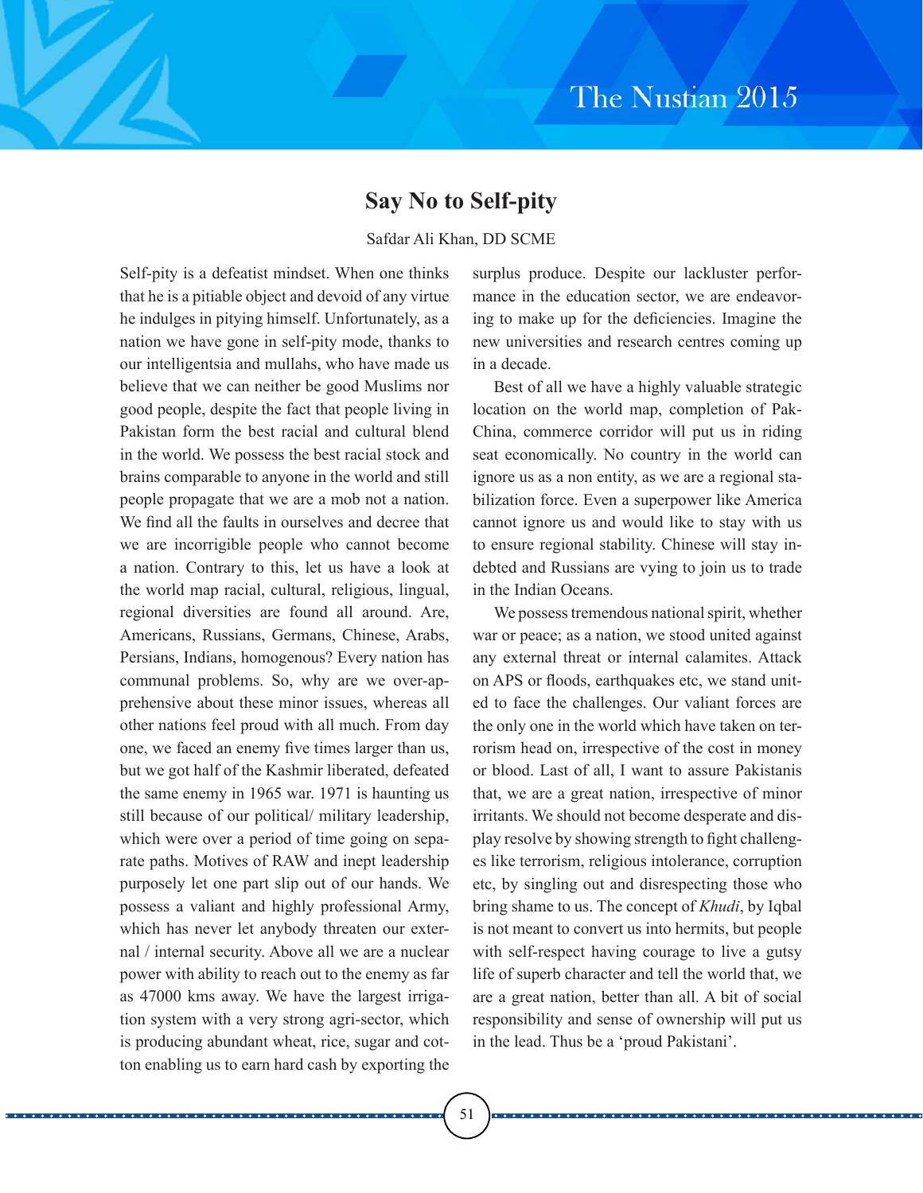## Say No to Self-pity

Safdar Ali Khan, DD SCME

Self-pity is a defeatist mindset. When one thinks that he is a pitiable object and devoid of any virtue he indulges in pitying himself. Unfortunately, as a nation we have gone in self-pity mode, thanks to our intelligentsia and mullahs, who have made us believe that we can neither be good Muslims nor good people, despite the fact that people living in Pakistan form the best racial and cultural blend in the world. We possess the best racial stock and brains comparable to anyone in the world and still people propagate that we are a mob not a nation. We find all the faults in ourselves and decree that we are incorrigible people who cannot become a nation. Contrary to this, let us have a look at the world map racial, cultural, religious, lingual, regional diversities are found all around. Are, Americans, Russians, Germans, Chinese, Arabs, Persians, Indians, homogenous? Every nation has communal problems. So, why are we over-apprehensive about these minor issues, whereas all other nations feel proud with all much. From day one, we faced an enemy five times larger than us, but we got half of the Kashmir liberated, defeated the same enemy in 1965 war. 1971 is haunting us still because of our political/ military leadership, which were over a period of time going on separate paths. Motives of RAW and inept leadership purposely let one part slip out of our hands. We possess a valiant and highly professional Army, which has never let anybody threaten our external / internal security. Above all we are a nuclear power with ability to reach out to the enemy as far as 47000 kms away. We have the largest irrigation system with a very strong agri-sector, which is producing abundant wheat, rice, sugar and cotton enabling us to earn hard cash by exporting the surplus produce. Despite our lackluster performance in the education sector, we are endeavoring to make up for the deficiencies. Imagine the new universities and research centres coming up in a decade.

Best of all we have a highly valuable strategic location on the world map, completion of Pak-China, commerce corridor will put us in riding seat economically. No country in the world can ignore us as a non entity, as we are a regional stabilization force. Even a superpower like America cannot ignore us and would like to stay with us to ensure regional stability. Chinese will stay indebted and Russians are vying to join us to trade in the Indian Oceans.

We possess tremendous national spirit, whether war or peace; as a nation, we stood united against any external threat or internal calamites. Attack on APS or floods, earthquakes etc, we stand united to face the challenges. Our valiant forces are the only one in the world which have taken on terrorism head on, irrespective of the cost in money or blood. Last of all, I want to assure Pakistanis that, we are a great nation, irrespective of minor irritants. We should not become desperate and display resolve by showing strength to fight challenges like terrorism, religious intolerance, corruption etc, by singling out and disrespecting those who bring shame to us. The concept of *Khudi*, by Iqbal is not meant to convert us into hermits, but people with self-respect having courage to live a gutsy life of superb character and tell the world that, we are a great nation, better than all. A bit of social responsibility and sense of ownership will put us in the lead. Thus be a 'proud Pakistani'.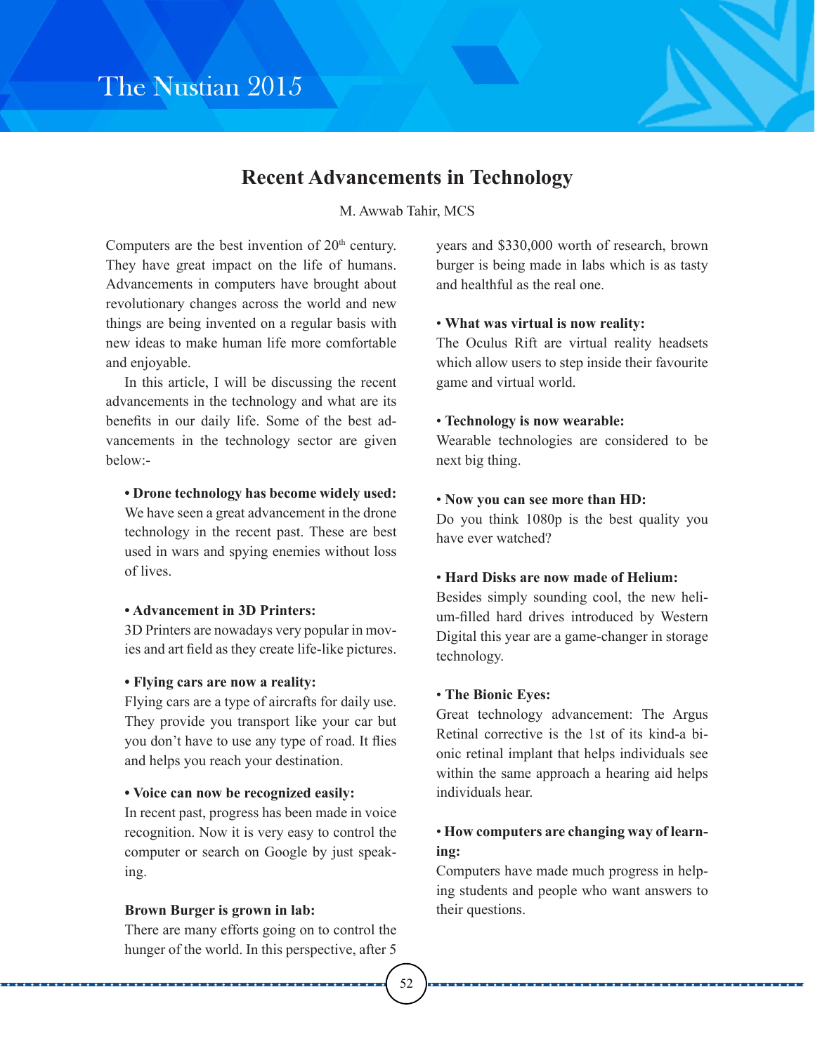# Recent Advancements in Technology

M. Awwab Tahir, MCS

Computers are the best invention of 20th century. They have great impact on the life of humans. Advancements in computers have brought about revolutionary changes across the world and new things are being invented on a regular basis with new ideas to make human life more comfortable and enjoyable.

In this article, I will be discussing the recent advancements in the technology and what are its benefits in our daily life. Some of the best advancements in the technology sector are given below:-

**• Drone technology has become widely used:**
We have seen a great advancement in the drone technology in the recent past. These are best used in wars and spying enemies without loss of lives.

**• Advancement in 3D Printers:**
3D Printers are nowadays very popular in movies and art field as they create life-like pictures.

**• Flying cars are now a reality:**
Flying cars are a type of aircrafts for daily use. They provide you transport like your car but you don't have to use any type of road. It flies and helps you reach your destination.

**• Voice can now be recognized easily:**
In recent past, progress has been made in voice recognition. Now it is very easy to control the computer or search on Google by just speaking.

**Brown Burger is grown in lab:**
There are many efforts going on to control the hunger of the world. In this perspective, after 5 years and $330,000 worth of research, brown burger is being made in labs which is as tasty and healthful as the real one.

**• What was virtual is now reality:**
The Oculus Rift are virtual reality headsets which allow users to step inside their favourite game and virtual world.

**• Technology is now wearable:**
Wearable technologies are considered to be next big thing.

**• Now you can see more than HD:**
Do you think 1080p is the best quality you have ever watched?

**• Hard Disks are now made of Helium:**
Besides simply sounding cool, the new helium-filled hard drives introduced by Western Digital this year are a game-changer in storage technology.

**• The Bionic Eyes:**
Great technology advancement: The Argus Retinal corrective is the 1st of its kind-a bionic retinal implant that helps individuals see within the same approach a hearing aid helps individuals hear.

**• How computers are changing way of learning:**
Computers have made much progress in helping students and people who want answers to their questions.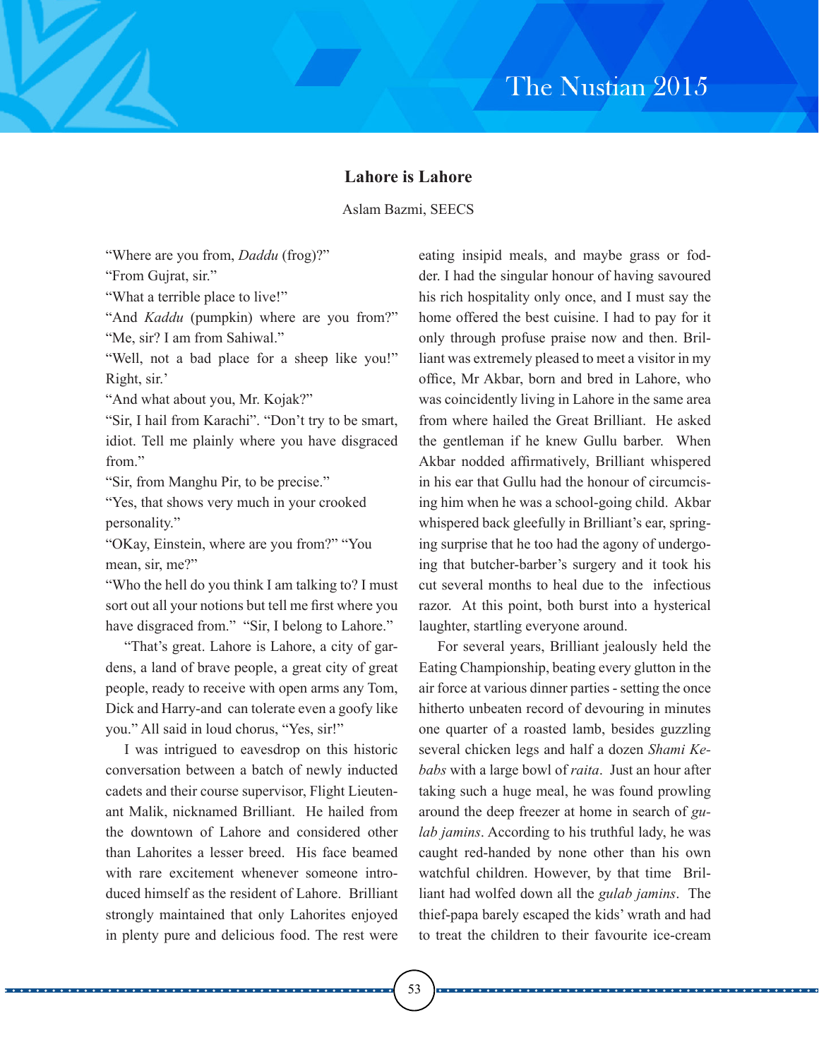## Lahore is Lahore

Aslam Bazmi, SEECS

"Where are you from, *Daddu* (frog)?"

"From Gujrat, sir."

"What a terrible place to live!"

"And *Kaddu* (pumpkin) where are you from?" "Me, sir? I am from Sahiwal."

"Well, not a bad place for a sheep like you!" Right, sir.'

"And what about you, Mr. Kojak?"

"Sir, I hail from Karachi". "Don't try to be smart, idiot. Tell me plainly where you have disgraced from."

"Sir, from Manghu Pir, to be precise."

"Yes, that shows very much in your crooked personality."

"OKay, Einstein, where are you from?" "You mean, sir, me?"

"Who the hell do you think I am talking to? I must sort out all your notions but tell me first where you have disgraced from." "Sir, I belong to Lahore."

"That's great. Lahore is Lahore, a city of gardens, a land of brave people, a great city of great people, ready to receive with open arms any Tom, Dick and Harry-and can tolerate even a goofy like you." All said in loud chorus, "Yes, sir!"

I was intrigued to eavesdrop on this historic conversation between a batch of newly inducted cadets and their course supervisor, Flight Lieutenant Malik, nicknamed Brilliant. He hailed from the downtown of Lahore and considered other than Lahorites a lesser breed. His face beamed with rare excitement whenever someone introduced himself as the resident of Lahore. Brilliant strongly maintained that only Lahorites enjoyed in plenty pure and delicious food. The rest were eating insipid meals, and maybe grass or fodder. I had the singular honour of having savoured his rich hospitality only once, and I must say the home offered the best cuisine. I had to pay for it only through profuse praise now and then. Brilliant was extremely pleased to meet a visitor in my office, Mr Akbar, born and bred in Lahore, who was coincidently living in Lahore in the same area from where hailed the Great Brilliant. He asked the gentleman if he knew Gullu barber. When Akbar nodded affirmatively, Brilliant whispered in his ear that Gullu had the honour of circumcising him when he was a school-going child. Akbar whispered back gleefully in Brilliant's ear, springing surprise that he too had the agony of undergoing that butcher-barber's surgery and it took his cut several months to heal due to the infectious razor. At this point, both burst into a hysterical laughter, startling everyone around.

For several years, Brilliant jealously held the Eating Championship, beating every glutton in the air force at various dinner parties - setting the once hitherto unbeaten record of devouring in minutes one quarter of a roasted lamb, besides guzzling several chicken legs and half a dozen *Shami Kebabs* with a large bowl of *raita*. Just an hour after taking such a huge meal, he was found prowling around the deep freezer at home in search of *gulab jamins*. According to his truthful lady, he was caught red-handed by none other than his own watchful children. However, by that time Brilliant had wolfed down all the *gulab jamins*. The thief-papa barely escaped the kids' wrath and had to treat the children to their favourite ice-cream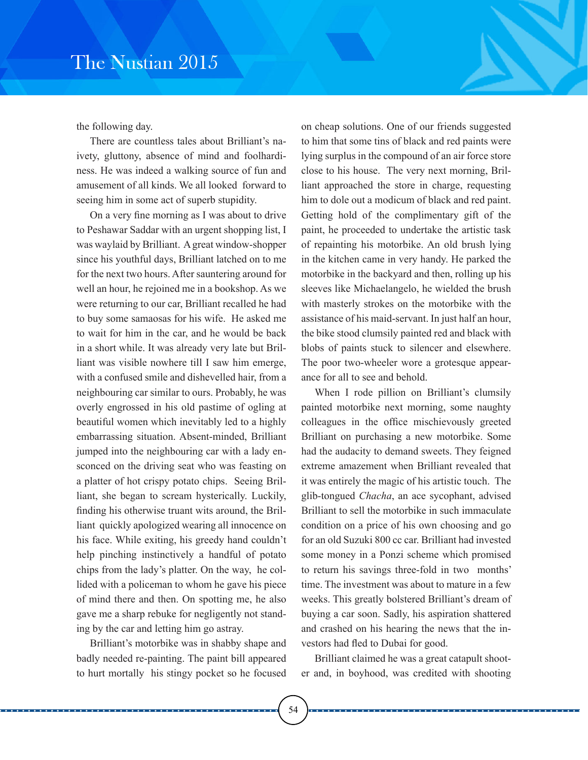the following day.

There are countless tales about Brilliant's naivety, gluttony, absence of mind and foolhardiness. He was indeed a walking source of fun and amusement of all kinds. We all looked forward to seeing him in some act of superb stupidity.

On a very fine morning as I was about to drive to Peshawar Saddar with an urgent shopping list, I was waylaid by Brilliant. A great window-shopper since his youthful days, Brilliant latched on to me for the next two hours. After sauntering around for well an hour, he rejoined me in a bookshop. As we were returning to our car, Brilliant recalled he had to buy some samaosas for his wife. He asked me to wait for him in the car, and he would be back in a short while. It was already very late but Brilliant was visible nowhere till I saw him emerge, with a confused smile and dishevelled hair, from a neighbouring car similar to ours. Probably, he was overly engrossed in his old pastime of ogling at beautiful women which inevitably led to a highly embarrassing situation. Absent-minded, Brilliant jumped into the neighbouring car with a lady ensconced on the driving seat who was feasting on a platter of hot crispy potato chips. Seeing Brilliant, she began to scream hysterically. Luckily, finding his otherwise truant wits around, the Brilliant quickly apologized wearing all innocence on his face. While exiting, his greedy hand couldn't help pinching instinctively a handful of potato chips from the lady's platter. On the way, he collided with a policeman to whom he gave his piece of mind there and then. On spotting me, he also gave me a sharp rebuke for negligently not standing by the car and letting him go astray.

Brilliant's motorbike was in shabby shape and badly needed re-painting. The paint bill appeared to hurt mortally his stingy pocket so he focused on cheap solutions. One of our friends suggested to him that some tins of black and red paints were lying surplus in the compound of an air force store close to his house. The very next morning, Brilliant approached the store in charge, requesting him to dole out a modicum of black and red paint. Getting hold of the complimentary gift of the paint, he proceeded to undertake the artistic task of repainting his motorbike. An old brush lying in the kitchen came in very handy. He parked the motorbike in the backyard and then, rolling up his sleeves like Michaelangelo, he wielded the brush with masterly strokes on the motorbike with the assistance of his maid-servant. In just half an hour, the bike stood clumsily painted red and black with blobs of paints stuck to silencer and elsewhere. The poor two-wheeler wore a grotesque appearance for all to see and behold.

When I rode pillion on Brilliant's clumsily painted motorbike next morning, some naughty colleagues in the office mischievously greeted Brilliant on purchasing a new motorbike. Some had the audacity to demand sweets. They feigned extreme amazement when Brilliant revealed that it was entirely the magic of his artistic touch. The glib-tongued *Chacha*, an ace sycophant, advised Brilliant to sell the motorbike in such immaculate condition on a price of his own choosing and go for an old Suzuki 800 cc car. Brilliant had invested some money in a Ponzi scheme which promised to return his savings three-fold in two months' time. The investment was about to mature in a few weeks. This greatly bolstered Brilliant's dream of buying a car soon. Sadly, his aspiration shattered and crashed on his hearing the news that the investors had fled to Dubai for good.

Brilliant claimed he was a great catapult shooter and, in boyhood, was credited with shooting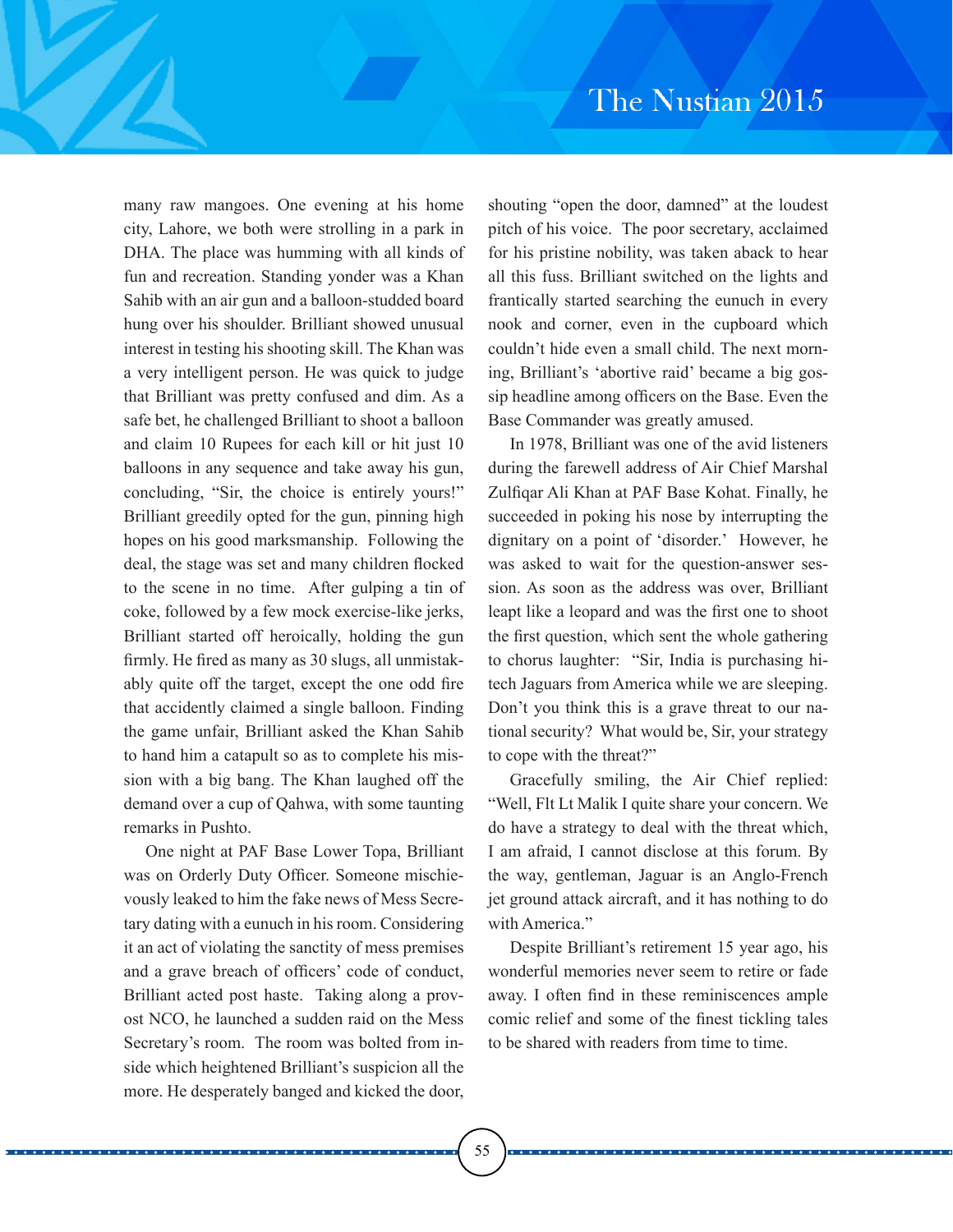many raw mangoes. One evening at his home city, Lahore, we both were strolling in a park in DHA. The place was humming with all kinds of fun and recreation. Standing yonder was a Khan Sahib with an air gun and a balloon-studded board hung over his shoulder. Brilliant showed unusual interest in testing his shooting skill. The Khan was a very intelligent person. He was quick to judge that Brilliant was pretty confused and dim. As a safe bet, he challenged Brilliant to shoot a balloon and claim 10 Rupees for each kill or hit just 10 balloons in any sequence and take away his gun, concluding, "Sir, the choice is entirely yours!" Brilliant greedily opted for the gun, pinning high hopes on his good marksmanship. Following the deal, the stage was set and many children flocked to the scene in no time. After gulping a tin of coke, followed by a few mock exercise-like jerks, Brilliant started off heroically, holding the gun firmly. He fired as many as 30 slugs, all unmistakably quite off the target, except the one odd fire that accidently claimed a single balloon. Finding the game unfair, Brilliant asked the Khan Sahib to hand him a catapult so as to complete his mission with a big bang. The Khan laughed off the demand over a cup of Qahwa, with some taunting remarks in Pushto.

One night at PAF Base Lower Topa, Brilliant was on Orderly Duty Officer. Someone mischievously leaked to him the fake news of Mess Secretary dating with a eunuch in his room. Considering it an act of violating the sanctity of mess premises and a grave breach of officers' code of conduct, Brilliant acted post haste. Taking along a provost NCO, he launched a sudden raid on the Mess Secretary's room. The room was bolted from inside which heightened Brilliant's suspicion all the more. He desperately banged and kicked the door, shouting "open the door, damned" at the loudest pitch of his voice. The poor secretary, acclaimed for his pristine nobility, was taken aback to hear all this fuss. Brilliant switched on the lights and frantically started searching the eunuch in every nook and corner, even in the cupboard which couldn't hide even a small child. The next morning, Brilliant's 'abortive raid' became a big gossip headline among officers on the Base. Even the Base Commander was greatly amused.

In 1978, Brilliant was one of the avid listeners during the farewell address of Air Chief Marshal Zulfiqar Ali Khan at PAF Base Kohat. Finally, he succeeded in poking his nose by interrupting the dignitary on a point of 'disorder.' However, he was asked to wait for the question-answer session. As soon as the address was over, Brilliant leapt like a leopard and was the first one to shoot the first question, which sent the whole gathering to chorus laughter: "Sir, India is purchasing hi-tech Jaguars from America while we are sleeping. Don't you think this is a grave threat to our national security? What would be, Sir, your strategy to cope with the threat?"

Gracefully smiling, the Air Chief replied: "Well, Flt Lt Malik I quite share your concern. We do have a strategy to deal with the threat which, I am afraid, I cannot disclose at this forum. By the way, gentleman, Jaguar is an Anglo-French jet ground attack aircraft, and it has nothing to do with America."

Despite Brilliant's retirement 15 year ago, his wonderful memories never seem to retire or fade away. I often find in these reminiscences ample comic relief and some of the finest tickling tales to be shared with readers from time to time.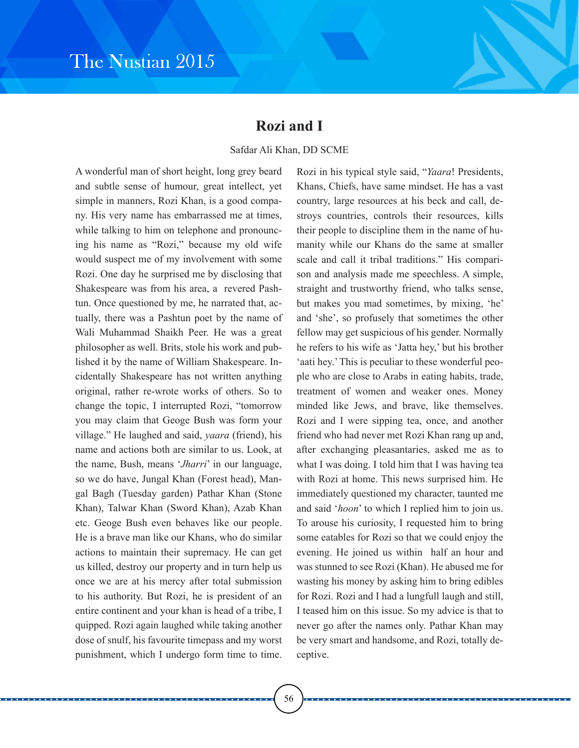## Rozi and I

Safdar Ali Khan, DD SCME

A wonderful man of short height, long grey beard and subtle sense of humour, great intellect, yet simple in manners, Rozi Khan, is a good company. His very name has embarrassed me at times, while talking to him on telephone and pronouncing his name as "Rozi," because my old wife would suspect me of my involvement with some Rozi. One day he surprised me by disclosing that Shakespeare was from his area, a revered Pashtun. Once questioned by me, he narrated that, actually, there was a Pashtun poet by the name of Wali Muhammad Shaikh Peer. He was a great philosopher as well. Brits, stole his work and published it by the name of William Shakespeare. Incidentally Shakespeare has not written anything original, rather re-wrote works of others. So to change the topic, I interrupted Rozi, "tomorrow you may claim that Geoge Bush was form your village." He laughed and said, *yaara* (friend), his name and actions both are similar to us. Look, at the name, Bush, means '*Jharri*' in our language, so we do have, Jungal Khan (Forest head), Mangal Bagh (Tuesday garden) Pathar Khan (Stone Khan), Talwar Khan (Sword Khan), Azab Khan etc. Geoge Bush even behaves like our people. He is a brave man like our Khans, who do similar actions to maintain their supremacy. He can get us killed, destroy our property and in turn help us once we are at his mercy after total submission to his authority. But Rozi, he is president of an entire continent and your khan is head of a tribe, I quipped. Rozi again laughed while taking another dose of snulf, his favourite timepass and my worst punishment, which I undergo form time to time. Rozi in his typical style said, "*Yaara*! Presidents, Khans, Chiefs, have same mindset. He has a vast country, large resources at his beck and call, destroys countries, controls their resources, kills their people to discipline them in the name of humanity while our Khans do the same at smaller scale and call it tribal traditions." His comparison and analysis made me speechless. A simple, straight and trustworthy friend, who talks sense, but makes you mad sometimes, by mixing, 'he' and 'she', so profusely that sometimes the other fellow may get suspicious of his gender. Normally he refers to his wife as 'Jatta hey,' but his brother 'aati hey.' This is peculiar to these wonderful people who are close to Arabs in eating habits, trade, treatment of women and weaker ones. Money minded like Jews, and brave, like themselves. Rozi and I were sipping tea, once, and another friend who had never met Rozi Khan rang up and, after exchanging pleasantaries, asked me as to what I was doing. I told him that I was having tea with Rozi at home. This news surprised him. He immediately questioned my character, taunted me and said '*hoon*' to which I replied him to join us. To arouse his curiosity, I requested him to bring some eatables for Rozi so that we could enjoy the evening. He joined us within half an hour and was stunned to see Rozi (Khan). He abused me for wasting his money by asking him to bring edibles for Rozi. Rozi and I had a lungfull laugh and still, I teased him on this issue. So my advice is that to never go after the names only. Pathar Khan may be very smart and handsome, and Rozi, totally deceptive.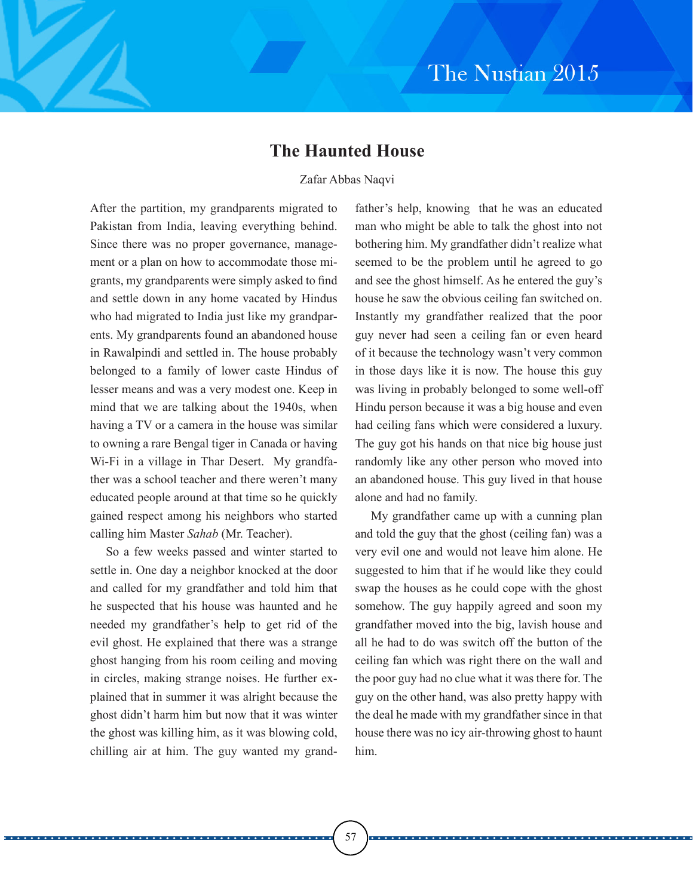# The Haunted House

Zafar Abbas Naqvi

After the partition, my grandparents migrated to Pakistan from India, leaving everything behind. Since there was no proper governance, management or a plan on how to accommodate those migrants, my grandparents were simply asked to find and settle down in any home vacated by Hindus who had migrated to India just like my grandparents. My grandparents found an abandoned house in Rawalpindi and settled in. The house probably belonged to a family of lower caste Hindus of lesser means and was a very modest one. Keep in mind that we are talking about the 1940s, when having a TV or a camera in the house was similar to owning a rare Bengal tiger in Canada or having Wi-Fi in a village in Thar Desert. My grandfather was a school teacher and there weren't many educated people around at that time so he quickly gained respect among his neighbors who started calling him Master *Sahab* (Mr. Teacher).

So a few weeks passed and winter started to settle in. One day a neighbor knocked at the door and called for my grandfather and told him that he suspected that his house was haunted and he needed my grandfather's help to get rid of the evil ghost. He explained that there was a strange ghost hanging from his room ceiling and moving in circles, making strange noises. He further explained that in summer it was alright because the ghost didn't harm him but now that it was winter the ghost was killing him, as it was blowing cold, chilling air at him. The guy wanted my grandfather's help, knowing that he was an educated man who might be able to talk the ghost into not bothering him. My grandfather didn't realize what seemed to be the problem until he agreed to go and see the ghost himself. As he entered the guy's house he saw the obvious ceiling fan switched on. Instantly my grandfather realized that the poor guy never had seen a ceiling fan or even heard of it because the technology wasn't very common in those days like it is now. The house this guy was living in probably belonged to some well-off Hindu person because it was a big house and even had ceiling fans which were considered a luxury. The guy got his hands on that nice big house just randomly like any other person who moved into an abandoned house. This guy lived in that house alone and had no family.

My grandfather came up with a cunning plan and told the guy that the ghost (ceiling fan) was a very evil one and would not leave him alone. He suggested to him that if he would like they could swap the houses as he could cope with the ghost somehow. The guy happily agreed and soon my grandfather moved into the big, lavish house and all he had to do was switch off the button of the ceiling fan which was right there on the wall and the poor guy had no clue what it was there for. The guy on the other hand, was also pretty happy with the deal he made with my grandfather since in that house there was no icy air-throwing ghost to haunt him.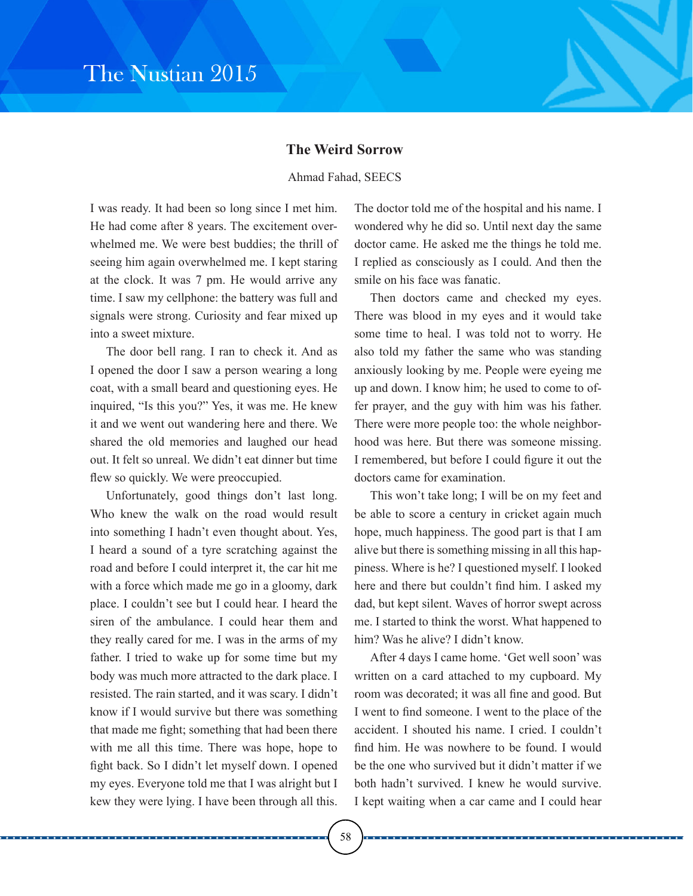## The Weird Sorrow

Ahmad Fahad, SEECS

I was ready. It had been so long since I met him. He had come after 8 years. The excitement overwhelmed me. We were best buddies; the thrill of seeing him again overwhelmed me. I kept staring at the clock. It was 7 pm. He would arrive any time. I saw my cellphone: the battery was full and signals were strong. Curiosity and fear mixed up into a sweet mixture.

The door bell rang. I ran to check it. And as I opened the door I saw a person wearing a long coat, with a small beard and questioning eyes. He inquired, "Is this you?" Yes, it was me. He knew it and we went out wandering here and there. We shared the old memories and laughed our head out. It felt so unreal. We didn't eat dinner but time flew so quickly. We were preoccupied.

Unfortunately, good things don't last long. Who knew the walk on the road would result into something I hadn't even thought about. Yes, I heard a sound of a tyre scratching against the road and before I could interpret it, the car hit me with a force which made me go in a gloomy, dark place. I couldn't see but I could hear. I heard the siren of the ambulance. I could hear them and they really cared for me. I was in the arms of my father. I tried to wake up for some time but my body was much more attracted to the dark place. I resisted. The rain started, and it was scary. I didn't know if I would survive but there was something that made me fight; something that had been there with me all this time. There was hope, hope to fight back. So I didn't let myself down. I opened my eyes. Everyone told me that I was alright but I kew they were lying. I have been through all this. The doctor told me of the hospital and his name. I wondered why he did so. Until next day the same doctor came. He asked me the things he told me. I replied as consciously as I could. And then the smile on his face was fanatic.

Then doctors came and checked my eyes. There was blood in my eyes and it would take some time to heal. I was told not to worry. He also told my father the same who was standing anxiously looking by me. People were eyeing me up and down. I know him; he used to come to offer prayer, and the guy with him was his father. There were more people too: the whole neighborhood was here. But there was someone missing. I remembered, but before I could figure it out the doctors came for examination.

This won't take long; I will be on my feet and be able to score a century in cricket again much hope, much happiness. The good part is that I am alive but there is something missing in all this happiness. Where is he? I questioned myself. I looked here and there but couldn't find him. I asked my dad, but kept silent. Waves of horror swept across me. I started to think the worst. What happened to him? Was he alive? I didn't know.

After 4 days I came home. 'Get well soon' was written on a card attached to my cupboard. My room was decorated; it was all fine and good. But I went to find someone. I went to the place of the accident. I shouted his name. I cried. I couldn't find him. He was nowhere to be found. I would be the one who survived but it didn't matter if we both hadn't survived. I knew he would survive. I kept waiting when a car came and I could hear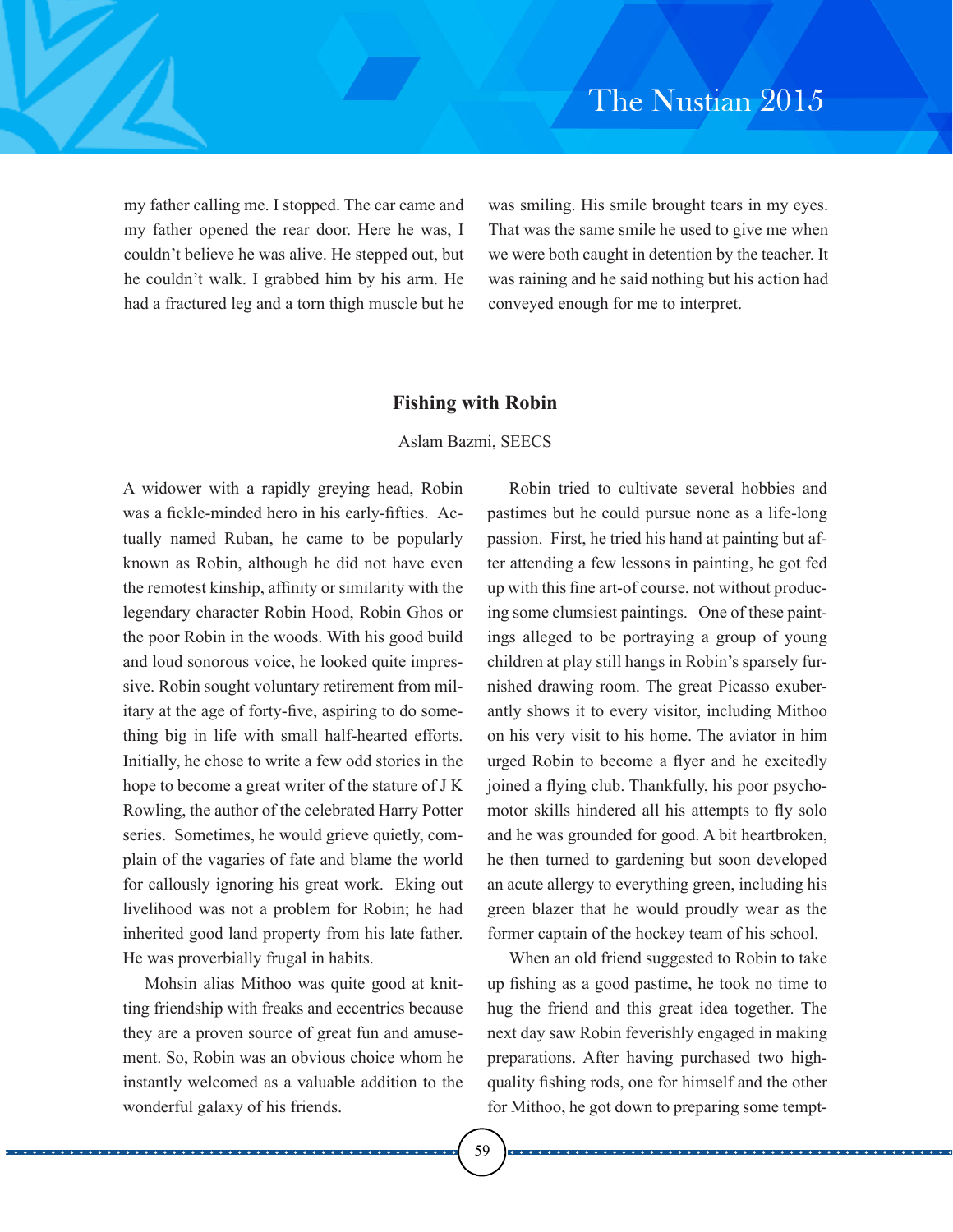my father calling me. I stopped. The car came and my father opened the rear door. Here he was, I couldn't believe he was alive. He stepped out, but he couldn't walk. I grabbed him by his arm. He had a fractured leg and a torn thigh muscle but he was smiling. His smile brought tears in my eyes. That was the same smile he used to give me when we were both caught in detention by the teacher. It was raining and he said nothing but his action had conveyed enough for me to interpret.

## Fishing with Robin

Aslam Bazmi, SEECS

A widower with a rapidly greying head, Robin was a fickle-minded hero in his early-fifties. Actually named Ruban, he came to be popularly known as Robin, although he did not have even the remotest kinship, affinity or similarity with the legendary character Robin Hood, Robin Ghos or the poor Robin in the woods. With his good build and loud sonorous voice, he looked quite impressive. Robin sought voluntary retirement from military at the age of forty-five, aspiring to do something big in life with small half-hearted efforts. Initially, he chose to write a few odd stories in the hope to become a great writer of the stature of J K Rowling, the author of the celebrated Harry Potter series. Sometimes, he would grieve quietly, complain of the vagaries of fate and blame the world for callously ignoring his great work. Eking out livelihood was not a problem for Robin; he had inherited good land property from his late father. He was proverbially frugal in habits.

Mohsin alias Mithoo was quite good at knitting friendship with freaks and eccentrics because they are a proven source of great fun and amusement. So, Robin was an obvious choice whom he instantly welcomed as a valuable addition to the wonderful galaxy of his friends.

Robin tried to cultivate several hobbies and pastimes but he could pursue none as a life-long passion. First, he tried his hand at painting but after attending a few lessons in painting, he got fed up with this fine art-of course, not without producing some clumsiest paintings. One of these paintings alleged to be portraying a group of young children at play still hangs in Robin's sparsely furnished drawing room. The great Picasso exuberantly shows it to every visitor, including Mithoo on his very visit to his home. The aviator in him urged Robin to become a flyer and he excitedly joined a flying club. Thankfully, his poor psychomotor skills hindered all his attempts to fly solo and he was grounded for good. A bit heartbroken, he then turned to gardening but soon developed an acute allergy to everything green, including his green blazer that he would proudly wear as the former captain of the hockey team of his school.

When an old friend suggested to Robin to take up fishing as a good pastime, he took no time to hug the friend and this great idea together. The next day saw Robin feverishly engaged in making preparations. After having purchased two high-quality fishing rods, one for himself and the other for Mithoo, he got down to preparing some tempt-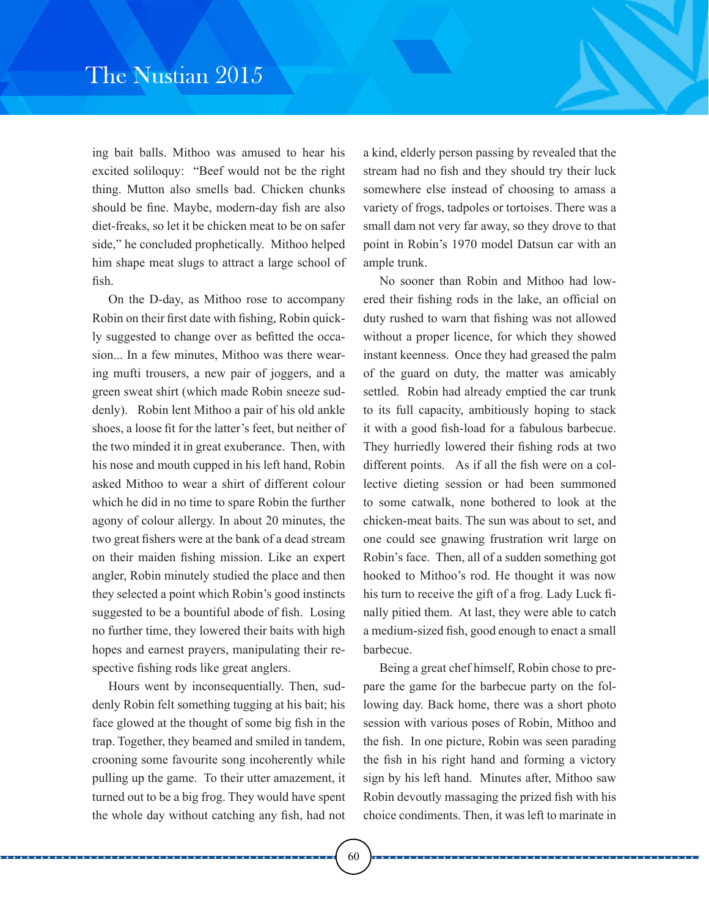ing bait balls. Mithoo was amused to hear his excited soliloquy: "Beef would not be the right thing. Mutton also smells bad. Chicken chunks should be fine. Maybe, modern-day fish are also diet-freaks, so let it be chicken meat to be on safer side," he concluded prophetically. Mithoo helped him shape meat slugs to attract a large school of fish.

On the D-day, as Mithoo rose to accompany Robin on their first date with fishing, Robin quickly suggested to change over as befitted the occasion... In a few minutes, Mithoo was there wearing mufti trousers, a new pair of joggers, and a green sweat shirt (which made Robin sneeze suddenly). Robin lent Mithoo a pair of his old ankle shoes, a loose fit for the latter's feet, but neither of the two minded it in great exuberance. Then, with his nose and mouth cupped in his left hand, Robin asked Mithoo to wear a shirt of different colour which he did in no time to spare Robin the further agony of colour allergy. In about 20 minutes, the two great fishers were at the bank of a dead stream on their maiden fishing mission. Like an expert angler, Robin minutely studied the place and then they selected a point which Robin's good instincts suggested to be a bountiful abode of fish. Losing no further time, they lowered their baits with high hopes and earnest prayers, manipulating their respective fishing rods like great anglers.

Hours went by inconsequentially. Then, suddenly Robin felt something tugging at his bait; his face glowed at the thought of some big fish in the trap. Together, they beamed and smiled in tandem, crooning some favourite song incoherently while pulling up the game. To their utter amazement, it turned out to be a big frog. They would have spent the whole day without catching any fish, had not a kind, elderly person passing by revealed that the stream had no fish and they should try their luck somewhere else instead of choosing to amass a variety of frogs, tadpoles or tortoises. There was a small dam not very far away, so they drove to that point in Robin's 1970 model Datsun car with an ample trunk.

No sooner than Robin and Mithoo had lowered their fishing rods in the lake, an official on duty rushed to warn that fishing was not allowed without a proper licence, for which they showed instant keenness. Once they had greased the palm of the guard on duty, the matter was amicably settled. Robin had already emptied the car trunk to its full capacity, ambitiously hoping to stack it with a good fish-load for a fabulous barbecue. They hurriedly lowered their fishing rods at two different points. As if all the fish were on a collective dieting session or had been summoned to some catwalk, none bothered to look at the chicken-meat baits. The sun was about to set, and one could see gnawing frustration writ large on Robin's face. Then, all of a sudden something got hooked to Mithoo's rod. He thought it was now his turn to receive the gift of a frog. Lady Luck finally pitied them. At last, they were able to catch a medium-sized fish, good enough to enact a small barbecue.

Being a great chef himself, Robin chose to prepare the game for the barbecue party on the following day. Back home, there was a short photo session with various poses of Robin, Mithoo and the fish. In one picture, Robin was seen parading the fish in his right hand and forming a victory sign by his left hand. Minutes after, Mithoo saw Robin devoutly massaging the prized fish with his choice condiments. Then, it was left to marinate in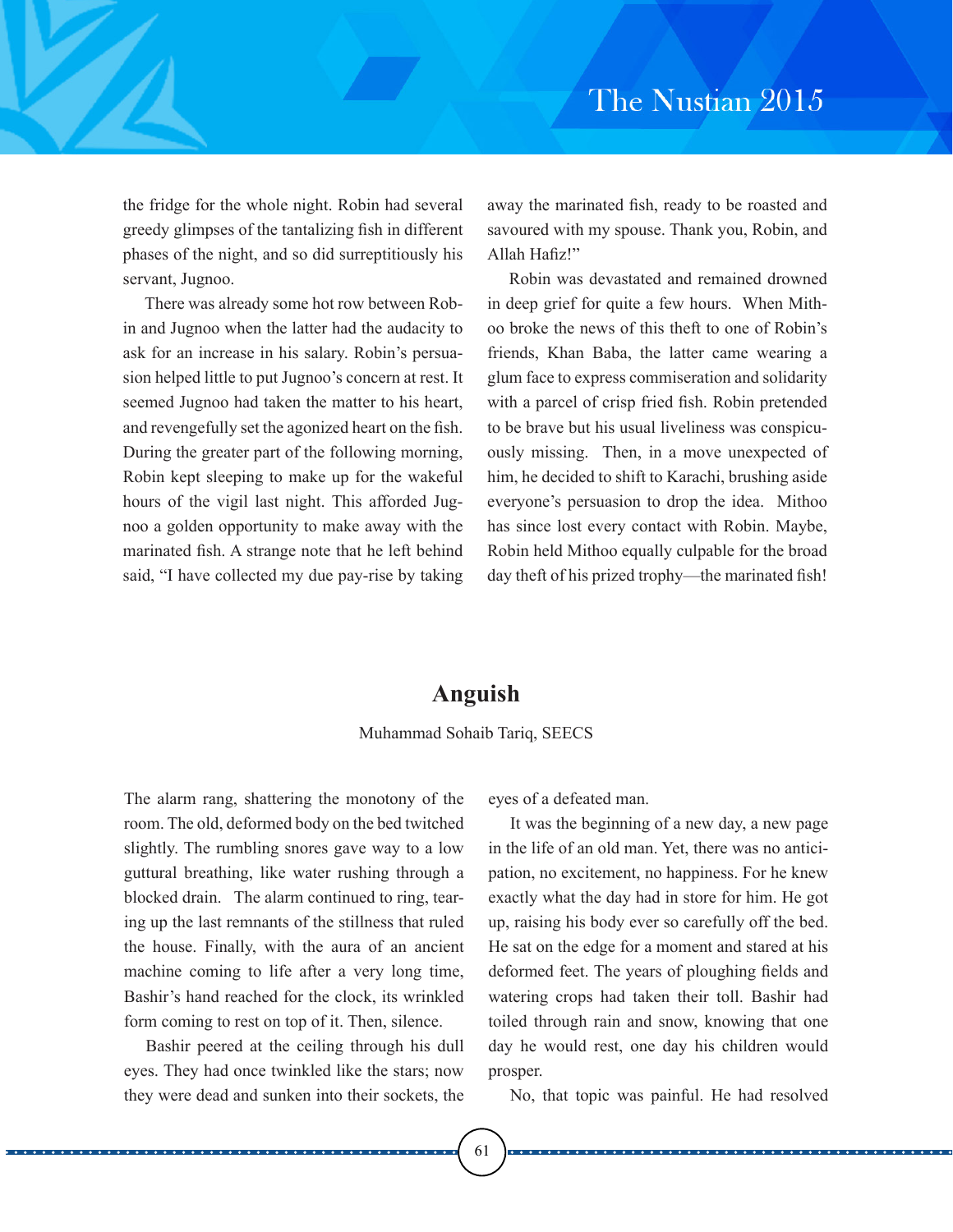the fridge for the whole night. Robin had several greedy glimpses of the tantalizing fish in different phases of the night, and so did surreptitiously his servant, Jugnoo.

There was already some hot row between Robin and Jugnoo when the latter had the audacity to ask for an increase in his salary. Robin's persuasion helped little to put Jugnoo's concern at rest. It seemed Jugnoo had taken the matter to his heart, and revengefully set the agonized heart on the fish. During the greater part of the following morning, Robin kept sleeping to make up for the wakeful hours of the vigil last night. This afforded Jugnoo a golden opportunity to make away with the marinated fish. A strange note that he left behind said, "I have collected my due pay-rise by taking away the marinated fish, ready to be roasted and savoured with my spouse. Thank you, Robin, and Allah Hafiz!"

Robin was devastated and remained drowned in deep grief for quite a few hours. When Mithoo broke the news of this theft to one of Robin's friends, Khan Baba, the latter came wearing a glum face to express commiseration and solidarity with a parcel of crisp fried fish. Robin pretended to be brave but his usual liveliness was conspicuously missing. Then, in a move unexpected of him, he decided to shift to Karachi, brushing aside everyone's persuasion to drop the idea. Mithoo has since lost every contact with Robin. Maybe, Robin held Mithoo equally culpable for the broad day theft of his prized trophy—the marinated fish!

## Anguish

Muhammad Sohaib Tariq, SEECS

The alarm rang, shattering the monotony of the room. The old, deformed body on the bed twitched slightly. The rumbling snores gave way to a low guttural breathing, like water rushing through a blocked drain. The alarm continued to ring, tearing up the last remnants of the stillness that ruled the house. Finally, with the aura of an ancient machine coming to life after a very long time, Bashir's hand reached for the clock, its wrinkled form coming to rest on top of it. Then, silence.

Bashir peered at the ceiling through his dull eyes. They had once twinkled like the stars; now they were dead and sunken into their sockets, the eyes of a defeated man.

It was the beginning of a new day, a new page in the life of an old man. Yet, there was no anticipation, no excitement, no happiness. For he knew exactly what the day had in store for him. He got up, raising his body ever so carefully off the bed. He sat on the edge for a moment and stared at his deformed feet. The years of ploughing fields and watering crops had taken their toll. Bashir had toiled through rain and snow, knowing that one day he would rest, one day his children would prosper.

No, that topic was painful. He had resolved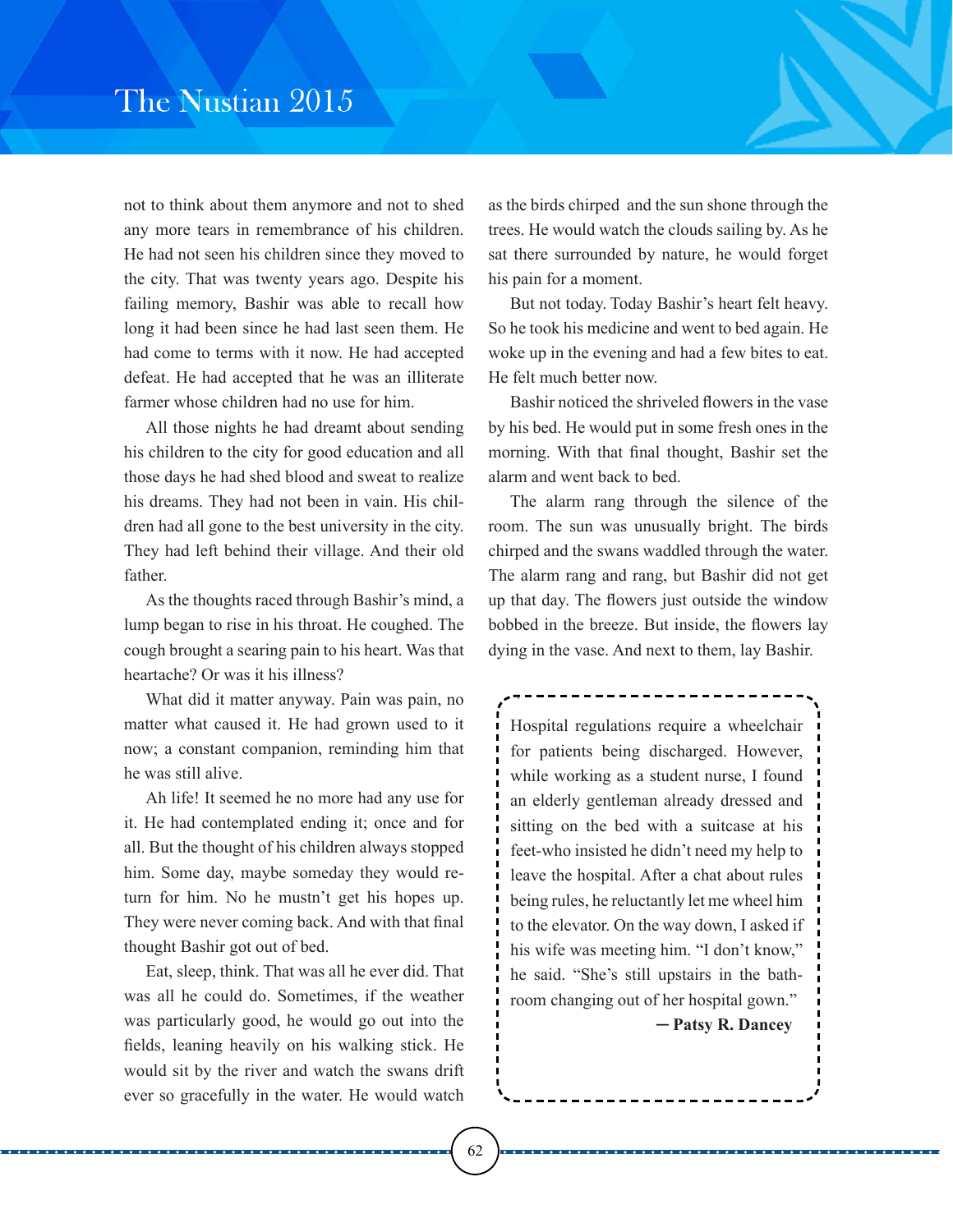not to think about them anymore and not to shed any more tears in remembrance of his children. He had not seen his children since they moved to the city. That was twenty years ago. Despite his failing memory, Bashir was able to recall how long it had been since he had last seen them. He had come to terms with it now. He had accepted defeat. He had accepted that he was an illiterate farmer whose children had no use for him.

All those nights he had dreamt about sending his children to the city for good education and all those days he had shed blood and sweat to realize his dreams. They had not been in vain. His children had all gone to the best university in the city. They had left behind their village. And their old father.

As the thoughts raced through Bashir's mind, a lump began to rise in his throat. He coughed. The cough brought a searing pain to his heart. Was that heartache? Or was it his illness?

What did it matter anyway. Pain was pain, no matter what caused it. He had grown used to it now; a constant companion, reminding him that he was still alive.

Ah life! It seemed he no more had any use for it. He had contemplated ending it; once and for all. But the thought of his children always stopped him. Some day, maybe someday they would return for him. No he mustn't get his hopes up. They were never coming back. And with that final thought Bashir got out of bed.

Eat, sleep, think. That was all he ever did. That was all he could do. Sometimes, if the weather was particularly good, he would go out into the fields, leaning heavily on his walking stick. He would sit by the river and watch the swans drift ever so gracefully in the water. He would watch as the birds chirped and the sun shone through the trees. He would watch the clouds sailing by. As he sat there surrounded by nature, he would forget his pain for a moment.

But not today. Today Bashir's heart felt heavy. So he took his medicine and went to bed again. He woke up in the evening and had a few bites to eat. He felt much better now.

Bashir noticed the shriveled flowers in the vase by his bed. He would put in some fresh ones in the morning. With that final thought, Bashir set the alarm and went back to bed.

The alarm rang through the silence of the room. The sun was unusually bright. The birds chirped and the swans waddled through the water. The alarm rang and rang, but Bashir did not get up that day. The flowers just outside the window bobbed in the breeze. But inside, the flowers lay dying in the vase. And next to them, lay Bashir.

---

Hospital regulations require a wheelchair for patients being discharged. However, while working as a student nurse, I found an elderly gentleman already dressed and sitting on the bed with a suitcase at his feet-who insisted he didn't need my help to leave the hospital. After a chat about rules being rules, he reluctantly let me wheel him to the elevator. On the way down, I asked if his wife was meeting him. "I don't know," he said. "She's still upstairs in the bathroom changing out of her hospital gown."

**— Patsy R. Dancey**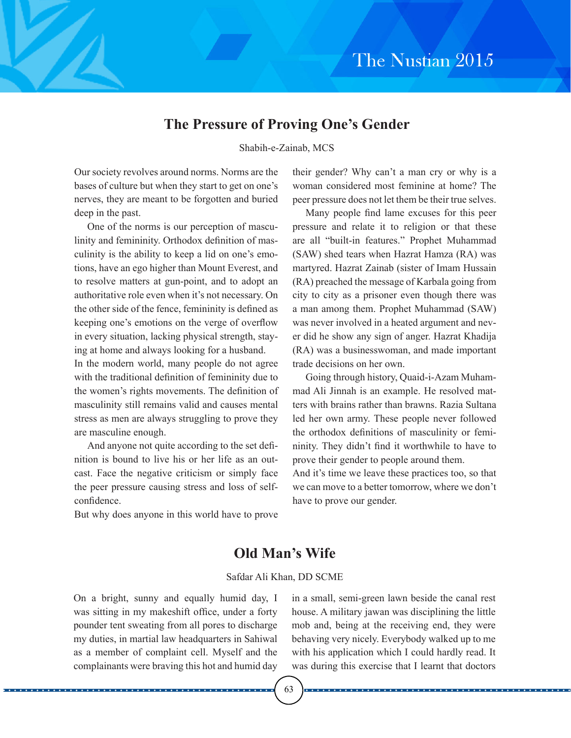## The Pressure of Proving One's Gender

Shabih-e-Zainab, MCS

Our society revolves around norms. Norms are the bases of culture but when they start to get on one's nerves, they are meant to be forgotten and buried deep in the past.

One of the norms is our perception of masculinity and femininity. Orthodox definition of masculinity is the ability to keep a lid on one's emotions, have an ego higher than Mount Everest, and to resolve matters at gun-point, and to adopt an authoritative role even when it's not necessary. On the other side of the fence, femininity is defined as keeping one's emotions on the verge of overflow in every situation, lacking physical strength, staying at home and always looking for a husband.

In the modern world, many people do not agree with the traditional definition of femininity due to the women's rights movements. The definition of masculinity still remains valid and causes mental stress as men are always struggling to prove they are masculine enough.

And anyone not quite according to the set definition is bound to live his or her life as an outcast. Face the negative criticism or simply face the peer pressure causing stress and loss of self-confidence.

But why does anyone in this world have to prove their gender? Why can't a man cry or why is a woman considered most feminine at home? The peer pressure does not let them be their true selves.

Many people find lame excuses for this peer pressure and relate it to religion or that these are all "built-in features." Prophet Muhammad (SAW) shed tears when Hazrat Hamza (RA) was martyred. Hazrat Zainab (sister of Imam Hussain (RA) preached the message of Karbala going from city to city as a prisoner even though there was a man among them. Prophet Muhammad (SAW) was never involved in a heated argument and never did he show any sign of anger. Hazrat Khadija (RA) was a businesswoman, and made important trade decisions on her own.

Going through history, Quaid-i-Azam Muhammad Ali Jinnah is an example. He resolved matters with brains rather than brawns. Razia Sultana led her own army. These people never followed the orthodox definitions of masculinity or femininity. They didn't find it worthwhile to have to prove their gender to people around them.

And it's time we leave these practices too, so that we can move to a better tomorrow, where we don't have to prove our gender.

## Old Man's Wife

Safdar Ali Khan, DD SCME

On a bright, sunny and equally humid day, I was sitting in my makeshift office, under a forty pounder tent sweating from all pores to discharge my duties, in martial law headquarters in Sahiwal as a member of complaint cell. Myself and the complainants were braving this hot and humid day in a small, semi-green lawn beside the canal rest house. A military jawan was disciplining the little mob and, being at the receiving end, they were behaving very nicely. Everybody walked up to me with his application which I could hardly read. It was during this exercise that I learnt that doctors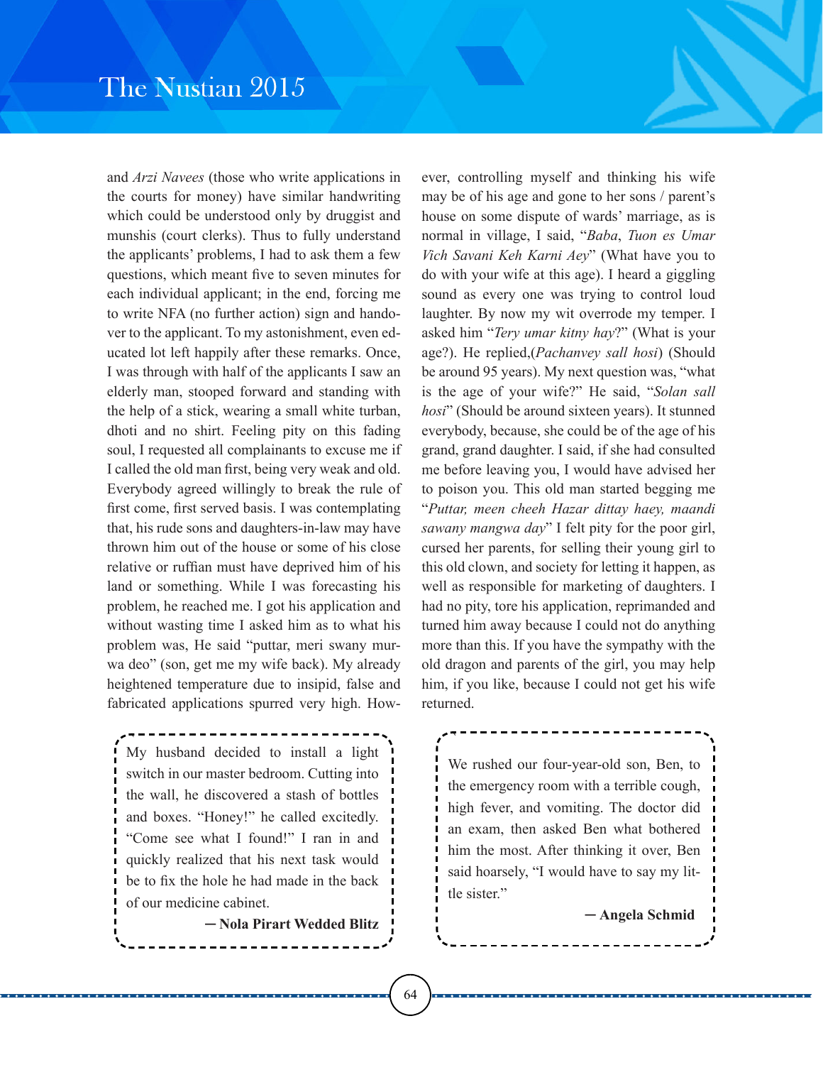and *Arzi Navees* (those who write applications in the courts for money) have similar handwriting which could be understood only by druggist and munshis (court clerks). Thus to fully understand the applicants' problems, I had to ask them a few questions, which meant five to seven minutes for each individual applicant; in the end, forcing me to write NFA (no further action) sign and handover to the applicant. To my astonishment, even educated lot left happily after these remarks. Once, I was through with half of the applicants I saw an elderly man, stooped forward and standing with the help of a stick, wearing a small white turban, dhoti and no shirt. Feeling pity on this fading soul, I requested all complainants to excuse me if I called the old man first, being very weak and old. Everybody agreed willingly to break the rule of first come, first served basis. I was contemplating that, his rude sons and daughters-in-law may have thrown him out of the house or some of his close relative or ruffian must have deprived him of his land or something. While I was forecasting his problem, he reached me. I got his application and without wasting time I asked him as to what his problem was, He said "puttar, meri swany murwa deo" (son, get me my wife back). My already heightened temperature due to insipid, false and fabricated applications spurred very high. However, controlling myself and thinking his wife may be of his age and gone to her sons / parent's house on some dispute of wards' marriage, as is normal in village, I said, "*Baba*, *Tuon es Umar Vich Savani Keh Karni Aey*" (What have you to do with your wife at this age). I heard a giggling sound as every one was trying to control loud laughter. By now my wit overrode my temper. I asked him "*Tery umar kitny hay*?" (What is your age?). He replied,(*Pachanvey sall hosi*) (Should be around 95 years). My next question was, "what is the age of your wife?" He said, "*Solan sall hosi*" (Should be around sixteen years). It stunned everybody, because, she could be of the age of his grand, grand daughter. I said, if she had consulted me before leaving you, I would have advised her to poison you. This old man started begging me "*Puttar, meen cheeh Hazar dittay haey, maandi sawany mangwa day*" I felt pity for the poor girl, cursed her parents, for selling their young girl to this old clown, and society for letting it happen, as well as responsible for marketing of daughters. I had no pity, tore his application, reprimanded and turned him away because I could not do anything more than this. If you have the sympathy with the old dragon and parents of the girl, you may help him, if you like, because I could not get his wife returned.

---

My husband decided to install a light switch in our master bedroom. Cutting into the wall, he discovered a stash of bottles and boxes. "Honey!" he called excitedly. "Come see what I found!" I ran in and quickly realized that his next task would be to fix the hole he had made in the back of our medicine cabinet.

**— Nola Pirart Wedded Blitz**

---

We rushed our four-year-old son, Ben, to the emergency room with a terrible cough, high fever, and vomiting. The doctor did an exam, then asked Ben what bothered him the most. After thinking it over, Ben said hoarsely, "I would have to say my little sister."

**— Angela Schmid**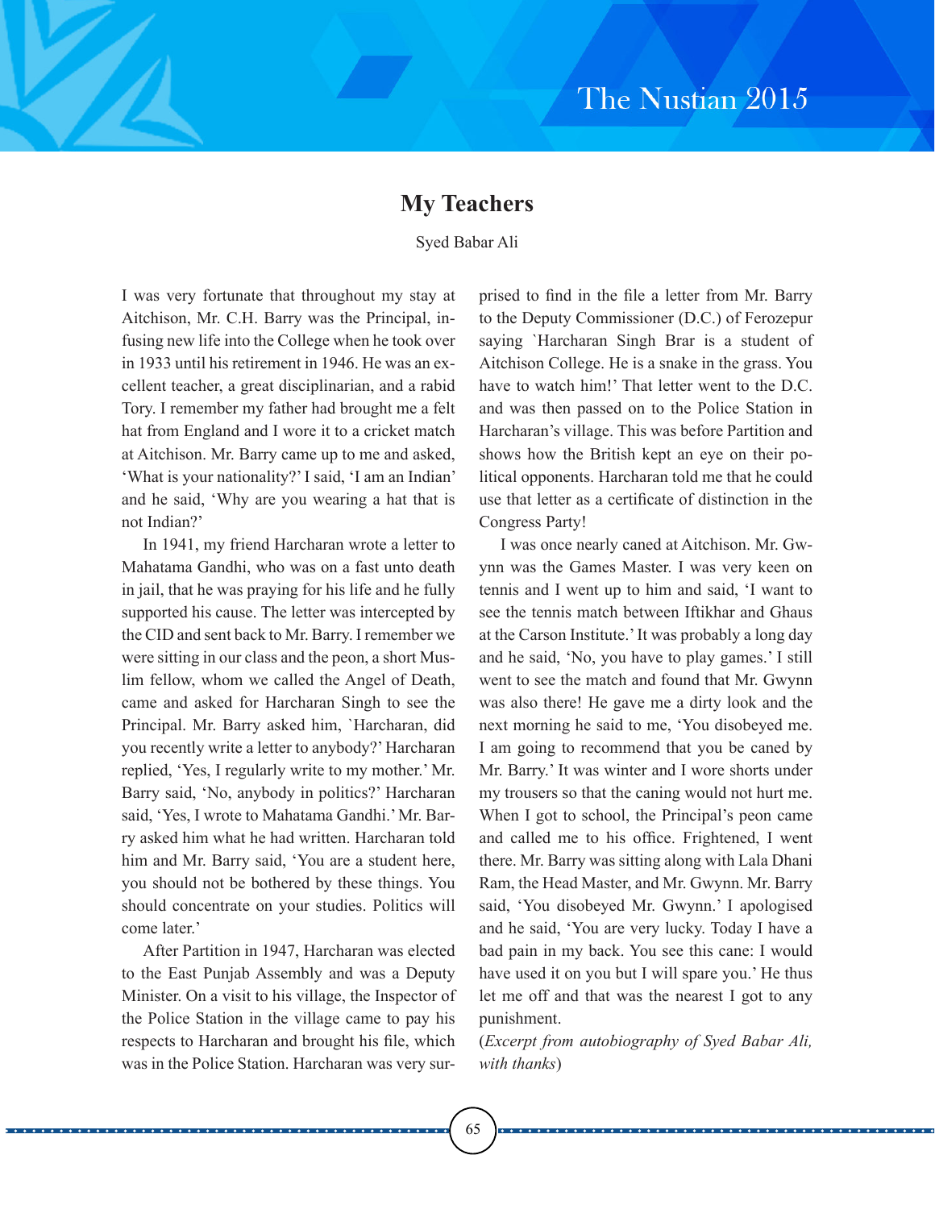# My Teachers

Syed Babar Ali

I was very fortunate that throughout my stay at Aitchison, Mr. C.H. Barry was the Principal, infusing new life into the College when he took over in 1933 until his retirement in 1946. He was an excellent teacher, a great disciplinarian, and a rabid Tory. I remember my father had brought me a felt hat from England and I wore it to a cricket match at Aitchison. Mr. Barry came up to me and asked, 'What is your nationality?' I said, 'I am an Indian' and he said, 'Why are you wearing a hat that is not Indian?'

In 1941, my friend Harcharan wrote a letter to Mahatama Gandhi, who was on a fast unto death in jail, that he was praying for his life and he fully supported his cause. The letter was intercepted by the CID and sent back to Mr. Barry. I remember we were sitting in our class and the peon, a short Muslim fellow, whom we called the Angel of Death, came and asked for Harcharan Singh to see the Principal. Mr. Barry asked him, `Harcharan, did you recently write a letter to anybody?' Harcharan replied, 'Yes, I regularly write to my mother.' Mr. Barry said, 'No, anybody in politics?' Harcharan said, 'Yes, I wrote to Mahatama Gandhi.' Mr. Barry asked him what he had written. Harcharan told him and Mr. Barry said, 'You are a student here, you should not be bothered by these things. You should concentrate on your studies. Politics will come later.'

After Partition in 1947, Harcharan was elected to the East Punjab Assembly and was a Deputy Minister. On a visit to his village, the Inspector of the Police Station in the village came to pay his respects to Harcharan and brought his file, which was in the Police Station. Harcharan was very surprised to find in the file a letter from Mr. Barry to the Deputy Commissioner (D.C.) of Ferozepur saying `Harcharan Singh Brar is a student of Aitchison College. He is a snake in the grass. You have to watch him!' That letter went to the D.C. and was then passed on to the Police Station in Harcharan's village. This was before Partition and shows how the British kept an eye on their political opponents. Harcharan told me that he could use that letter as a certificate of distinction in the Congress Party!

I was once nearly caned at Aitchison. Mr. Gwynn was the Games Master. I was very keen on tennis and I went up to him and said, 'I want to see the tennis match between Iftikhar and Ghaus at the Carson Institute.' It was probably a long day and he said, 'No, you have to play games.' I still went to see the match and found that Mr. Gwynn was also there! He gave me a dirty look and the next morning he said to me, 'You disobeyed me. I am going to recommend that you be caned by Mr. Barry.' It was winter and I wore shorts under my trousers so that the caning would not hurt me. When I got to school, the Principal's peon came and called me to his office. Frightened, I went there. Mr. Barry was sitting along with Lala Dhani Ram, the Head Master, and Mr. Gwynn. Mr. Barry said, 'You disobeyed Mr. Gwynn.' I apologised and he said, 'You are very lucky. Today I have a bad pain in my back. You see this cane: I would have used it on you but I will spare you.' He thus let me off and that was the nearest I got to any punishment.

(*Excerpt from autobiography of Syed Babar Ali, with thanks*)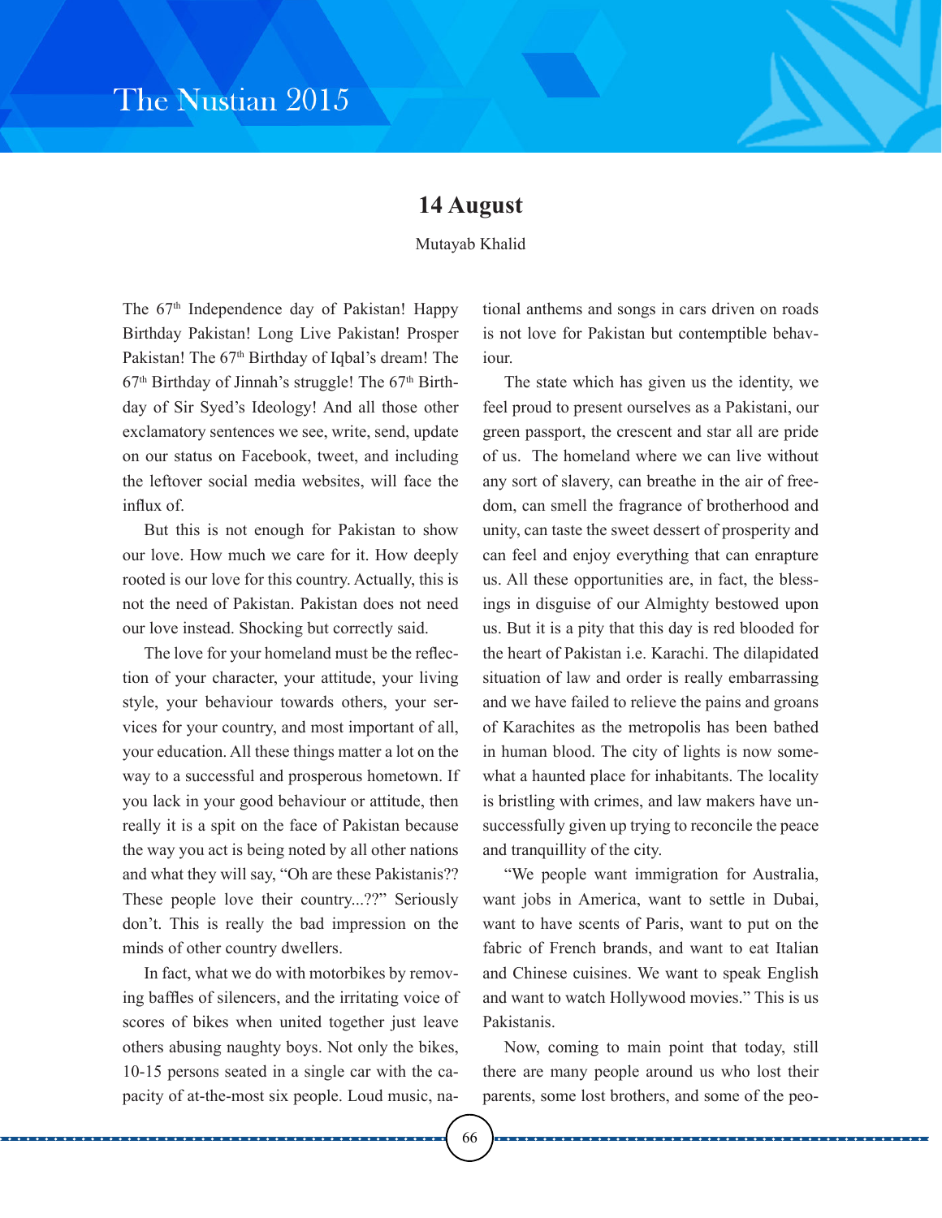## 14 August

Mutayab Khalid

The 67th Independence day of Pakistan! Happy Birthday Pakistan! Long Live Pakistan! Prosper Pakistan! The 67th Birthday of Iqbal's dream! The 67th Birthday of Jinnah's struggle! The 67th Birthday of Sir Syed's Ideology! And all those other exclamatory sentences we see, write, send, update on our status on Facebook, tweet, and including the leftover social media websites, will face the influx of.

But this is not enough for Pakistan to show our love. How much we care for it. How deeply rooted is our love for this country. Actually, this is not the need of Pakistan. Pakistan does not need our love instead. Shocking but correctly said.

The love for your homeland must be the reflection of your character, your attitude, your living style, your behaviour towards others, your services for your country, and most important of all, your education. All these things matter a lot on the way to a successful and prosperous hometown. If you lack in your good behaviour or attitude, then really it is a spit on the face of Pakistan because the way you act is being noted by all other nations and what they will say, "Oh are these Pakistanis?? These people love their country...??" Seriously don't. This is really the bad impression on the minds of other country dwellers.

In fact, what we do with motorbikes by removing baffles of silencers, and the irritating voice of scores of bikes when united together just leave others abusing naughty boys. Not only the bikes, 10-15 persons seated in a single car with the capacity of at-the-most six people. Loud music, national anthems and songs in cars driven on roads is not love for Pakistan but contemptible behaviour.

The state which has given us the identity, we feel proud to present ourselves as a Pakistani, our green passport, the crescent and star all are pride of us. The homeland where we can live without any sort of slavery, can breathe in the air of freedom, can smell the fragrance of brotherhood and unity, can taste the sweet dessert of prosperity and can feel and enjoy everything that can enrapture us. All these opportunities are, in fact, the blessings in disguise of our Almighty bestowed upon us. But it is a pity that this day is red blooded for the heart of Pakistan i.e. Karachi. The dilapidated situation of law and order is really embarrassing and we have failed to relieve the pains and groans of Karachites as the metropolis has been bathed in human blood. The city of lights is now somewhat a haunted place for inhabitants. The locality is bristling with crimes, and law makers have unsuccessfully given up trying to reconcile the peace and tranquillity of the city.

"We people want immigration for Australia, want jobs in America, want to settle in Dubai, want to have scents of Paris, want to put on the fabric of French brands, and want to eat Italian and Chinese cuisines. We want to speak English and want to watch Hollywood movies." This is us Pakistanis.

Now, coming to main point that today, still there are many people around us who lost their parents, some lost brothers, and some of the peo-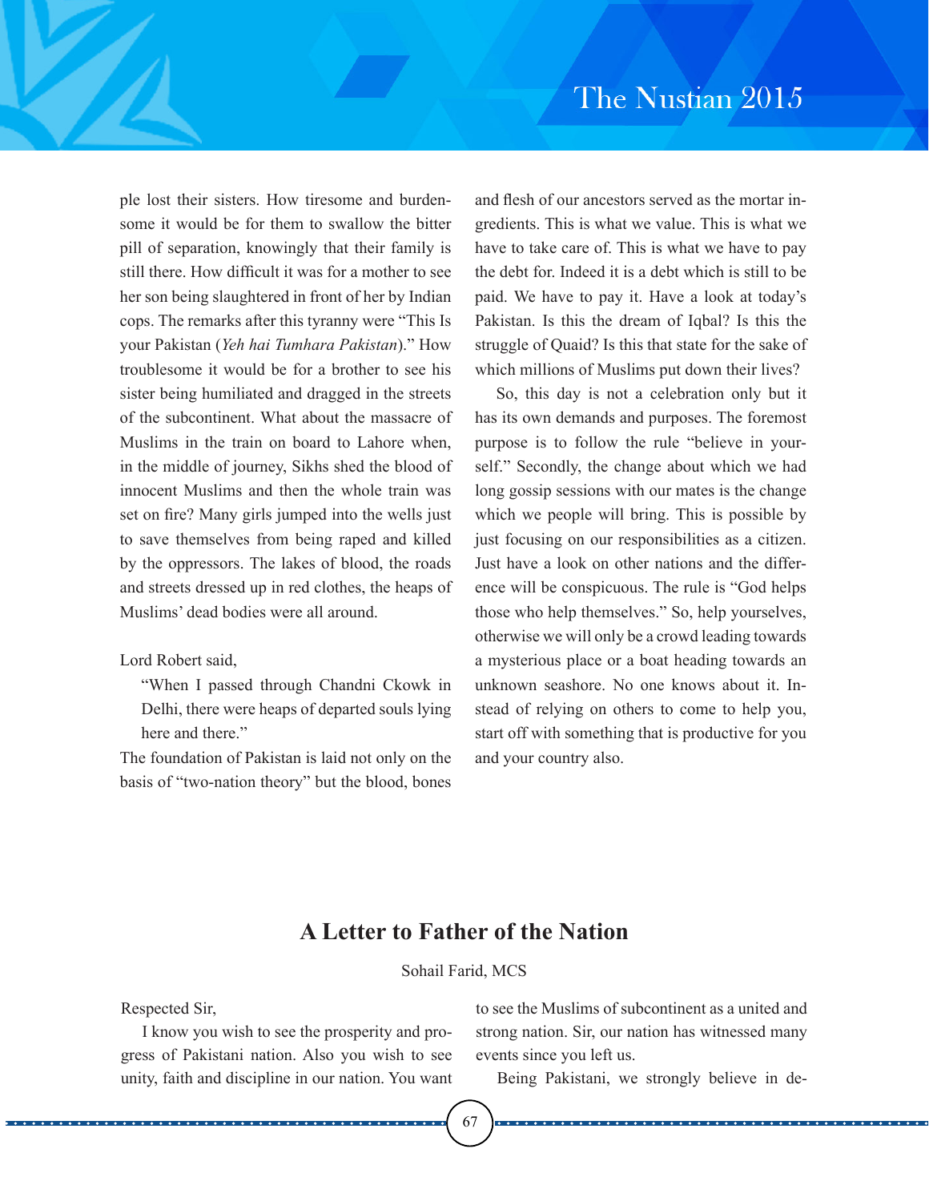ple lost their sisters. How tiresome and burdensome it would be for them to swallow the bitter pill of separation, knowingly that their family is still there. How difficult it was for a mother to see her son being slaughtered in front of her by Indian cops. The remarks after this tyranny were "This Is your Pakistan (*Yeh hai Tumhara Pakistan*)." How troublesome it would be for a brother to see his sister being humiliated and dragged in the streets of the subcontinent. What about the massacre of Muslims in the train on board to Lahore when, in the middle of journey, Sikhs shed the blood of innocent Muslims and then the whole train was set on fire? Many girls jumped into the wells just to save themselves from being raped and killed by the oppressors. The lakes of blood, the roads and streets dressed up in red clothes, the heaps of Muslims' dead bodies were all around.

Lord Robert said,

> "When I passed through Chandni Ckowk in Delhi, there were heaps of departed souls lying here and there."

The foundation of Pakistan is laid not only on the basis of "two-nation theory" but the blood, bones and flesh of our ancestors served as the mortar ingredients. This is what we value. This is what we have to take care of. This is what we have to pay the debt for. Indeed it is a debt which is still to be paid. We have to pay it. Have a look at today's Pakistan. Is this the dream of Iqbal? Is this the struggle of Quaid? Is this that state for the sake of which millions of Muslims put down their lives?

So, this day is not a celebration only but it has its own demands and purposes. The foremost purpose is to follow the rule "believe in yourself." Secondly, the change about which we had long gossip sessions with our mates is the change which we people will bring. This is possible by just focusing on our responsibilities as a citizen. Just have a look on other nations and the difference will be conspicuous. The rule is "God helps those who help themselves." So, help yourselves, otherwise we will only be a crowd leading towards a mysterious place or a boat heading towards an unknown seashore. No one knows about it. Instead of relying on others to come to help you, start off with something that is productive for you and your country also.

## A Letter to Father of the Nation

Sohail Farid, MCS

Respected Sir,

I know you wish to see the prosperity and progress of Pakistani nation. Also you wish to see unity, faith and discipline in our nation. You want to see the Muslims of subcontinent as a united and strong nation. Sir, our nation has witnessed many events since you left us.

Being Pakistani, we strongly believe in de-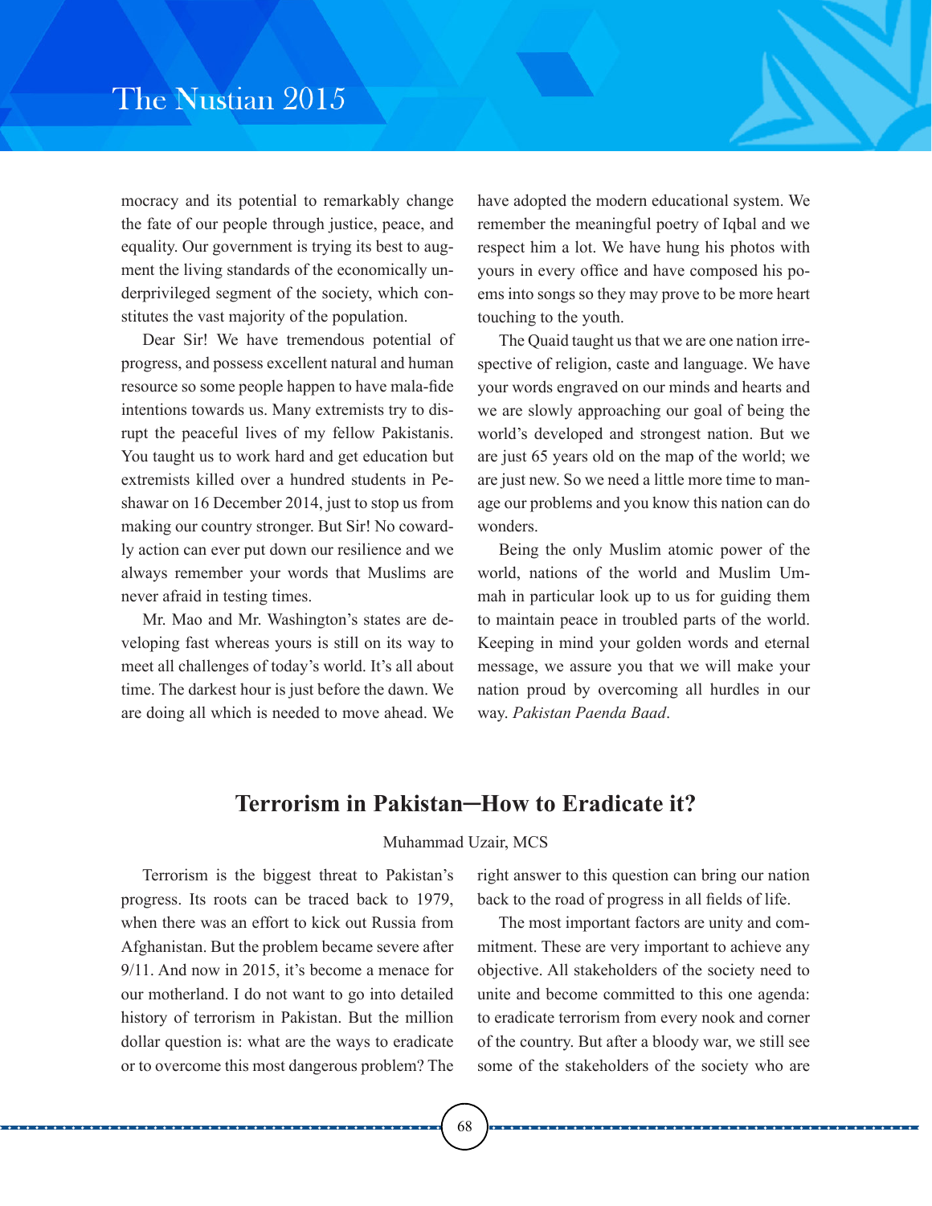mocracy and its potential to remarkably change the fate of our people through justice, peace, and equality. Our government is trying its best to augment the living standards of the economically underprivileged segment of the society, which constitutes the vast majority of the population.

Dear Sir! We have tremendous potential of progress, and possess excellent natural and human resource so some people happen to have mala-fide intentions towards us. Many extremists try to disrupt the peaceful lives of my fellow Pakistanis. You taught us to work hard and get education but extremists killed over a hundred students in Peshawar on 16 December 2014, just to stop us from making our country stronger. But Sir! No cowardly action can ever put down our resilience and we always remember your words that Muslims are never afraid in testing times.

Mr. Mao and Mr. Washington's states are developing fast whereas yours is still on its way to meet all challenges of today's world. It's all about time. The darkest hour is just before the dawn. We are doing all which is needed to move ahead. We have adopted the modern educational system. We remember the meaningful poetry of Iqbal and we respect him a lot. We have hung his photos with yours in every office and have composed his poems into songs so they may prove to be more heart touching to the youth.

The Quaid taught us that we are one nation irrespective of religion, caste and language. We have your words engraved on our minds and hearts and we are slowly approaching our goal of being the world's developed and strongest nation. But we are just 65 years old on the map of the world; we are just new. So we need a little more time to manage our problems and you know this nation can do wonders.

Being the only Muslim atomic power of the world, nations of the world and Muslim Ummah in particular look up to us for guiding them to maintain peace in troubled parts of the world. Keeping in mind your golden words and eternal message, we assure you that we will make your nation proud by overcoming all hurdles in our way. *Pakistan Paenda Baad*.

## Terrorism in Pakistan—How to Eradicate it?

Muhammad Uzair, MCS

Terrorism is the biggest threat to Pakistan's progress. Its roots can be traced back to 1979, when there was an effort to kick out Russia from Afghanistan. But the problem became severe after 9/11. And now in 2015, it's become a menace for our motherland. I do not want to go into detailed history of terrorism in Pakistan. But the million dollar question is: what are the ways to eradicate or to overcome this most dangerous problem? The right answer to this question can bring our nation back to the road of progress in all fields of life.

The most important factors are unity and commitment. These are very important to achieve any objective. All stakeholders of the society need to unite and become committed to this one agenda: to eradicate terrorism from every nook and corner of the country. But after a bloody war, we still see some of the stakeholders of the society who are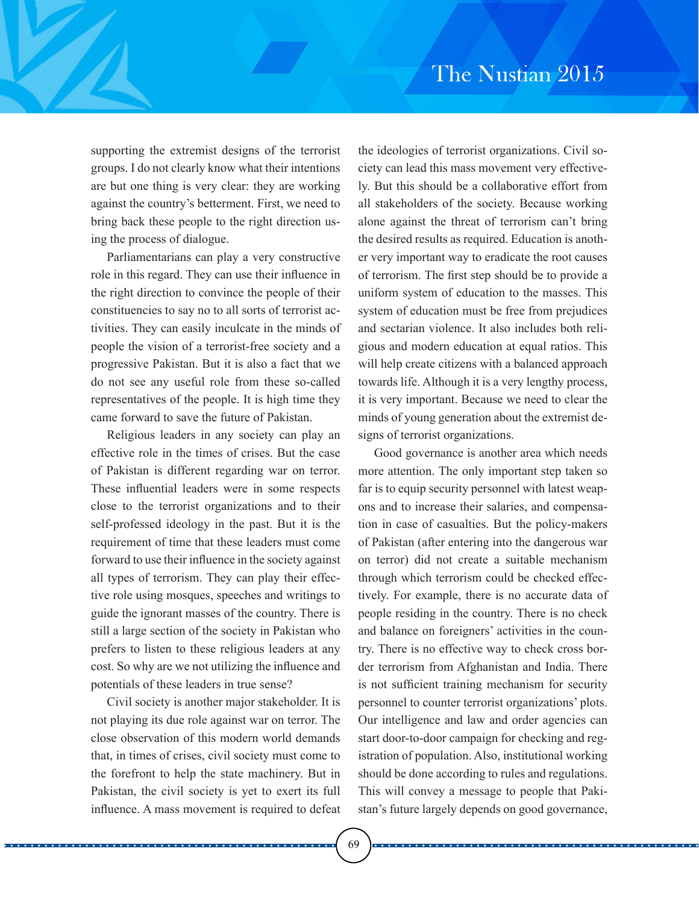supporting the extremist designs of the terrorist groups. I do not clearly know what their intentions are but one thing is very clear: they are working against the country's betterment. First, we need to bring back these people to the right direction using the process of dialogue.

Parliamentarians can play a very constructive role in this regard. They can use their influence in the right direction to convince the people of their constituencies to say no to all sorts of terrorist activities. They can easily inculcate in the minds of people the vision of a terrorist-free society and a progressive Pakistan. But it is also a fact that we do not see any useful role from these so-called representatives of the people. It is high time they came forward to save the future of Pakistan.

Religious leaders in any society can play an effective role in the times of crises. But the case of Pakistan is different regarding war on terror. These influential leaders were in some respects close to the terrorist organizations and to their self-professed ideology in the past. But it is the requirement of time that these leaders must come forward to use their influence in the society against all types of terrorism. They can play their effective role using mosques, speeches and writings to guide the ignorant masses of the country. There is still a large section of the society in Pakistan who prefers to listen to these religious leaders at any cost. So why are we not utilizing the influence and potentials of these leaders in true sense?

Civil society is another major stakeholder. It is not playing its due role against war on terror. The close observation of this modern world demands that, in times of crises, civil society must come to the forefront to help the state machinery. But in Pakistan, the civil society is yet to exert its full influence. A mass movement is required to defeat the ideologies of terrorist organizations. Civil society can lead this mass movement very effectively. But this should be a collaborative effort from all stakeholders of the society. Because working alone against the threat of terrorism can't bring the desired results as required. Education is another very important way to eradicate the root causes of terrorism. The first step should be to provide a uniform system of education to the masses. This system of education must be free from prejudices and sectarian violence. It also includes both religious and modern education at equal ratios. This will help create citizens with a balanced approach towards life. Although it is a very lengthy process, it is very important. Because we need to clear the minds of young generation about the extremist designs of terrorist organizations.

Good governance is another area which needs more attention. The only important step taken so far is to equip security personnel with latest weapons and to increase their salaries, and compensation in case of casualties. But the policy-makers of Pakistan (after entering into the dangerous war on terror) did not create a suitable mechanism through which terrorism could be checked effectively. For example, there is no accurate data of people residing in the country. There is no check and balance on foreigners' activities in the country. There is no effective way to check cross border terrorism from Afghanistan and India. There is not sufficient training mechanism for security personnel to counter terrorist organizations' plots. Our intelligence and law and order agencies can start door-to-door campaign for checking and registration of population. Also, institutional working should be done according to rules and regulations. This will convey a message to people that Pakistan's future largely depends on good governance,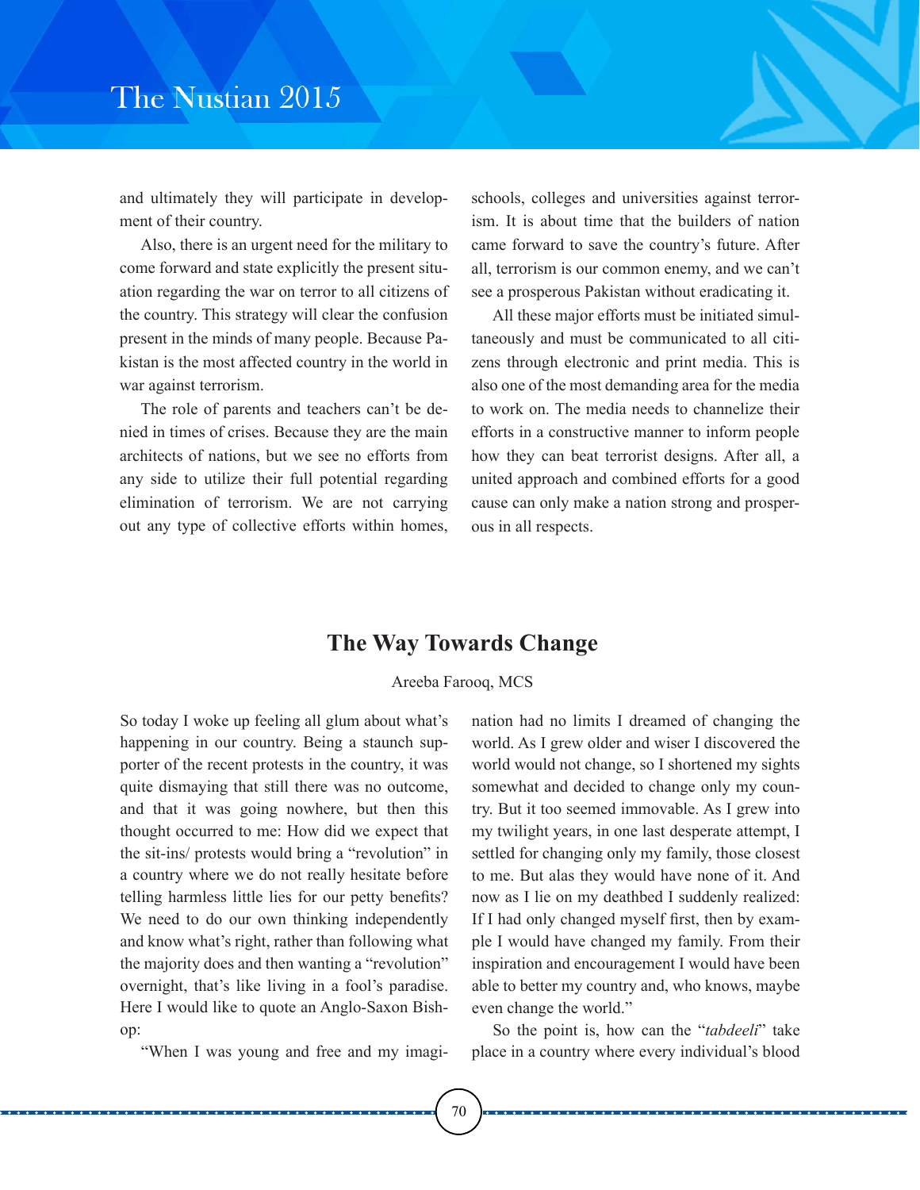and ultimately they will participate in development of their country.

Also, there is an urgent need for the military to come forward and state explicitly the present situation regarding the war on terror to all citizens of the country. This strategy will clear the confusion present in the minds of many people. Because Pakistan is the most affected country in the world in war against terrorism.

The role of parents and teachers can't be denied in times of crises. Because they are the main architects of nations, but we see no efforts from any side to utilize their full potential regarding elimination of terrorism. We are not carrying out any type of collective efforts within homes, schools, colleges and universities against terrorism. It is about time that the builders of nation came forward to save the country's future. After all, terrorism is our common enemy, and we can't see a prosperous Pakistan without eradicating it.

All these major efforts must be initiated simultaneously and must be communicated to all citizens through electronic and print media. This is also one of the most demanding area for the media to work on. The media needs to channelize their efforts in a constructive manner to inform people how they can beat terrorist designs. After all, a united approach and combined efforts for a good cause can only make a nation strong and prosperous in all respects.

## The Way Towards Change

Areeba Farooq, MCS

So today I woke up feeling all glum about what's happening in our country. Being a staunch supporter of the recent protests in the country, it was quite dismaying that still there was no outcome, and that it was going nowhere, but then this thought occurred to me: How did we expect that the sit-ins/ protests would bring a "revolution" in a country where we do not really hesitate before telling harmless little lies for our petty benefits? We need to do our own thinking independently and know what's right, rather than following what the majority does and then wanting a "revolution" overnight, that's like living in a fool's paradise. Here I would like to quote an Anglo-Saxon Bishop:

"When I was young and free and my imagination had no limits I dreamed of changing the world. As I grew older and wiser I discovered the world would not change, so I shortened my sights somewhat and decided to change only my country. But it too seemed immovable. As I grew into my twilight years, in one last desperate attempt, I settled for changing only my family, those closest to me. But alas they would have none of it. And now as I lie on my deathbed I suddenly realized: If I had only changed myself first, then by example I would have changed my family. From their inspiration and encouragement I would have been able to better my country and, who knows, maybe even change the world."

So the point is, how can the "*tabdeeli*" take place in a country where every individual's blood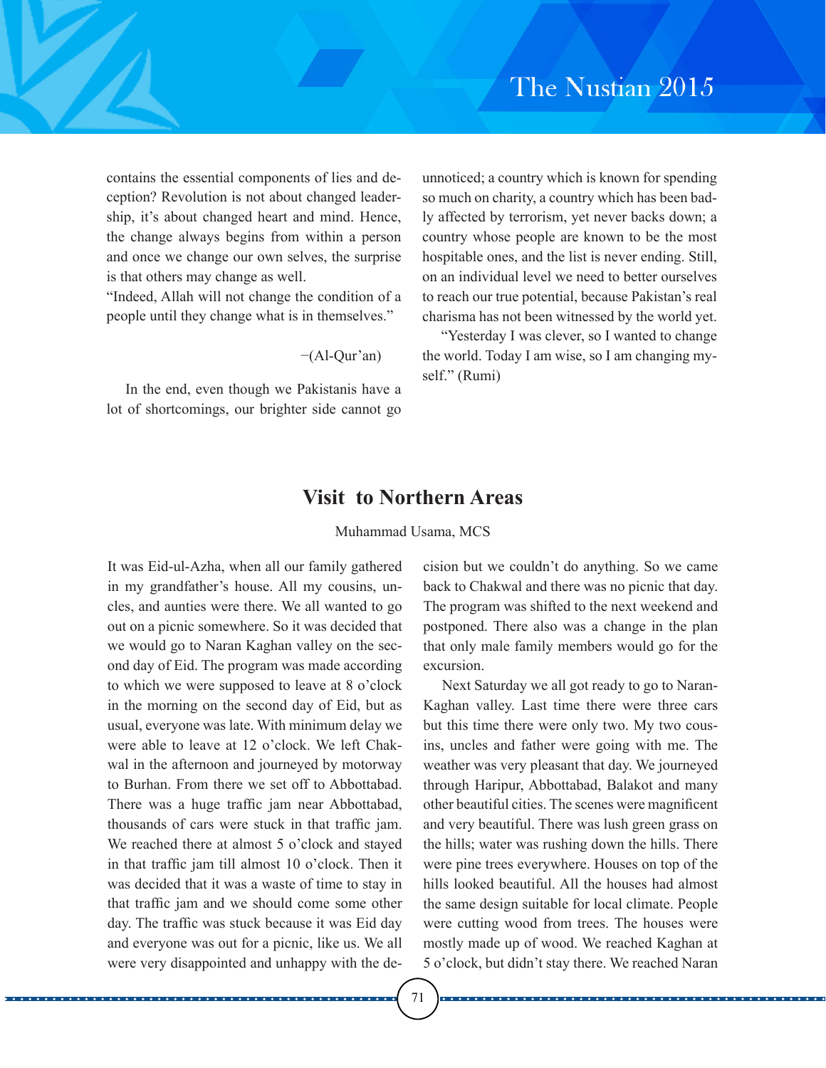contains the essential components of lies and deception? Revolution is not about changed leadership, it's about changed heart and mind. Hence, the change always begins from within a person and once we change our own selves, the surprise is that others may change as well.

"Indeed, Allah will not change the condition of a people until they change what is in themselves."

−(Al-Qur'an)

In the end, even though we Pakistanis have a lot of shortcomings, our brighter side cannot go unnoticed; a country which is known for spending so much on charity, a country which has been badly affected by terrorism, yet never backs down; a country whose people are known to be the most hospitable ones, and the list is never ending. Still, on an individual level we need to better ourselves to reach our true potential, because Pakistan's real charisma has not been witnessed by the world yet.

"Yesterday I was clever, so I wanted to change the world. Today I am wise, so I am changing myself." (Rumi)

## Visit to Northern Areas

Muhammad Usama, MCS

It was Eid-ul-Azha, when all our family gathered in my grandfather's house. All my cousins, uncles, and aunties were there. We all wanted to go out on a picnic somewhere. So it was decided that we would go to Naran Kaghan valley on the second day of Eid. The program was made according to which we were supposed to leave at 8 o'clock in the morning on the second day of Eid, but as usual, everyone was late. With minimum delay we were able to leave at 12 o'clock. We left Chakwal in the afternoon and journeyed by motorway to Burhan. From there we set off to Abbottabad. There was a huge traffic jam near Abbottabad, thousands of cars were stuck in that traffic jam. We reached there at almost 5 o'clock and stayed in that traffic jam till almost 10 o'clock. Then it was decided that it was a waste of time to stay in that traffic jam and we should come some other day. The traffic was stuck because it was Eid day and everyone was out for a picnic, like us. We all were very disappointed and unhappy with the decision but we couldn't do anything. So we came back to Chakwal and there was no picnic that day. The program was shifted to the next weekend and postponed. There also was a change in the plan that only male family members would go for the excursion.

Next Saturday we all got ready to go to Naran-Kaghan valley. Last time there were three cars but this time there were only two. My two cousins, uncles and father were going with me. The weather was very pleasant that day. We journeyed through Haripur, Abbottabad, Balakot and many other beautiful cities. The scenes were magnificent and very beautiful. There was lush green grass on the hills; water was rushing down the hills. There were pine trees everywhere. Houses on top of the hills looked beautiful. All the houses had almost the same design suitable for local climate. People were cutting wood from trees. The houses were mostly made up of wood. We reached Kaghan at 5 o'clock, but didn't stay there. We reached Naran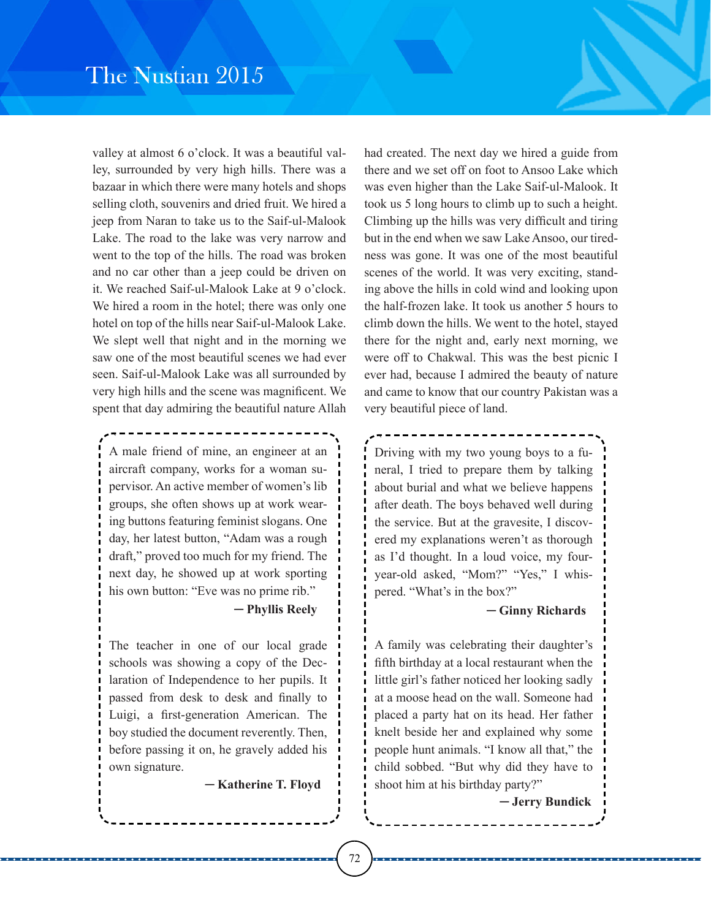valley at almost 6 o'clock. It was a beautiful valley, surrounded by very high hills. There was a bazaar in which there were many hotels and shops selling cloth, souvenirs and dried fruit. We hired a jeep from Naran to take us to the Saif-ul-Malook Lake. The road to the lake was very narrow and went to the top of the hills. The road was broken and no car other than a jeep could be driven on it. We reached Saif-ul-Malook Lake at 9 o'clock. We hired a room in the hotel; there was only one hotel on top of the hills near Saif-ul-Malook Lake. We slept well that night and in the morning we saw one of the most beautiful scenes we had ever seen. Saif-ul-Malook Lake was all surrounded by very high hills and the scene was magnificent. We spent that day admiring the beautiful nature Allah had created. The next day we hired a guide from there and we set off on foot to Ansoo Lake which was even higher than the Lake Saif-ul-Malook. It took us 5 long hours to climb up to such a height. Climbing up the hills was very difficult and tiring but in the end when we saw Lake Ansoo, our tiredness was gone. It was one of the most beautiful scenes of the world. It was very exciting, standing above the hills in cold wind and looking upon the half-frozen lake. It took us another 5 hours to climb down the hills. We went to the hotel, stayed there for the night and, early next morning, we were off to Chakwal. This was the best picnic I ever had, because I admired the beauty of nature and came to know that our country Pakistan was a very beautiful piece of land.

---

A male friend of mine, an engineer at an aircraft company, works for a woman supervisor. An active member of women's lib groups, she often shows up at work wearing buttons featuring feminist slogans. One day, her latest button, "Adam was a rough draft," proved too much for my friend. The next day, he showed up at work sporting his own button: "Eve was no prime rib."

**— Phyllis Reely**

The teacher in one of our local grade schools was showing a copy of the Declaration of Independence to her pupils. It passed from desk to desk and finally to Luigi, a first-generation American. The boy studied the document reverently. Then, before passing it on, he gravely added his own signature.

**— Katherine T. Floyd**

---

Driving with my two young boys to a funeral, I tried to prepare them by talking about burial and what we believe happens after death. The boys behaved well during the service. But at the gravesite, I discovered my explanations weren't as thorough as I'd thought. In a loud voice, my four-year-old asked, "Mom?" "Yes," I whispered. "What's in the box?"

**— Ginny Richards**

A family was celebrating their daughter's fifth birthday at a local restaurant when the little girl's father noticed her looking sadly at a moose head on the wall. Someone had placed a party hat on its head. Her father knelt beside her and explained why some people hunt animals. "I know all that," the child sobbed. "But why did they have to shoot him at his birthday party?"

**— Jerry Bundick**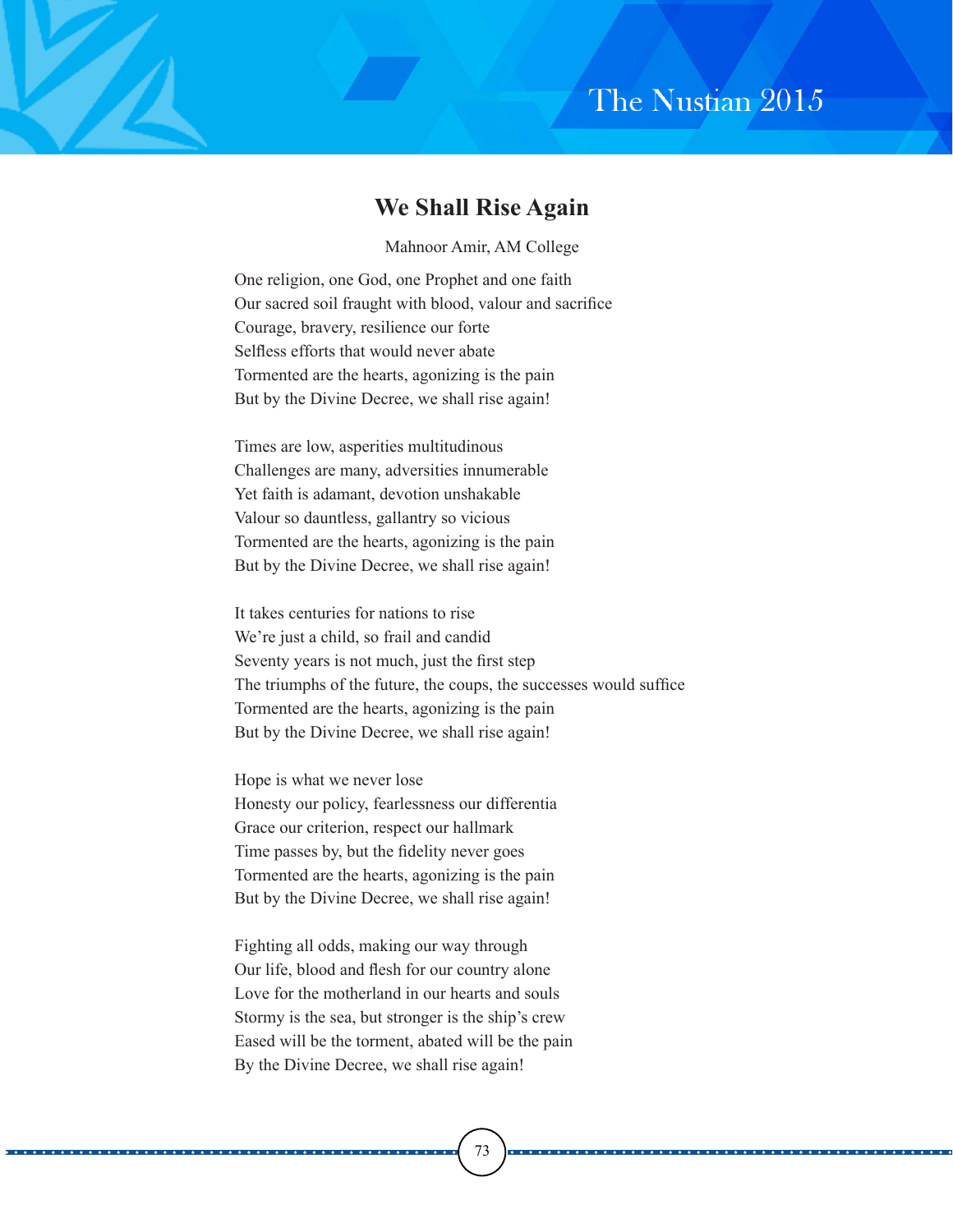## We Shall Rise Again

Mahnoor Amir, AM College

One religion, one God, one Prophet and one faith
Our sacred soil fraught with blood, valour and sacrifice
Courage, bravery, resilience our forte
Selfless efforts that would never abate
Tormented are the hearts, agonizing is the pain
But by the Divine Decree, we shall rise again!

Times are low, asperities multitudinous
Challenges are many, adversities innumerable
Yet faith is adamant, devotion unshakable
Valour so dauntless, gallantry so vicious
Tormented are the hearts, agonizing is the pain
But by the Divine Decree, we shall rise again!

It takes centuries for nations to rise
We're just a child, so frail and candid
Seventy years is not much, just the first step
The triumphs of the future, the coups, the successes would suffice
Tormented are the hearts, agonizing is the pain
But by the Divine Decree, we shall rise again!

Hope is what we never lose
Honesty our policy, fearlessness our differentia
Grace our criterion, respect our hallmark
Time passes by, but the fidelity never goes
Tormented are the hearts, agonizing is the pain
But by the Divine Decree, we shall rise again!

Fighting all odds, making our way through
Our life, blood and flesh for our country alone
Love for the motherland in our hearts and souls
Stormy is the sea, but stronger is the ship's crew
Eased will be the torment, abated will be the pain
By the Divine Decree, we shall rise again!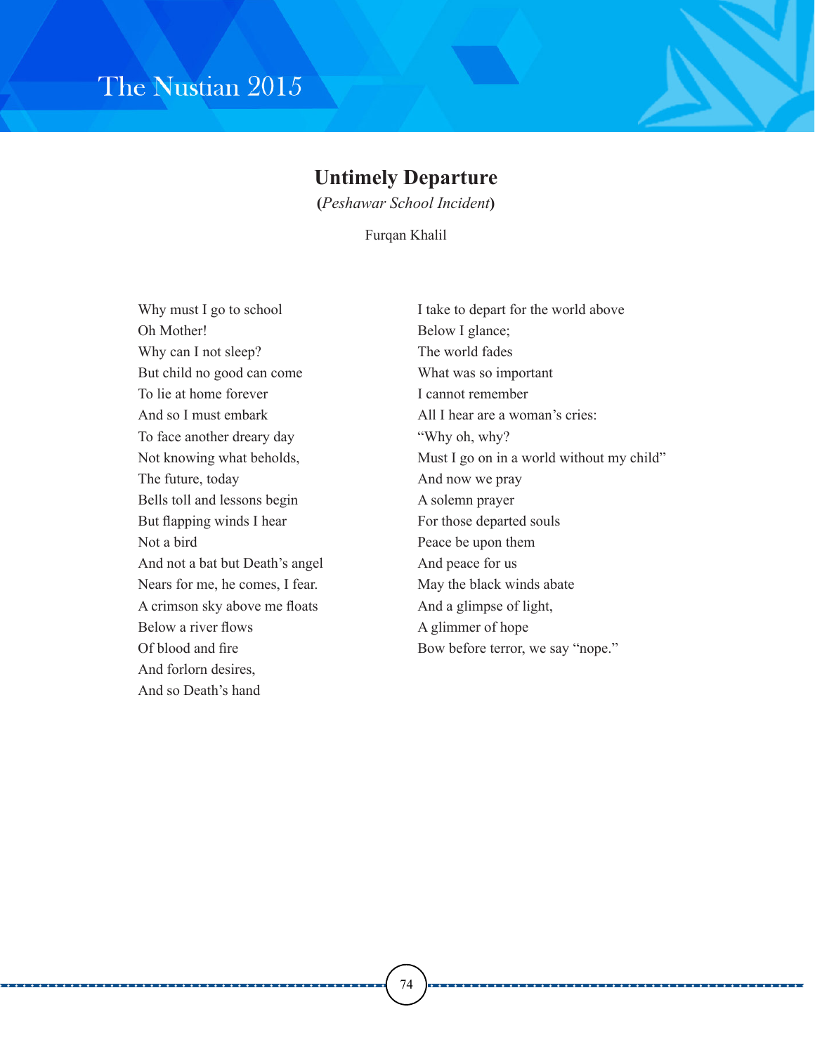## Untimely Departure

**(*Peshawar School Incident*)**

Furqan Khalil

Why must I go to school  
Oh Mother!  
Why can I not sleep?  
But child no good can come  
To lie at home forever  
And so I must embark  
To face another dreary day  
Not knowing what beholds,  
The future, today  
Bells toll and lessons begin  
But flapping winds I hear  
Not a bird  
And not a bat but Death's angel  
Nears for me, he comes, I fear.  
A crimson sky above me floats  
Below a river flows  
Of blood and fire  
And forlorn desires,  
And so Death's hand  
I take to depart for the world above  
Below I glance;  
The world fades  
What was so important  
I cannot remember  
All I hear are a woman's cries:  
"Why oh, why?  
Must I go on in a world without my child"  
And now we pray  
A solemn prayer  
For those departed souls  
Peace be upon them  
And peace for us  
May the black winds abate  
And a glimpse of light,  
A glimmer of hope  
Bow before terror, we say "nope."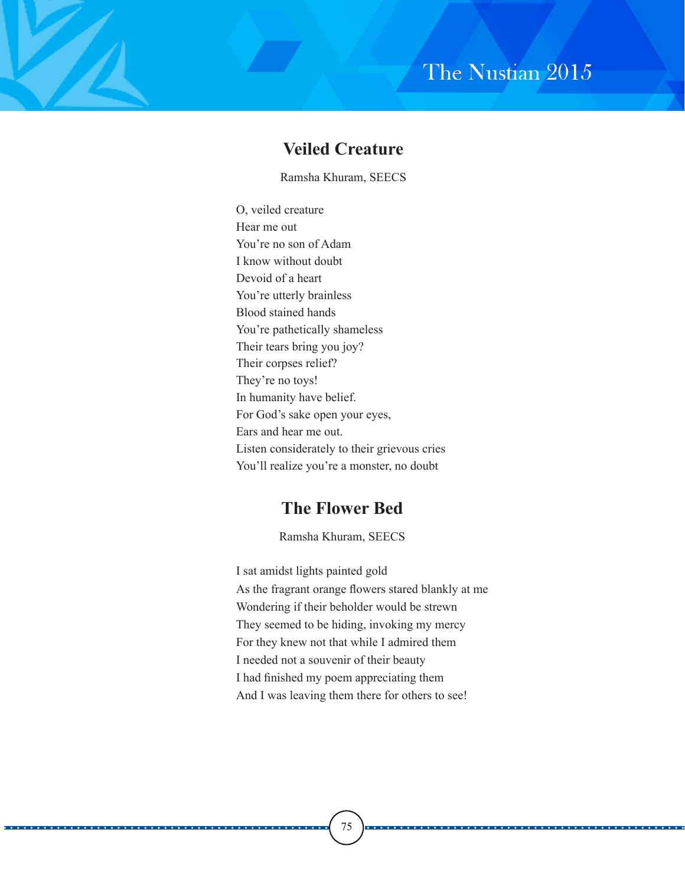## Veiled Creature

Ramsha Khuram, SEECS

O, veiled creature  
Hear me out  
You're no son of Adam  
I know without doubt  
Devoid of a heart  
You're utterly brainless  
Blood stained hands  
You're pathetically shameless  
Their tears bring you joy?  
Their corpses relief?  
They're no toys!  
In humanity have belief.  
For God's sake open your eyes,  
Ears and hear me out.  
Listen considerately to their grievous cries  
You'll realize you're a monster, no doubt

## The Flower Bed

Ramsha Khuram, SEECS

I sat amidst lights painted gold  
As the fragrant orange flowers stared blankly at me  
Wondering if their beholder would be strewn  
They seemed to be hiding, invoking my mercy  
For they knew not that while I admired them  
I needed not a souvenir of their beauty  
I had finished my poem appreciating them  
And I was leaving them there for others to see!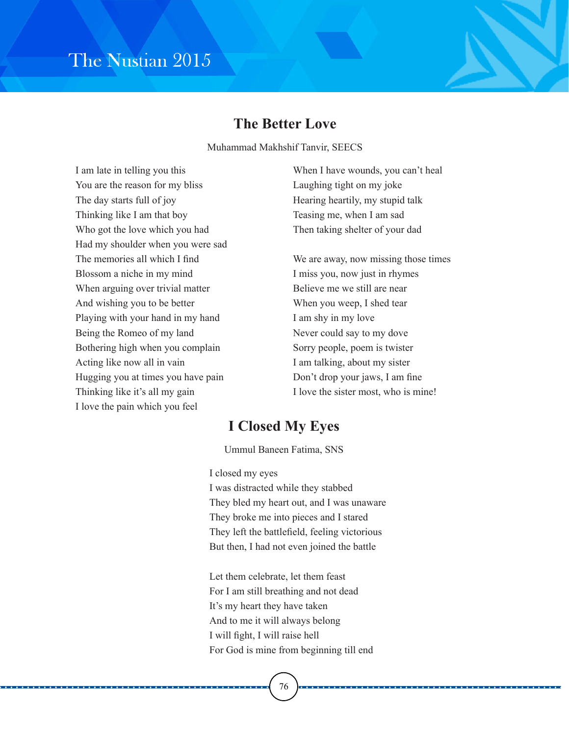## The Better Love

Muhammad Makhshif Tanvir, SEECS

I am late in telling you this
You are the reason for my bliss
The day starts full of joy
Thinking like I am that boy
Who got the love which you had
Had my shoulder when you were sad
The memories all which I find
Blossom a niche in my mind
When arguing over trivial matter
And wishing you to be better
Playing with your hand in my hand
Being the Romeo of my land
Bothering high when you complain
Acting like now all in vain
Hugging you at times you have pain
Thinking like it's all my gain
I love the pain which you feel
When I have wounds, you can't heal
Laughing tight on my joke
Hearing heartily, my stupid talk
Teasing me, when I am sad
Then taking shelter of your dad

We are away, now missing those times
I miss you, now just in rhymes
Believe me we still are near
When you weep, I shed tear
I am shy in my love
Never could say to my dove
Sorry people, poem is twister
I am talking, about my sister
Don't drop your jaws, I am fine
I love the sister most, who is mine!

## I Closed My Eyes

Ummul Baneen Fatima, SNS

I closed my eyes
I was distracted while they stabbed
They bled my heart out, and I was unaware
They broke me into pieces and I stared
They left the battlefield, feeling victorious
But then, I had not even joined the battle

Let them celebrate, let them feast
For I am still breathing and not dead
It's my heart they have taken
And to me it will always belong
I will fight, I will raise hell
For God is mine from beginning till end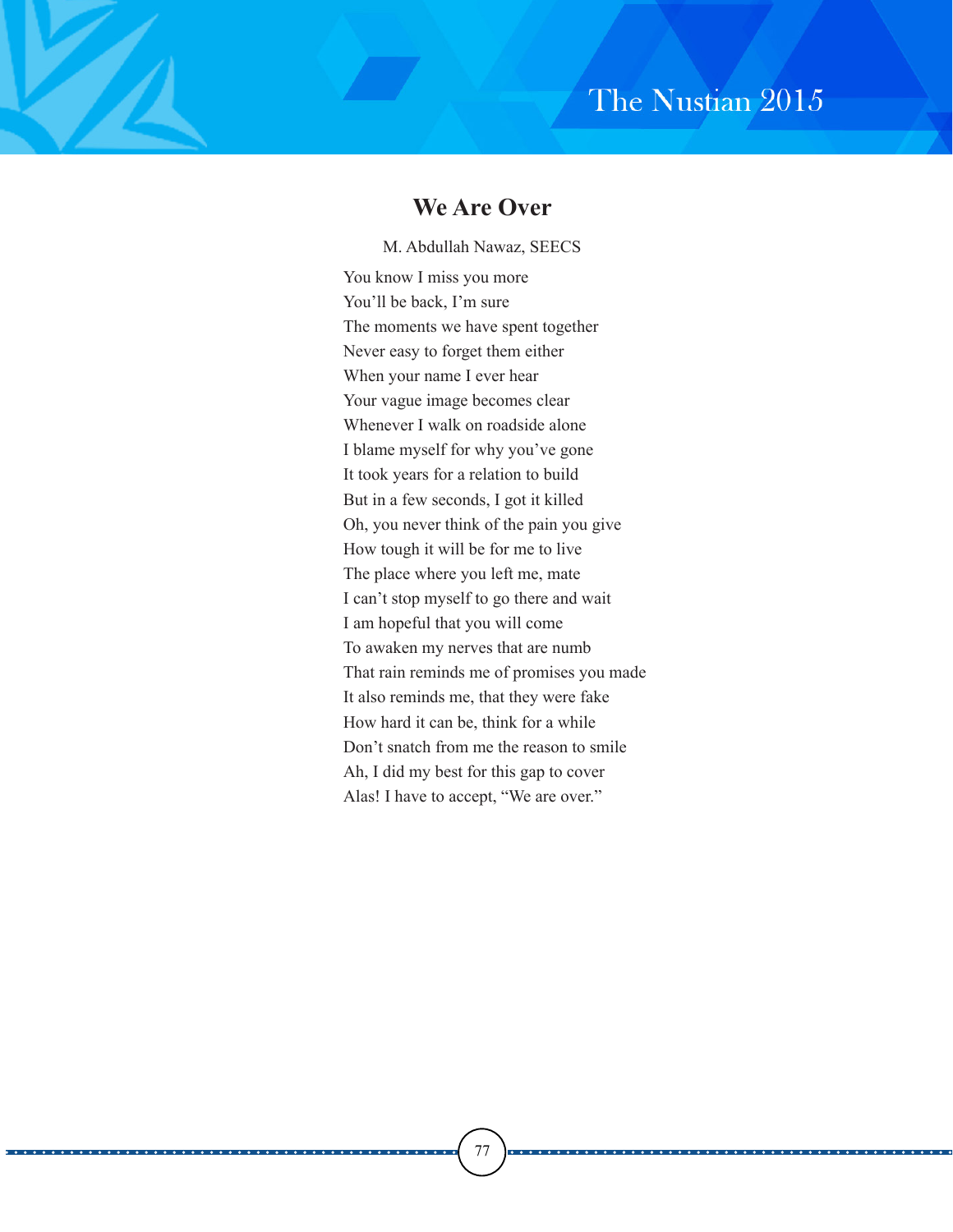## We Are Over

M. Abdullah Nawaz, SEECS

You know I miss you more  
You'll be back, I'm sure  
The moments we have spent together  
Never easy to forget them either  
When your name I ever hear  
Your vague image becomes clear  
Whenever I walk on roadside alone  
I blame myself for why you've gone  
It took years for a relation to build  
But in a few seconds, I got it killed  
Oh, you never think of the pain you give  
How tough it will be for me to live  
The place where you left me, mate  
I can't stop myself to go there and wait  
I am hopeful that you will come  
To awaken my nerves that are numb  
That rain reminds me of promises you made  
It also reminds me, that they were fake  
How hard it can be, think for a while  
Don't snatch from me the reason to smile  
Ah, I did my best for this gap to cover  
Alas! I have to accept, "We are over."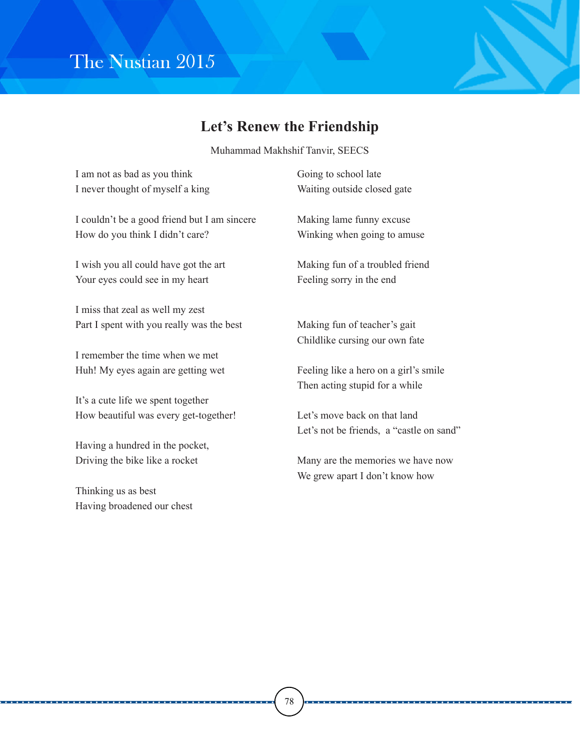## Let's Renew the Friendship

Muhammad Makhshif Tanvir, SEECS

I am not as bad as you think
I never thought of myself a king

I couldn't be a good friend but I am sincere
How do you think I didn't care?

I wish you all could have got the art
Your eyes could see in my heart

I miss that zeal as well my zest
Part I spent with you really was the best

I remember the time when we met
Huh! My eyes again are getting wet

It's a cute life we spent together
How beautiful was every get-together!

Having a hundred in the pocket,
Driving the bike like a rocket

Thinking us as best
Having broadened our chest

Going to school late
Waiting outside closed gate

Making lame funny excuse
Winking when going to amuse

Making fun of a troubled friend
Feeling sorry in the end

Making fun of teacher's gait
Childlike cursing our own fate

Feeling like a hero on a girl's smile
Then acting stupid for a while

Let's move back on that land
Let's not be friends,  a "castle on sand"

Many are the memories we have now
We grew apart I don't know how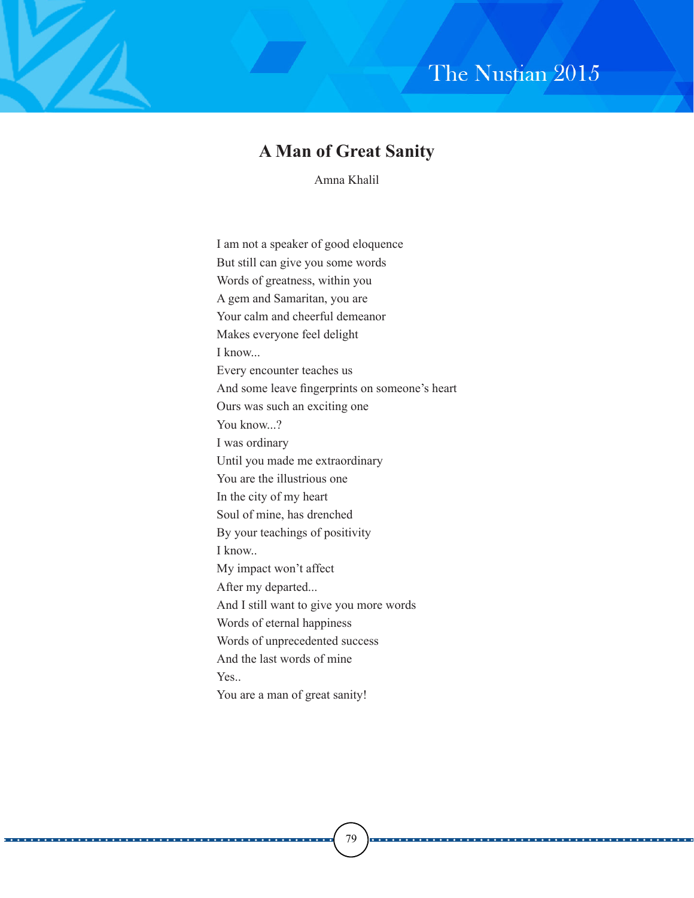## A Man of Great Sanity

Amna Khalil

I am not a speaker of good eloquence
But still can give you some words
Words of greatness, within you
A gem and Samaritan, you are
Your calm and cheerful demeanor
Makes everyone feel delight
I know...
Every encounter teaches us
And some leave fingerprints on someone's heart
Ours was such an exciting one
You know...?
I was ordinary
Until you made me extraordinary
You are the illustrious one
In the city of my heart
Soul of mine, has drenched
By your teachings of positivity
I know..
My impact won't affect
After my departed...
And I still want to give you more words
Words of eternal happiness
Words of unprecedented success
And the last words of mine
Yes..
You are a man of great sanity!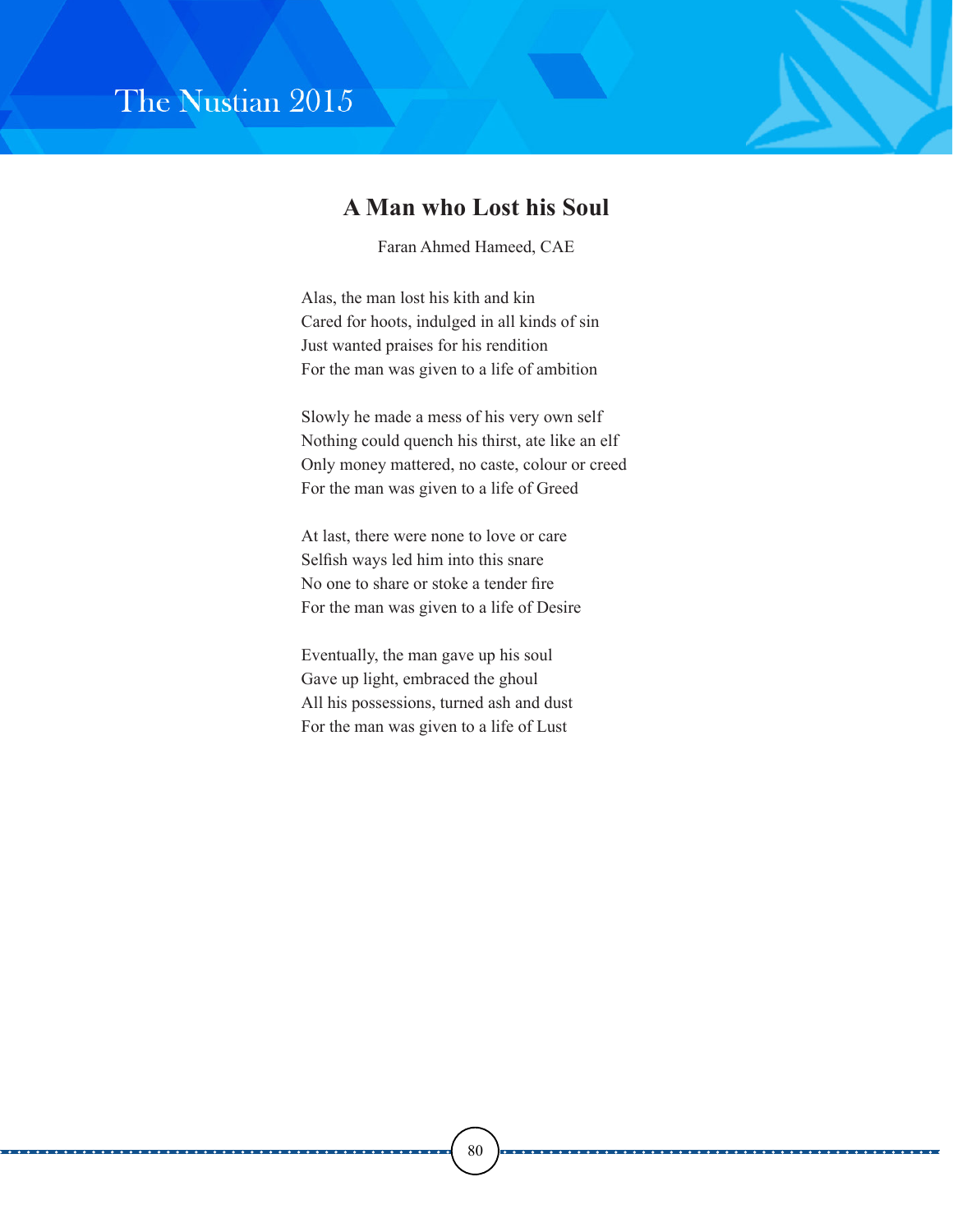## A Man who Lost his Soul

Faran Ahmed Hameed, CAE

Alas, the man lost his kith and kin  
Cared for hoots, indulged in all kinds of sin  
Just wanted praises for his rendition  
For the man was given to a life of ambition

Slowly he made a mess of his very own self  
Nothing could quench his thirst, ate like an elf  
Only money mattered, no caste, colour or creed  
For the man was given to a life of Greed

At last, there were none to love or care  
Selfish ways led him into this snare  
No one to share or stoke a tender fire  
For the man was given to a life of Desire

Eventually, the man gave up his soul  
Gave up light, embraced the ghoul  
All his possessions, turned ash and dust  
For the man was given to a life of Lust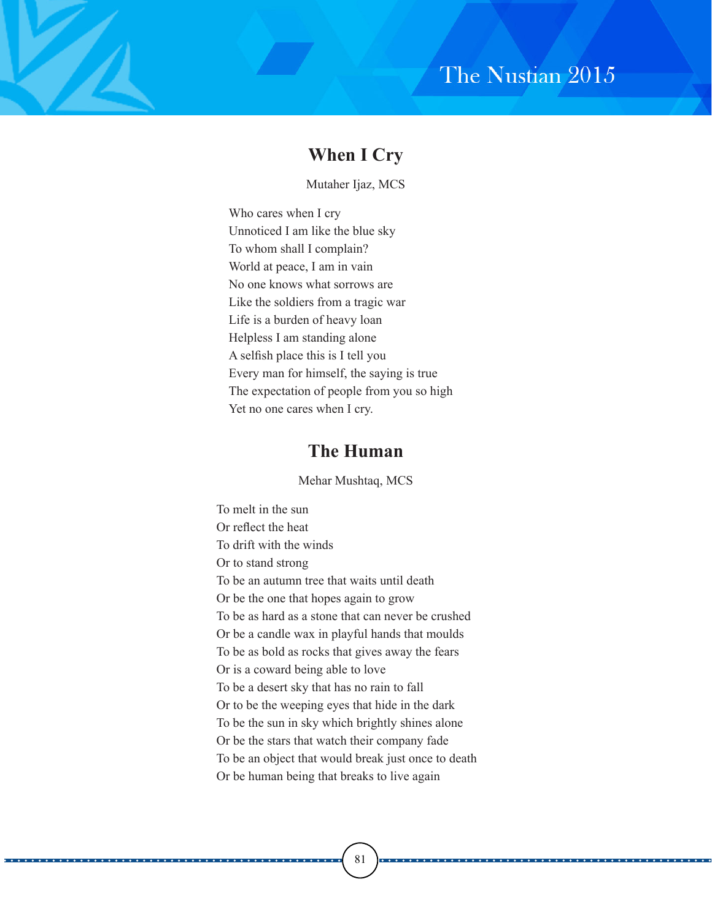## When I Cry

Mutaher Ijaz, MCS

Who cares when I cry  
Unnoticed I am like the blue sky  
To whom shall I complain?  
World at peace, I am in vain  
No one knows what sorrows are  
Like the soldiers from a tragic war  
Life is a burden of heavy loan  
Helpless I am standing alone  
A selfish place this is I tell you  
Every man for himself, the saying is true  
The expectation of people from you so high  
Yet no one cares when I cry.

## The Human

Mehar Mushtaq, MCS

To melt in the sun  
Or reflect the heat  
To drift with the winds  
Or to stand strong  
To be an autumn tree that waits until death  
Or be the one that hopes again to grow  
To be as hard as a stone that can never be crushed  
Or be a candle wax in playful hands that moulds  
To be as bold as rocks that gives away the fears  
Or is a coward being able to love  
To be a desert sky that has no rain to fall  
Or to be the weeping eyes that hide in the dark  
To be the sun in sky which brightly shines alone  
Or be the stars that watch their company fade  
To be an object that would break just once to death  
Or be human being that breaks to live again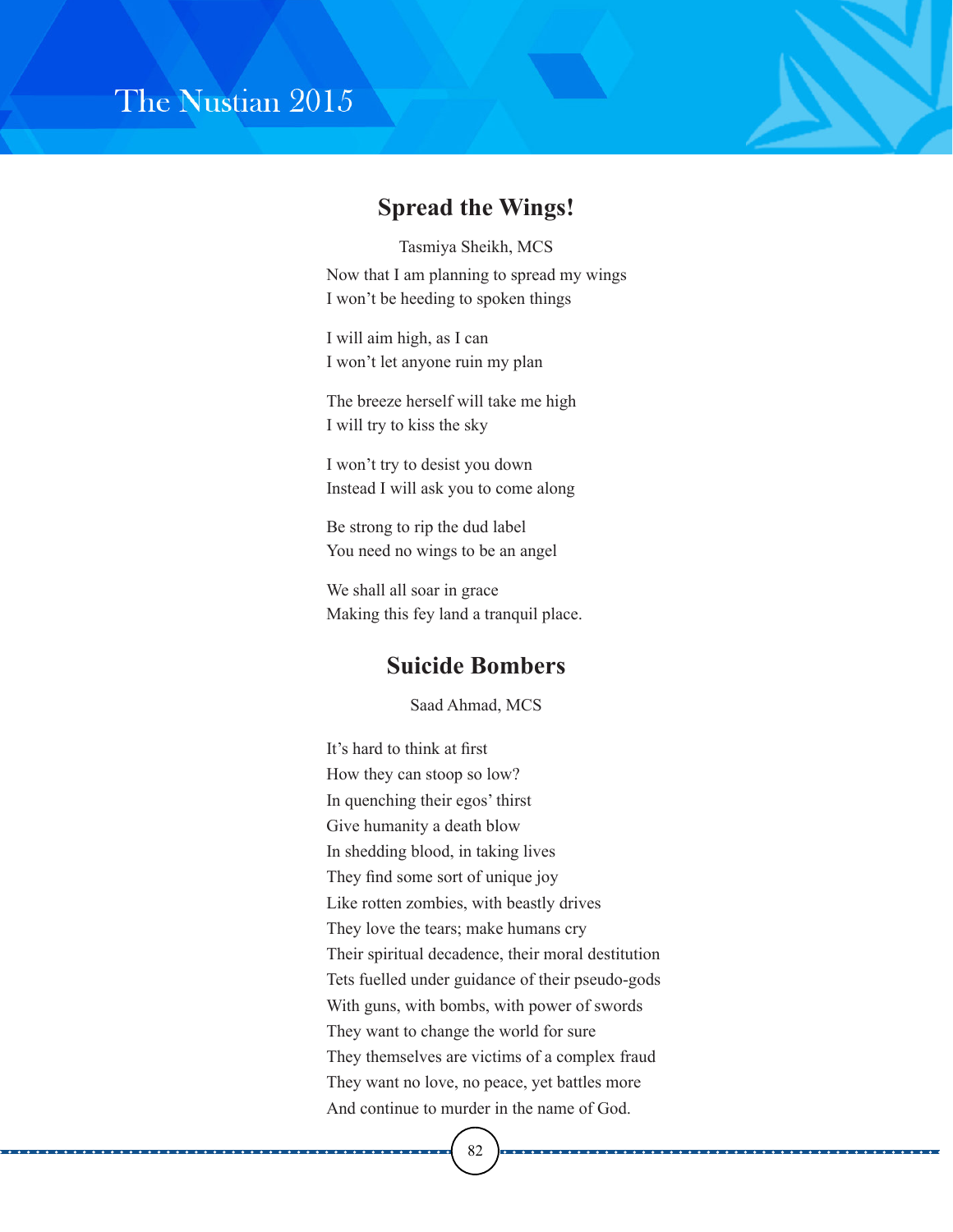## Spread the Wings!

Tasmiya Sheikh, MCS

Now that I am planning to spread my wings  
I won't be heeding to spoken things

I will aim high, as I can  
I won't let anyone ruin my plan

The breeze herself will take me high  
I will try to kiss the sky

I won't try to desist you down  
Instead I will ask you to come along

Be strong to rip the dud label  
You need no wings to be an angel

We shall all soar in grace  
Making this fey land a tranquil place.

## Suicide Bombers

Saad Ahmad, MCS

It's hard to think at first  
How they can stoop so low?  
In quenching their egos' thirst  
Give humanity a death blow  
In shedding blood, in taking lives  
They find some sort of unique joy  
Like rotten zombies, with beastly drives  
They love the tears; make humans cry  
Their spiritual decadence, their moral destitution  
Tets fuelled under guidance of their pseudo-gods  
With guns, with bombs, with power of swords  
They want to change the world for sure  
They themselves are victims of a complex fraud  
They want no love, no peace, yet battles more  
And continue to murder in the name of God.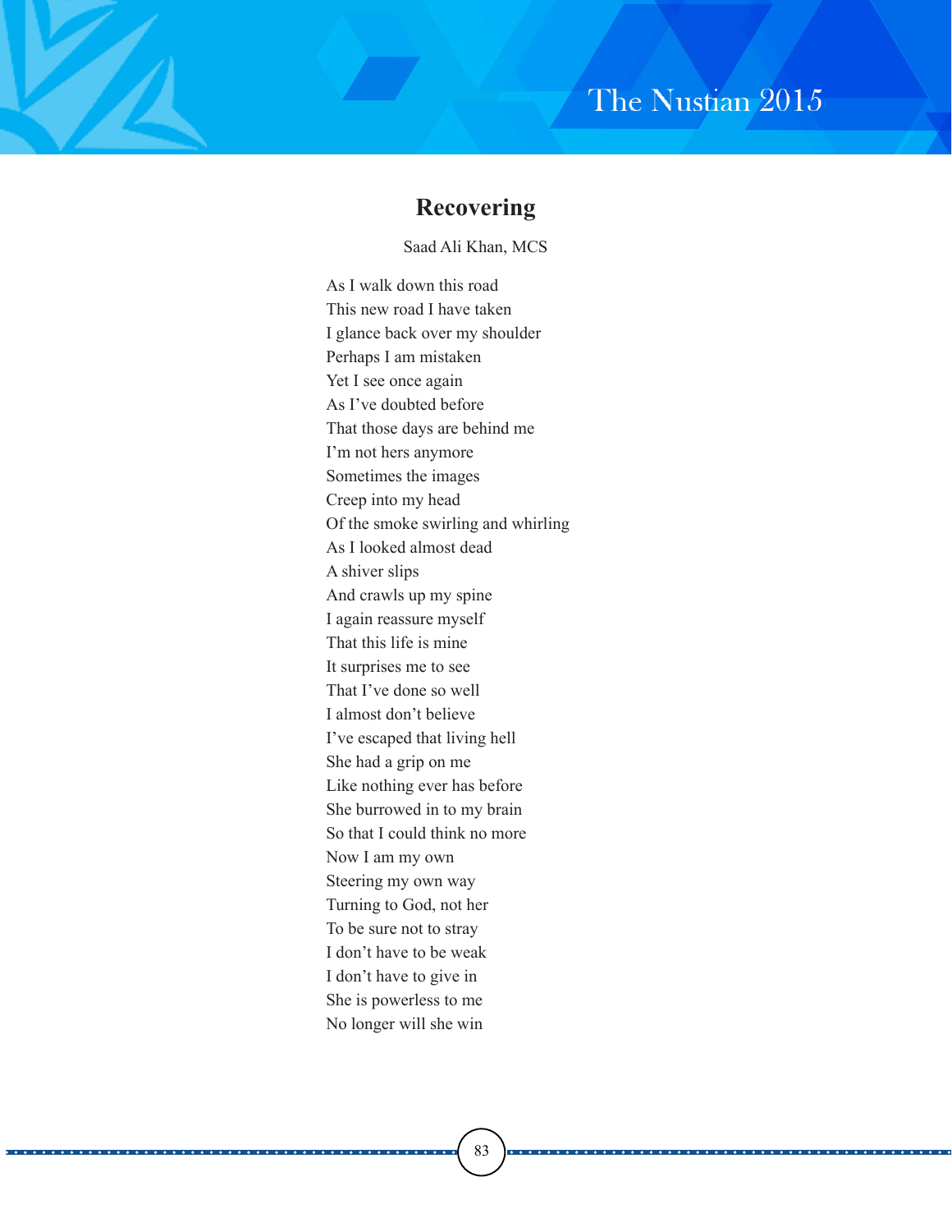## Recovering

Saad Ali Khan, MCS

As I walk down this road  
This new road I have taken  
I glance back over my shoulder  
Perhaps I am mistaken  
Yet I see once again  
As I've doubted before  
That those days are behind me  
I'm not hers anymore  
Sometimes the images  
Creep into my head  
Of the smoke swirling and whirling  
As I looked almost dead  
A shiver slips  
And crawls up my spine  
I again reassure myself  
That this life is mine  
It surprises me to see  
That I've done so well  
I almost don't believe  
I've escaped that living hell  
She had a grip on me  
Like nothing ever has before  
She burrowed in to my brain  
So that I could think no more  
Now I am my own  
Steering my own way  
Turning to God, not her  
To be sure not to stray  
I don't have to be weak  
I don't have to give in  
She is powerless to me  
No longer will she win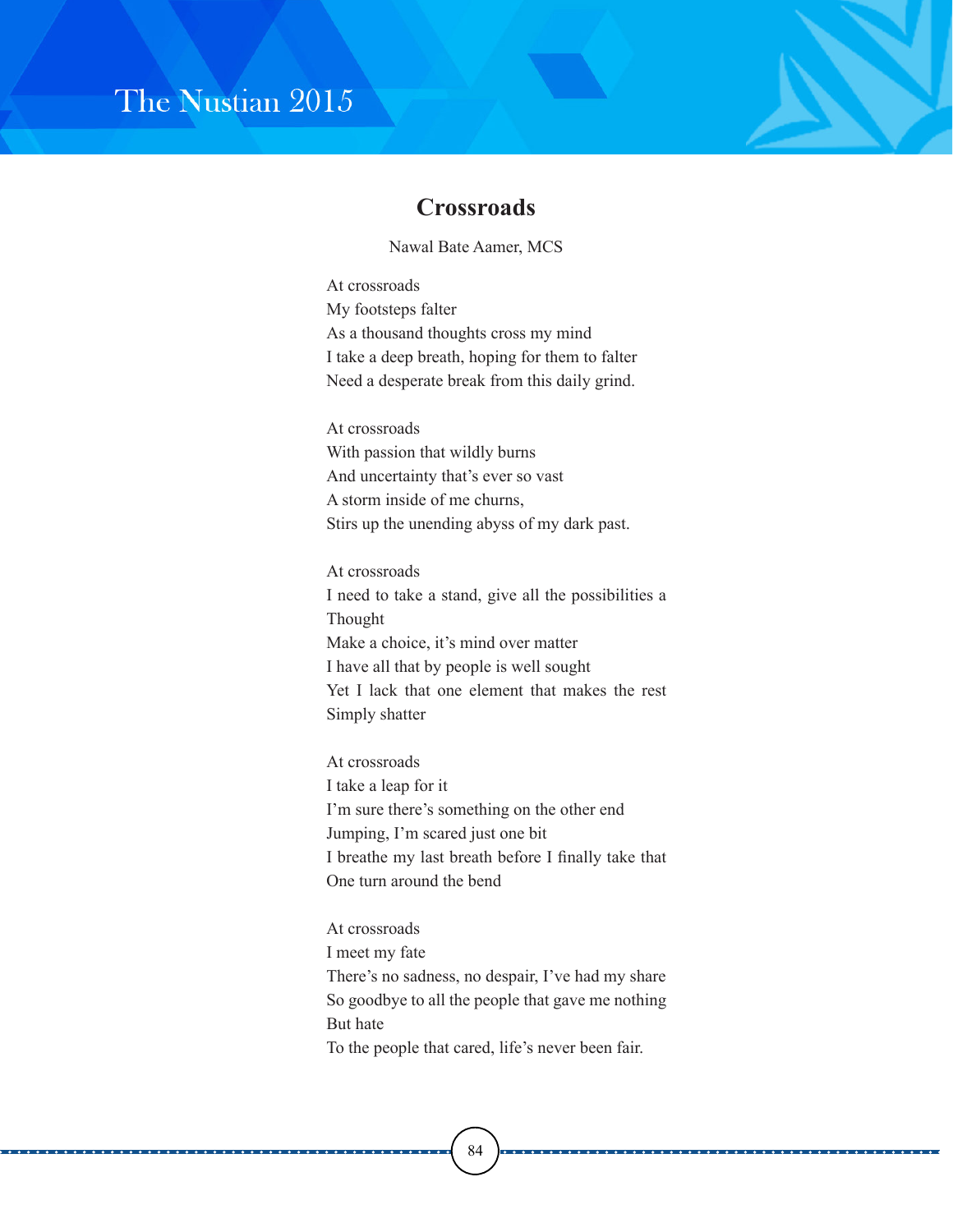## Crossroads

Nawal Bate Aamer, MCS

At crossroads  
My footsteps falter  
As a thousand thoughts cross my mind  
I take a deep breath, hoping for them to falter  
Need a desperate break from this daily grind.

At crossroads  
With passion that wildly burns  
And uncertainty that's ever so vast  
A storm inside of me churns,  
Stirs up the unending abyss of my dark past.

At crossroads  
I need to take a stand, give all the possibilities a Thought  
Make a choice, it's mind over matter  
I have all that by people is well sought  
Yet I lack that one element that makes the rest Simply shatter

At crossroads  
I take a leap for it  
I'm sure there's something on the other end  
Jumping, I'm scared just one bit  
I breathe my last breath before I finally take that One turn around the bend

At crossroads  
I meet my fate  
There's no sadness, no despair, I've had my share  
So goodbye to all the people that gave me nothing But hate  
To the people that cared, life's never been fair.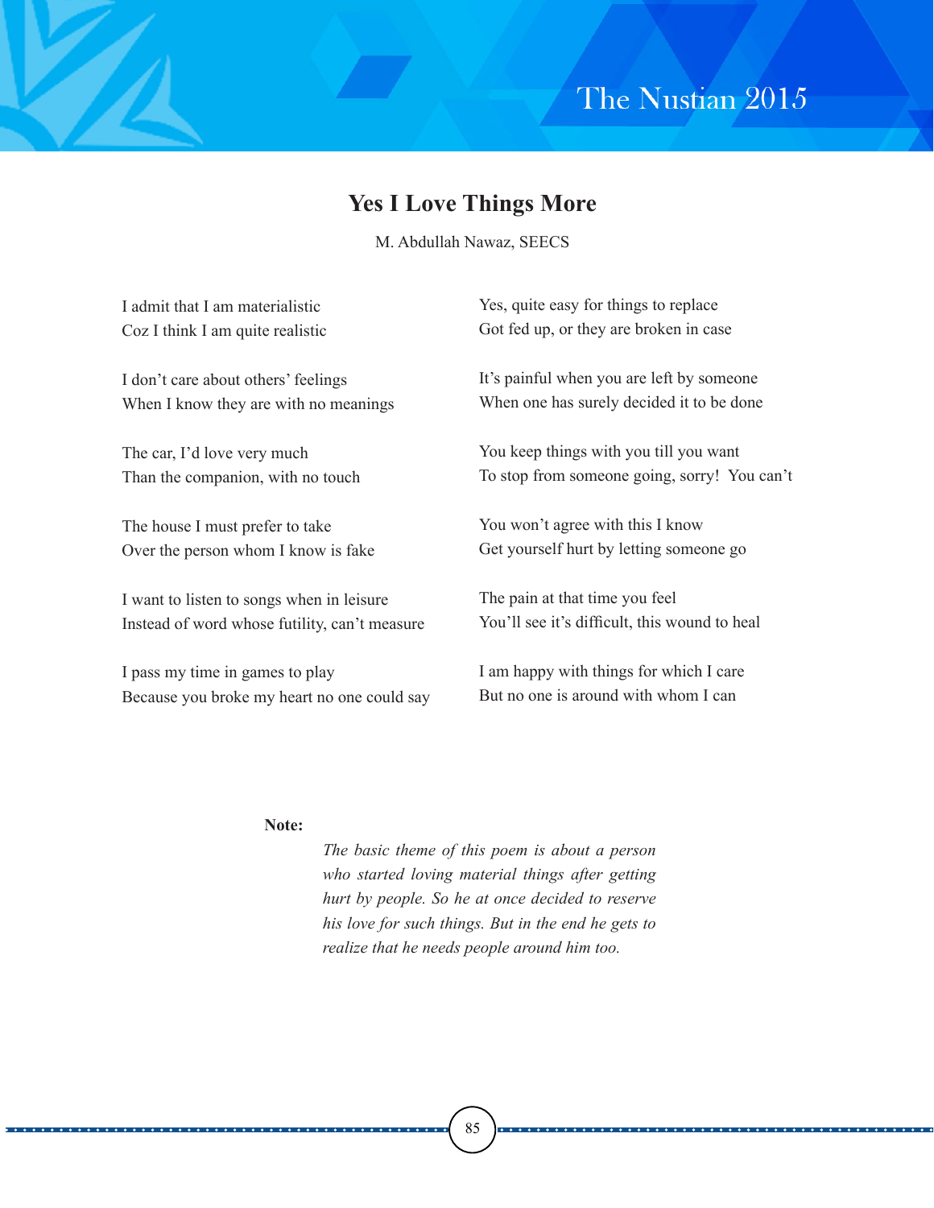## Yes I Love Things More

M. Abdullah Nawaz, SEECS

I admit that I am materialistic
Coz I think I am quite realistic

I don't care about others' feelings
When I know they are with no meanings

The car, I'd love very much
Than the companion, with no touch

The house I must prefer to take
Over the person whom I know is fake

I want to listen to songs when in leisure
Instead of word whose futility, can't measure

I pass my time in games to play
Because you broke my heart no one could say

Yes, quite easy for things to replace
Got fed up, or they are broken in case

It's painful when you are left by someone
When one has surely decided it to be done

You keep things with you till you want
To stop from someone going, sorry! You can't

You won't agree with this I know
Get yourself hurt by letting someone go

The pain at that time you feel
You'll see it's difficult, this wound to heal

I am happy with things for which I care
But no one is around with whom I can

**Note:**

*The basic theme of this poem is about a person who started loving material things after getting hurt by people. So he at once decided to reserve his love for such things. But in the end he gets to realize that he needs people around him too.*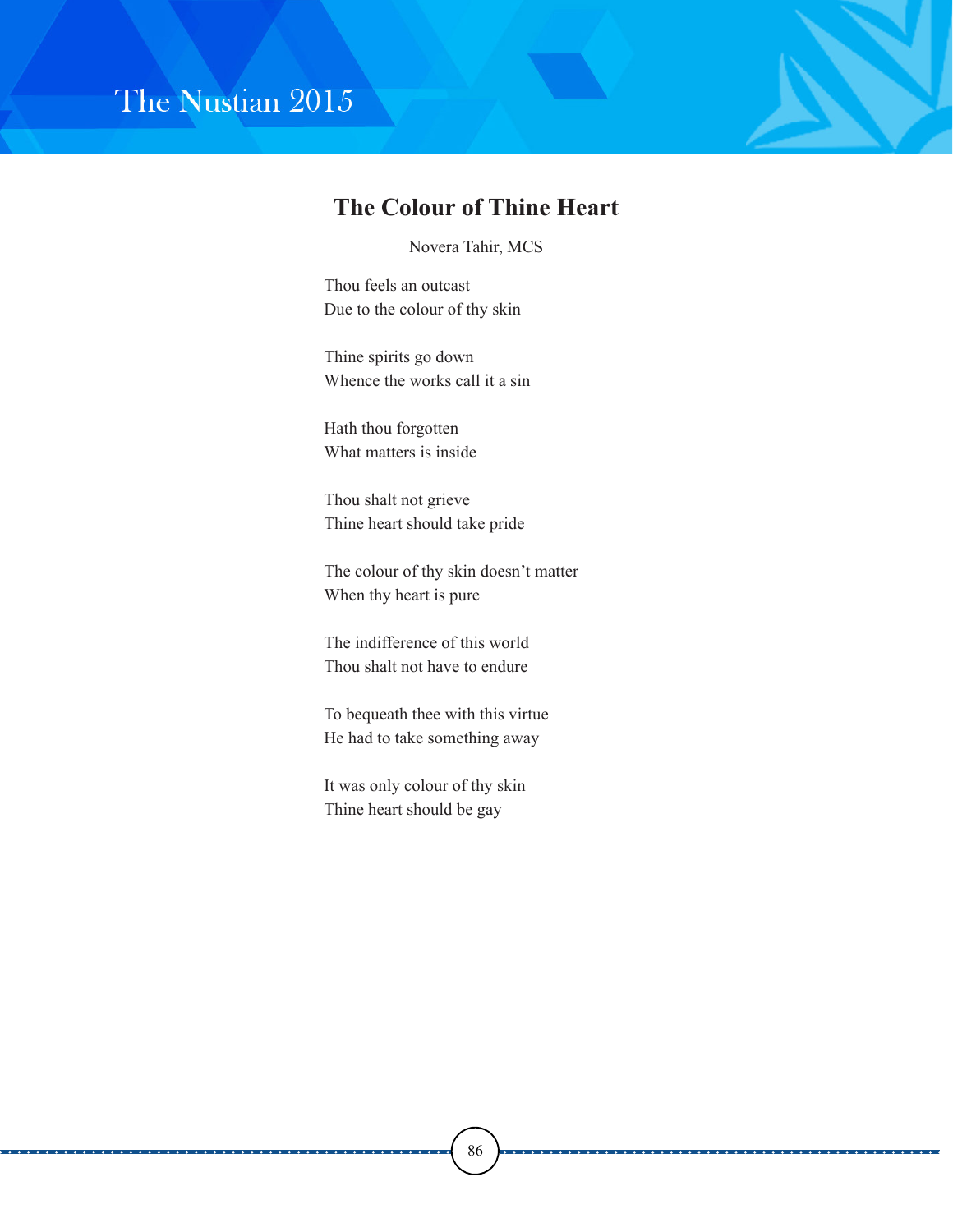## The Colour of Thine Heart

Novera Tahir, MCS

Thou feels an outcast  
Due to the colour of thy skin

Thine spirits go down  
Whence the works call it a sin

Hath thou forgotten  
What matters is inside

Thou shalt not grieve  
Thine heart should take pride

The colour of thy skin doesn't matter  
When thy heart is pure

The indifference of this world  
Thou shalt not have to endure

To bequeath thee with this virtue  
He had to take something away

It was only colour of thy skin  
Thine heart should be gay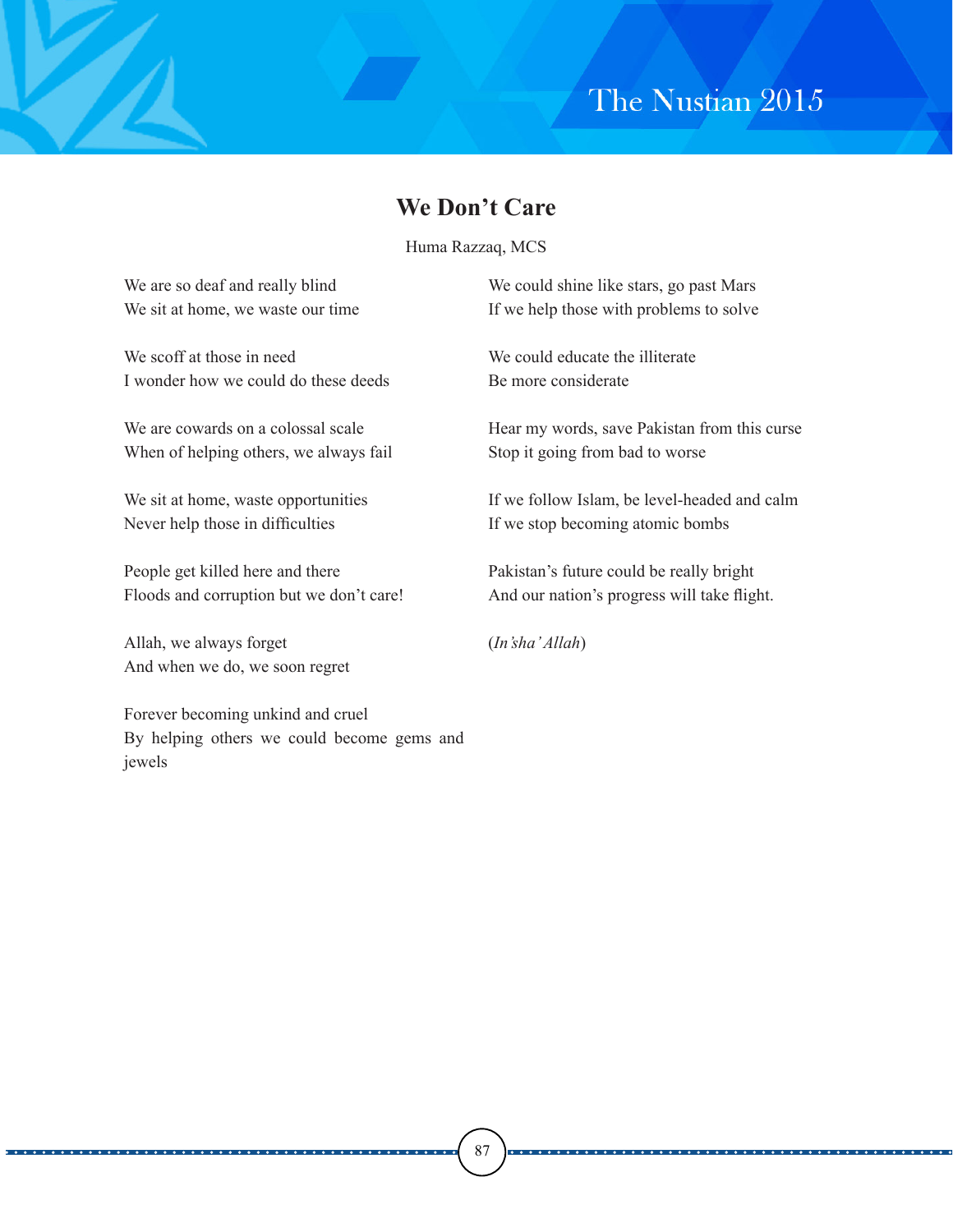## We Don't Care

Huma Razzaq, MCS

We are so deaf and really blind
We sit at home, we waste our time

We scoff at those in need
I wonder how we could do these deeds

We are cowards on a colossal scale
When of helping others, we always fail

We sit at home, waste opportunities
Never help those in difficulties

People get killed here and there
Floods and corruption but we don't care!

Allah, we always forget
And when we do, we soon regret

Forever becoming unkind and cruel
By helping others we could become gems and jewels

We could shine like stars, go past Mars
If we help those with problems to solve

We could educate the illiterate
Be more considerate

Hear my words, save Pakistan from this curse
Stop it going from bad to worse

If we follow Islam, be level-headed and calm
If we stop becoming atomic bombs

Pakistan's future could be really bright
And our nation's progress will take flight.

(*In'sha' Allah*)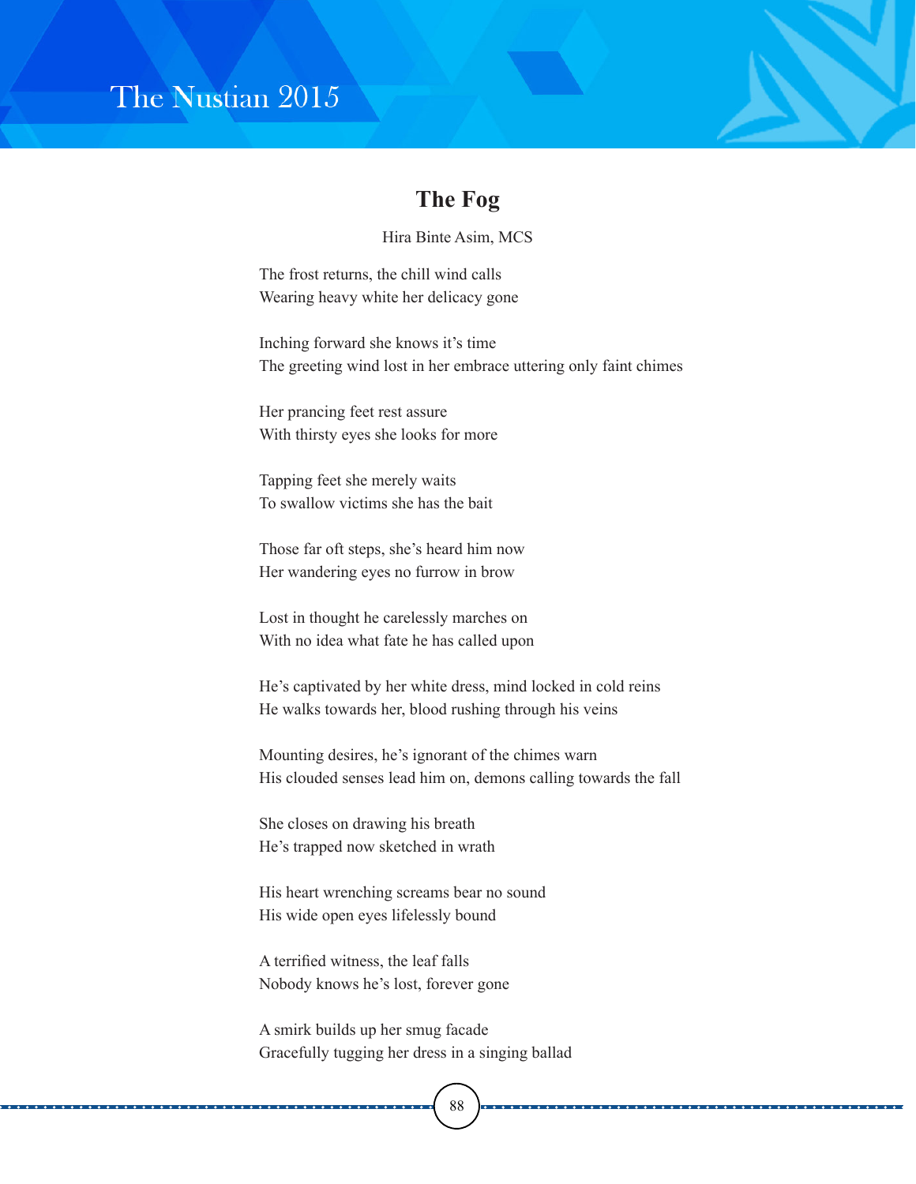## The Fog

Hira Binte Asim, MCS

The frost returns, the chill wind calls
Wearing heavy white her delicacy gone

Inching forward she knows it's time
The greeting wind lost in her embrace uttering only faint chimes

Her prancing feet rest assure
With thirsty eyes she looks for more

Tapping feet she merely waits
To swallow victims she has the bait

Those far oft steps, she's heard him now
Her wandering eyes no furrow in brow

Lost in thought he carelessly marches on
With no idea what fate he has called upon

He's captivated by her white dress, mind locked in cold reins
He walks towards her, blood rushing through his veins

Mounting desires, he's ignorant of the chimes warn
His clouded senses lead him on, demons calling towards the fall

She closes on drawing his breath
He's trapped now sketched in wrath

His heart wrenching screams bear no sound
His wide open eyes lifelessly bound

A terrified witness, the leaf falls
Nobody knows he's lost, forever gone

A smirk builds up her smug facade
Gracefully tugging her dress in a singing ballad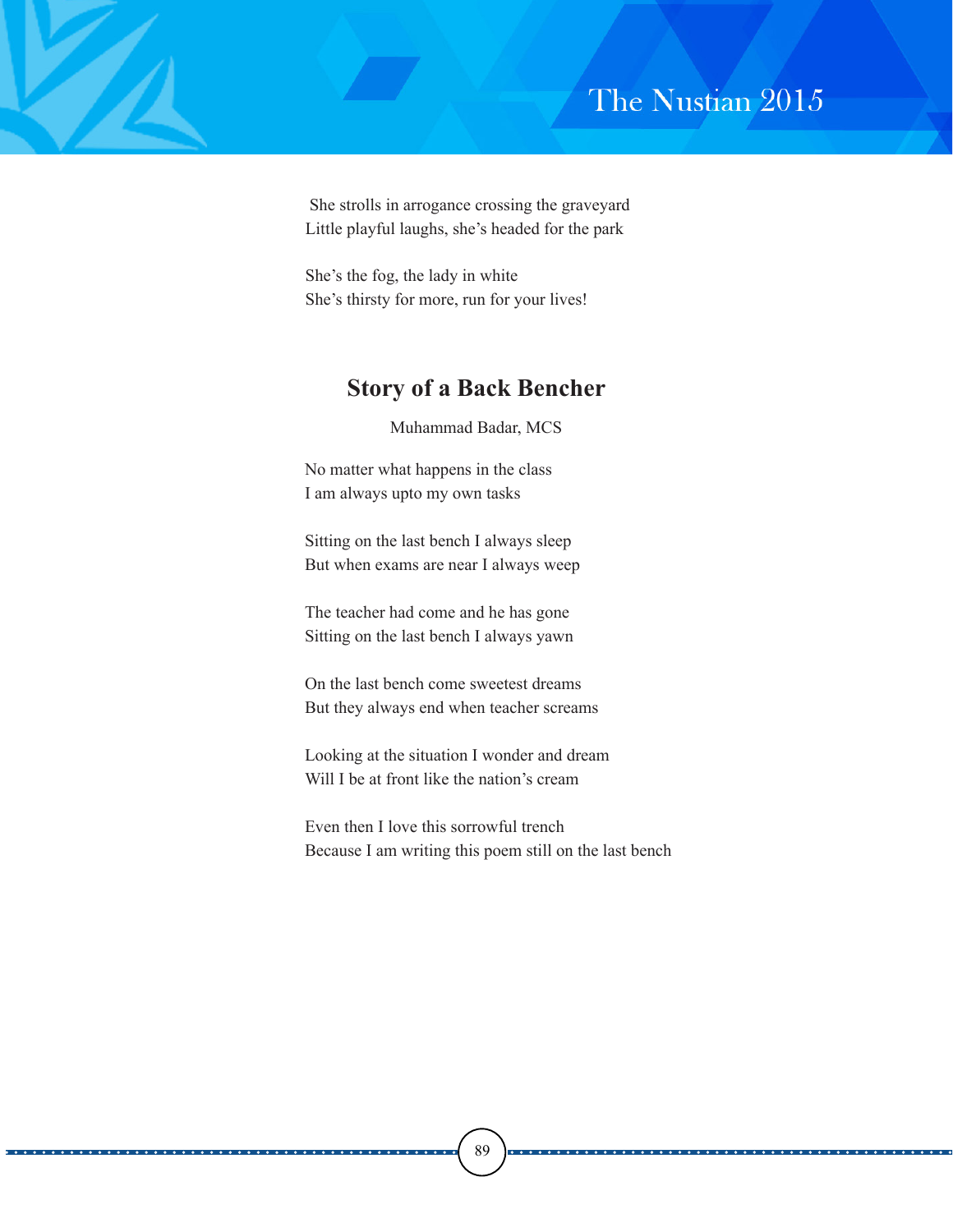She strolls in arrogance crossing the graveyard
Little playful laughs, she's headed for the park

She's the fog, the lady in white
She's thirsty for more, run for your lives!

## Story of a Back Bencher

Muhammad Badar, MCS

No matter what happens in the class
I am always upto my own tasks

Sitting on the last bench I always sleep
But when exams are near I always weep

The teacher had come and he has gone
Sitting on the last bench I always yawn

On the last bench come sweetest dreams
But they always end when teacher screams

Looking at the situation I wonder and dream
Will I be at front like the nation's cream

Even then I love this sorrowful trench
Because I am writing this poem still on the last bench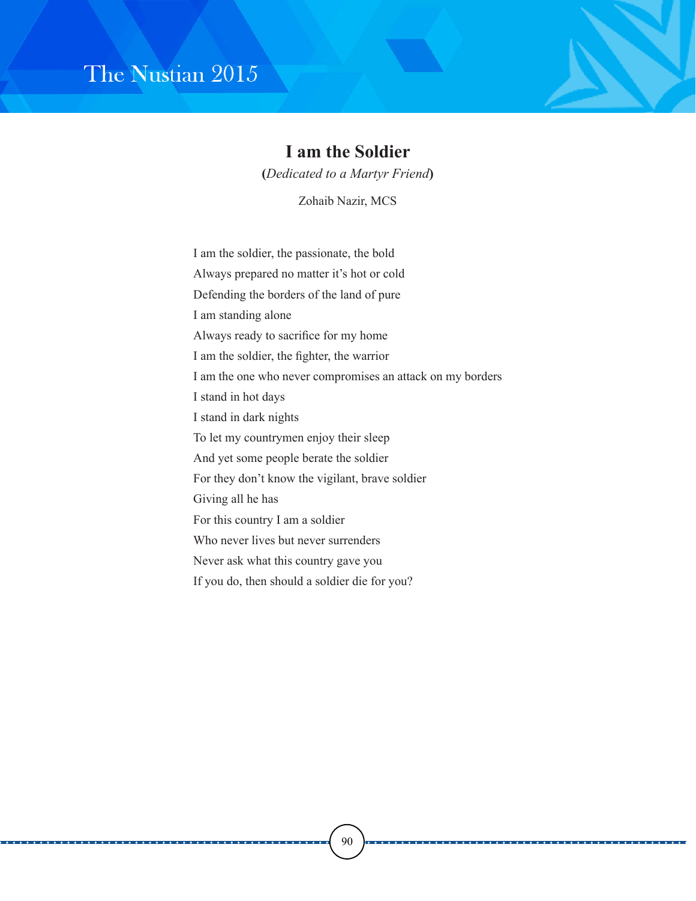# I am the Soldier

**(***Dedicated to a Martyr Friend***)**

Zohaib Nazir, MCS

I am the soldier, the passionate, the bold
Always prepared no matter it's hot or cold
Defending the borders of the land of pure
I am standing alone
Always ready to sacrifice for my home
I am the soldier, the fighter, the warrior
I am the one who never compromises an attack on my borders
I stand in hot days
I stand in dark nights
To let my countrymen enjoy their sleep
And yet some people berate the soldier
For they don't know the vigilant, brave soldier
Giving all he has
For this country I am a soldier
Who never lives but never surrenders
Never ask what this country gave you
If you do, then should a soldier die for you?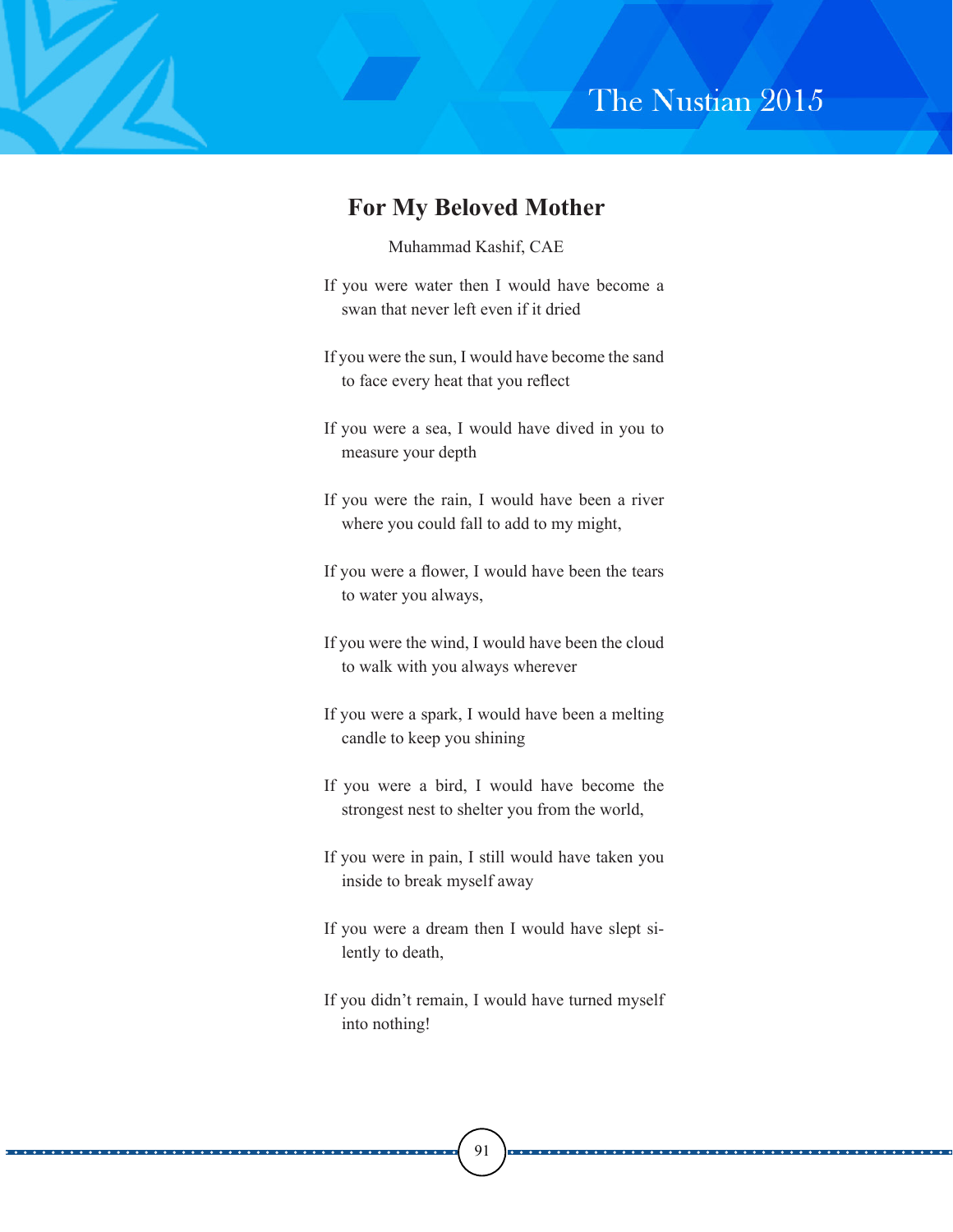## For My Beloved Mother

Muhammad Kashif, CAE

If you were water then I would have become a swan that never left even if it dried

If you were the sun, I would have become the sand to face every heat that you reflect

If you were a sea, I would have dived in you to measure your depth

If you were the rain, I would have been a river where you could fall to add to my might,

If you were a flower, I would have been the tears to water you always,

If you were the wind, I would have been the cloud to walk with you always wherever

If you were a spark, I would have been a melting candle to keep you shining

If you were a bird, I would have become the strongest nest to shelter you from the world,

If you were in pain, I still would have taken you inside to break myself away

If you were a dream then I would have slept silently to death,

If you didn't remain, I would have turned myself into nothing!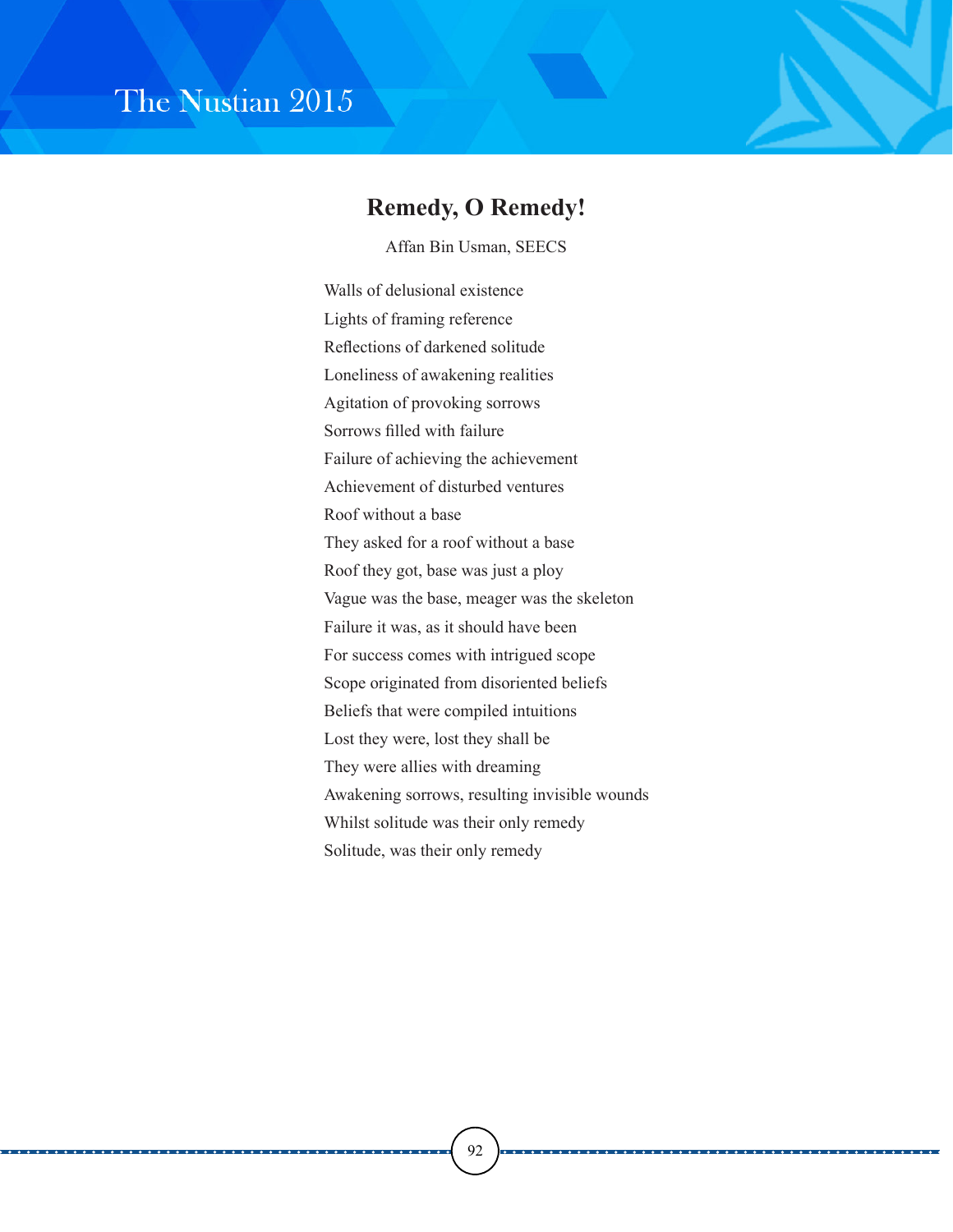## Remedy, O Remedy!

Affan Bin Usman, SEECS

Walls of delusional existence
Lights of framing reference
Reflections of darkened solitude
Loneliness of awakening realities
Agitation of provoking sorrows
Sorrows filled with failure
Failure of achieving the achievement
Achievement of disturbed ventures
Roof without a base
They asked for a roof without a base
Roof they got, base was just a ploy
Vague was the base, meager was the skeleton
Failure it was, as it should have been
For success comes with intrigued scope
Scope originated from disoriented beliefs
Beliefs that were compiled intuitions
Lost they were, lost they shall be
They were allies with dreaming
Awakening sorrows, resulting invisible wounds
Whilst solitude was their only remedy
Solitude, was their only remedy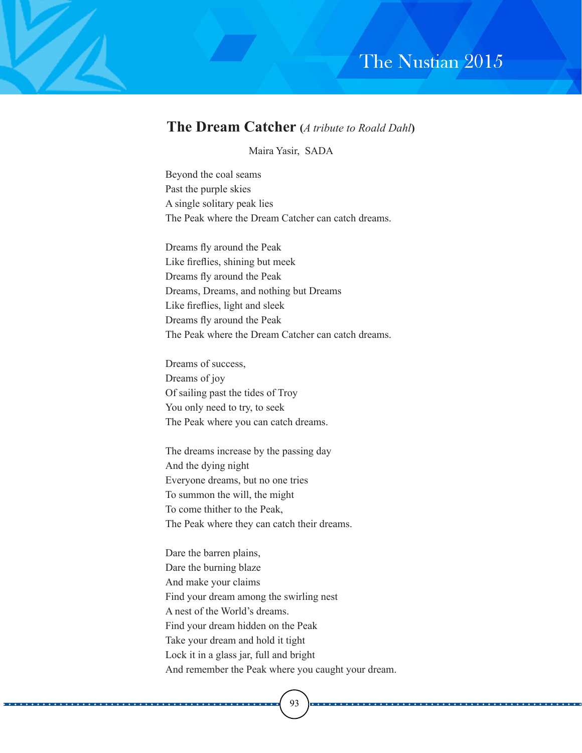## The Dream Catcher (*A tribute to Roald Dahl*)

Maira Yasir, SADA

Beyond the coal seams  
Past the purple skies  
A single solitary peak lies  
The Peak where the Dream Catcher can catch dreams.

Dreams fly around the Peak  
Like fireflies, shining but meek  
Dreams fly around the Peak  
Dreams, Dreams, and nothing but Dreams  
Like fireflies, light and sleek  
Dreams fly around the Peak  
The Peak where the Dream Catcher can catch dreams.

Dreams of success,  
Dreams of joy  
Of sailing past the tides of Troy  
You only need to try, to seek  
The Peak where you can catch dreams.

The dreams increase by the passing day  
And the dying night  
Everyone dreams, but no one tries  
To summon the will, the might  
To come thither to the Peak,  
The Peak where they can catch their dreams.

Dare the barren plains,  
Dare the burning blaze  
And make your claims  
Find your dream among the swirling nest  
A nest of the World's dreams.  
Find your dream hidden on the Peak  
Take your dream and hold it tight  
Lock it in a glass jar, full and bright  
And remember the Peak where you caught your dream.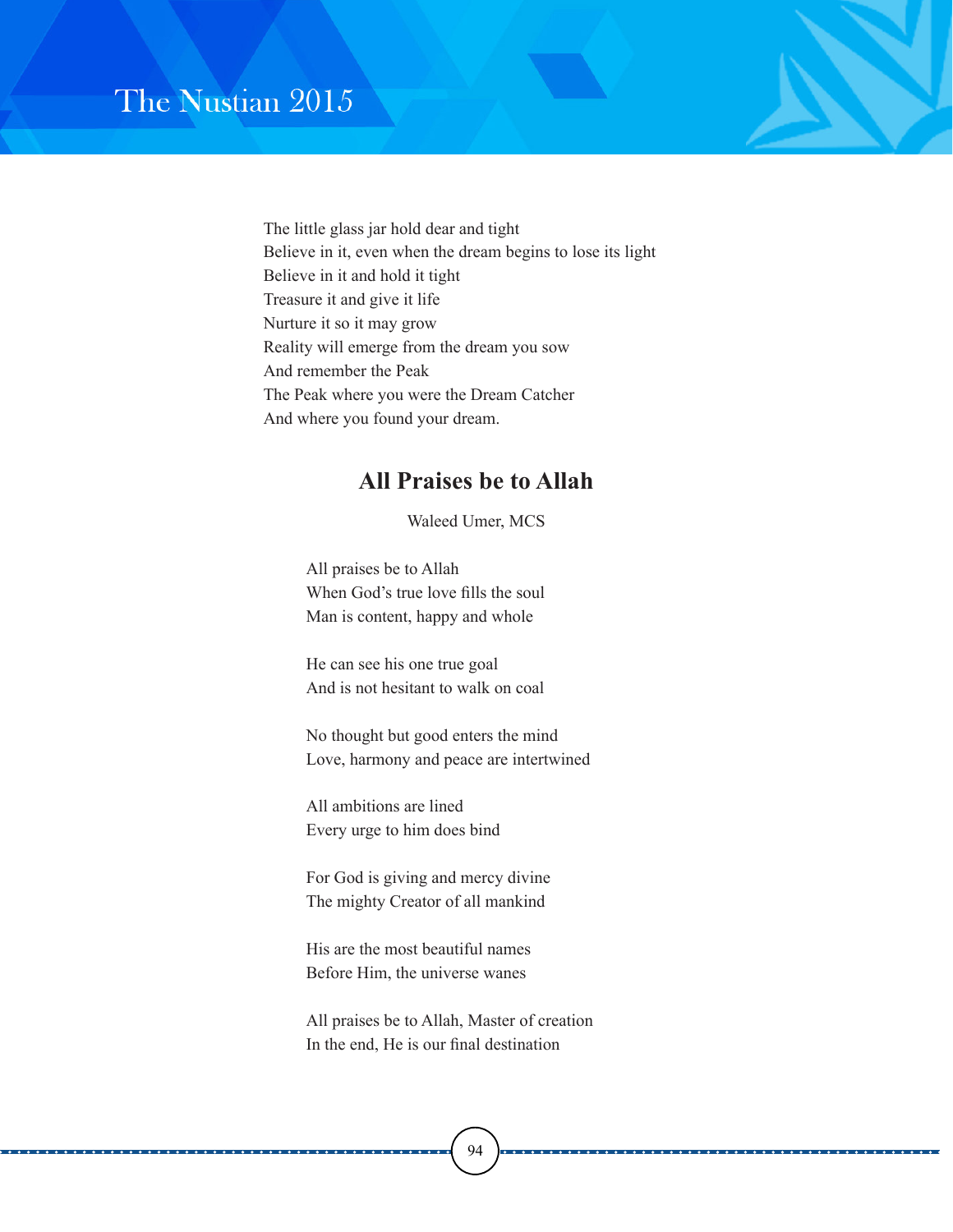The little glass jar hold dear and tight
Believe in it, even when the dream begins to lose its light
Believe in it and hold it tight
Treasure it and give it life
Nurture it so it may grow
Reality will emerge from the dream you sow
And remember the Peak
The Peak where you were the Dream Catcher
And where you found your dream.

## All Praises be to Allah

Waleed Umer, MCS

All praises be to Allah
When God's true love fills the soul
Man is content, happy and whole

He can see his one true goal
And is not hesitant to walk on coal

No thought but good enters the mind
Love, harmony and peace are intertwined

All ambitions are lined
Every urge to him does bind

For God is giving and mercy divine
The mighty Creator of all mankind

His are the most beautiful names
Before Him, the universe wanes

All praises be to Allah, Master of creation
In the end, He is our final destination